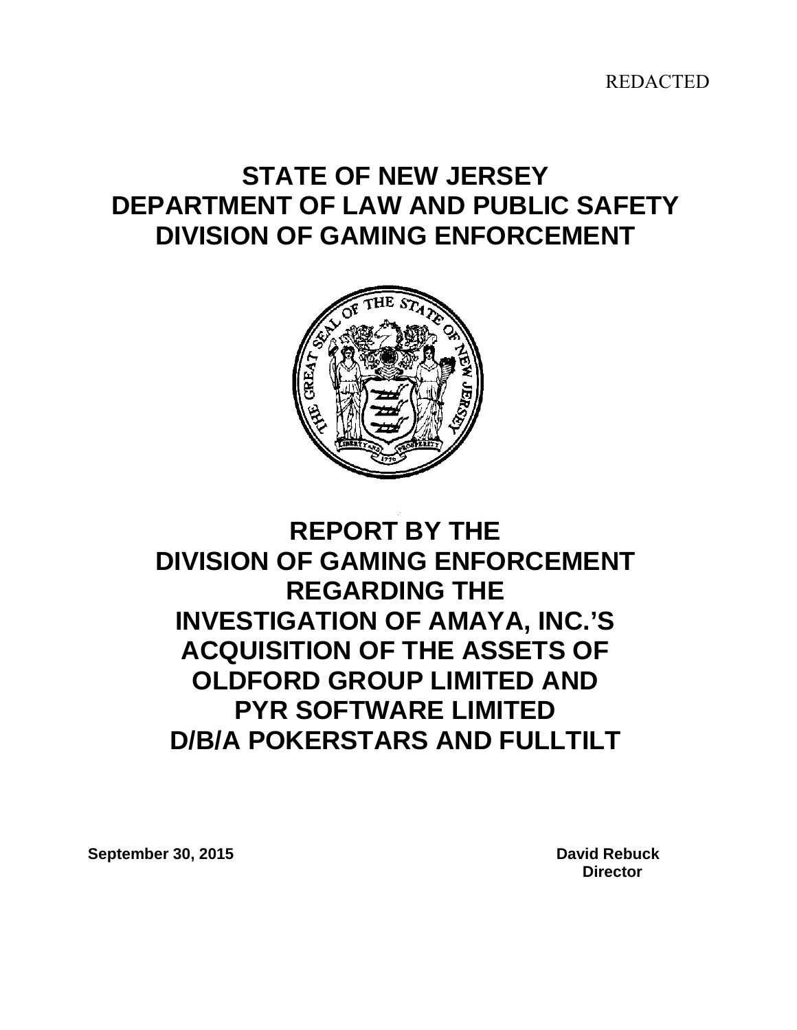REDACTED

# STATE OF NEW JERSEY
# DEPARTMENT OF LAW AND PUBLIC SAFETY
# DIVISION OF GAMING ENFORCEMENT

# REPORT BY THE DIVISION OF GAMING ENFORCEMENT REGARDING THE INVESTIGATION OF AMAYA, INC.'S ACQUISITION OF THE ASSETS OF OLDFORD GROUP LIMITED AND PYR SOFTWARE LIMITED D/B/A POKERSTARS AND FULLTILT

**September 30, 2015**

**David Rebuck**
**Director**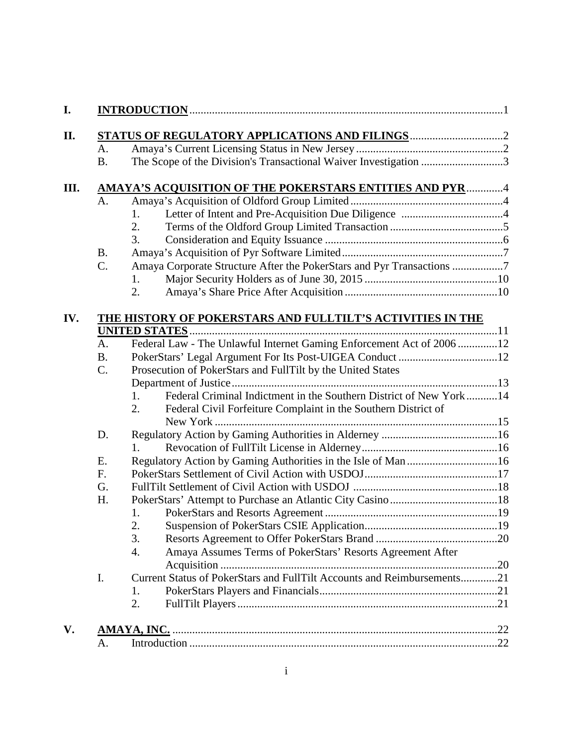- **I. INTRODUCTION** ..... 1
- **II. STATUS OF REGULATORY APPLICATIONS AND FILINGS** ..... 2
  - A. Amaya's Current Licensing Status in New Jersey ..... 2
  - B. The Scope of the Division's Transactional Waiver Investigation ..... 3
- **III. AMAYA'S ACQUISITION OF THE POKERSTARS ENTITIES AND PYR** ..... 4
  - A. Amaya's Acquisition of Oldford Group Limited ..... 4
    1. Letter of Intent and Pre-Acquisition Due Diligence ..... 4
    2. Terms of the Oldford Group Limited Transaction ..... 5
    3. Consideration and Equity Issuance ..... 6
  - B. Amaya's Acquisition of Pyr Software Limited ..... 7
  - C. Amaya Corporate Structure After the PokerStars and Pyr Transactions ..... 7
    1. Major Security Holders as of June 30, 2015 ..... 10
    2. Amaya's Share Price After Acquisition ..... 10
- **IV. THE HISTORY OF POKERSTARS AND FULLTILT'S ACTIVITIES IN THE UNITED STATES** ..... 11
  - A. Federal Law - The Unlawful Internet Gaming Enforcement Act of 2006 ..... 12
  - B. PokerStars' Legal Argument For Its Post-UIGEA Conduct ..... 12
  - C. Prosecution of PokerStars and FullTilt by the United States Department of Justice ..... 13
    1. Federal Criminal Indictment in the Southern District of New York ..... 14
    2. Federal Civil Forfeiture Complaint in the Southern District of New York ..... 15
  - D. Regulatory Action by Gaming Authorities in Alderney ..... 16
    1. Revocation of FullTilt License in Alderney ..... 16
  - E. Regulatory Action by Gaming Authorities in the Isle of Man ..... 16
  - F. PokerStars Settlement of Civil Action with USDOJ ..... 17
  - G. FullTilt Settlement of Civil Action with USDOJ ..... 18
  - H. PokerStars' Attempt to Purchase an Atlantic City Casino ..... 18
    1. PokerStars and Resorts Agreement ..... 19
    2. Suspension of PokerStars CSIE Application ..... 19
    3. Resorts Agreement to Offer PokerStars Brand ..... 20
    4. Amaya Assumes Terms of PokerStars' Resorts Agreement After Acquisition ..... 20
  - I. Current Status of PokerStars and FullTilt Accounts and Reimbursements ..... 21
    1. PokerStars Players and Financials ..... 21
    2. FullTilt Players ..... 21
- **V. AMAYA, INC.** ..... 22
  - A. Introduction ..... 22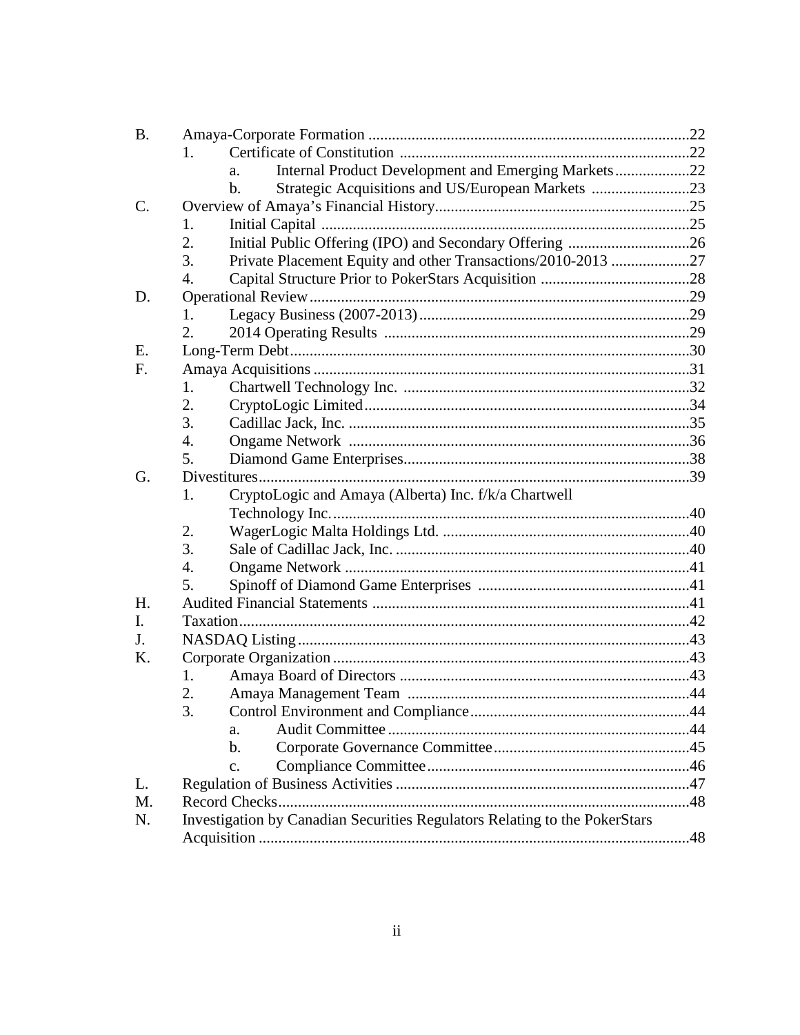B. Amaya-Corporate Formation .....22
  1. Certificate of Constitution .....22
    a. Internal Product Development and Emerging Markets .....22
    b. Strategic Acquisitions and US/European Markets .....23
C. Overview of Amaya's Financial History .....25
  1. Initial Capital .....25
  2. Initial Public Offering (IPO) and Secondary Offering .....26
  3. Private Placement Equity and other Transactions/2010-2013 .....27
  4. Capital Structure Prior to PokerStars Acquisition .....28
D. Operational Review .....29
  1. Legacy Business (2007-2013) .....29
  2. 2014 Operating Results .....29
E. Long-Term Debt .....30
F. Amaya Acquisitions .....31
  1. Chartwell Technology Inc. .....32
  2. CryptoLogic Limited .....34
  3. Cadillac Jack, Inc. .....35
  4. Ongame Network .....36
  5. Diamond Game Enterprises .....38
G. Divestitures .....39
  1. CryptoLogic and Amaya (Alberta) Inc. f/k/a Chartwell Technology Inc. .....40
  2. WagerLogic Malta Holdings Ltd. .....40
  3. Sale of Cadillac Jack, Inc. .....40
  4. Ongame Network .....41
  5. Spinoff of Diamond Game Enterprises .....41
H. Audited Financial Statements .....41
I. Taxation .....42
J. NASDAQ Listing .....43
K. Corporate Organization .....43
  1. Amaya Board of Directors .....43
  2. Amaya Management Team .....44
  3. Control Environment and Compliance .....44
    a. Audit Committee .....44
    b. Corporate Governance Committee .....45
    c. Compliance Committee .....46
L. Regulation of Business Activities .....47
M. Record Checks .....48
N. Investigation by Canadian Securities Regulators Relating to the PokerStars Acquisition .....48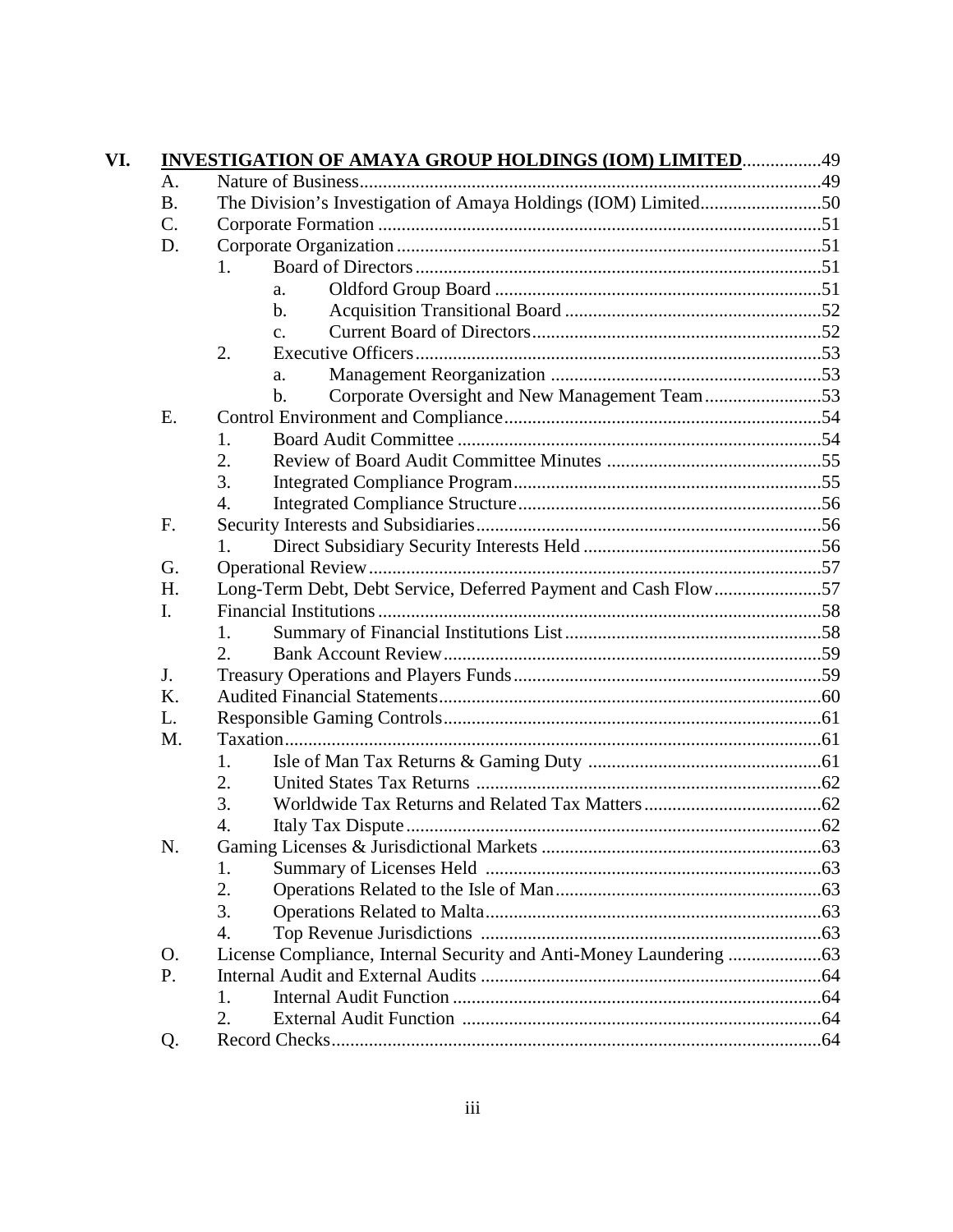| | | | | |
|---|---|---|---|---|
| VI. | **INVESTIGATION OF AMAYA GROUP HOLDINGS (IOM) LIMITED** | | | 49 |
| | A. | Nature of Business | | 49 |
| | B. | The Division's Investigation of Amaya Holdings (IOM) Limited | | 50 |
| | C. | Corporate Formation | | 51 |
| | D. | Corporate Organization | | 51 |
| | | 1. | Board of Directors | 51 |
| | | | a. Oldford Group Board | 51 |
| | | | b. Acquisition Transitional Board | 52 |
| | | | c. Current Board of Directors | 52 |
| | | 2. | Executive Officers | 53 |
| | | | a. Management Reorganization | 53 |
| | | | b. Corporate Oversight and New Management Team | 53 |
| | E. | Control Environment and Compliance | | 54 |
| | | 1. | Board Audit Committee | 54 |
| | | 2. | Review of Board Audit Committee Minutes | 55 |
| | | 3. | Integrated Compliance Program | 55 |
| | | 4. | Integrated Compliance Structure | 56 |
| | F. | Security Interests and Subsidiaries | | 56 |
| | | 1. | Direct Subsidiary Security Interests Held | 56 |
| | G. | Operational Review | | 57 |
| | H. | Long-Term Debt, Debt Service, Deferred Payment and Cash Flow | | 57 |
| | I. | Financial Institutions | | 58 |
| | | 1. | Summary of Financial Institutions List | 58 |
| | | 2. | Bank Account Review | 59 |
| | J. | Treasury Operations and Players Funds | | 59 |
| | K. | Audited Financial Statements | | 60 |
| | L. | Responsible Gaming Controls | | 61 |
| | M. | Taxation | | 61 |
| | | 1. | Isle of Man Tax Returns & Gaming Duty | 61 |
| | | 2. | United States Tax Returns | 62 |
| | | 3. | Worldwide Tax Returns and Related Tax Matters | 62 |
| | | 4. | Italy Tax Dispute | 62 |
| | N. | Gaming Licenses & Jurisdictional Markets | | 63 |
| | | 1. | Summary of Licenses Held | 63 |
| | | 2. | Operations Related to the Isle of Man | 63 |
| | | 3. | Operations Related to Malta | 63 |
| | | 4. | Top Revenue Jurisdictions | 63 |
| | O. | License Compliance, Internal Security and Anti-Money Laundering | | 63 |
| | P. | Internal Audit and External Audits | | 64 |
| | | 1. | Internal Audit Function | 64 |
| | | 2. | External Audit Function | 64 |
| | Q. | Record Checks | | 64 |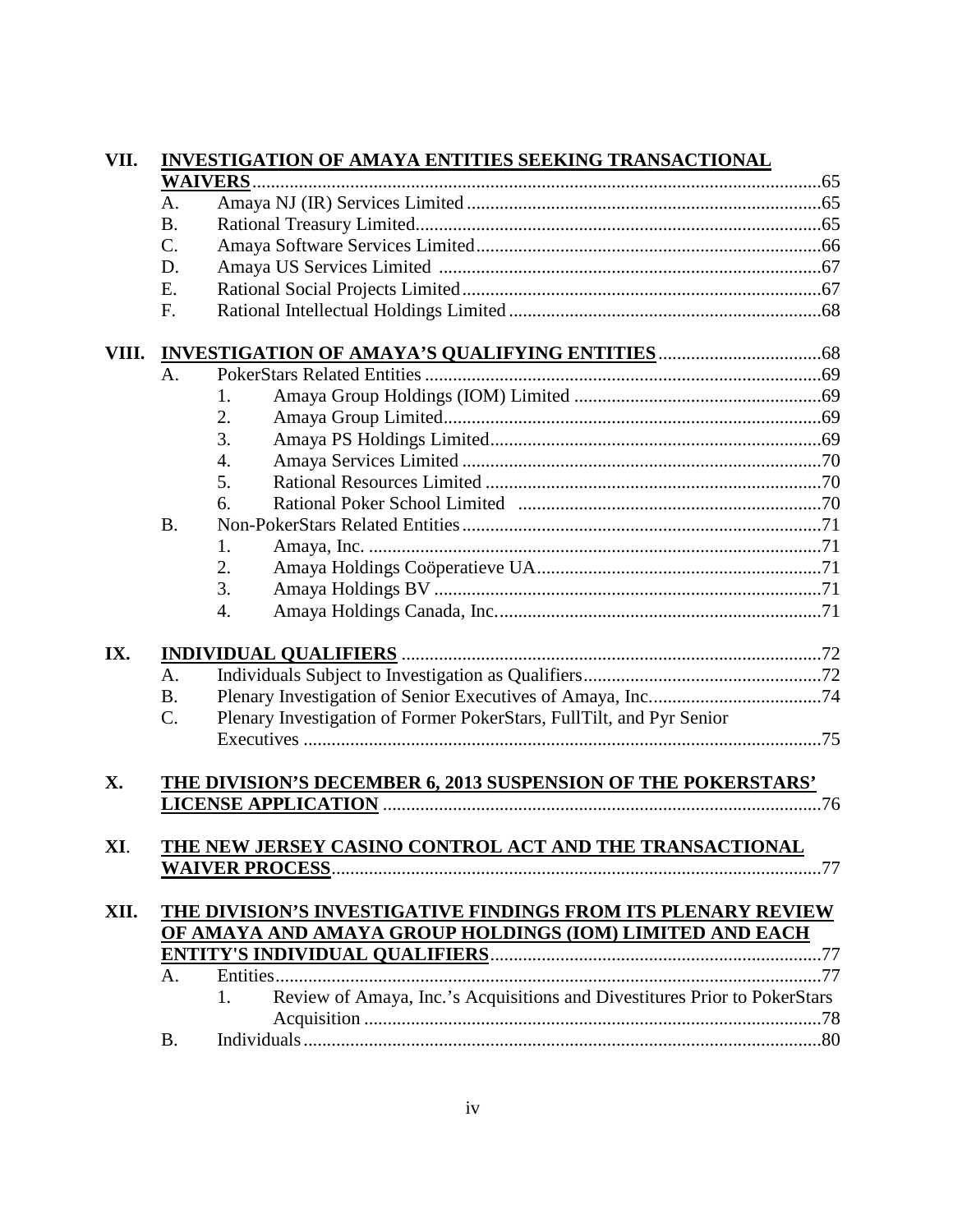**VII. INVESTIGATION OF AMAYA ENTITIES SEEKING TRANSACTIONAL WAIVERS** .....65

- A. Amaya NJ (IR) Services Limited .....65
- B. Rational Treasury Limited .....65
- C. Amaya Software Services Limited .....66
- D. Amaya US Services Limited .....67
- E. Rational Social Projects Limited .....67
- F. Rational Intellectual Holdings Limited .....68

**VIII. INVESTIGATION OF AMAYA'S QUALIFYING ENTITIES** .....68

- A. PokerStars Related Entities .....69
  1. Amaya Group Holdings (IOM) Limited .....69
  2. Amaya Group Limited .....69
  3. Amaya PS Holdings Limited .....69
  4. Amaya Services Limited .....70
  5. Rational Resources Limited .....70
  6. Rational Poker School Limited .....70
- B. Non-PokerStars Related Entities .....71
  1. Amaya, Inc. .....71
  2. Amaya Holdings Coöperatieve UA .....71
  3. Amaya Holdings BV .....71
  4. Amaya Holdings Canada, Inc. .....71

**IX. INDIVIDUAL QUALIFIERS** .....72

- A. Individuals Subject to Investigation as Qualifiers .....72
- B. Plenary Investigation of Senior Executives of Amaya, Inc. .....74
- C. Plenary Investigation of Former PokerStars, FullTilt, and Pyr Senior Executives .....75

**X. THE DIVISION'S DECEMBER 6, 2013 SUSPENSION OF THE POKERSTARS' LICENSE APPLICATION** .....76

**XI. THE NEW JERSEY CASINO CONTROL ACT AND THE TRANSACTIONAL WAIVER PROCESS** .....77

**XII. THE DIVISION'S INVESTIGATIVE FINDINGS FROM ITS PLENARY REVIEW OF AMAYA AND AMAYA GROUP HOLDINGS (IOM) LIMITED AND EACH ENTITY'S INDIVIDUAL QUALIFIERS** .....77

- A. Entities .....77
  1. Review of Amaya, Inc.'s Acquisitions and Divestitures Prior to PokerStars Acquisition .....78
- B. Individuals .....80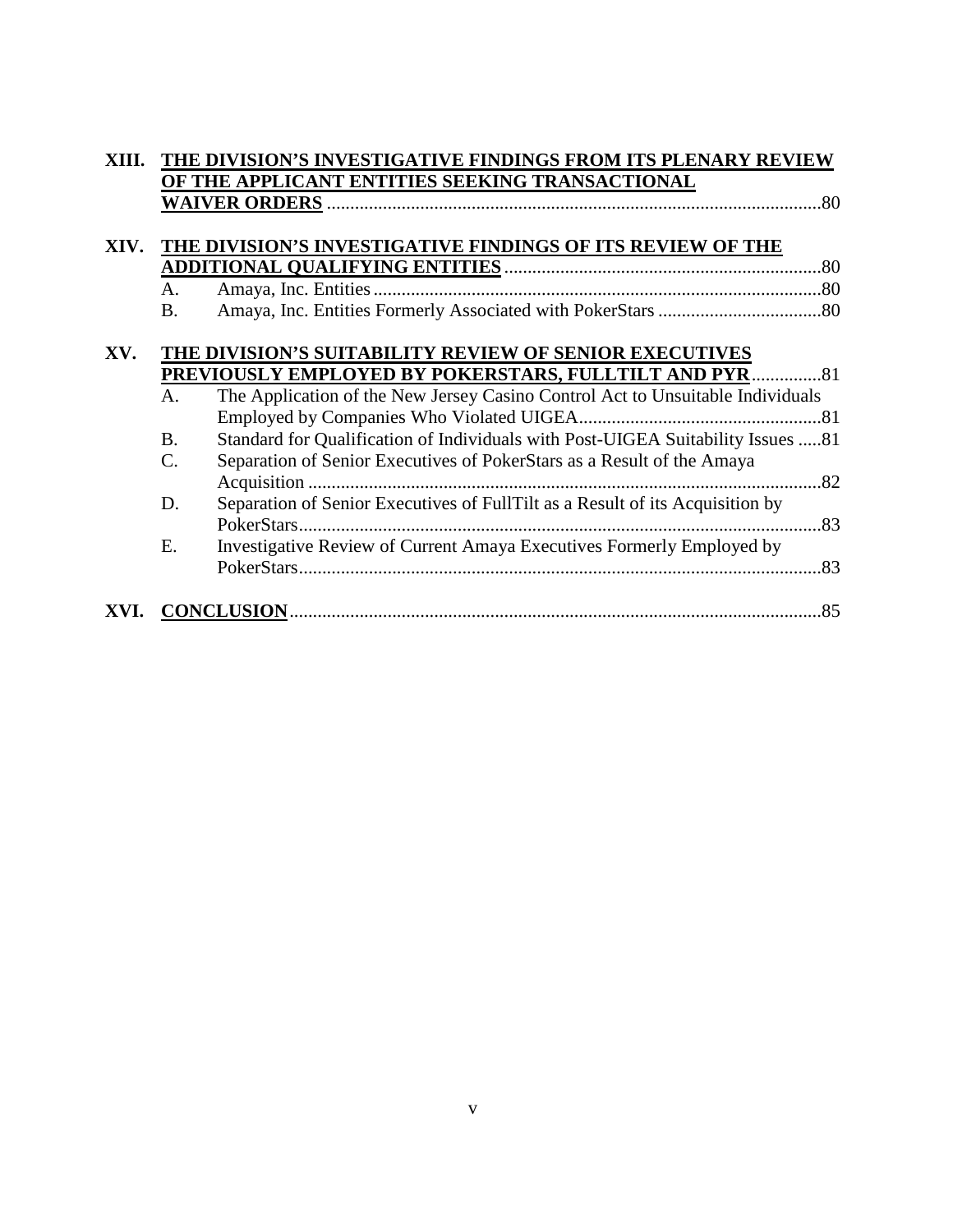**XIII. <u>THE DIVISION'S INVESTIGATIVE FINDINGS FROM ITS PLENARY REVIEW OF THE APPLICANT ENTITIES SEEKING TRANSACTIONAL WAIVER ORDERS</u>** .......... 80

**XIV. <u>THE DIVISION'S INVESTIGATIVE FINDINGS OF ITS REVIEW OF THE ADDITIONAL QUALIFYING ENTITIES</u>** .......... 80

- A. Amaya, Inc. Entities .......... 80
- B. Amaya, Inc. Entities Formerly Associated with PokerStars .......... 80

**XV. <u>THE DIVISION'S SUITABILITY REVIEW OF SENIOR EXECUTIVES PREVIOUSLY EMPLOYED BY POKERSTARS, FULLTILT AND PYR</u>** .......... 81

- A. The Application of the New Jersey Casino Control Act to Unsuitable Individuals Employed by Companies Who Violated UIGEA .......... 81
- B. Standard for Qualification of Individuals with Post-UIGEA Suitability Issues .......... 81
- C. Separation of Senior Executives of PokerStars as a Result of the Amaya Acquisition .......... 82
- D. Separation of Senior Executives of FullTilt as a Result of its Acquisition by PokerStars .......... 83
- E. Investigative Review of Current Amaya Executives Formerly Employed by PokerStars .......... 83

**XVI. <u>CONCLUSION</u>** .......... 85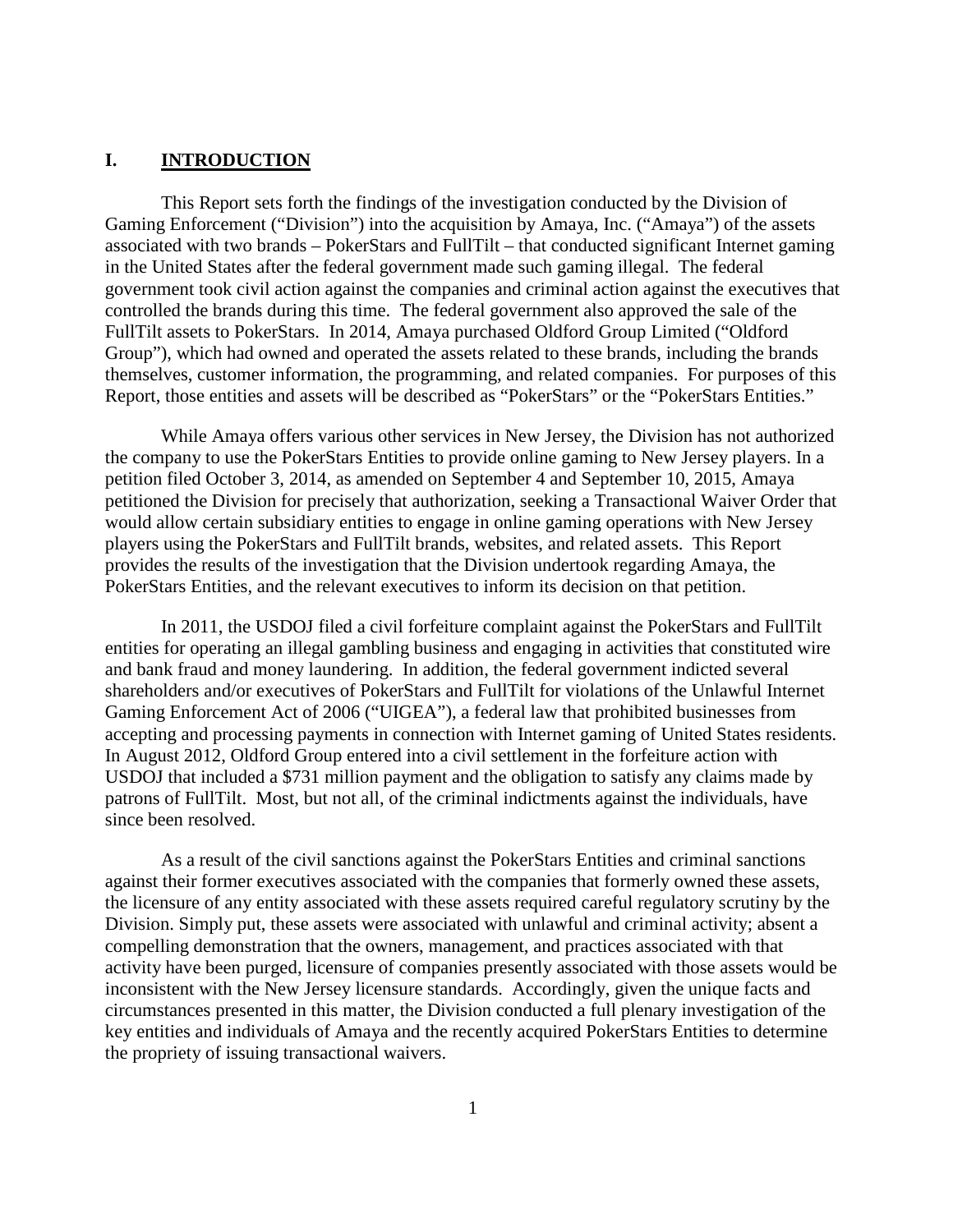## I. INTRODUCTION

This Report sets forth the findings of the investigation conducted by the Division of Gaming Enforcement ("Division") into the acquisition by Amaya, Inc. ("Amaya") of the assets associated with two brands – PokerStars and FullTilt – that conducted significant Internet gaming in the United States after the federal government made such gaming illegal. The federal government took civil action against the companies and criminal action against the executives that controlled the brands during this time. The federal government also approved the sale of the FullTilt assets to PokerStars. In 2014, Amaya purchased Oldford Group Limited ("Oldford Group"), which had owned and operated the assets related to these brands, including the brands themselves, customer information, the programming, and related companies. For purposes of this Report, those entities and assets will be described as "PokerStars" or the "PokerStars Entities."

While Amaya offers various other services in New Jersey, the Division has not authorized the company to use the PokerStars Entities to provide online gaming to New Jersey players. In a petition filed October 3, 2014, as amended on September 4 and September 10, 2015, Amaya petitioned the Division for precisely that authorization, seeking a Transactional Waiver Order that would allow certain subsidiary entities to engage in online gaming operations with New Jersey players using the PokerStars and FullTilt brands, websites, and related assets. This Report provides the results of the investigation that the Division undertook regarding Amaya, the PokerStars Entities, and the relevant executives to inform its decision on that petition.

In 2011, the USDOJ filed a civil forfeiture complaint against the PokerStars and FullTilt entities for operating an illegal gambling business and engaging in activities that constituted wire and bank fraud and money laundering. In addition, the federal government indicted several shareholders and/or executives of PokerStars and FullTilt for violations of the Unlawful Internet Gaming Enforcement Act of 2006 ("UIGEA"), a federal law that prohibited businesses from accepting and processing payments in connection with Internet gaming of United States residents. In August 2012, Oldford Group entered into a civil settlement in the forfeiture action with USDOJ that included a $731 million payment and the obligation to satisfy any claims made by patrons of FullTilt. Most, but not all, of the criminal indictments against the individuals, have since been resolved.

As a result of the civil sanctions against the PokerStars Entities and criminal sanctions against their former executives associated with the companies that formerly owned these assets, the licensure of any entity associated with these assets required careful regulatory scrutiny by the Division. Simply put, these assets were associated with unlawful and criminal activity; absent a compelling demonstration that the owners, management, and practices associated with that activity have been purged, licensure of companies presently associated with those assets would be inconsistent with the New Jersey licensure standards. Accordingly, given the unique facts and circumstances presented in this matter, the Division conducted a full plenary investigation of the key entities and individuals of Amaya and the recently acquired PokerStars Entities to determine the propriety of issuing transactional waivers.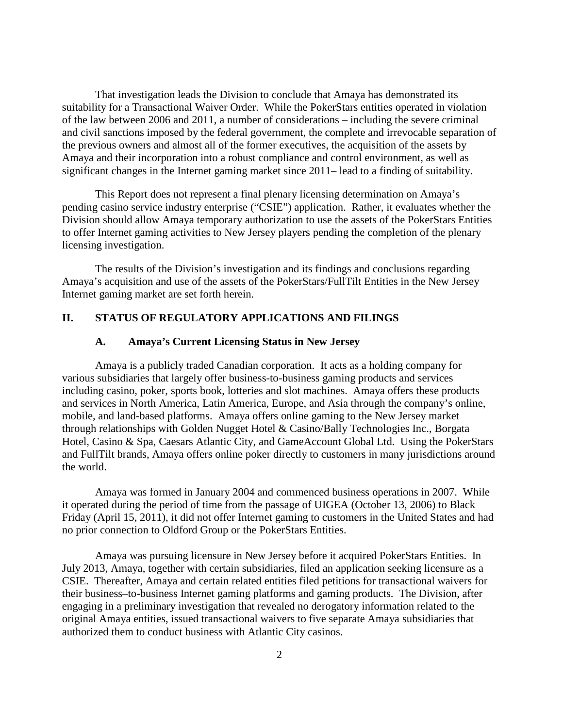That investigation leads the Division to conclude that Amaya has demonstrated its suitability for a Transactional Waiver Order. While the PokerStars entities operated in violation of the law between 2006 and 2011, a number of considerations – including the severe criminal and civil sanctions imposed by the federal government, the complete and irrevocable separation of the previous owners and almost all of the former executives, the acquisition of the assets by Amaya and their incorporation into a robust compliance and control environment, as well as significant changes in the Internet gaming market since 2011– lead to a finding of suitability.

This Report does not represent a final plenary licensing determination on Amaya's pending casino service industry enterprise ("CSIE") application. Rather, it evaluates whether the Division should allow Amaya temporary authorization to use the assets of the PokerStars Entities to offer Internet gaming activities to New Jersey players pending the completion of the plenary licensing investigation.

The results of the Division's investigation and its findings and conclusions regarding Amaya's acquisition and use of the assets of the PokerStars/FullTilt Entities in the New Jersey Internet gaming market are set forth herein.

## II. STATUS OF REGULATORY APPLICATIONS AND FILINGS

### A. Amaya's Current Licensing Status in New Jersey

Amaya is a publicly traded Canadian corporation. It acts as a holding company for various subsidiaries that largely offer business-to-business gaming products and services including casino, poker, sports book, lotteries and slot machines. Amaya offers these products and services in North America, Latin America, Europe, and Asia through the company's online, mobile, and land-based platforms. Amaya offers online gaming to the New Jersey market through relationships with Golden Nugget Hotel & Casino/Bally Technologies Inc., Borgata Hotel, Casino & Spa, Caesars Atlantic City, and GameAccount Global Ltd. Using the PokerStars and FullTilt brands, Amaya offers online poker directly to customers in many jurisdictions around the world.

Amaya was formed in January 2004 and commenced business operations in 2007. While it operated during the period of time from the passage of UIGEA (October 13, 2006) to Black Friday (April 15, 2011), it did not offer Internet gaming to customers in the United States and had no prior connection to Oldford Group or the PokerStars Entities.

Amaya was pursuing licensure in New Jersey before it acquired PokerStars Entities. In July 2013, Amaya, together with certain subsidiaries, filed an application seeking licensure as a CSIE. Thereafter, Amaya and certain related entities filed petitions for transactional waivers for their business–to-business Internet gaming platforms and gaming products. The Division, after engaging in a preliminary investigation that revealed no derogatory information related to the original Amaya entities, issued transactional waivers to five separate Amaya subsidiaries that authorized them to conduct business with Atlantic City casinos.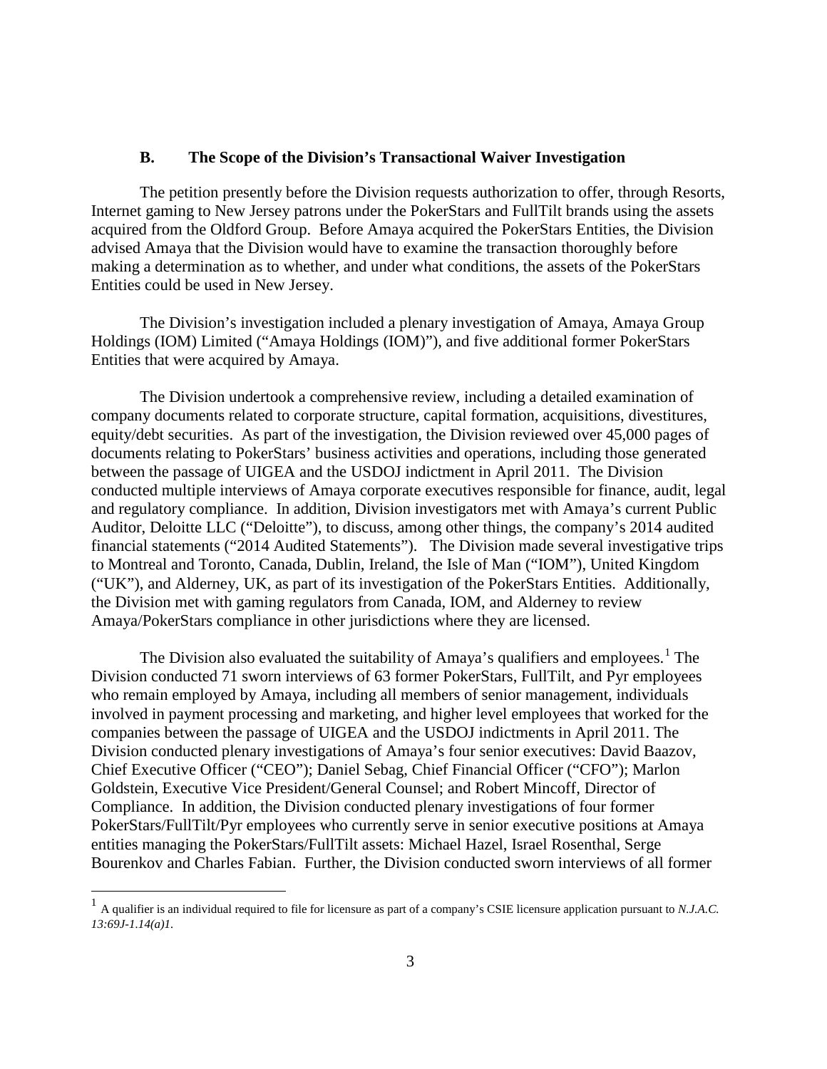### B. The Scope of the Division's Transactional Waiver Investigation

The petition presently before the Division requests authorization to offer, through Resorts, Internet gaming to New Jersey patrons under the PokerStars and FullTilt brands using the assets acquired from the Oldford Group. Before Amaya acquired the PokerStars Entities, the Division advised Amaya that the Division would have to examine the transaction thoroughly before making a determination as to whether, and under what conditions, the assets of the PokerStars Entities could be used in New Jersey.

The Division's investigation included a plenary investigation of Amaya, Amaya Group Holdings (IOM) Limited ("Amaya Holdings (IOM)"), and five additional former PokerStars Entities that were acquired by Amaya.

The Division undertook a comprehensive review, including a detailed examination of company documents related to corporate structure, capital formation, acquisitions, divestitures, equity/debt securities. As part of the investigation, the Division reviewed over 45,000 pages of documents relating to PokerStars' business activities and operations, including those generated between the passage of UIGEA and the USDOJ indictment in April 2011. The Division conducted multiple interviews of Amaya corporate executives responsible for finance, audit, legal and regulatory compliance. In addition, Division investigators met with Amaya's current Public Auditor, Deloitte LLC ("Deloitte"), to discuss, among other things, the company's 2014 audited financial statements ("2014 Audited Statements"). The Division made several investigative trips to Montreal and Toronto, Canada, Dublin, Ireland, the Isle of Man ("IOM"), United Kingdom ("UK"), and Alderney, UK, as part of its investigation of the PokerStars Entities. Additionally, the Division met with gaming regulators from Canada, IOM, and Alderney to review Amaya/PokerStars compliance in other jurisdictions where they are licensed.

The Division also evaluated the suitability of Amaya's qualifiers and employees.[1] The Division conducted 71 sworn interviews of 63 former PokerStars, FullTilt, and Pyr employees who remain employed by Amaya, including all members of senior management, individuals involved in payment processing and marketing, and higher level employees that worked for the companies between the passage of UIGEA and the USDOJ indictments in April 2011. The Division conducted plenary investigations of Amaya's four senior executives: David Baazov, Chief Executive Officer ("CEO"); Daniel Sebag, Chief Financial Officer ("CFO"); Marlon Goldstein, Executive Vice President/General Counsel; and Robert Mincoff, Director of Compliance. In addition, the Division conducted plenary investigations of four former PokerStars/FullTilt/Pyr employees who currently serve in senior executive positions at Amaya entities managing the PokerStars/FullTilt assets: Michael Hazel, Israel Rosenthal, Serge Bourenkov and Charles Fabian. Further, the Division conducted sworn interviews of all former

---

[1] A qualifier is an individual required to file for licensure as part of a company's CSIE licensure application pursuant to *N.J.A.C. 13:69J-1.14(a)1*.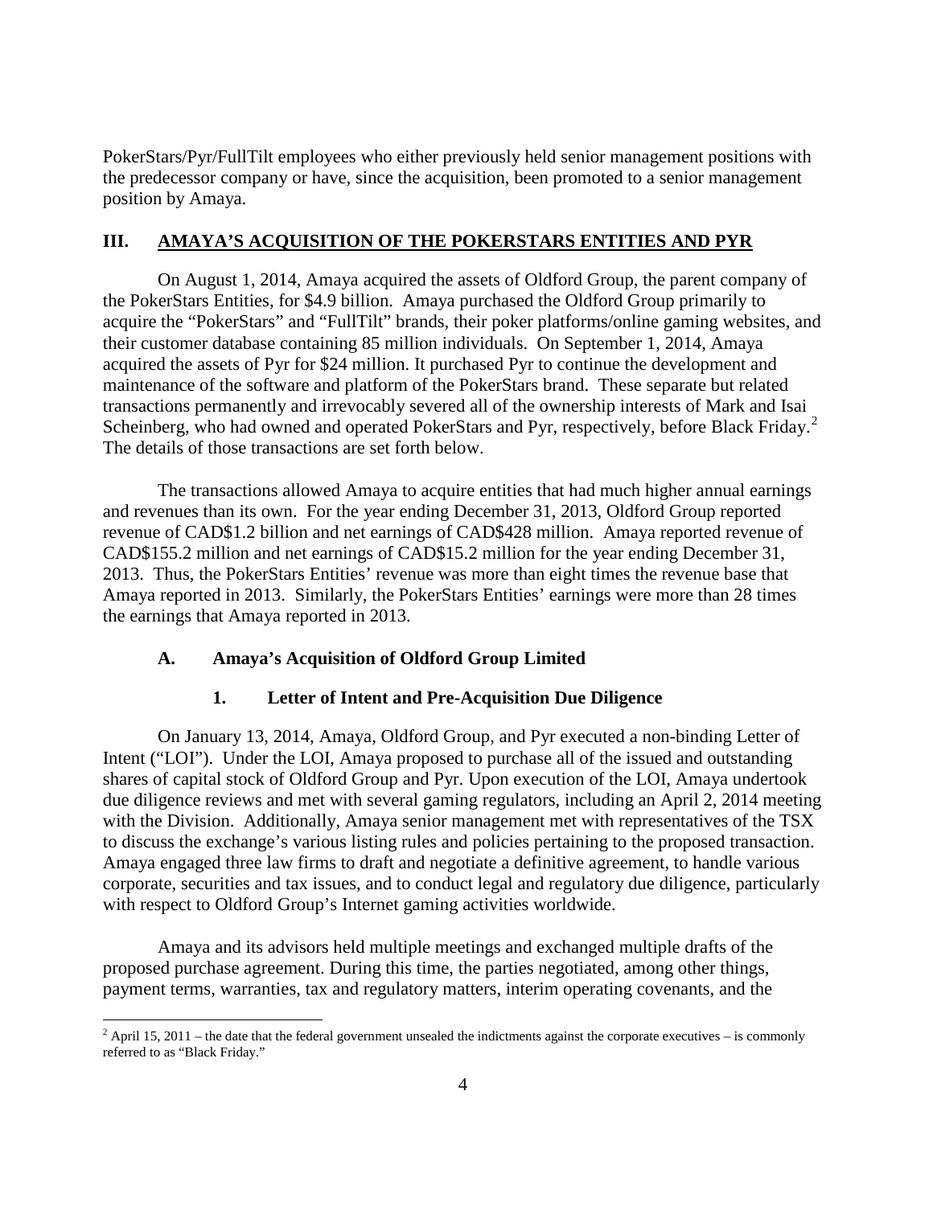PokerStars/Pyr/FullTilt employees who either previously held senior management positions with the predecessor company or have, since the acquisition, been promoted to a senior management position by Amaya.

## III. AMAYA'S ACQUISITION OF THE POKERSTARS ENTITIES AND PYR

On August 1, 2014, Amaya acquired the assets of Oldford Group, the parent company of the PokerStars Entities, for $4.9 billion. Amaya purchased the Oldford Group primarily to acquire the "PokerStars" and "FullTilt" brands, their poker platforms/online gaming websites, and their customer database containing 85 million individuals. On September 1, 2014, Amaya acquired the assets of Pyr for $24 million. It purchased Pyr to continue the development and maintenance of the software and platform of the PokerStars brand. These separate but related transactions permanently and irrevocably severed all of the ownership interests of Mark and Isai Scheinberg, who had owned and operated PokerStars and Pyr, respectively, before Black Friday.[2] The details of those transactions are set forth below.

The transactions allowed Amaya to acquire entities that had much higher annual earnings and revenues than its own. For the year ending December 31, 2013, Oldford Group reported revenue of CAD$1.2 billion and net earnings of CAD$428 million. Amaya reported revenue of CAD$155.2 million and net earnings of CAD$15.2 million for the year ending December 31, 2013. Thus, the PokerStars Entities' revenue was more than eight times the revenue base that Amaya reported in 2013. Similarly, the PokerStars Entities' earnings were more than 28 times the earnings that Amaya reported in 2013.

### A. Amaya's Acquisition of Oldford Group Limited

#### 1. Letter of Intent and Pre-Acquisition Due Diligence

On January 13, 2014, Amaya, Oldford Group, and Pyr executed a non-binding Letter of Intent ("LOI"). Under the LOI, Amaya proposed to purchase all of the issued and outstanding shares of capital stock of Oldford Group and Pyr. Upon execution of the LOI, Amaya undertook due diligence reviews and met with several gaming regulators, including an April 2, 2014 meeting with the Division. Additionally, Amaya senior management met with representatives of the TSX to discuss the exchange's various listing rules and policies pertaining to the proposed transaction. Amaya engaged three law firms to draft and negotiate a definitive agreement, to handle various corporate, securities and tax issues, and to conduct legal and regulatory due diligence, particularly with respect to Oldford Group's Internet gaming activities worldwide.

Amaya and its advisors held multiple meetings and exchanged multiple drafts of the proposed purchase agreement. During this time, the parties negotiated, among other things, payment terms, warranties, tax and regulatory matters, interim operating covenants, and the

[2] April 15, 2011 – the date that the federal government unsealed the indictments against the corporate executives – is commonly referred to as "Black Friday."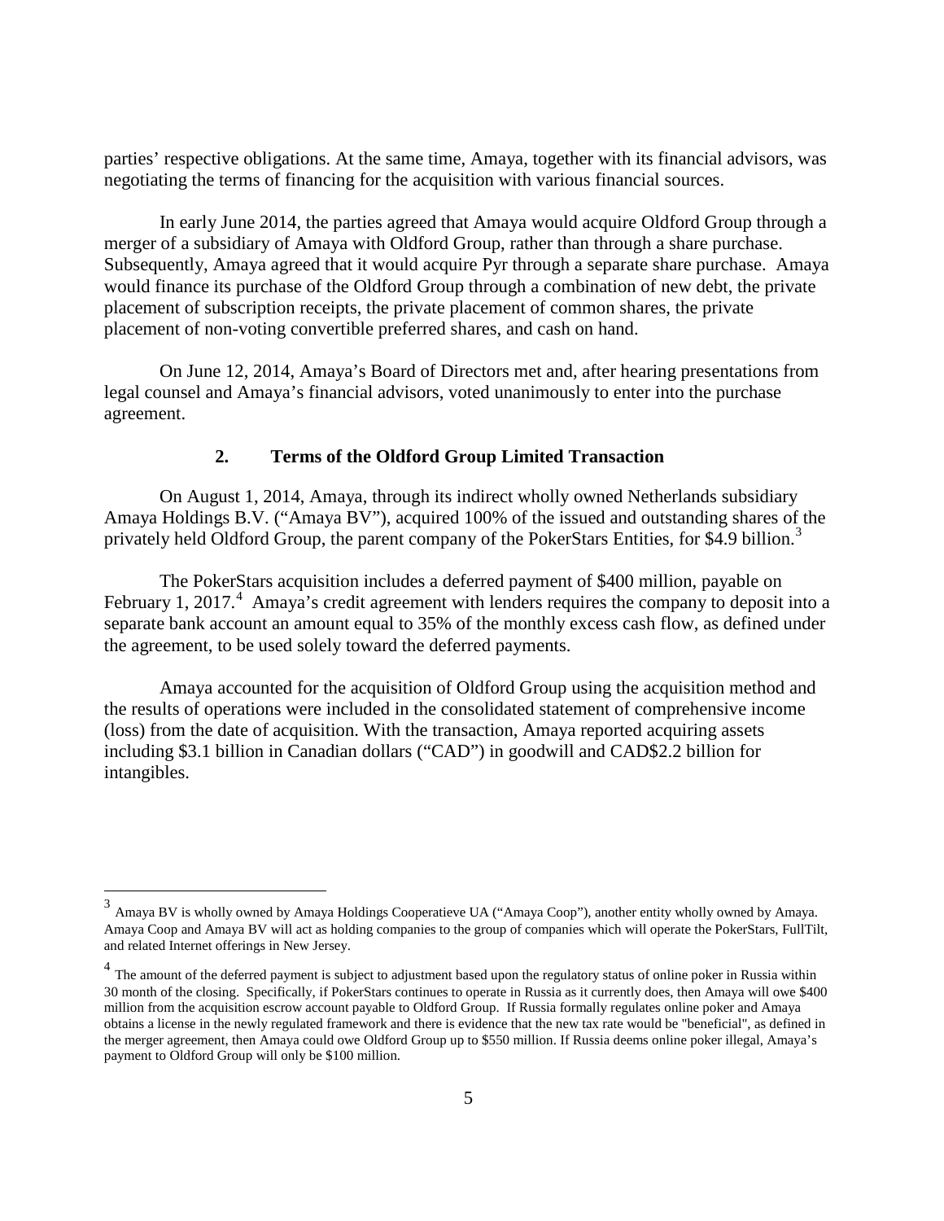parties' respective obligations. At the same time, Amaya, together with its financial advisors, was negotiating the terms of financing for the acquisition with various financial sources.

In early June 2014, the parties agreed that Amaya would acquire Oldford Group through a merger of a subsidiary of Amaya with Oldford Group, rather than through a share purchase. Subsequently, Amaya agreed that it would acquire Pyr through a separate share purchase. Amaya would finance its purchase of the Oldford Group through a combination of new debt, the private placement of subscription receipts, the private placement of common shares, the private placement of non-voting convertible preferred shares, and cash on hand.

On June 12, 2014, Amaya's Board of Directors met and, after hearing presentations from legal counsel and Amaya's financial advisors, voted unanimously to enter into the purchase agreement.

### 2. Terms of the Oldford Group Limited Transaction

On August 1, 2014, Amaya, through its indirect wholly owned Netherlands subsidiary Amaya Holdings B.V. ("Amaya BV"), acquired 100% of the issued and outstanding shares of the privately held Oldford Group, the parent company of the PokerStars Entities, for $4.9 billion.[3]

The PokerStars acquisition includes a deferred payment of $400 million, payable on February 1, 2017.[4] Amaya's credit agreement with lenders requires the company to deposit into a separate bank account an amount equal to 35% of the monthly excess cash flow, as defined under the agreement, to be used solely toward the deferred payments.

Amaya accounted for the acquisition of Oldford Group using the acquisition method and the results of operations were included in the consolidated statement of comprehensive income (loss) from the date of acquisition. With the transaction, Amaya reported acquiring assets including $3.1 billion in Canadian dollars ("CAD") in goodwill and CAD$2.2 billion for intangibles.

---

[3] Amaya BV is wholly owned by Amaya Holdings Cooperatieve UA ("Amaya Coop"), another entity wholly owned by Amaya. Amaya Coop and Amaya BV will act as holding companies to the group of companies which will operate the PokerStars, FullTilt, and related Internet offerings in New Jersey.

[4] The amount of the deferred payment is subject to adjustment based upon the regulatory status of online poker in Russia within 30 month of the closing. Specifically, if PokerStars continues to operate in Russia as it currently does, then Amaya will owe $400 million from the acquisition escrow account payable to Oldford Group. If Russia formally regulates online poker and Amaya obtains a license in the newly regulated framework and there is evidence that the new tax rate would be "beneficial", as defined in the merger agreement, then Amaya could owe Oldford Group up to $550 million. If Russia deems online poker illegal, Amaya's payment to Oldford Group will only be $100 million.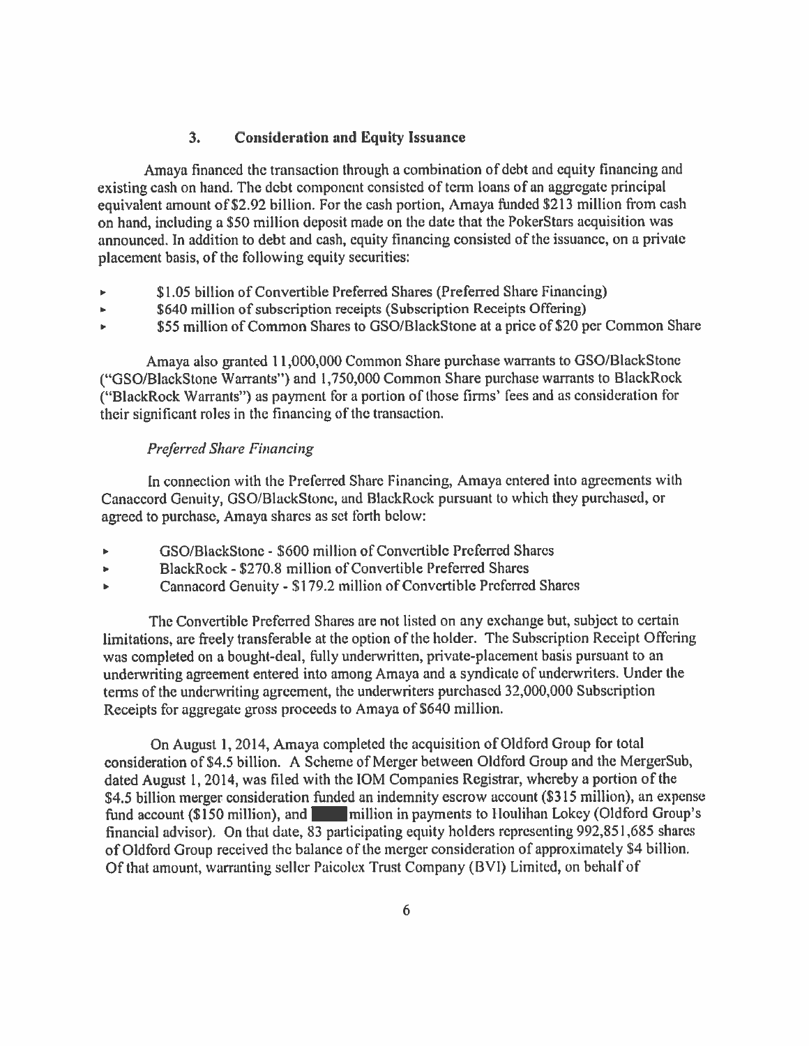### 3. Consideration and Equity Issuance

Amaya financed the transaction through a combination of debt and equity financing and existing cash on hand. The debt component consisted of term loans of an aggregate principal equivalent amount of $2.92 billion. For the cash portion, Amaya funded $213 million from cash on hand, including a $50 million deposit made on the date that the PokerStars acquisition was announced. In addition to debt and cash, equity financing consisted of the issuance, on a private placement basis, of the following equity securities:

- $1.05 billion of Convertible Preferred Shares (Preferred Share Financing)
- $640 million of subscription receipts (Subscription Receipts Offering)
- $55 million of Common Shares to GSO/BlackStone at a price of $20 per Common Share

Amaya also granted 11,000,000 Common Share purchase warrants to GSO/BlackStone ("GSO/BlackStone Warrants") and 1,750,000 Common Share purchase warrants to BlackRock ("BlackRock Warrants") as payment for a portion of those firms' fees and as consideration for their significant roles in the financing of the transaction.

*Preferred Share Financing*

In connection with the Preferred Share Financing, Amaya entered into agreements with Canaccord Genuity, GSO/BlackStone, and BlackRock pursuant to which they purchased, or agreed to purchase, Amaya shares as set forth below:

- GSO/BlackStone - $600 million of Convertible Preferred Shares
- BlackRock - $270.8 million of Convertible Preferred Shares
- Cannacord Genuity - $179.2 million of Convertible Preferred Shares

The Convertible Preferred Shares are not listed on any exchange but, subject to certain limitations, are freely transferable at the option of the holder. The Subscription Receipt Offering was completed on a bought-deal, fully underwritten, private-placement basis pursuant to an underwriting agreement entered into among Amaya and a syndicate of underwriters. Under the terms of the underwriting agreement, the underwriters purchased 32,000,000 Subscription Receipts for aggregate gross proceeds to Amaya of $640 million.

On August 1, 2014, Amaya completed the acquisition of Oldford Group for total consideration of $4.5 billion. A Scheme of Merger between Oldford Group and the MergerSub, dated August 1, 2014, was filed with the IOM Companies Registrar, whereby a portion of the $4.5 billion merger consideration funded an indemnity escrow account ($315 million), an expense fund account ($150 million), and ████ million in payments to Houlihan Lokey (Oldford Group's financial advisor). On that date, 83 participating equity holders representing 992,851,685 shares of Oldford Group received the balance of the merger consideration of approximately $4 billion. Of that amount, warranting seller Paicolex Trust Company (BVI) Limited, on behalf of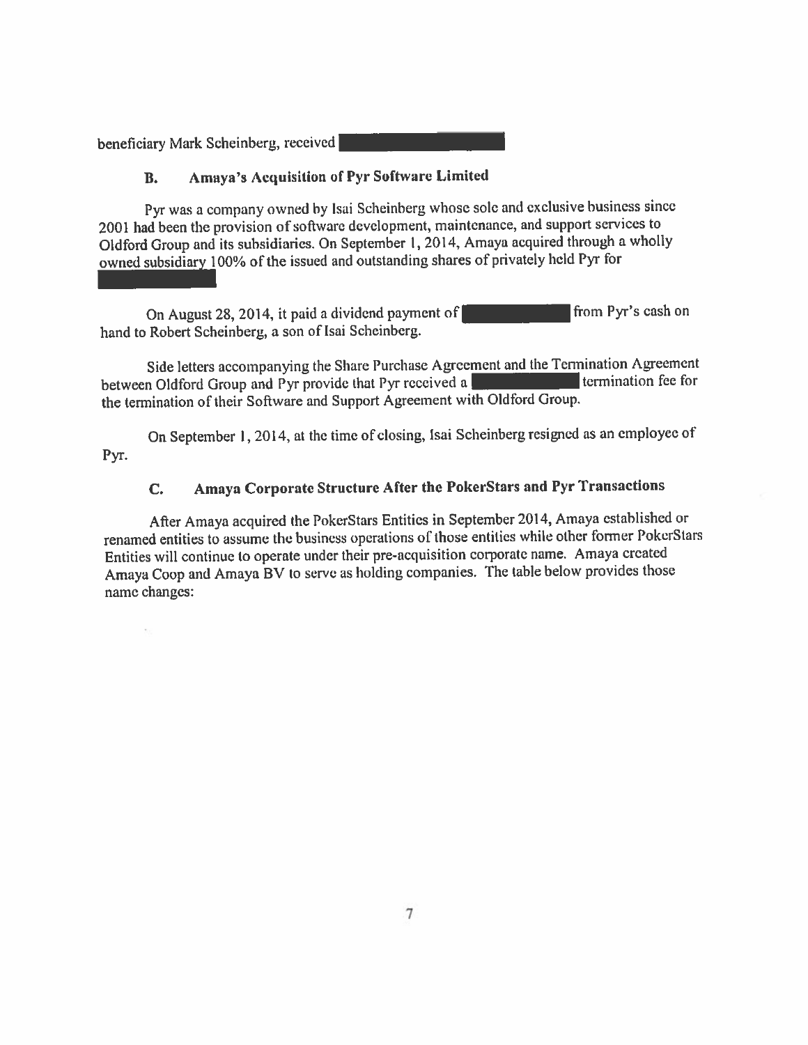beneficiary Mark Scheinberg, received [REDACTED]

### B. Amaya's Acquisition of Pyr Software Limited

Pyr was a company owned by Isai Scheinberg whose sole and exclusive business since 2001 had been the provision of software development, maintenance, and support services to Oldford Group and its subsidiaries. On September 1, 2014, Amaya acquired through a wholly owned subsidiary 100% of the issued and outstanding shares of privately held Pyr for [REDACTED]

On August 28, 2014, it paid a dividend payment of [REDACTED] from Pyr's cash on hand to Robert Scheinberg, a son of Isai Scheinberg.

Side letters accompanying the Share Purchase Agreement and the Termination Agreement between Oldford Group and Pyr provide that Pyr received a [REDACTED] termination fee for the termination of their Software and Support Agreement with Oldford Group.

On September 1, 2014, at the time of closing, Isai Scheinberg resigned as an employee of Pyr.

### C. Amaya Corporate Structure After the PokerStars and Pyr Transactions

After Amaya acquired the PokerStars Entities in September 2014, Amaya established or renamed entities to assume the business operations of those entities while other former PokerStars Entities will continue to operate under their pre-acquisition corporate name. Amaya created Amaya Coop and Amaya BV to serve as holding companies. The table below provides those name changes: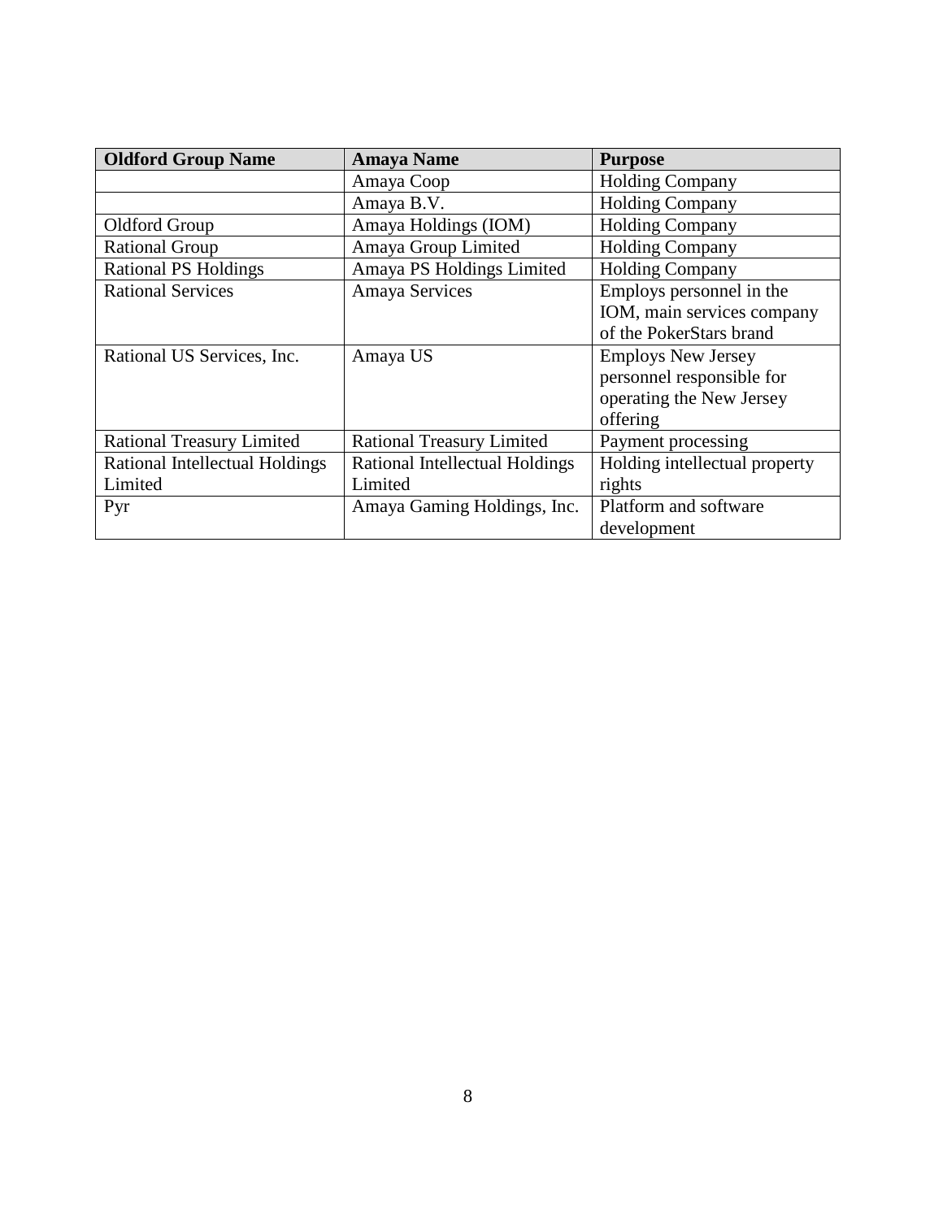| Oldford Group Name | Amaya Name | Purpose |
|---|---|---|
| | Amaya Coop | Holding Company |
| | Amaya B.V. | Holding Company |
| Oldford Group | Amaya Holdings (IOM) | Holding Company |
| Rational Group | Amaya Group Limited | Holding Company |
| Rational PS Holdings | Amaya PS Holdings Limited | Holding Company |
| Rational Services | Amaya Services | Employs personnel in the IOM, main services company of the PokerStars brand |
| Rational US Services, Inc. | Amaya US | Employs New Jersey personnel responsible for operating the New Jersey offering |
| Rational Treasury Limited | Rational Treasury Limited | Payment processing |
| Rational Intellectual Holdings Limited | Rational Intellectual Holdings Limited | Holding intellectual property rights |
| Pyr | Amaya Gaming Holdings, Inc. | Platform and software development |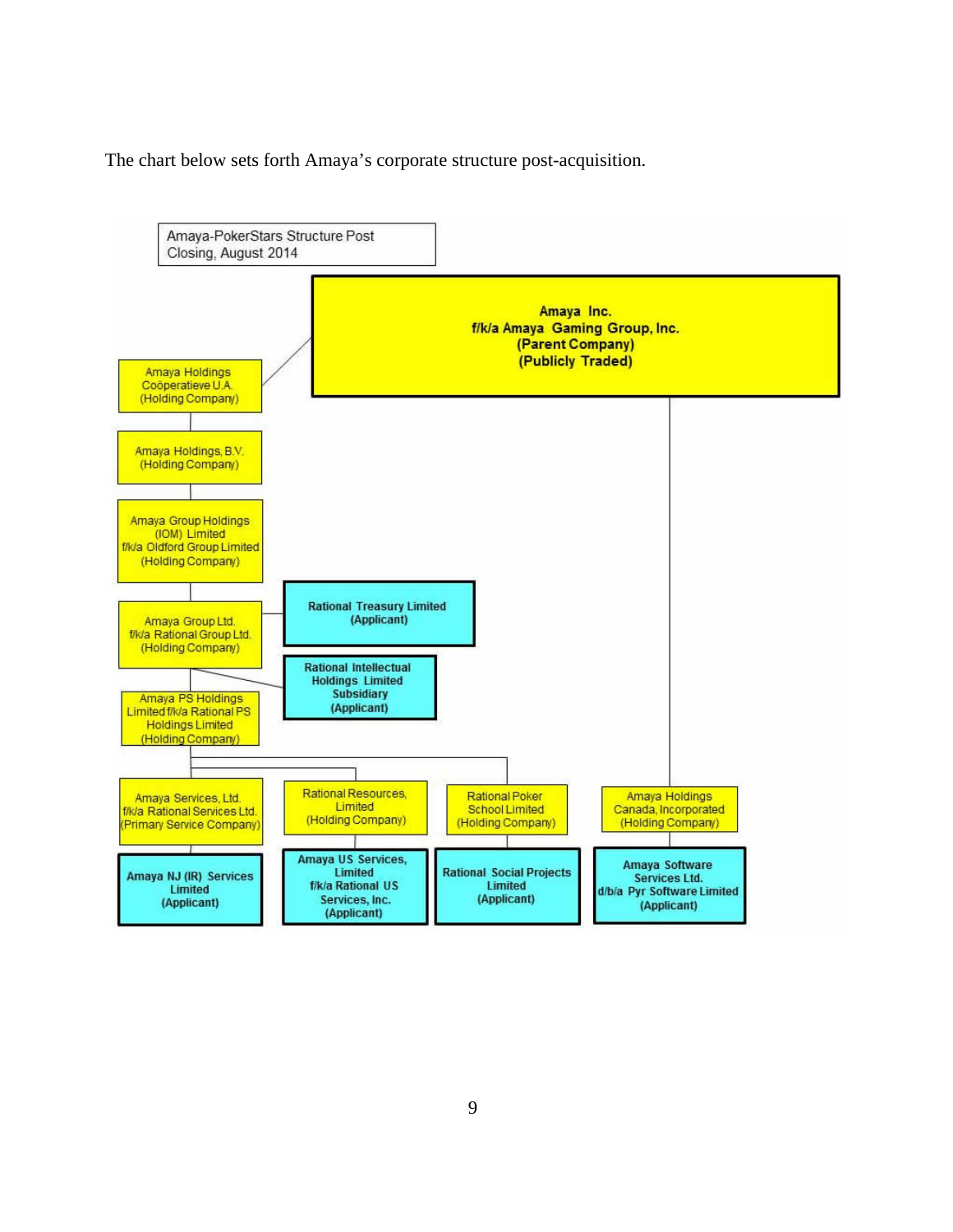The chart below sets forth Amaya's corporate structure post-acquisition.

Amaya-PokerStars Structure Post Closing, August 2014

- **Amaya Inc. f/k/a Amaya Gaming Group, Inc. (Parent Company) (Publicly Traded)**
  - Amaya Holdings Coöperatieve U.A. (Holding Company)
    - Amaya Holdings, B.V. (Holding Company)
      - Amaya Group Holdings (IOM) Limited f/k/a Oldford Group Limited (Holding Company)
        - Amaya Group Ltd. f/k/a Rational Group Ltd. (Holding Company)
          - **Rational Treasury Limited (Applicant)**
          - **Rational Intellectual Holdings Limited Subsidiary (Applicant)**
          - Amaya PS Holdings Limited f/k/a Rational PS Holdings Limited (Holding Company)
            - Amaya Services, Ltd. f/k/a Rational Services Ltd. (Primary Service Company)
              - **Amaya NJ (IR) Services Limited (Applicant)**
            - Rational Resources, Limited (Holding Company)
              - **Amaya US Services, Limited f/k/a Rational US Services, Inc. (Applicant)**
            - Rational Poker School Limited (Holding Company)
              - **Rational Social Projects Limited (Applicant)**
  - Amaya Holdings Canada, Incorporated (Holding Company)
    - **Amaya Software Services Ltd. d/b/a Pyr Software Limited (Applicant)**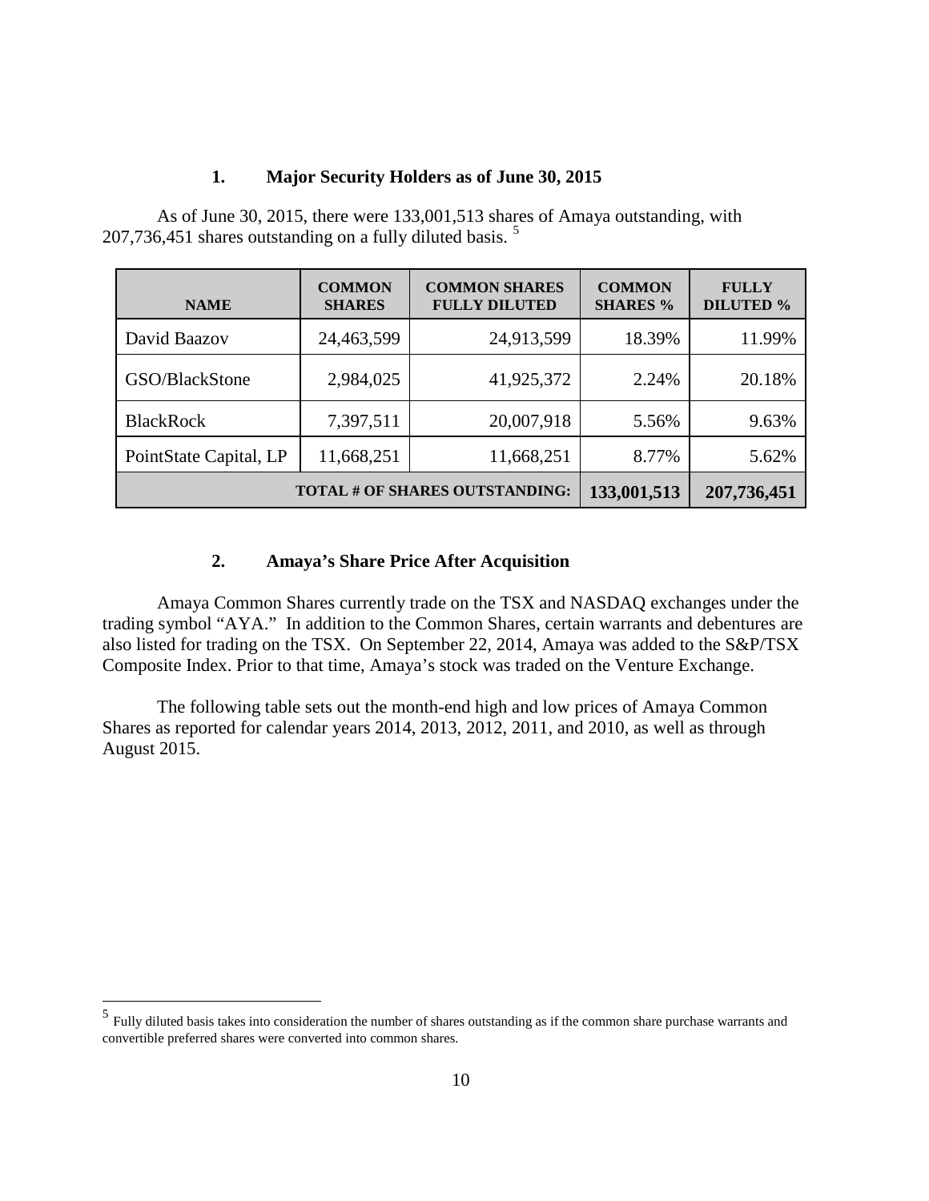## 1. Major Security Holders as of June 30, 2015

As of June 30, 2015, there were 133,001,513 shares of Amaya outstanding, with 207,736,451 shares outstanding on a fully diluted basis.[5]

| NAME | COMMON SHARES | COMMON SHARES FULLY DILUTED | COMMON SHARES % | FULLY DILUTED % |
|---|---|---|---|---|
| David Baazov | 24,463,599 | 24,913,599 | 18.39% | 11.99% |
| GSO/BlackStone | 2,984,025 | 41,925,372 | 2.24% | 20.18% |
| BlackRock | 7,397,511 | 20,007,918 | 5.56% | 9.63% |
| PointState Capital, LP | 11,668,251 | 11,668,251 | 8.77% | 5.62% |
| **TOTAL # OF SHARES OUTSTANDING:** | | | **133,001,513** | **207,736,451** |

## 2. Amaya's Share Price After Acquisition

Amaya Common Shares currently trade on the TSX and NASDAQ exchanges under the trading symbol "AYA." In addition to the Common Shares, certain warrants and debentures are also listed for trading on the TSX. On September 22, 2014, Amaya was added to the S&P/TSX Composite Index. Prior to that time, Amaya's stock was traded on the Venture Exchange.

The following table sets out the month-end high and low prices of Amaya Common Shares as reported for calendar years 2014, 2013, 2012, 2011, and 2010, as well as through August 2015.

---

[5] Fully diluted basis takes into consideration the number of shares outstanding as if the common share purchase warrants and convertible preferred shares were converted into common shares.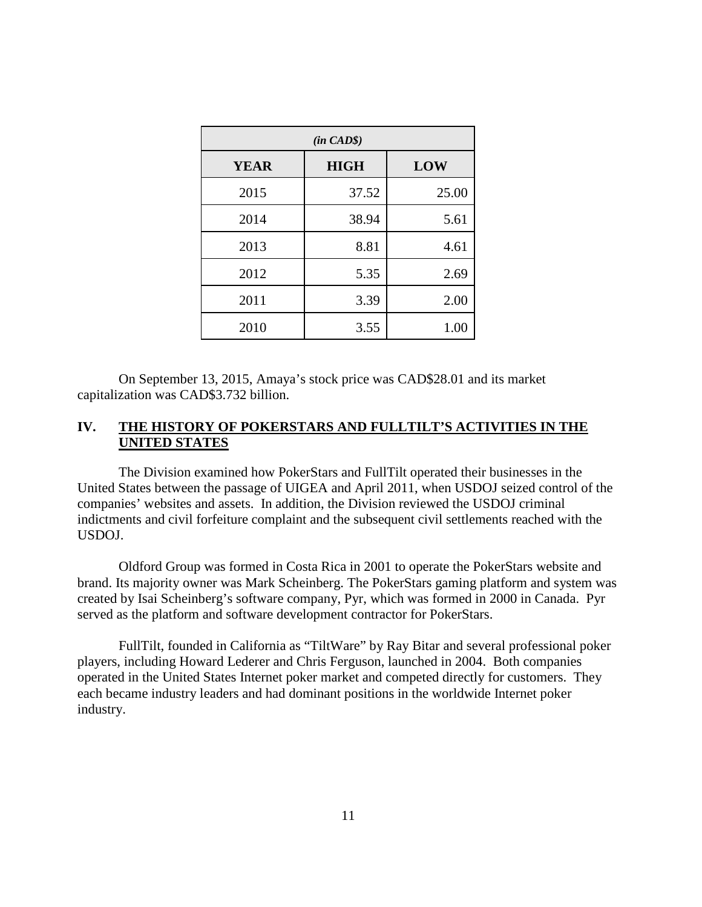| *(in CAD$)* | | |
|---|---|---|
| **YEAR** | **HIGH** | **LOW** |
| 2015 | 37.52 | 25.00 |
| 2014 | 38.94 | 5.61 |
| 2013 | 8.81 | 4.61 |
| 2012 | 5.35 | 2.69 |
| 2011 | 3.39 | 2.00 |
| 2010 | 3.55 | 1.00 |

On September 13, 2015, Amaya's stock price was CAD$28.01 and its market capitalization was CAD$3.732 billion.

## IV. THE HISTORY OF POKERSTARS AND FULLTILT'S ACTIVITIES IN THE UNITED STATES

The Division examined how PokerStars and FullTilt operated their businesses in the United States between the passage of UIGEA and April 2011, when USDOJ seized control of the companies' websites and assets. In addition, the Division reviewed the USDOJ criminal indictments and civil forfeiture complaint and the subsequent civil settlements reached with the USDOJ.

Oldford Group was formed in Costa Rica in 2001 to operate the PokerStars website and brand. Its majority owner was Mark Scheinberg. The PokerStars gaming platform and system was created by Isai Scheinberg's software company, Pyr, which was formed in 2000 in Canada. Pyr served as the platform and software development contractor for PokerStars.

FullTilt, founded in California as "TiltWare" by Ray Bitar and several professional poker players, including Howard Lederer and Chris Ferguson, launched in 2004. Both companies operated in the United States Internet poker market and competed directly for customers. They each became industry leaders and had dominant positions in the worldwide Internet poker industry.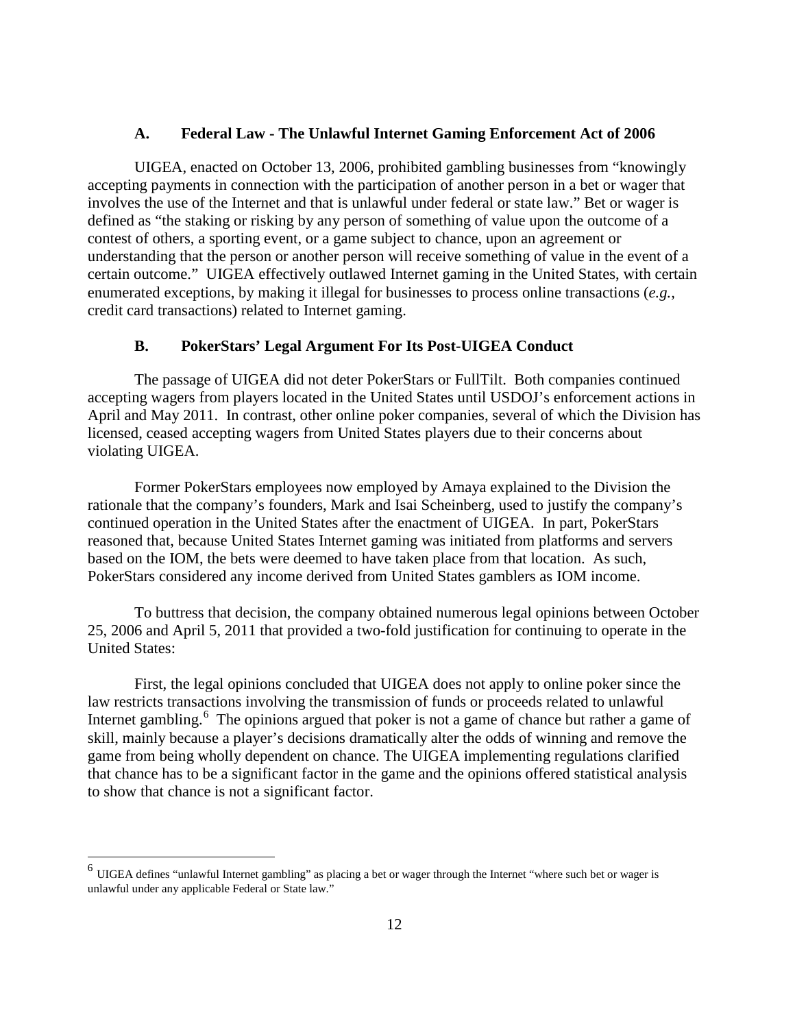### A. Federal Law - The Unlawful Internet Gaming Enforcement Act of 2006

UIGEA, enacted on October 13, 2006, prohibited gambling businesses from "knowingly accepting payments in connection with the participation of another person in a bet or wager that involves the use of the Internet and that is unlawful under federal or state law." Bet or wager is defined as "the staking or risking by any person of something of value upon the outcome of a contest of others, a sporting event, or a game subject to chance, upon an agreement or understanding that the person or another person will receive something of value in the event of a certain outcome." UIGEA effectively outlawed Internet gaming in the United States, with certain enumerated exceptions, by making it illegal for businesses to process online transactions (*e.g.,* credit card transactions) related to Internet gaming.

### B. PokerStars' Legal Argument For Its Post-UIGEA Conduct

The passage of UIGEA did not deter PokerStars or FullTilt. Both companies continued accepting wagers from players located in the United States until USDOJ's enforcement actions in April and May 2011. In contrast, other online poker companies, several of which the Division has licensed, ceased accepting wagers from United States players due to their concerns about violating UIGEA.

Former PokerStars employees now employed by Amaya explained to the Division the rationale that the company's founders, Mark and Isai Scheinberg, used to justify the company's continued operation in the United States after the enactment of UIGEA. In part, PokerStars reasoned that, because United States Internet gaming was initiated from platforms and servers based on the IOM, the bets were deemed to have taken place from that location. As such, PokerStars considered any income derived from United States gamblers as IOM income.

To buttress that decision, the company obtained numerous legal opinions between October 25, 2006 and April 5, 2011 that provided a two-fold justification for continuing to operate in the United States:

First, the legal opinions concluded that UIGEA does not apply to online poker since the law restricts transactions involving the transmission of funds or proceeds related to unlawful Internet gambling.[6] The opinions argued that poker is not a game of chance but rather a game of skill, mainly because a player's decisions dramatically alter the odds of winning and remove the game from being wholly dependent on chance. The UIGEA implementing regulations clarified that chance has to be a significant factor in the game and the opinions offered statistical analysis to show that chance is not a significant factor.

[6] UIGEA defines "unlawful Internet gambling" as placing a bet or wager through the Internet "where such bet or wager is unlawful under any applicable Federal or State law."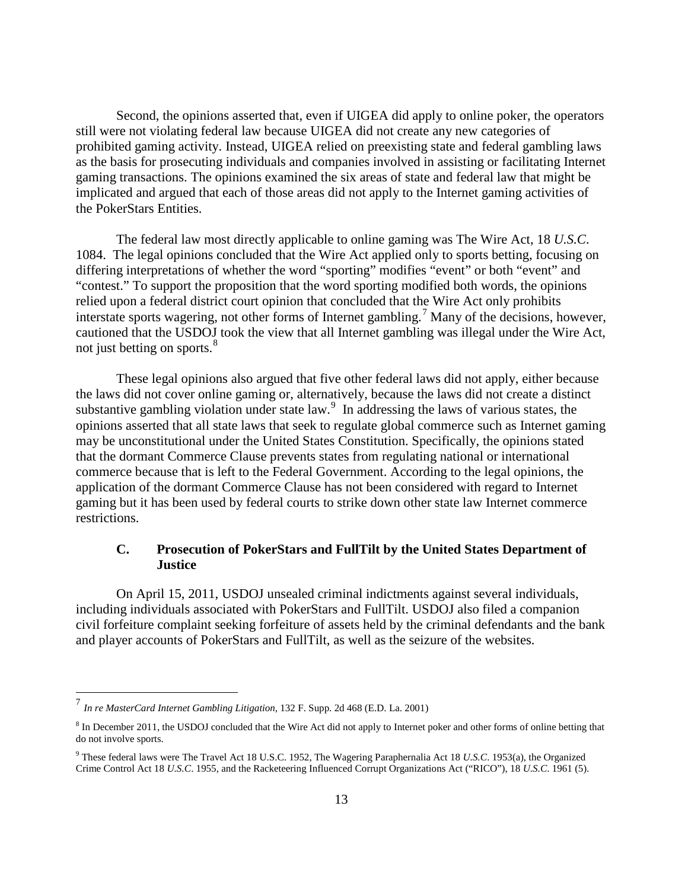Second, the opinions asserted that, even if UIGEA did apply to online poker, the operators still were not violating federal law because UIGEA did not create any new categories of prohibited gaming activity. Instead, UIGEA relied on preexisting state and federal gambling laws as the basis for prosecuting individuals and companies involved in assisting or facilitating Internet gaming transactions. The opinions examined the six areas of state and federal law that might be implicated and argued that each of those areas did not apply to the Internet gaming activities of the PokerStars Entities.

The federal law most directly applicable to online gaming was The Wire Act, 18 *U.S.C*. 1084. The legal opinions concluded that the Wire Act applied only to sports betting, focusing on differing interpretations of whether the word "sporting" modifies "event" or both "event" and "contest." To support the proposition that the word sporting modified both words, the opinions relied upon a federal district court opinion that concluded that the Wire Act only prohibits interstate sports wagering, not other forms of Internet gambling.[7] Many of the decisions, however, cautioned that the USDOJ took the view that all Internet gambling was illegal under the Wire Act, not just betting on sports.[8]

These legal opinions also argued that five other federal laws did not apply, either because the laws did not cover online gaming or, alternatively, because the laws did not create a distinct substantive gambling violation under state law.[9] In addressing the laws of various states, the opinions asserted that all state laws that seek to regulate global commerce such as Internet gaming may be unconstitutional under the United States Constitution. Specifically, the opinions stated that the dormant Commerce Clause prevents states from regulating national or international commerce because that is left to the Federal Government. According to the legal opinions, the application of the dormant Commerce Clause has not been considered with regard to Internet gaming but it has been used by federal courts to strike down other state law Internet commerce restrictions.

### C. Prosecution of PokerStars and FullTilt by the United States Department of Justice

On April 15, 2011, USDOJ unsealed criminal indictments against several individuals, including individuals associated with PokerStars and FullTilt. USDOJ also filed a companion civil forfeiture complaint seeking forfeiture of assets held by the criminal defendants and the bank and player accounts of PokerStars and FullTilt, as well as the seizure of the websites.

---

[7] *In re MasterCard Internet Gambling Litigation,* 132 F. Supp. 2d 468 (E.D. La. 2001)

[8] In December 2011, the USDOJ concluded that the Wire Act did not apply to Internet poker and other forms of online betting that do not involve sports.

[9] These federal laws were The Travel Act 18 U.S.C. 1952, The Wagering Paraphernalia Act 18 *U.S.C*. 1953(a), the Organized Crime Control Act 18 *U.S.C*. 1955, and the Racketeering Influenced Corrupt Organizations Act ("RICO"), 18 *U.S.C*. 1961 (5).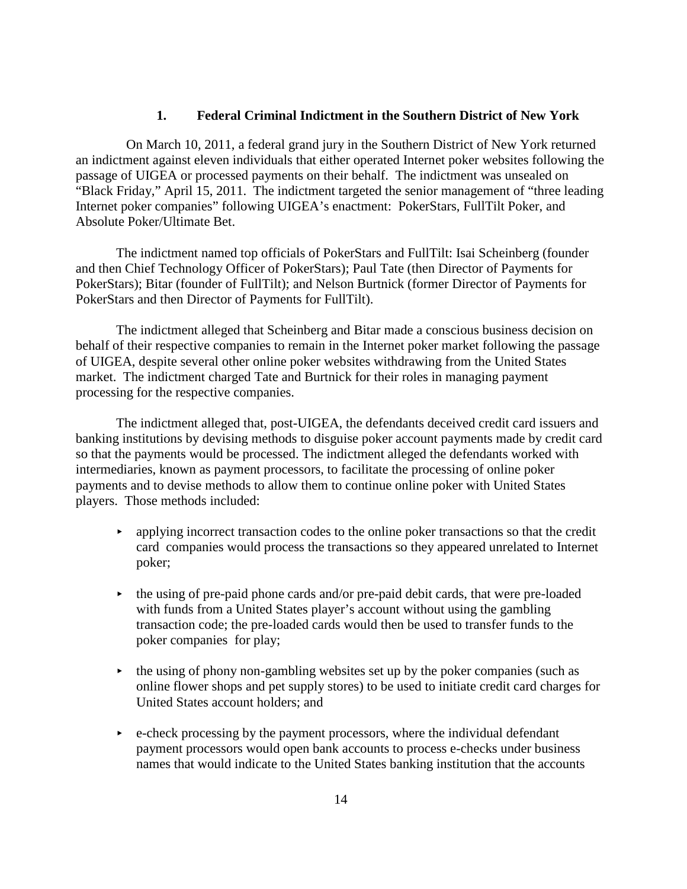### 1. Federal Criminal Indictment in the Southern District of New York

On March 10, 2011, a federal grand jury in the Southern District of New York returned an indictment against eleven individuals that either operated Internet poker websites following the passage of UIGEA or processed payments on their behalf. The indictment was unsealed on "Black Friday," April 15, 2011. The indictment targeted the senior management of "three leading Internet poker companies" following UIGEA's enactment: PokerStars, FullTilt Poker, and Absolute Poker/Ultimate Bet.

The indictment named top officials of PokerStars and FullTilt: Isai Scheinberg (founder and then Chief Technology Officer of PokerStars); Paul Tate (then Director of Payments for PokerStars); Bitar (founder of FullTilt); and Nelson Burtnick (former Director of Payments for PokerStars and then Director of Payments for FullTilt).

The indictment alleged that Scheinberg and Bitar made a conscious business decision on behalf of their respective companies to remain in the Internet poker market following the passage of UIGEA, despite several other online poker websites withdrawing from the United States market. The indictment charged Tate and Burtnick for their roles in managing payment processing for the respective companies.

The indictment alleged that, post-UIGEA, the defendants deceived credit card issuers and banking institutions by devising methods to disguise poker account payments made by credit card so that the payments would be processed. The indictment alleged the defendants worked with intermediaries, known as payment processors, to facilitate the processing of online poker payments and to devise methods to allow them to continue online poker with United States players. Those methods included:

- applying incorrect transaction codes to the online poker transactions so that the credit card companies would process the transactions so they appeared unrelated to Internet poker;
- the using of pre-paid phone cards and/or pre-paid debit cards, that were pre-loaded with funds from a United States player's account without using the gambling transaction code; the pre-loaded cards would then be used to transfer funds to the poker companies for play;
- the using of phony non-gambling websites set up by the poker companies (such as online flower shops and pet supply stores) to be used to initiate credit card charges for United States account holders; and
- e-check processing by the payment processors, where the individual defendant payment processors would open bank accounts to process e-checks under business names that would indicate to the United States banking institution that the accounts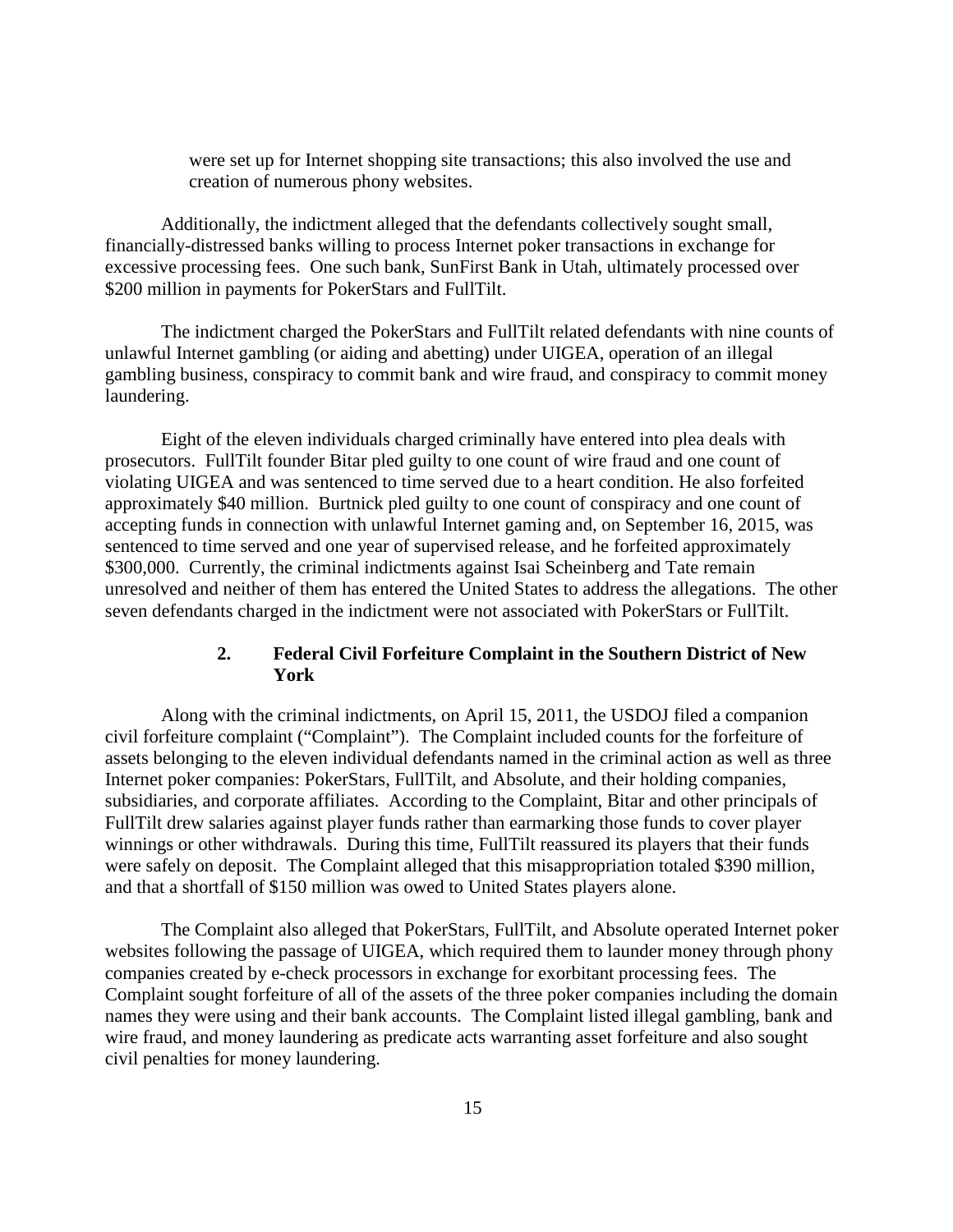were set up for Internet shopping site transactions; this also involved the use and creation of numerous phony websites.

Additionally, the indictment alleged that the defendants collectively sought small, financially-distressed banks willing to process Internet poker transactions in exchange for excessive processing fees. One such bank, SunFirst Bank in Utah, ultimately processed over $200 million in payments for PokerStars and FullTilt.

The indictment charged the PokerStars and FullTilt related defendants with nine counts of unlawful Internet gambling (or aiding and abetting) under UIGEA, operation of an illegal gambling business, conspiracy to commit bank and wire fraud, and conspiracy to commit money laundering.

Eight of the eleven individuals charged criminally have entered into plea deals with prosecutors. FullTilt founder Bitar pled guilty to one count of wire fraud and one count of violating UIGEA and was sentenced to time served due to a heart condition. He also forfeited approximately $40 million. Burtnick pled guilty to one count of conspiracy and one count of accepting funds in connection with unlawful Internet gaming and, on September 16, 2015, was sentenced to time served and one year of supervised release, and he forfeited approximately $300,000. Currently, the criminal indictments against Isai Scheinberg and Tate remain unresolved and neither of them has entered the United States to address the allegations. The other seven defendants charged in the indictment were not associated with PokerStars or FullTilt.

### 2. Federal Civil Forfeiture Complaint in the Southern District of New York

Along with the criminal indictments, on April 15, 2011, the USDOJ filed a companion civil forfeiture complaint ("Complaint"). The Complaint included counts for the forfeiture of assets belonging to the eleven individual defendants named in the criminal action as well as three Internet poker companies: PokerStars, FullTilt, and Absolute, and their holding companies, subsidiaries, and corporate affiliates. According to the Complaint, Bitar and other principals of FullTilt drew salaries against player funds rather than earmarking those funds to cover player winnings or other withdrawals. During this time, FullTilt reassured its players that their funds were safely on deposit. The Complaint alleged that this misappropriation totaled $390 million, and that a shortfall of $150 million was owed to United States players alone.

The Complaint also alleged that PokerStars, FullTilt, and Absolute operated Internet poker websites following the passage of UIGEA, which required them to launder money through phony companies created by e-check processors in exchange for exorbitant processing fees. The Complaint sought forfeiture of all of the assets of the three poker companies including the domain names they were using and their bank accounts. The Complaint listed illegal gambling, bank and wire fraud, and money laundering as predicate acts warranting asset forfeiture and also sought civil penalties for money laundering.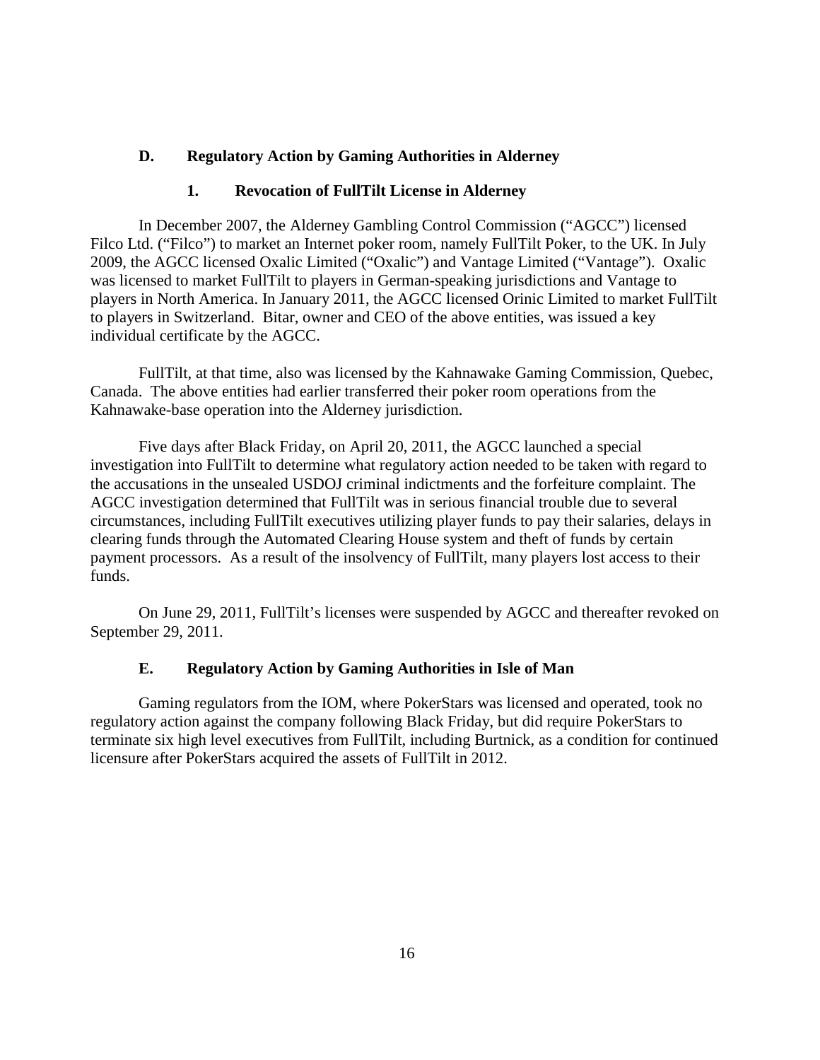## D. Regulatory Action by Gaming Authorities in Alderney

### 1. Revocation of FullTilt License in Alderney

In December 2007, the Alderney Gambling Control Commission ("AGCC") licensed Filco Ltd. ("Filco") to market an Internet poker room, namely FullTilt Poker, to the UK. In July 2009, the AGCC licensed Oxalic Limited ("Oxalic") and Vantage Limited ("Vantage"). Oxalic was licensed to market FullTilt to players in German-speaking jurisdictions and Vantage to players in North America. In January 2011, the AGCC licensed Orinic Limited to market FullTilt to players in Switzerland. Bitar, owner and CEO of the above entities, was issued a key individual certificate by the AGCC.

FullTilt, at that time, also was licensed by the Kahnawake Gaming Commission, Quebec, Canada. The above entities had earlier transferred their poker room operations from the Kahnawake-base operation into the Alderney jurisdiction.

Five days after Black Friday, on April 20, 2011, the AGCC launched a special investigation into FullTilt to determine what regulatory action needed to be taken with regard to the accusations in the unsealed USDOJ criminal indictments and the forfeiture complaint. The AGCC investigation determined that FullTilt was in serious financial trouble due to several circumstances, including FullTilt executives utilizing player funds to pay their salaries, delays in clearing funds through the Automated Clearing House system and theft of funds by certain payment processors. As a result of the insolvency of FullTilt, many players lost access to their funds.

On June 29, 2011, FullTilt's licenses were suspended by AGCC and thereafter revoked on September 29, 2011.

## E. Regulatory Action by Gaming Authorities in Isle of Man

Gaming regulators from the IOM, where PokerStars was licensed and operated, took no regulatory action against the company following Black Friday, but did require PokerStars to terminate six high level executives from FullTilt, including Burtnick, as a condition for continued licensure after PokerStars acquired the assets of FullTilt in 2012.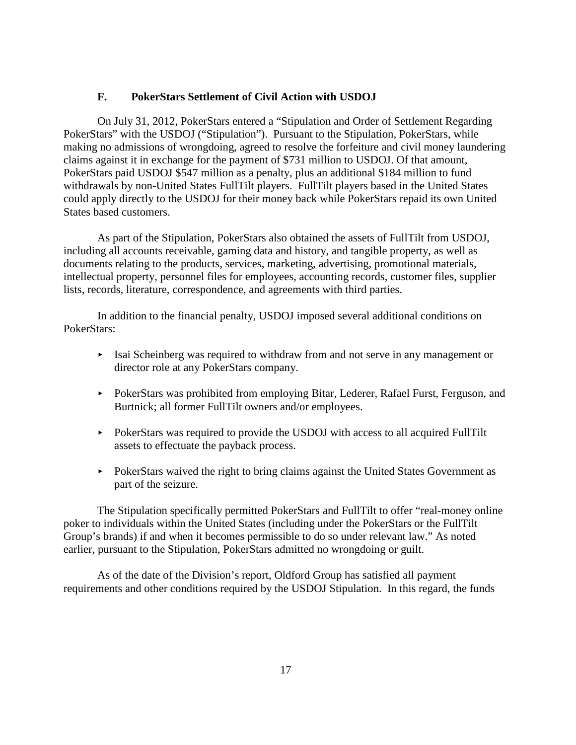### F. PokerStars Settlement of Civil Action with USDOJ

On July 31, 2012, PokerStars entered a "Stipulation and Order of Settlement Regarding PokerStars" with the USDOJ ("Stipulation"). Pursuant to the Stipulation, PokerStars, while making no admissions of wrongdoing, agreed to resolve the forfeiture and civil money laundering claims against it in exchange for the payment of $731 million to USDOJ. Of that amount, PokerStars paid USDOJ $547 million as a penalty, plus an additional $184 million to fund withdrawals by non-United States FullTilt players. FullTilt players based in the United States could apply directly to the USDOJ for their money back while PokerStars repaid its own United States based customers.

As part of the Stipulation, PokerStars also obtained the assets of FullTilt from USDOJ, including all accounts receivable, gaming data and history, and tangible property, as well as documents relating to the products, services, marketing, advertising, promotional materials, intellectual property, personnel files for employees, accounting records, customer files, supplier lists, records, literature, correspondence, and agreements with third parties.

In addition to the financial penalty, USDOJ imposed several additional conditions on PokerStars:

- Isai Scheinberg was required to withdraw from and not serve in any management or director role at any PokerStars company.
- PokerStars was prohibited from employing Bitar, Lederer, Rafael Furst, Ferguson, and Burtnick; all former FullTilt owners and/or employees.
- PokerStars was required to provide the USDOJ with access to all acquired FullTilt assets to effectuate the payback process.
- PokerStars waived the right to bring claims against the United States Government as part of the seizure.

The Stipulation specifically permitted PokerStars and FullTilt to offer "real-money online poker to individuals within the United States (including under the PokerStars or the FullTilt Group's brands) if and when it becomes permissible to do so under relevant law." As noted earlier, pursuant to the Stipulation, PokerStars admitted no wrongdoing or guilt.

As of the date of the Division's report, Oldford Group has satisfied all payment requirements and other conditions required by the USDOJ Stipulation. In this regard, the funds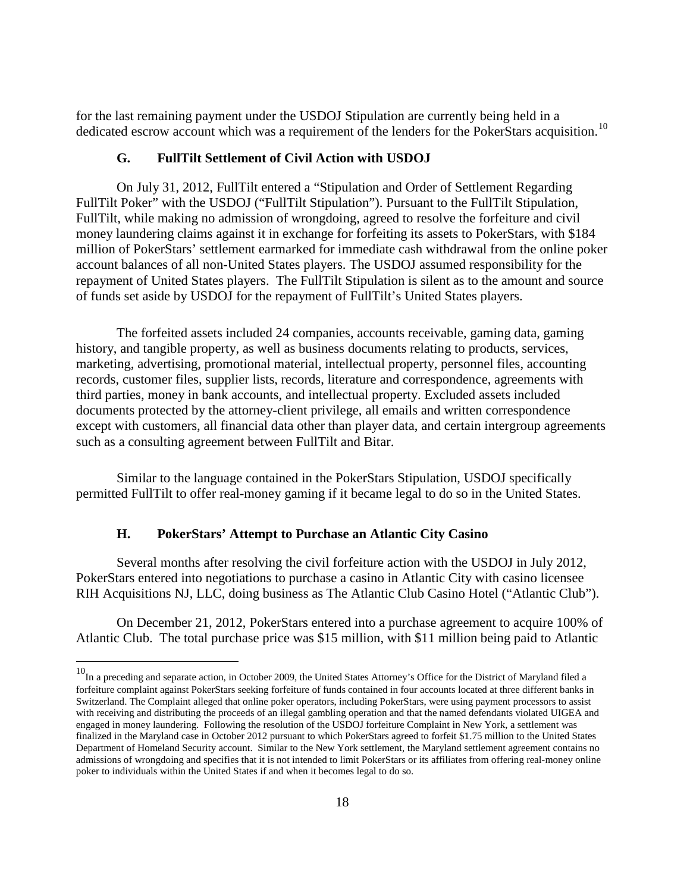for the last remaining payment under the USDOJ Stipulation are currently being held in a dedicated escrow account which was a requirement of the lenders for the PokerStars acquisition.[10]

### G. FullTilt Settlement of Civil Action with USDOJ

On July 31, 2012, FullTilt entered a "Stipulation and Order of Settlement Regarding FullTilt Poker" with the USDOJ ("FullTilt Stipulation"). Pursuant to the FullTilt Stipulation, FullTilt, while making no admission of wrongdoing, agreed to resolve the forfeiture and civil money laundering claims against it in exchange for forfeiting its assets to PokerStars, with $184 million of PokerStars' settlement earmarked for immediate cash withdrawal from the online poker account balances of all non-United States players. The USDOJ assumed responsibility for the repayment of United States players. The FullTilt Stipulation is silent as to the amount and source of funds set aside by USDOJ for the repayment of FullTilt's United States players.

The forfeited assets included 24 companies, accounts receivable, gaming data, gaming history, and tangible property, as well as business documents relating to products, services, marketing, advertising, promotional material, intellectual property, personnel files, accounting records, customer files, supplier lists, records, literature and correspondence, agreements with third parties, money in bank accounts, and intellectual property. Excluded assets included documents protected by the attorney-client privilege, all emails and written correspondence except with customers, all financial data other than player data, and certain intergroup agreements such as a consulting agreement between FullTilt and Bitar.

Similar to the language contained in the PokerStars Stipulation, USDOJ specifically permitted FullTilt to offer real-money gaming if it became legal to do so in the United States.

### H. PokerStars' Attempt to Purchase an Atlantic City Casino

Several months after resolving the civil forfeiture action with the USDOJ in July 2012, PokerStars entered into negotiations to purchase a casino in Atlantic City with casino licensee RIH Acquisitions NJ, LLC, doing business as The Atlantic Club Casino Hotel ("Atlantic Club").

On December 21, 2012, PokerStars entered into a purchase agreement to acquire 100% of Atlantic Club. The total purchase price was $15 million, with $11 million being paid to Atlantic

---

[10] In a preceding and separate action, in October 2009, the United States Attorney's Office for the District of Maryland filed a forfeiture complaint against PokerStars seeking forfeiture of funds contained in four accounts located at three different banks in Switzerland. The Complaint alleged that online poker operators, including PokerStars, were using payment processors to assist with receiving and distributing the proceeds of an illegal gambling operation and that the named defendants violated UIGEA and engaged in money laundering. Following the resolution of the USDOJ forfeiture Complaint in New York, a settlement was finalized in the Maryland case in October 2012 pursuant to which PokerStars agreed to forfeit $1.75 million to the United States Department of Homeland Security account. Similar to the New York settlement, the Maryland settlement agreement contains no admissions of wrongdoing and specifies that it is not intended to limit PokerStars or its affiliates from offering real-money online poker to individuals within the United States if and when it becomes legal to do so.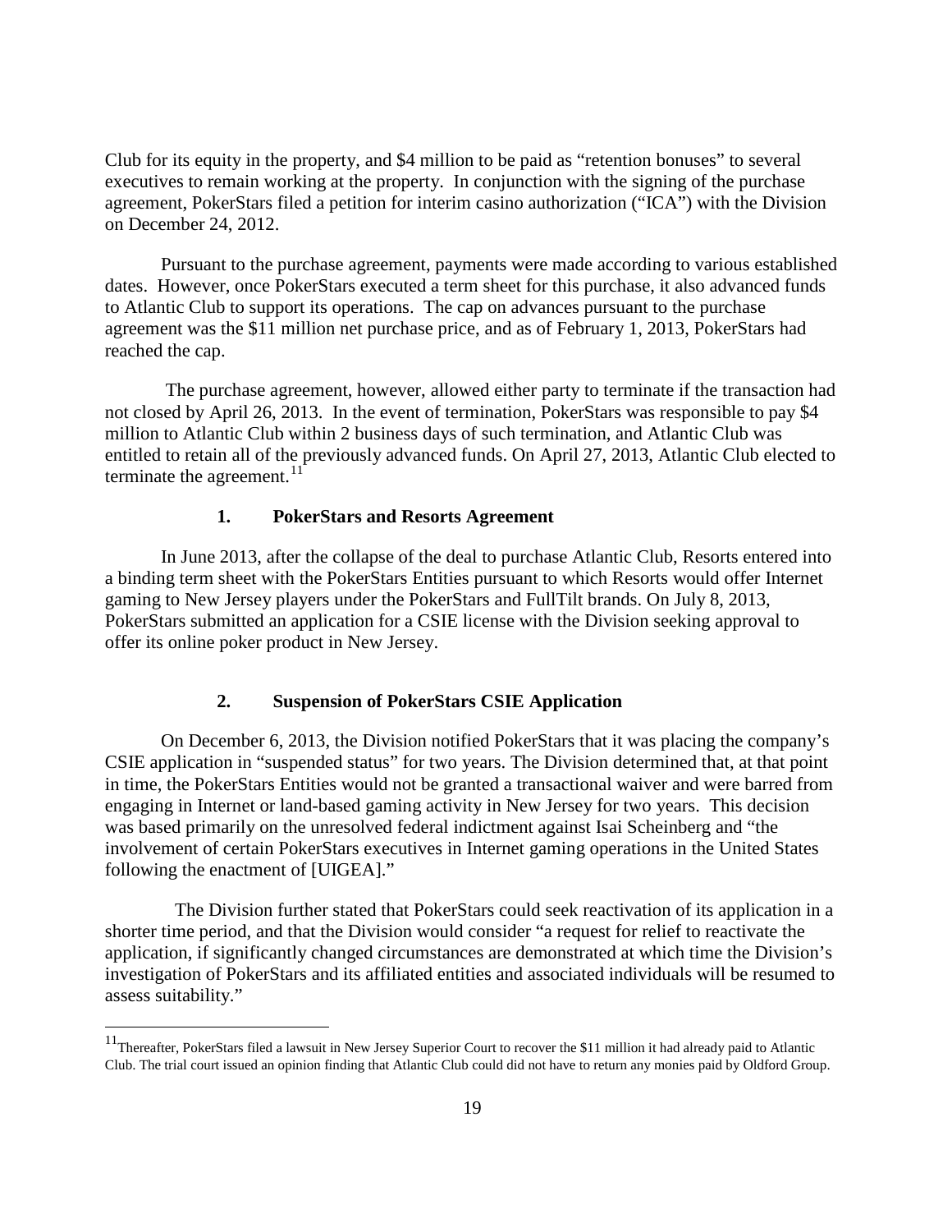Club for its equity in the property, and $4 million to be paid as "retention bonuses" to several executives to remain working at the property. In conjunction with the signing of the purchase agreement, PokerStars filed a petition for interim casino authorization ("ICA") with the Division on December 24, 2012.

Pursuant to the purchase agreement, payments were made according to various established dates. However, once PokerStars executed a term sheet for this purchase, it also advanced funds to Atlantic Club to support its operations. The cap on advances pursuant to the purchase agreement was the $11 million net purchase price, and as of February 1, 2013, PokerStars had reached the cap.

The purchase agreement, however, allowed either party to terminate if the transaction had not closed by April 26, 2013. In the event of termination, PokerStars was responsible to pay $4 million to Atlantic Club within 2 business days of such termination, and Atlantic Club was entitled to retain all of the previously advanced funds. On April 27, 2013, Atlantic Club elected to terminate the agreement.[11]

### 1. PokerStars and Resorts Agreement

In June 2013, after the collapse of the deal to purchase Atlantic Club, Resorts entered into a binding term sheet with the PokerStars Entities pursuant to which Resorts would offer Internet gaming to New Jersey players under the PokerStars and FullTilt brands. On July 8, 2013, PokerStars submitted an application for a CSIE license with the Division seeking approval to offer its online poker product in New Jersey.

### 2. Suspension of PokerStars CSIE Application

On December 6, 2013, the Division notified PokerStars that it was placing the company's CSIE application in "suspended status" for two years. The Division determined that, at that point in time, the PokerStars Entities would not be granted a transactional waiver and were barred from engaging in Internet or land-based gaming activity in New Jersey for two years. This decision was based primarily on the unresolved federal indictment against Isai Scheinberg and "the involvement of certain PokerStars executives in Internet gaming operations in the United States following the enactment of [UIGEA]."

The Division further stated that PokerStars could seek reactivation of its application in a shorter time period, and that the Division would consider "a request for relief to reactivate the application, if significantly changed circumstances are demonstrated at which time the Division's investigation of PokerStars and its affiliated entities and associated individuals will be resumed to assess suitability."

---

[11] Thereafter, PokerStars filed a lawsuit in New Jersey Superior Court to recover the $11 million it had already paid to Atlantic Club. The trial court issued an opinion finding that Atlantic Club could did not have to return any monies paid by Oldford Group.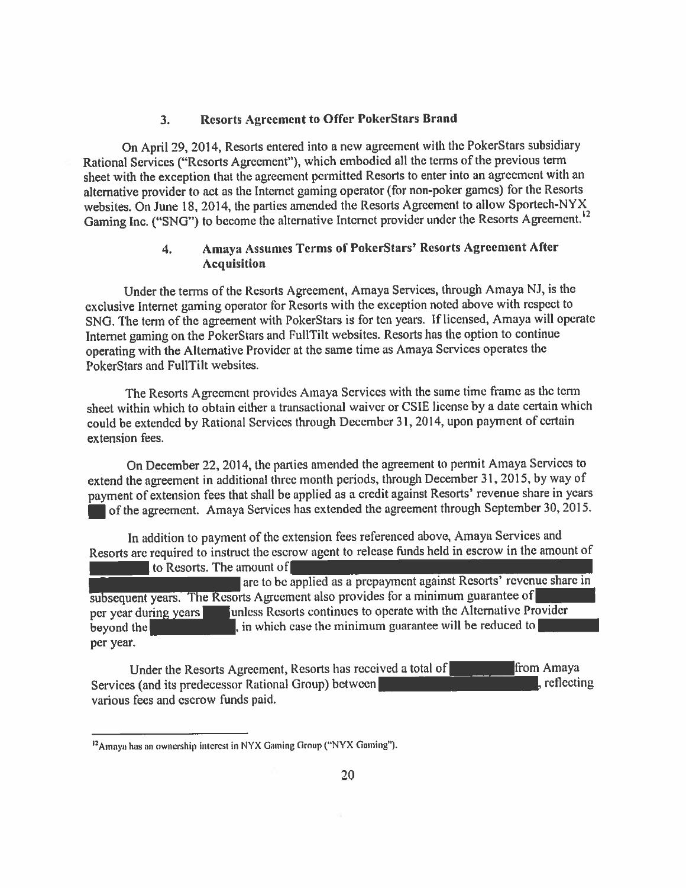### 3. Resorts Agreement to Offer PokerStars Brand

On April 29, 2014, Resorts entered into a new agreement with the PokerStars subsidiary Rational Services ("Resorts Agreement"), which embodied all the terms of the previous term sheet with the exception that the agreement permitted Resorts to enter into an agreement with an alternative provider to act as the Internet gaming operator (for non-poker games) for the Resorts websites. On June 18, 2014, the parties amended the Resorts Agreement to allow Sportech-NYX Gaming Inc. ("SNG") to become the alternative Internet provider under the Resorts Agreement.[12]

### 4. Amaya Assumes Terms of PokerStars' Resorts Agreement After Acquisition

Under the terms of the Resorts Agreement, Amaya Services, through Amaya NJ, is the exclusive Internet gaming operator for Resorts with the exception noted above with respect to SNG. The term of the agreement with PokerStars is for ten years. If licensed, Amaya will operate Internet gaming on the PokerStars and FullTilt websites. Resorts has the option to continue operating with the Alternative Provider at the same time as Amaya Services operates the PokerStars and FullTilt websites.

The Resorts Agreement provides Amaya Services with the same time frame as the term sheet within which to obtain either a transactional waiver or CSIE license by a date certain which could be extended by Rational Services through December 31, 2014, upon payment of certain extension fees.

On December 22, 2014, the parties amended the agreement to permit Amaya Services to extend the agreement in additional three month periods, through December 31, 2015, by way of payment of extension fees that shall be applied as a credit against Resorts' revenue share in years [REDACTED] of the agreement. Amaya Services has extended the agreement through September 30, 2015.

In addition to payment of the extension fees referenced above, Amaya Services and Resorts are required to instruct the escrow agent to release funds held in escrow in the amount of [REDACTED] to Resorts. The amount of [REDACTED] are to be applied as a prepayment against Resorts' revenue share in subsequent years. The Resorts Agreement also provides for a minimum guarantee of [REDACTED] per year during years [REDACTED] unless Resorts continues to operate with the Alternative Provider beyond the [REDACTED], in which case the minimum guarantee will be reduced to [REDACTED] per year.

Under the Resorts Agreement, Resorts has received a total of [REDACTED] from Amaya Services (and its predecessor Rational Group) between [REDACTED], reflecting various fees and escrow funds paid.

---

[12] Amaya has an ownership interest in NYX Gaming Group ("NYX Gaming").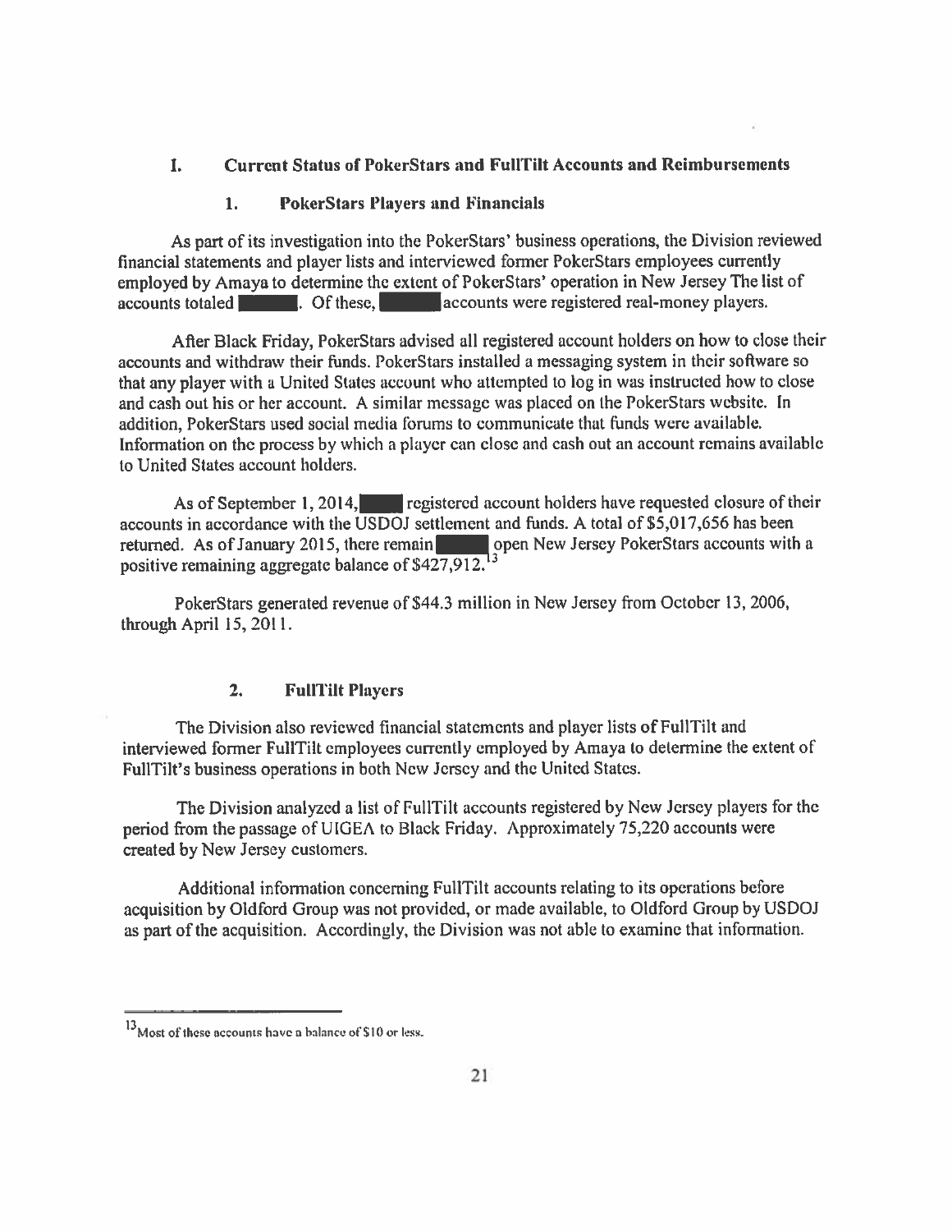## I. Current Status of PokerStars and FullTilt Accounts and Reimbursements

### 1. PokerStars Players and Financials

As part of its investigation into the PokerStars' business operations, the Division reviewed financial statements and player lists and interviewed former PokerStars employees currently employed by Amaya to determine the extent of PokerStars' operation in New Jersey The list of accounts totaled ███. Of these, ███ accounts were registered real-money players.

After Black Friday, PokerStars advised all registered account holders on how to close their accounts and withdraw their funds. PokerStars installed a messaging system in their software so that any player with a United States account who attempted to log in was instructed how to close and cash out his or her account. A similar message was placed on the PokerStars website. In addition, PokerStars used social media forums to communicate that funds were available. Information on the process by which a player can close and cash out an account remains available to United States account holders.

As of September 1, 2014, ███ registered account holders have requested closure of their accounts in accordance with the USDOJ settlement and funds. A total of $5,017,656 has been returned. As of January 2015, there remain ███ open New Jersey PokerStars accounts with a positive remaining aggregate balance of $427,912.[13]

PokerStars generated revenue of $44.3 million in New Jersey from October 13, 2006, through April 15, 2011.

### 2. FullTilt Players

The Division also reviewed financial statements and player lists of FullTilt and interviewed former FullTilt employees currently employed by Amaya to determine the extent of FullTilt's business operations in both New Jersey and the United States.

The Division analyzed a list of FullTilt accounts registered by New Jersey players for the period from the passage of UIGEA to Black Friday. Approximately 75,220 accounts were created by New Jersey customers.

Additional information concerning FullTilt accounts relating to its operations before acquisition by Oldford Group was not provided, or made available, to Oldford Group by USDOJ as part of the acquisition. Accordingly, the Division was not able to examine that information.

---

[13] Most of these accounts have a balance of $10 or less.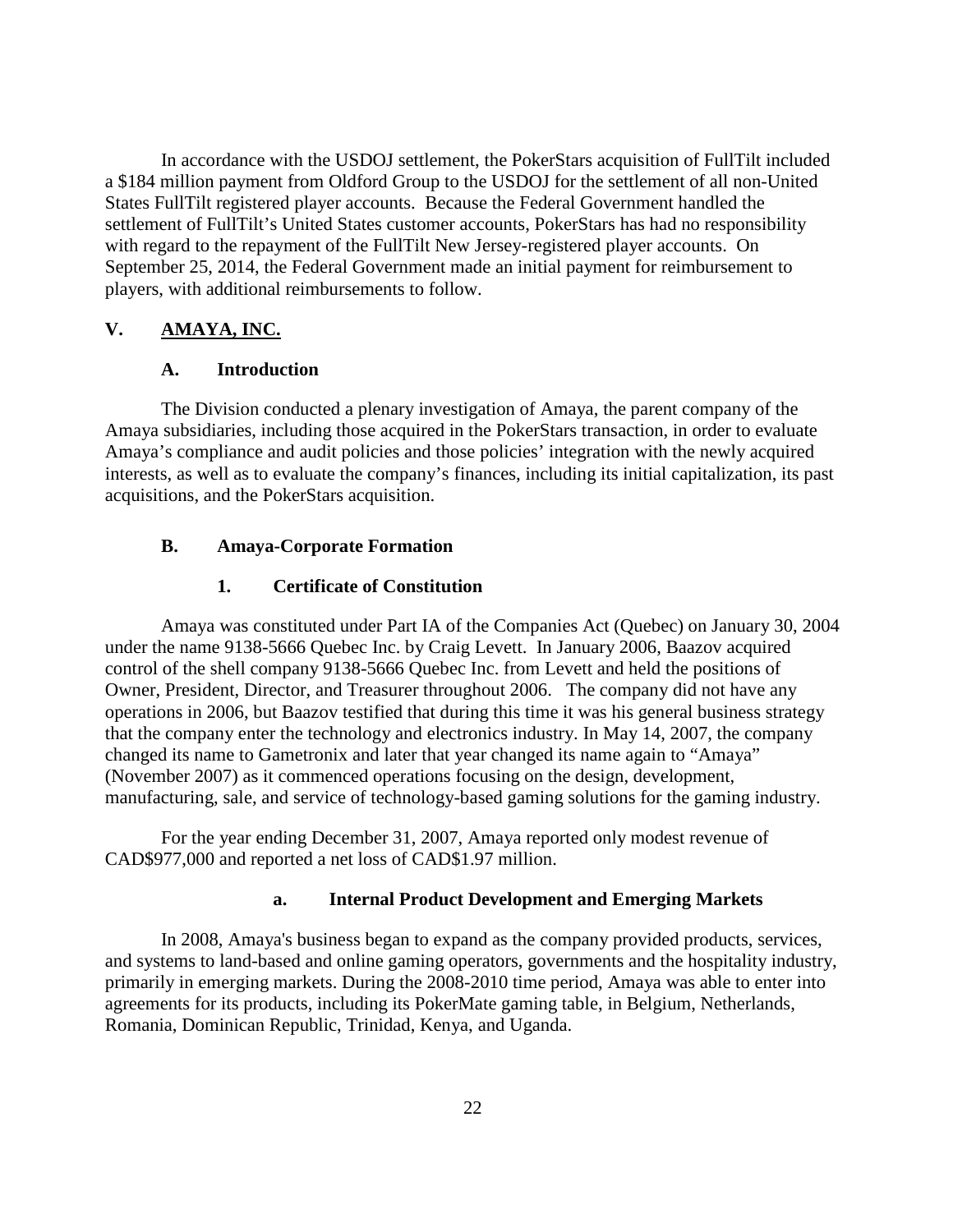In accordance with the USDOJ settlement, the PokerStars acquisition of FullTilt included a $184 million payment from Oldford Group to the USDOJ for the settlement of all non-United States FullTilt registered player accounts. Because the Federal Government handled the settlement of FullTilt's United States customer accounts, PokerStars has had no responsibility with regard to the repayment of the FullTilt New Jersey-registered player accounts. On September 25, 2014, the Federal Government made an initial payment for reimbursement to players, with additional reimbursements to follow.

## V. <u>AMAYA, INC.</u>

### A. Introduction

The Division conducted a plenary investigation of Amaya, the parent company of the Amaya subsidiaries, including those acquired in the PokerStars transaction, in order to evaluate Amaya's compliance and audit policies and those policies' integration with the newly acquired interests, as well as to evaluate the company's finances, including its initial capitalization, its past acquisitions, and the PokerStars acquisition.

### B. Amaya-Corporate Formation

#### 1. Certificate of Constitution

Amaya was constituted under Part IA of the Companies Act (Quebec) on January 30, 2004 under the name 9138-5666 Quebec Inc. by Craig Levett. In January 2006, Baazov acquired control of the shell company 9138-5666 Quebec Inc. from Levett and held the positions of Owner, President, Director, and Treasurer throughout 2006. The company did not have any operations in 2006, but Baazov testified that during this time it was his general business strategy that the company enter the technology and electronics industry. In May 14, 2007, the company changed its name to Gametronix and later that year changed its name again to "Amaya" (November 2007) as it commenced operations focusing on the design, development, manufacturing, sale, and service of technology-based gaming solutions for the gaming industry.

For the year ending December 31, 2007, Amaya reported only modest revenue of CAD$977,000 and reported a net loss of CAD$1.97 million.

##### a. Internal Product Development and Emerging Markets

In 2008, Amaya's business began to expand as the company provided products, services, and systems to land-based and online gaming operators, governments and the hospitality industry, primarily in emerging markets. During the 2008-2010 time period, Amaya was able to enter into agreements for its products, including its PokerMate gaming table, in Belgium, Netherlands, Romania, Dominican Republic, Trinidad, Kenya, and Uganda.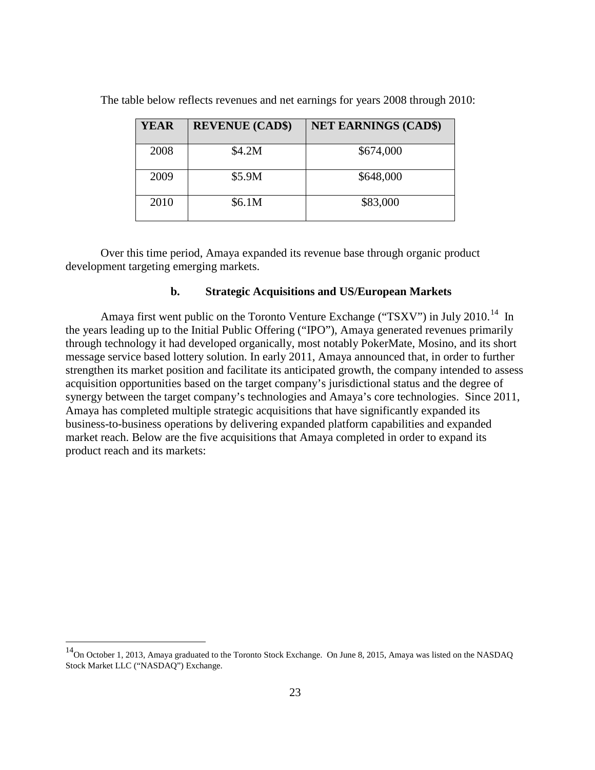The table below reflects revenues and net earnings for years 2008 through 2010:

| YEAR | REVENUE (CAD$) | NET EARNINGS (CAD$) |
|---|---|---|
| 2008 | $4.2M | $674,000 |
| 2009 | $5.9M | $648,000 |
| 2010 | $6.1M | $83,000 |

Over this time period, Amaya expanded its revenue base through organic product development targeting emerging markets.

**b. Strategic Acquisitions and US/European Markets**

Amaya first went public on the Toronto Venture Exchange ("TSXV") in July 2010.[14] In the years leading up to the Initial Public Offering ("IPO"), Amaya generated revenues primarily through technology it had developed organically, most notably PokerMate, Mosino, and its short message service based lottery solution. In early 2011, Amaya announced that, in order to further strengthen its market position and facilitate its anticipated growth, the company intended to assess acquisition opportunities based on the target company's jurisdictional status and the degree of synergy between the target company's technologies and Amaya's core technologies. Since 2011, Amaya has completed multiple strategic acquisitions that have significantly expanded its business-to-business operations by delivering expanded platform capabilities and expanded market reach. Below are the five acquisitions that Amaya completed in order to expand its product reach and its markets:

[14] On October 1, 2013, Amaya graduated to the Toronto Stock Exchange. On June 8, 2015, Amaya was listed on the NASDAQ Stock Market LLC ("NASDAQ") Exchange.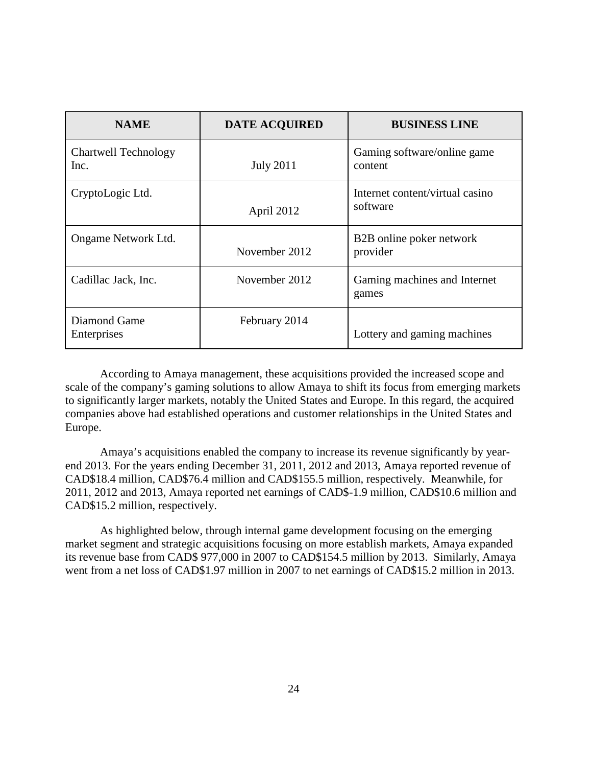| NAME | DATE ACQUIRED | BUSINESS LINE |
| --- | --- | --- |
| Chartwell Technology Inc. | July 2011 | Gaming software/online game content |
| CryptoLogic Ltd. | April 2012 | Internet content/virtual casino software |
| Ongame Network Ltd. | November 2012 | B2B online poker network provider |
| Cadillac Jack, Inc. | November 2012 | Gaming machines and Internet games |
| Diamond Game Enterprises | February 2014 | Lottery and gaming machines |

According to Amaya management, these acquisitions provided the increased scope and scale of the company's gaming solutions to allow Amaya to shift its focus from emerging markets to significantly larger markets, notably the United States and Europe. In this regard, the acquired companies above had established operations and customer relationships in the United States and Europe.

Amaya's acquisitions enabled the company to increase its revenue significantly by year-end 2013. For the years ending December 31, 2011, 2012 and 2013, Amaya reported revenue of CAD$18.4 million, CAD$76.4 million and CAD$155.5 million, respectively. Meanwhile, for 2011, 2012 and 2013, Amaya reported net earnings of CAD$-1.9 million, CAD$10.6 million and CAD$15.2 million, respectively.

As highlighted below, through internal game development focusing on the emerging market segment and strategic acquisitions focusing on more establish markets, Amaya expanded its revenue base from CAD$ 977,000 in 2007 to CAD$154.5 million by 2013. Similarly, Amaya went from a net loss of CAD$1.97 million in 2007 to net earnings of CAD$15.2 million in 2013.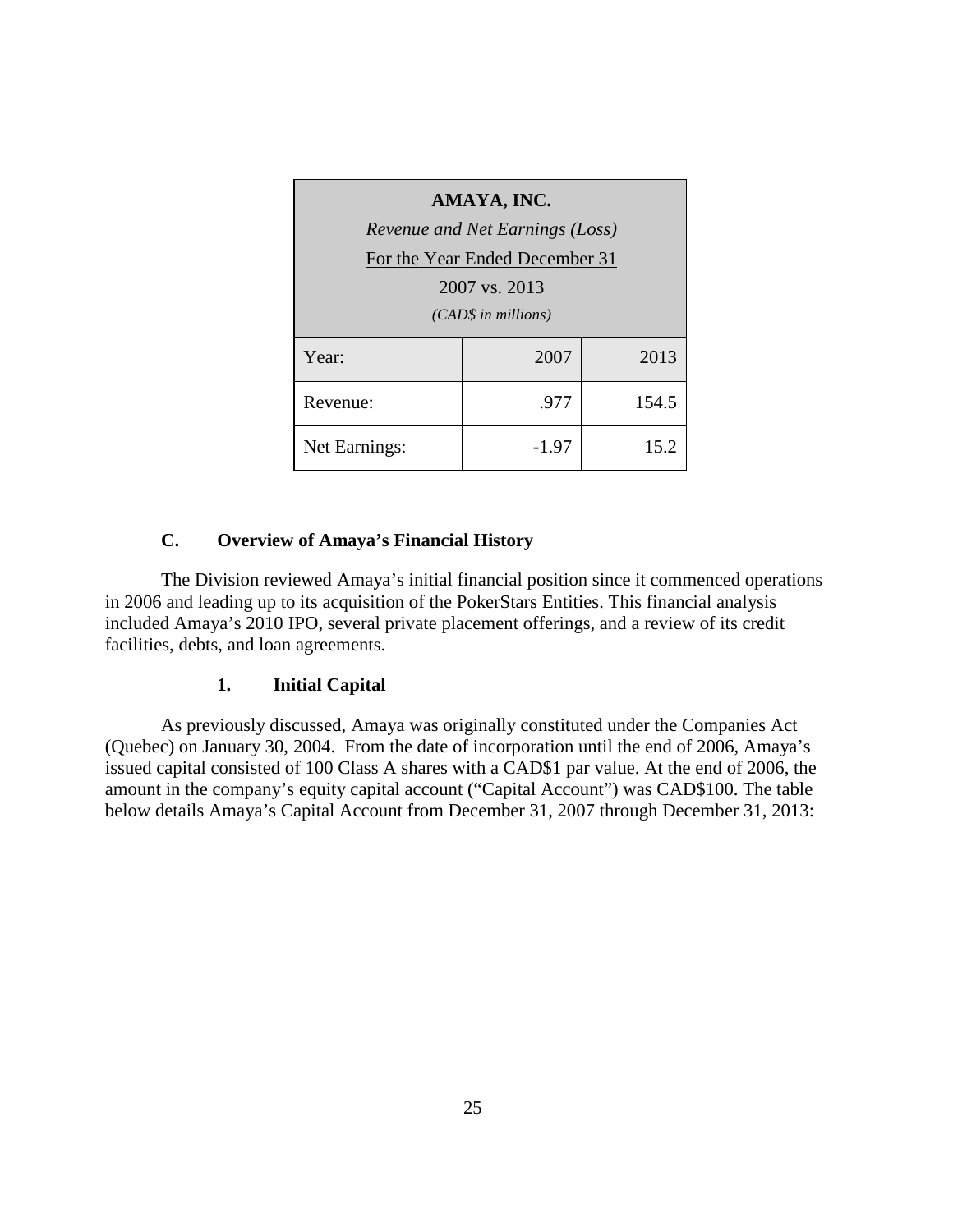| **AMAYA, INC.**<br>*Revenue and Net Earnings (Loss)*<br>For the Year Ended December 31<br>2007 vs. 2013<br>*(CAD$ in millions)* | | |
|---|---|---|
| Year: | 2007 | 2013 |
| Revenue: | .977 | 154.5 |
| Net Earnings: | -1.97 | 15.2 |

### C. Overview of Amaya's Financial History

The Division reviewed Amaya's initial financial position since it commenced operations in 2006 and leading up to its acquisition of the PokerStars Entities. This financial analysis included Amaya's 2010 IPO, several private placement offerings, and a review of its credit facilities, debts, and loan agreements.

#### 1. Initial Capital

As previously discussed, Amaya was originally constituted under the Companies Act (Quebec) on January 30, 2004. From the date of incorporation until the end of 2006, Amaya's issued capital consisted of 100 Class A shares with a CAD$1 par value. At the end of 2006, the amount in the company's equity capital account ("Capital Account") was CAD$100. The table below details Amaya's Capital Account from December 31, 2007 through December 31, 2013: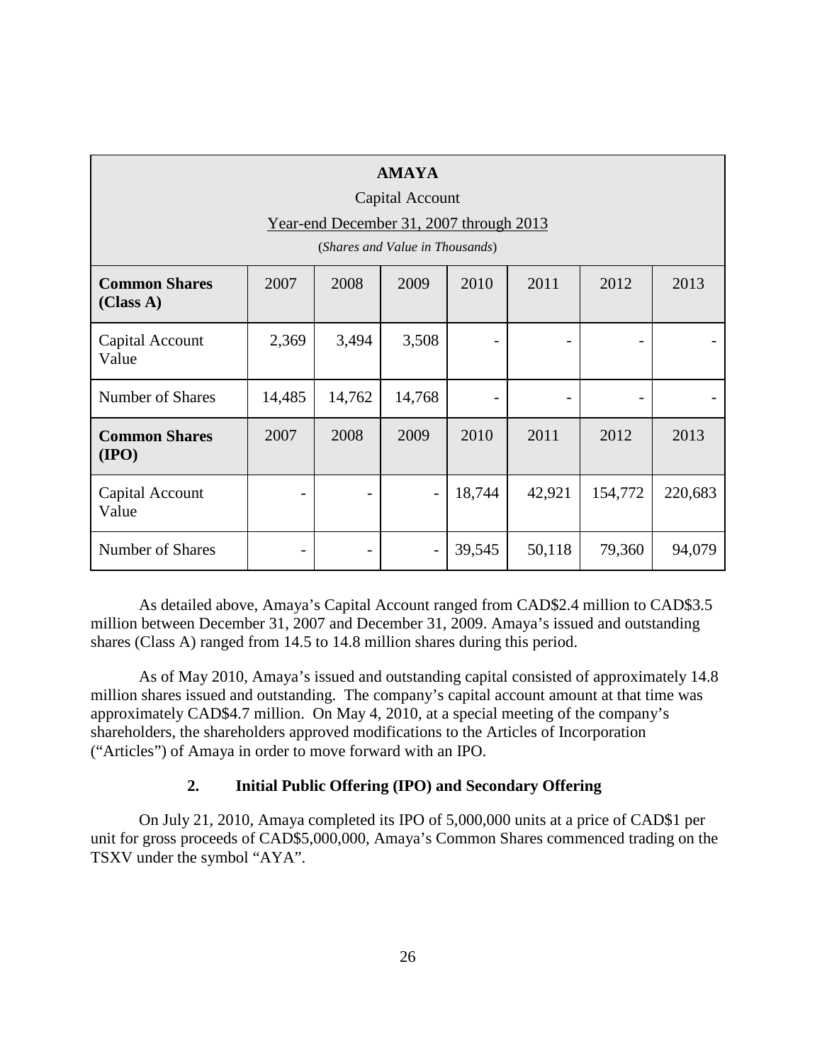| **AMAYA**<br>Capital Account<br>Year-end December 31, 2007 through 2013<br>(*Shares and Value in Thousands*) | | | | | | | |
|---|---|---|---|---|---|---|---|
| **Common Shares (Class A)** | 2007 | 2008 | 2009 | 2010 | 2011 | 2012 | 2013 |
| Capital Account Value | 2,369 | 3,494 | 3,508 | - | - | - | - |
| Number of Shares | 14,485 | 14,762 | 14,768 | - | - | - | - |
| **Common Shares (IPO)** | 2007 | 2008 | 2009 | 2010 | 2011 | 2012 | 2013 |
| Capital Account Value | - | - | - | 18,744 | 42,921 | 154,772 | 220,683 |
| Number of Shares | - | - | - | 39,545 | 50,118 | 79,360 | 94,079 |

As detailed above, Amaya's Capital Account ranged from CAD$2.4 million to CAD$3.5 million between December 31, 2007 and December 31, 2009. Amaya's issued and outstanding shares (Class A) ranged from 14.5 to 14.8 million shares during this period.

As of May 2010, Amaya's issued and outstanding capital consisted of approximately 14.8 million shares issued and outstanding. The company's capital account amount at that time was approximately CAD$4.7 million. On May 4, 2010, at a special meeting of the company's shareholders, the shareholders approved modifications to the Articles of Incorporation ("Articles") of Amaya in order to move forward with an IPO.

### 2. Initial Public Offering (IPO) and Secondary Offering

On July 21, 2010, Amaya completed its IPO of 5,000,000 units at a price of CAD$1 per unit for gross proceeds of CAD$5,000,000, Amaya's Common Shares commenced trading on the TSXV under the symbol "AYA".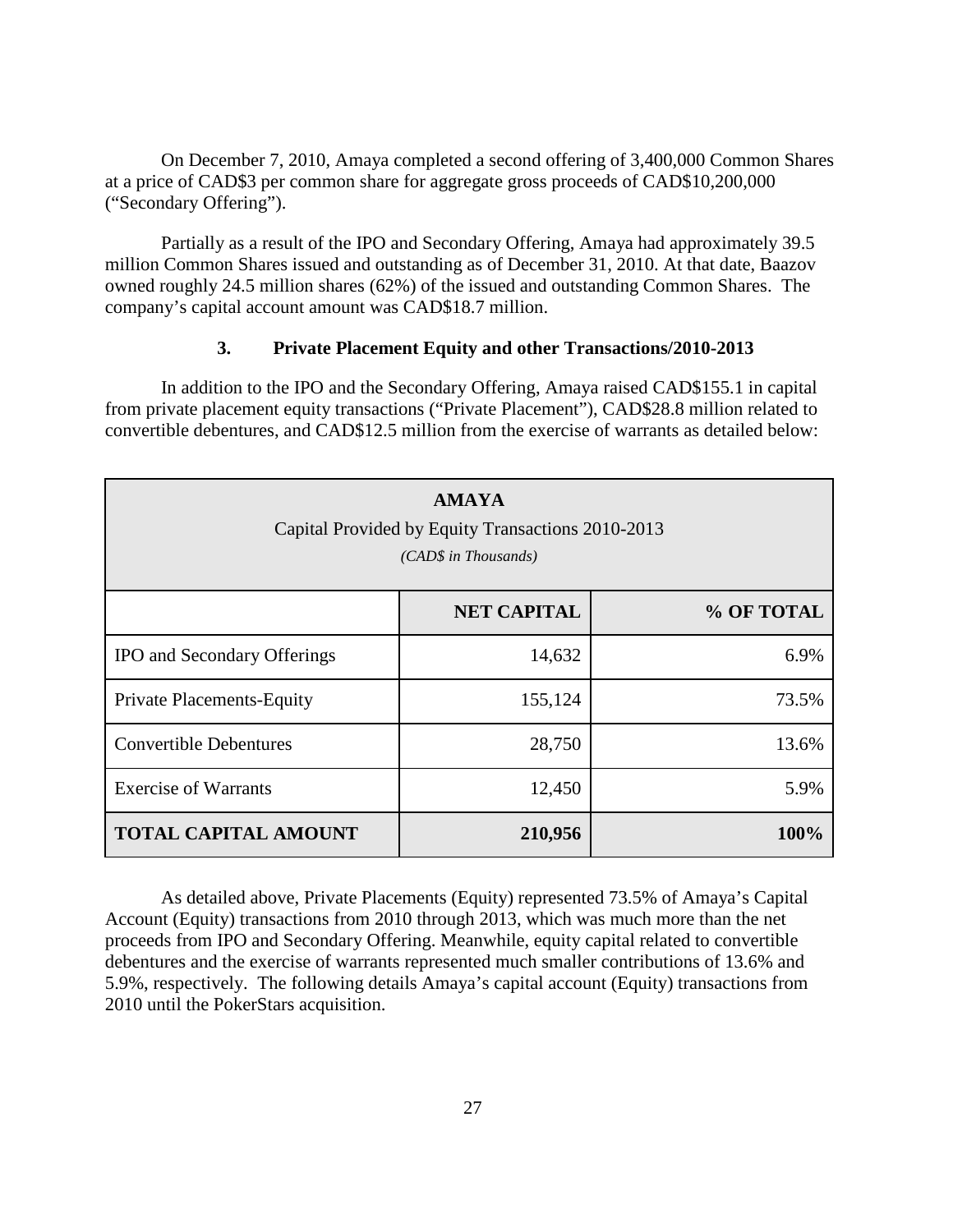On December 7, 2010, Amaya completed a second offering of 3,400,000 Common Shares at a price of CAD$3 per common share for aggregate gross proceeds of CAD$10,200,000 ("Secondary Offering").

Partially as a result of the IPO and Secondary Offering, Amaya had approximately 39.5 million Common Shares issued and outstanding as of December 31, 2010. At that date, Baazov owned roughly 24.5 million shares (62%) of the issued and outstanding Common Shares. The company's capital account amount was CAD$18.7 million.

### 3. Private Placement Equity and other Transactions/2010-2013

In addition to the IPO and the Secondary Offering, Amaya raised CAD$155.1 in capital from private placement equity transactions ("Private Placement"), CAD$28.8 million related to convertible debentures, and CAD$12.5 million from the exercise of warrants as detailed below:

| **AMAYA**<br>Capital Provided by Equity Transactions 2010-2013<br>*(CAD$ in Thousands)* | | |
|---|---|---|
| | **NET CAPITAL** | **% OF TOTAL** |
| IPO and Secondary Offerings | 14,632 | 6.9% |
| Private Placements-Equity | 155,124 | 73.5% |
| Convertible Debentures | 28,750 | 13.6% |
| Exercise of Warrants | 12,450 | 5.9% |
| **TOTAL CAPITAL AMOUNT** | **210,956** | **100%** |

As detailed above, Private Placements (Equity) represented 73.5% of Amaya's Capital Account (Equity) transactions from 2010 through 2013, which was much more than the net proceeds from IPO and Secondary Offering. Meanwhile, equity capital related to convertible debentures and the exercise of warrants represented much smaller contributions of 13.6% and 5.9%, respectively. The following details Amaya's capital account (Equity) transactions from 2010 until the PokerStars acquisition.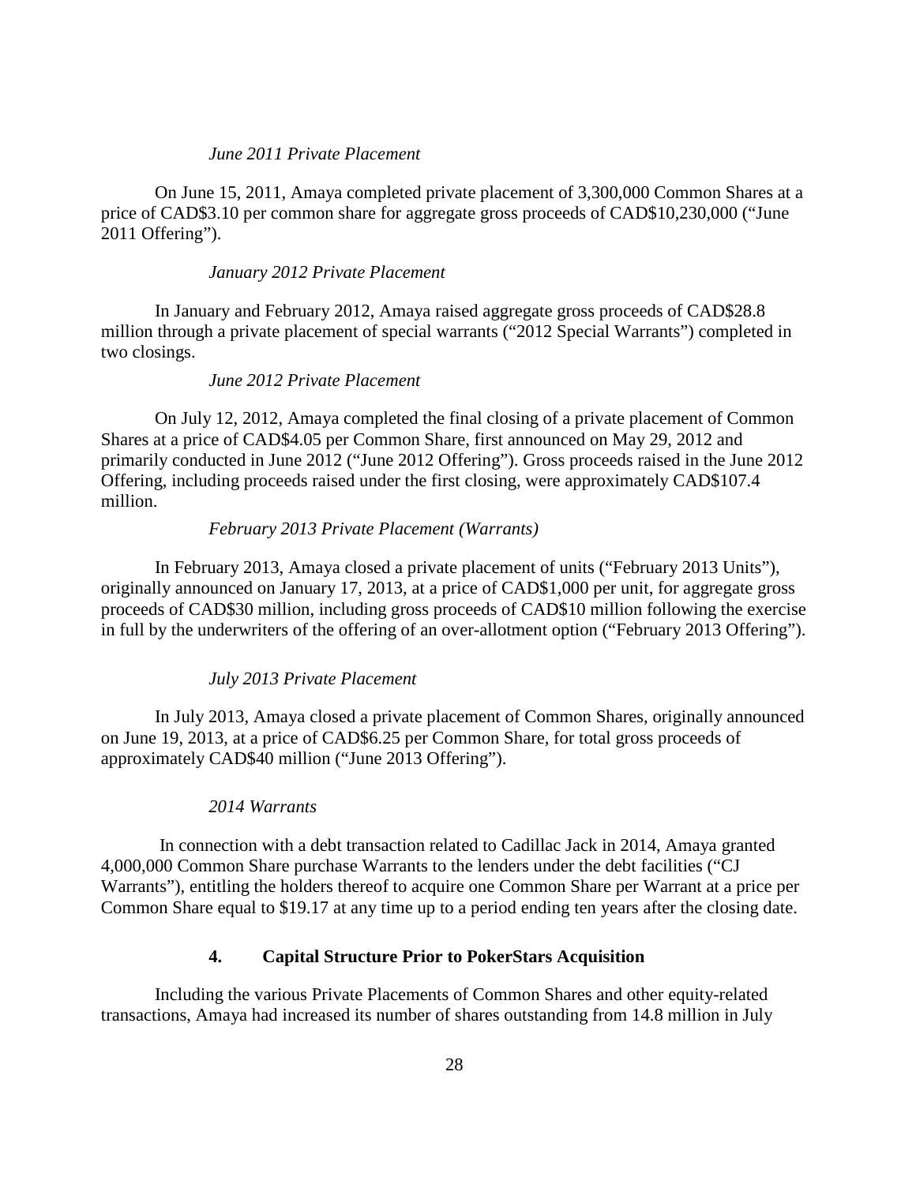*June 2011 Private Placement*

On June 15, 2011, Amaya completed private placement of 3,300,000 Common Shares at a price of CAD$3.10 per common share for aggregate gross proceeds of CAD$10,230,000 ("June 2011 Offering").

*January 2012 Private Placement*

In January and February 2012, Amaya raised aggregate gross proceeds of CAD$28.8 million through a private placement of special warrants ("2012 Special Warrants") completed in two closings.

*June 2012 Private Placement*

On July 12, 2012, Amaya completed the final closing of a private placement of Common Shares at a price of CAD$4.05 per Common Share, first announced on May 29, 2012 and primarily conducted in June 2012 ("June 2012 Offering"). Gross proceeds raised in the June 2012 Offering, including proceeds raised under the first closing, were approximately CAD$107.4 million.

*February 2013 Private Placement (Warrants)*

In February 2013, Amaya closed a private placement of units ("February 2013 Units"), originally announced on January 17, 2013, at a price of CAD$1,000 per unit, for aggregate gross proceeds of CAD$30 million, including gross proceeds of CAD$10 million following the exercise in full by the underwriters of the offering of an over-allotment option ("February 2013 Offering").

*July 2013 Private Placement*

In July 2013, Amaya closed a private placement of Common Shares, originally announced on June 19, 2013, at a price of CAD$6.25 per Common Share, for total gross proceeds of approximately CAD$40 million ("June 2013 Offering").

*2014 Warrants*

In connection with a debt transaction related to Cadillac Jack in 2014, Amaya granted 4,000,000 Common Share purchase Warrants to the lenders under the debt facilities ("CJ Warrants"), entitling the holders thereof to acquire one Common Share per Warrant at a price per Common Share equal to $19.17 at any time up to a period ending ten years after the closing date.

## 4. Capital Structure Prior to PokerStars Acquisition

Including the various Private Placements of Common Shares and other equity-related transactions, Amaya had increased its number of shares outstanding from 14.8 million in July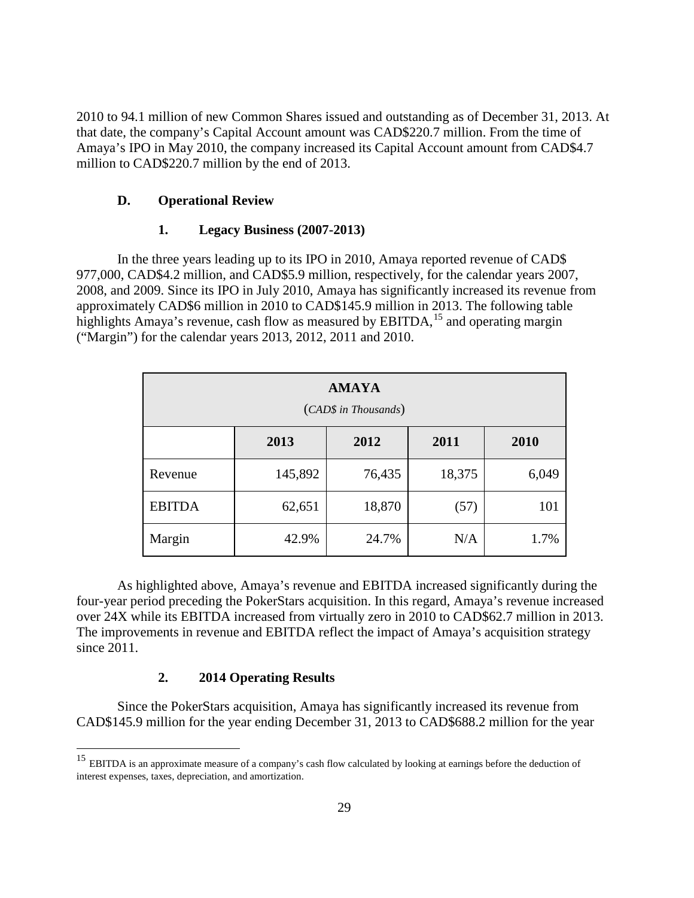2010 to 94.1 million of new Common Shares issued and outstanding as of December 31, 2013. At that date, the company's Capital Account amount was CAD$220.7 million. From the time of Amaya's IPO in May 2010, the company increased its Capital Account amount from CAD$4.7 million to CAD$220.7 million by the end of 2013.

### D. Operational Review

#### 1. Legacy Business (2007-2013)

In the three years leading up to its IPO in 2010, Amaya reported revenue of CAD$ 977,000, CAD$4.2 million, and CAD$5.9 million, respectively, for the calendar years 2007, 2008, and 2009. Since its IPO in July 2010, Amaya has significantly increased its revenue from approximately CAD$6 million in 2010 to CAD$145.9 million in 2013. The following table highlights Amaya's revenue, cash flow as measured by EBITDA,[15] and operating margin ("Margin") for the calendar years 2013, 2012, 2011 and 2010.

| **AMAYA** (*CAD$ in Thousands*) | | | | |
|---|---|---|---|---|
| | **2013** | **2012** | **2011** | **2010** |
| Revenue | 145,892 | 76,435 | 18,375 | 6,049 |
| EBITDA | 62,651 | 18,870 | (57) | 101 |
| Margin | 42.9% | 24.7% | N/A | 1.7% |

As highlighted above, Amaya's revenue and EBITDA increased significantly during the four-year period preceding the PokerStars acquisition. In this regard, Amaya's revenue increased over 24X while its EBITDA increased from virtually zero in 2010 to CAD$62.7 million in 2013. The improvements in revenue and EBITDA reflect the impact of Amaya's acquisition strategy since 2011.

#### 2. 2014 Operating Results

Since the PokerStars acquisition, Amaya has significantly increased its revenue from CAD$145.9 million for the year ending December 31, 2013 to CAD$688.2 million for the year

[15] EBITDA is an approximate measure of a company's cash flow calculated by looking at earnings before the deduction of interest expenses, taxes, depreciation, and amortization.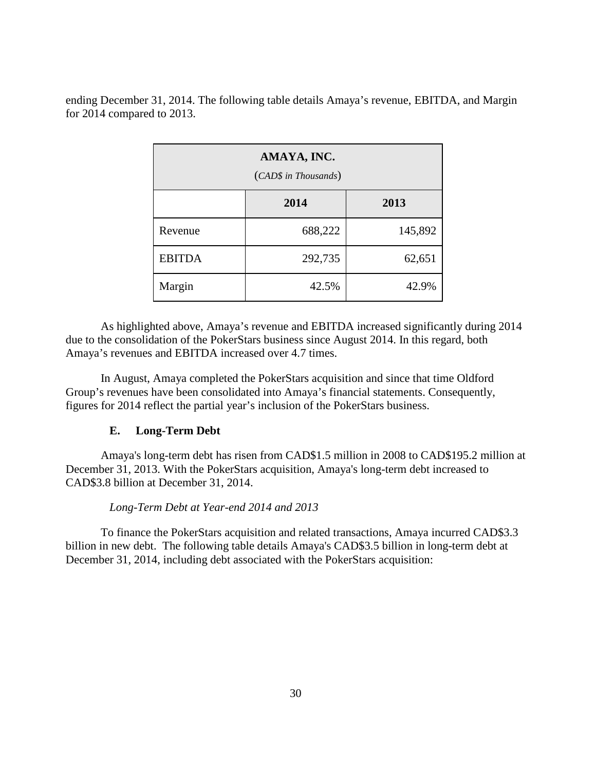ending December 31, 2014. The following table details Amaya's revenue, EBITDA, and Margin for 2014 compared to 2013.

| AMAYA, INC. (*CAD$ in Thousands*) | | |
|---|---|---|
| | **2014** | **2013** |
| Revenue | 688,222 | 145,892 |
| EBITDA | 292,735 | 62,651 |
| Margin | 42.5% | 42.9% |

As highlighted above, Amaya's revenue and EBITDA increased significantly during 2014 due to the consolidation of the PokerStars business since August 2014. In this regard, both Amaya's revenues and EBITDA increased over 4.7 times.

In August, Amaya completed the PokerStars acquisition and since that time Oldford Group's revenues have been consolidated into Amaya's financial statements. Consequently, figures for 2014 reflect the partial year's inclusion of the PokerStars business.

### E. Long-Term Debt

Amaya's long-term debt has risen from CAD$1.5 million in 2008 to CAD$195.2 million at December 31, 2013. With the PokerStars acquisition, Amaya's long-term debt increased to CAD$3.8 billion at December 31, 2014.

*Long-Term Debt at Year-end 2014 and 2013*

To finance the PokerStars acquisition and related transactions, Amaya incurred CAD$3.3 billion in new debt. The following table details Amaya's CAD$3.5 billion in long-term debt at December 31, 2014, including debt associated with the PokerStars acquisition: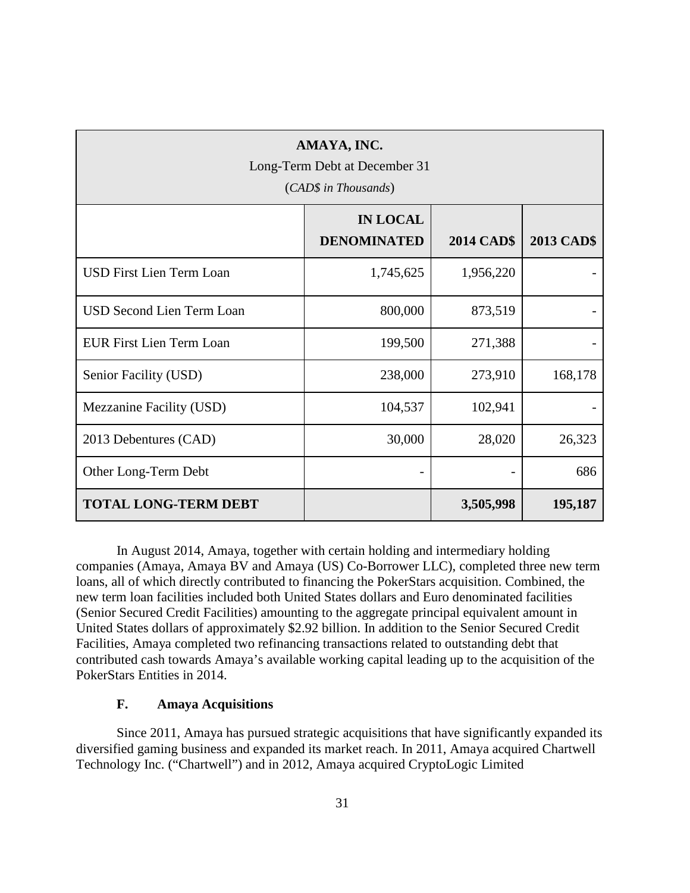| AMAYA, INC. Long-Term Debt at December 31 (*CAD$ in Thousands*) | | | |
|---|---|---|---|
| | **IN LOCAL DENOMINATED** | **2014 CAD$** | **2013 CAD$** |
| USD First Lien Term Loan | 1,745,625 | 1,956,220 | - |
| USD Second Lien Term Loan | 800,000 | 873,519 | - |
| EUR First Lien Term Loan | 199,500 | 271,388 | - |
| Senior Facility (USD) | 238,000 | 273,910 | 168,178 |
| Mezzanine Facility (USD) | 104,537 | 102,941 | - |
| 2013 Debentures (CAD) | 30,000 | 28,020 | 26,323 |
| Other Long-Term Debt | - | - | 686 |
| **TOTAL LONG-TERM DEBT** | | **3,505,998** | **195,187** |

In August 2014, Amaya, together with certain holding and intermediary holding companies (Amaya, Amaya BV and Amaya (US) Co-Borrower LLC), completed three new term loans, all of which directly contributed to financing the PokerStars acquisition. Combined, the new term loan facilities included both United States dollars and Euro denominated facilities (Senior Secured Credit Facilities) amounting to the aggregate principal equivalent amount in United States dollars of approximately $2.92 billion. In addition to the Senior Secured Credit Facilities, Amaya completed two refinancing transactions related to outstanding debt that contributed cash towards Amaya's available working capital leading up to the acquisition of the PokerStars Entities in 2014.

### F. Amaya Acquisitions

Since 2011, Amaya has pursued strategic acquisitions that have significantly expanded its diversified gaming business and expanded its market reach. In 2011, Amaya acquired Chartwell Technology Inc. ("Chartwell") and in 2012, Amaya acquired CryptoLogic Limited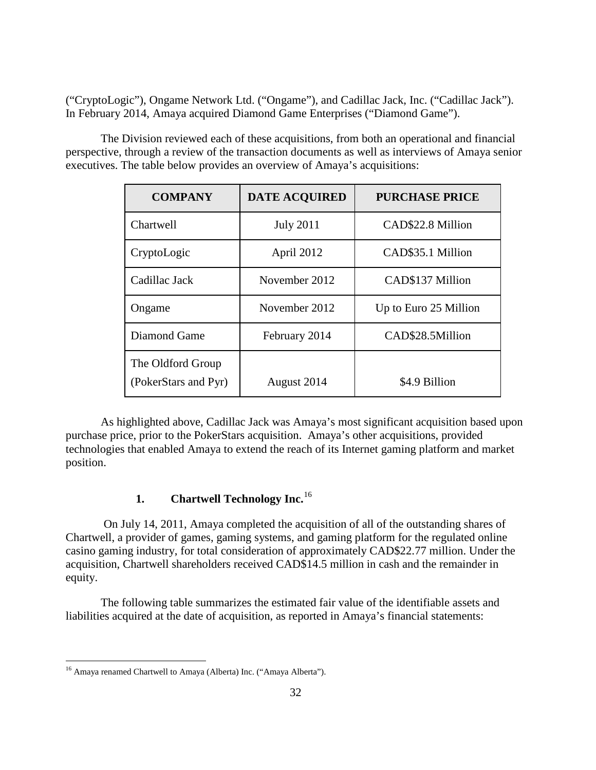("CryptoLogic"), Ongame Network Ltd. ("Ongame"), and Cadillac Jack, Inc. ("Cadillac Jack"). In February 2014, Amaya acquired Diamond Game Enterprises ("Diamond Game").

The Division reviewed each of these acquisitions, from both an operational and financial perspective, through a review of the transaction documents as well as interviews of Amaya senior executives. The table below provides an overview of Amaya's acquisitions:

| COMPANY | DATE ACQUIRED | PURCHASE PRICE |
|---|---|---|
| Chartwell | July 2011 | CAD$22.8 Million |
| CryptoLogic | April 2012 | CAD$35.1 Million |
| Cadillac Jack | November 2012 | CAD$137 Million |
| Ongame | November 2012 | Up to Euro 25 Million |
| Diamond Game | February 2014 | CAD$28.5Million |
| The Oldford Group (PokerStars and Pyr) | August 2014 | $4.9 Billion |

As highlighted above, Cadillac Jack was Amaya's most significant acquisition based upon purchase price, prior to the PokerStars acquisition. Amaya's other acquisitions, provided technologies that enabled Amaya to extend the reach of its Internet gaming platform and market position.

### 1. Chartwell Technology Inc.[16]

On July 14, 2011, Amaya completed the acquisition of all of the outstanding shares of Chartwell, a provider of games, gaming systems, and gaming platform for the regulated online casino gaming industry, for total consideration of approximately CAD$22.77 million. Under the acquisition, Chartwell shareholders received CAD$14.5 million in cash and the remainder in equity.

The following table summarizes the estimated fair value of the identifiable assets and liabilities acquired at the date of acquisition, as reported in Amaya's financial statements:

[16] Amaya renamed Chartwell to Amaya (Alberta) Inc. ("Amaya Alberta").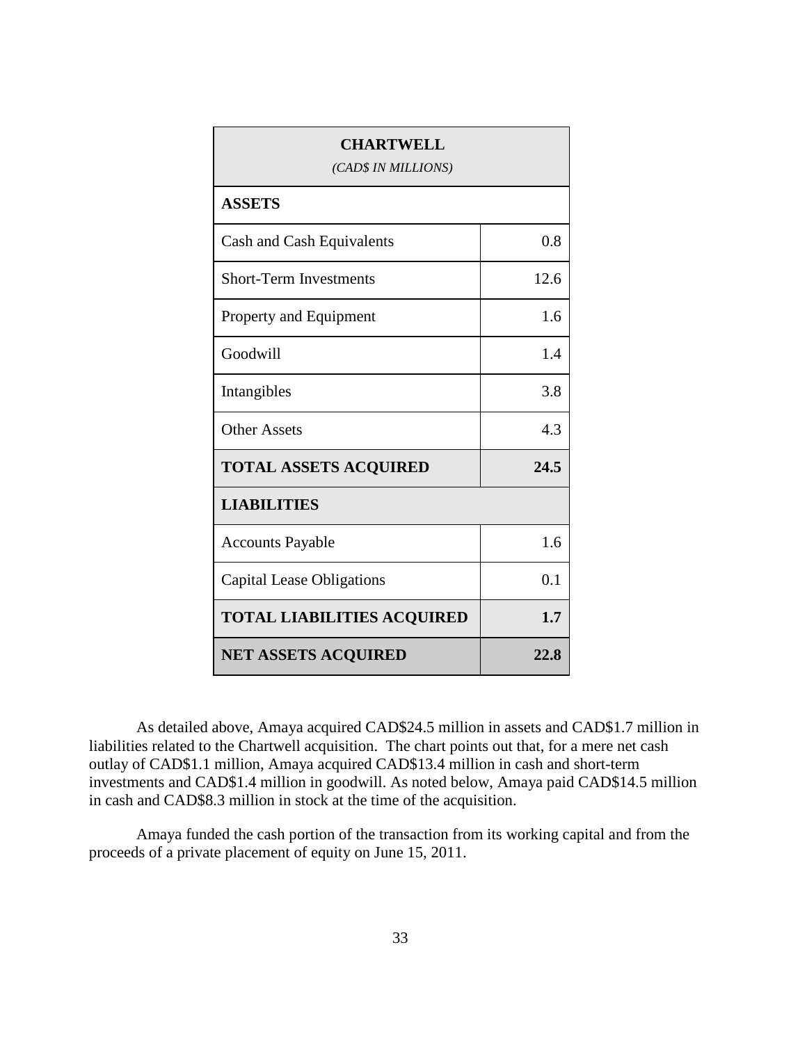| **CHARTWELL** *(CAD$ IN MILLIONS)* | |
|---|---|
| **ASSETS** | |
| Cash and Cash Equivalents | 0.8 |
| Short-Term Investments | 12.6 |
| Property and Equipment | 1.6 |
| Goodwill | 1.4 |
| Intangibles | 3.8 |
| Other Assets | 4.3 |
| **TOTAL ASSETS ACQUIRED** | **24.5** |
| **LIABILITIES** | |
| Accounts Payable | 1.6 |
| Capital Lease Obligations | 0.1 |
| **TOTAL LIABILITIES ACQUIRED** | **1.7** |
| **NET ASSETS ACQUIRED** | **22.8** |

As detailed above, Amaya acquired CAD$24.5 million in assets and CAD$1.7 million in liabilities related to the Chartwell acquisition. The chart points out that, for a mere net cash outlay of CAD$1.1 million, Amaya acquired CAD$13.4 million in cash and short-term investments and CAD$1.4 million in goodwill. As noted below, Amaya paid CAD$14.5 million in cash and CAD$8.3 million in stock at the time of the acquisition.

Amaya funded the cash portion of the transaction from its working capital and from the proceeds of a private placement of equity on June 15, 2011.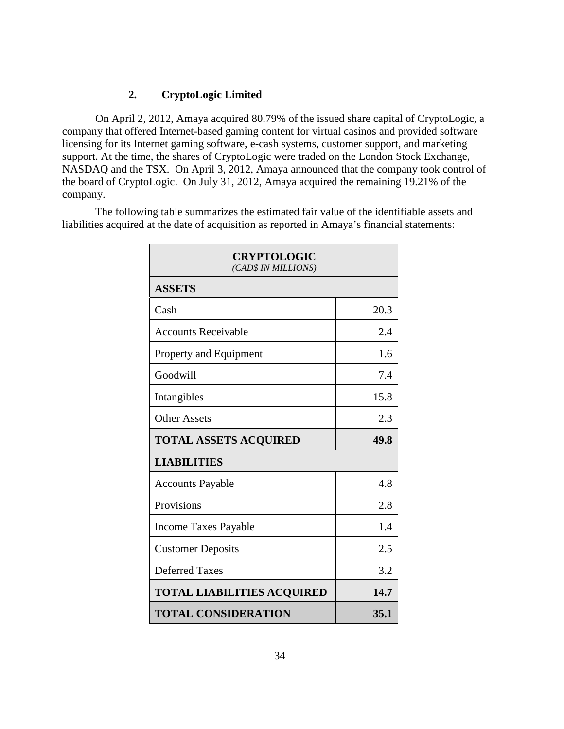## 2. CryptoLogic Limited

On April 2, 2012, Amaya acquired 80.79% of the issued share capital of CryptoLogic, a company that offered Internet-based gaming content for virtual casinos and provided software licensing for its Internet gaming software, e-cash systems, customer support, and marketing support. At the time, the shares of CryptoLogic were traded on the London Stock Exchange, NASDAQ and the TSX. On April 3, 2012, Amaya announced that the company took control of the board of CryptoLogic. On July 31, 2012, Amaya acquired the remaining 19.21% of the company.

The following table summarizes the estimated fair value of the identifiable assets and liabilities acquired at the date of acquisition as reported in Amaya's financial statements:

| **CRYPTOLOGIC** *(CAD$ IN MILLIONS)* | |
|---|---|
| **ASSETS** | |
| Cash | 20.3 |
| Accounts Receivable | 2.4 |
| Property and Equipment | 1.6 |
| Goodwill | 7.4 |
| Intangibles | 15.8 |
| Other Assets | 2.3 |
| **TOTAL ASSETS ACQUIRED** | **49.8** |
| **LIABILITIES** | |
| Accounts Payable | 4.8 |
| Provisions | 2.8 |
| Income Taxes Payable | 1.4 |
| Customer Deposits | 2.5 |
| Deferred Taxes | 3.2 |
| **TOTAL LIABILITIES ACQUIRED** | **14.7** |
| **TOTAL CONSIDERATION** | **35.1** |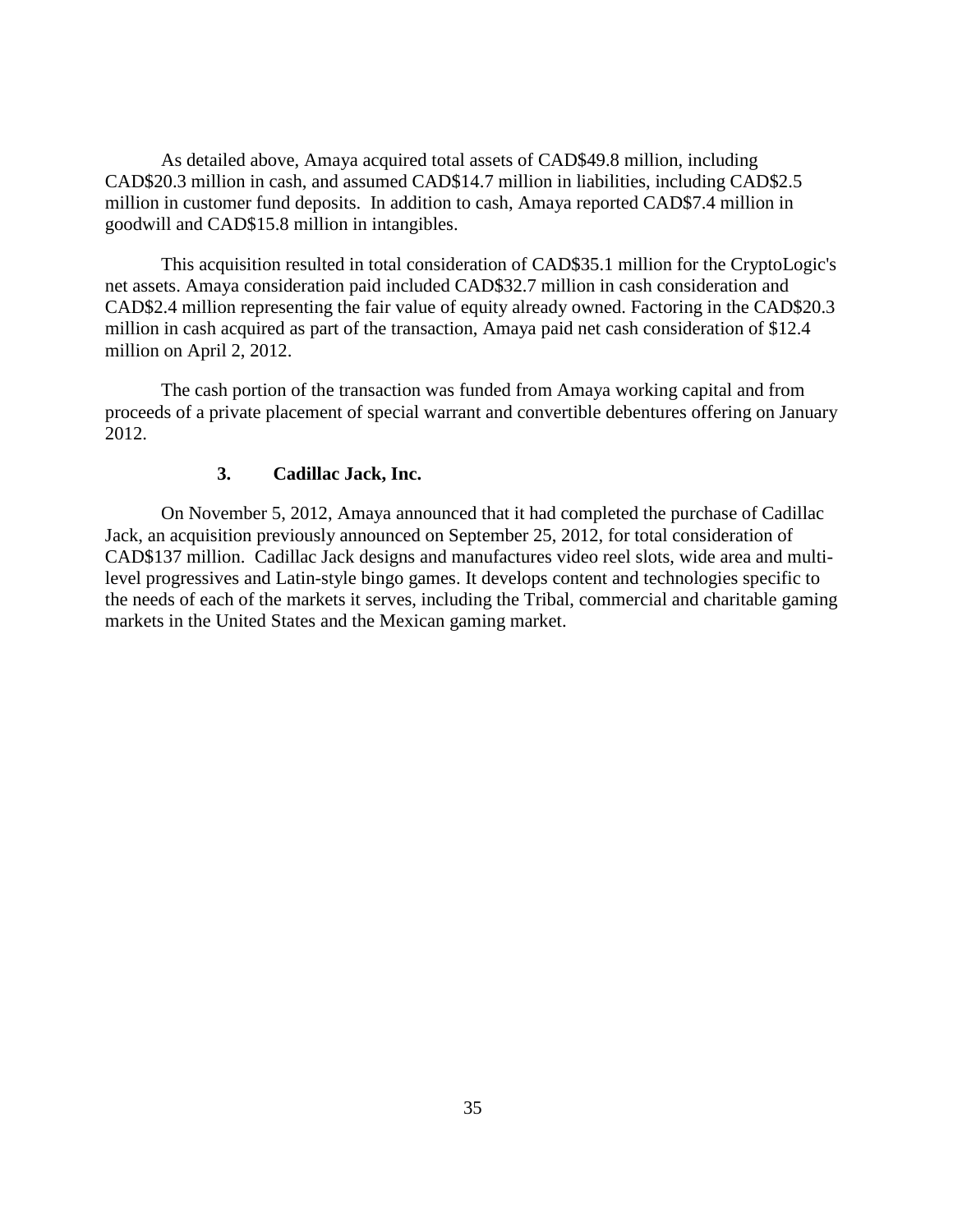As detailed above, Amaya acquired total assets of CAD$49.8 million, including CAD$20.3 million in cash, and assumed CAD$14.7 million in liabilities, including CAD$2.5 million in customer fund deposits. In addition to cash, Amaya reported CAD$7.4 million in goodwill and CAD$15.8 million in intangibles.

This acquisition resulted in total consideration of CAD$35.1 million for the CryptoLogic's net assets. Amaya consideration paid included CAD$32.7 million in cash consideration and CAD$2.4 million representing the fair value of equity already owned. Factoring in the CAD$20.3 million in cash acquired as part of the transaction, Amaya paid net cash consideration of $12.4 million on April 2, 2012.

The cash portion of the transaction was funded from Amaya working capital and from proceeds of a private placement of special warrant and convertible debentures offering on January 2012.

### 3. Cadillac Jack, Inc.

On November 5, 2012, Amaya announced that it had completed the purchase of Cadillac Jack, an acquisition previously announced on September 25, 2012, for total consideration of CAD$137 million. Cadillac Jack designs and manufactures video reel slots, wide area and multi-level progressives and Latin-style bingo games. It develops content and technologies specific to the needs of each of the markets it serves, including the Tribal, commercial and charitable gaming markets in the United States and the Mexican gaming market.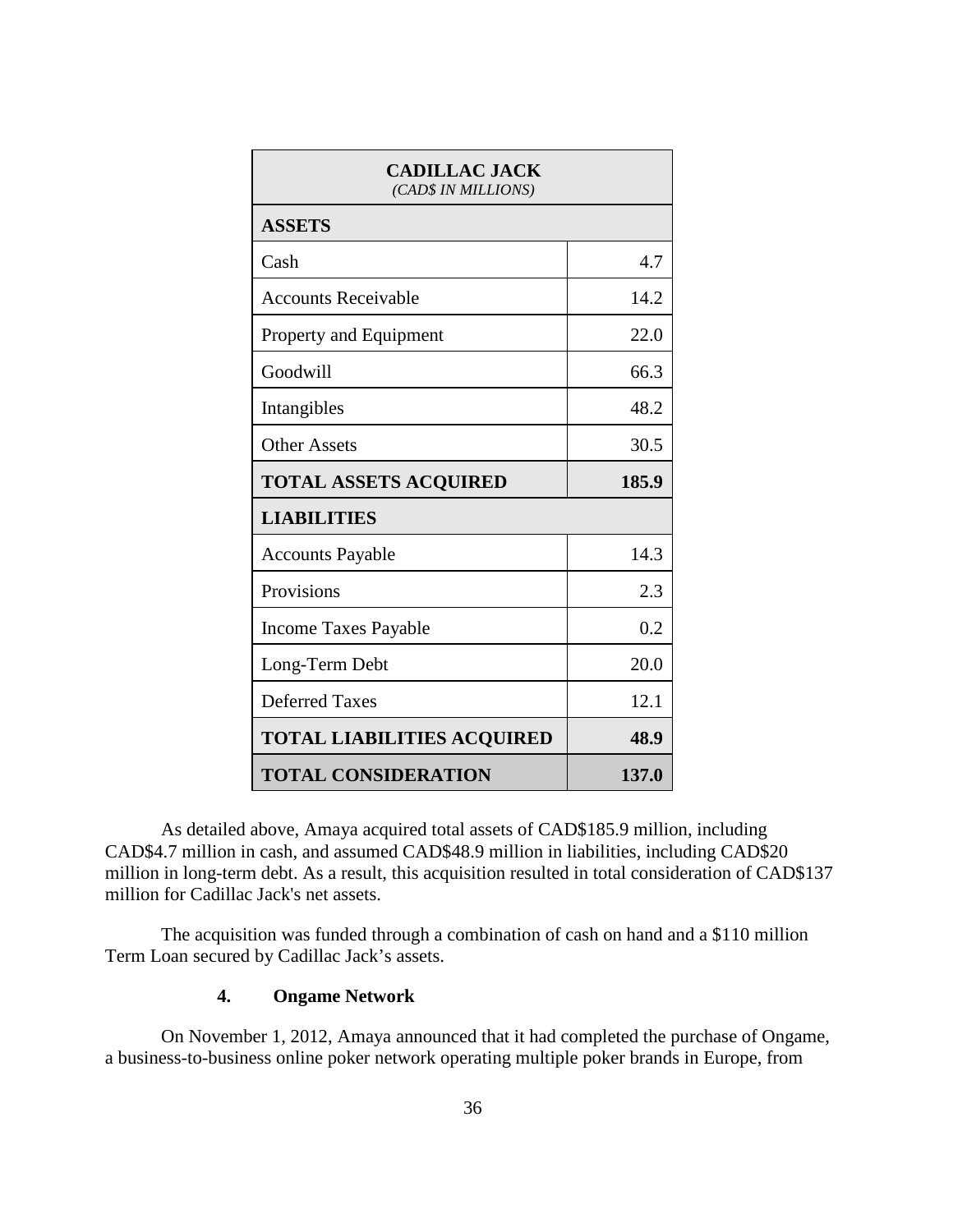| CADILLAC JACK *(CAD$ IN MILLIONS)* | |
|---|---|
| **ASSETS** | |
| Cash | 4.7 |
| Accounts Receivable | 14.2 |
| Property and Equipment | 22.0 |
| Goodwill | 66.3 |
| Intangibles | 48.2 |
| Other Assets | 30.5 |
| **TOTAL ASSETS ACQUIRED** | **185.9** |
| **LIABILITIES** | |
| Accounts Payable | 14.3 |
| Provisions | 2.3 |
| Income Taxes Payable | 0.2 |
| Long-Term Debt | 20.0 |
| Deferred Taxes | 12.1 |
| **TOTAL LIABILITIES ACQUIRED** | **48.9** |
| **TOTAL CONSIDERATION** | **137.0** |

As detailed above, Amaya acquired total assets of CAD$185.9 million, including CAD$4.7 million in cash, and assumed CAD$48.9 million in liabilities, including CAD$20 million in long-term debt. As a result, this acquisition resulted in total consideration of CAD$137 million for Cadillac Jack's net assets.

The acquisition was funded through a combination of cash on hand and a $110 million Term Loan secured by Cadillac Jack's assets.

### 4. Ongame Network

On November 1, 2012, Amaya announced that it had completed the purchase of Ongame, a business-to-business online poker network operating multiple poker brands in Europe, from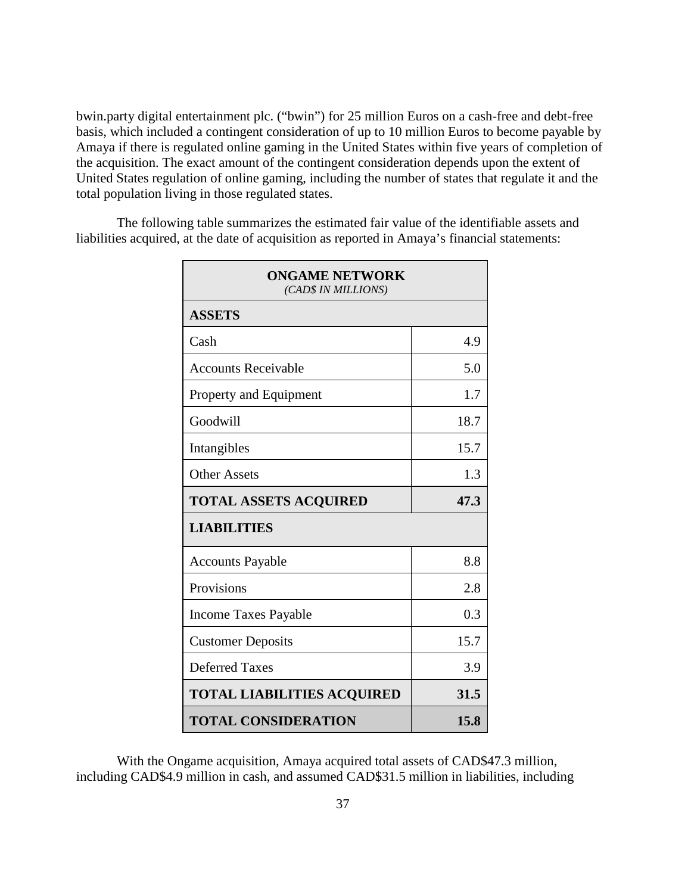bwin.party digital entertainment plc. ("bwin") for 25 million Euros on a cash-free and debt-free basis, which included a contingent consideration of up to 10 million Euros to become payable by Amaya if there is regulated online gaming in the United States within five years of completion of the acquisition. The exact amount of the contingent consideration depends upon the extent of United States regulation of online gaming, including the number of states that regulate it and the total population living in those regulated states.

The following table summarizes the estimated fair value of the identifiable assets and liabilities acquired, at the date of acquisition as reported in Amaya's financial statements:

| **ONGAME NETWORK** *(CAD$ IN MILLIONS)* | |
|---|---|
| **ASSETS** | |
| Cash | 4.9 |
| Accounts Receivable | 5.0 |
| Property and Equipment | 1.7 |
| Goodwill | 18.7 |
| Intangibles | 15.7 |
| Other Assets | 1.3 |
| **TOTAL ASSETS ACQUIRED** | **47.3** |
| **LIABILITIES** | |
| Accounts Payable | 8.8 |
| Provisions | 2.8 |
| Income Taxes Payable | 0.3 |
| Customer Deposits | 15.7 |
| Deferred Taxes | 3.9 |
| **TOTAL LIABILITIES ACQUIRED** | **31.5** |
| **TOTAL CONSIDERATION** | **15.8** |

With the Ongame acquisition, Amaya acquired total assets of CAD$47.3 million, including CAD$4.9 million in cash, and assumed CAD$31.5 million in liabilities, including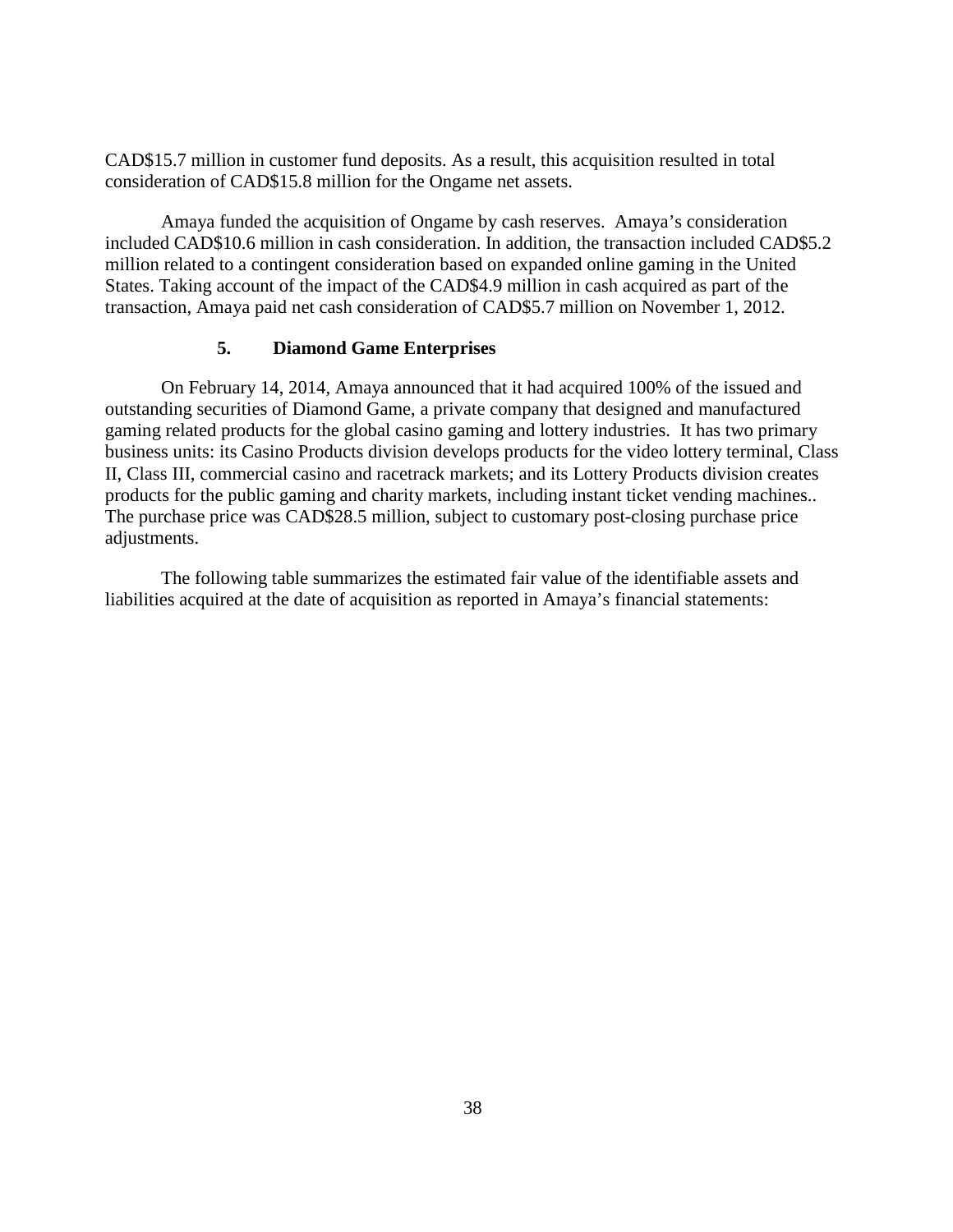CAD$15.7 million in customer fund deposits. As a result, this acquisition resulted in total consideration of CAD$15.8 million for the Ongame net assets.

Amaya funded the acquisition of Ongame by cash reserves. Amaya's consideration included CAD$10.6 million in cash consideration. In addition, the transaction included CAD$5.2 million related to a contingent consideration based on expanded online gaming in the United States. Taking account of the impact of the CAD$4.9 million in cash acquired as part of the transaction, Amaya paid net cash consideration of CAD$5.7 million on November 1, 2012.

### 5. Diamond Game Enterprises

On February 14, 2014, Amaya announced that it had acquired 100% of the issued and outstanding securities of Diamond Game, a private company that designed and manufactured gaming related products for the global casino gaming and lottery industries. It has two primary business units: its Casino Products division develops products for the video lottery terminal, Class II, Class III, commercial casino and racetrack markets; and its Lottery Products division creates products for the public gaming and charity markets, including instant ticket vending machines.. The purchase price was CAD$28.5 million, subject to customary post-closing purchase price adjustments.

The following table summarizes the estimated fair value of the identifiable assets and liabilities acquired at the date of acquisition as reported in Amaya's financial statements: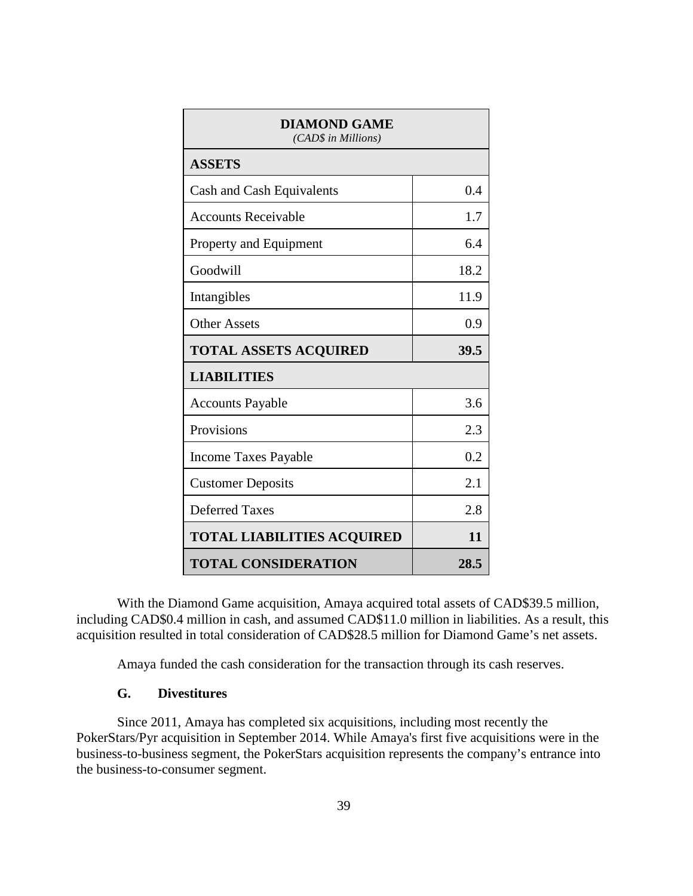| **DIAMOND GAME** *(CAD$ in Millions)* | |
|---|---|
| **ASSETS** | |
| Cash and Cash Equivalents | 0.4 |
| Accounts Receivable | 1.7 |
| Property and Equipment | 6.4 |
| Goodwill | 18.2 |
| Intangibles | 11.9 |
| Other Assets | 0.9 |
| **TOTAL ASSETS ACQUIRED** | **39.5** |
| **LIABILITIES** | |
| Accounts Payable | 3.6 |
| Provisions | 2.3 |
| Income Taxes Payable | 0.2 |
| Customer Deposits | 2.1 |
| Deferred Taxes | 2.8 |
| **TOTAL LIABILITIES ACQUIRED** | **11** |
| **TOTAL CONSIDERATION** | **28.5** |

With the Diamond Game acquisition, Amaya acquired total assets of CAD$39.5 million, including CAD$0.4 million in cash, and assumed CAD$11.0 million in liabilities. As a result, this acquisition resulted in total consideration of CAD$28.5 million for Diamond Game's net assets.

Amaya funded the cash consideration for the transaction through its cash reserves.

### G. Divestitures

Since 2011, Amaya has completed six acquisitions, including most recently the PokerStars/Pyr acquisition in September 2014. While Amaya's first five acquisitions were in the business-to-business segment, the PokerStars acquisition represents the company's entrance into the business-to-consumer segment.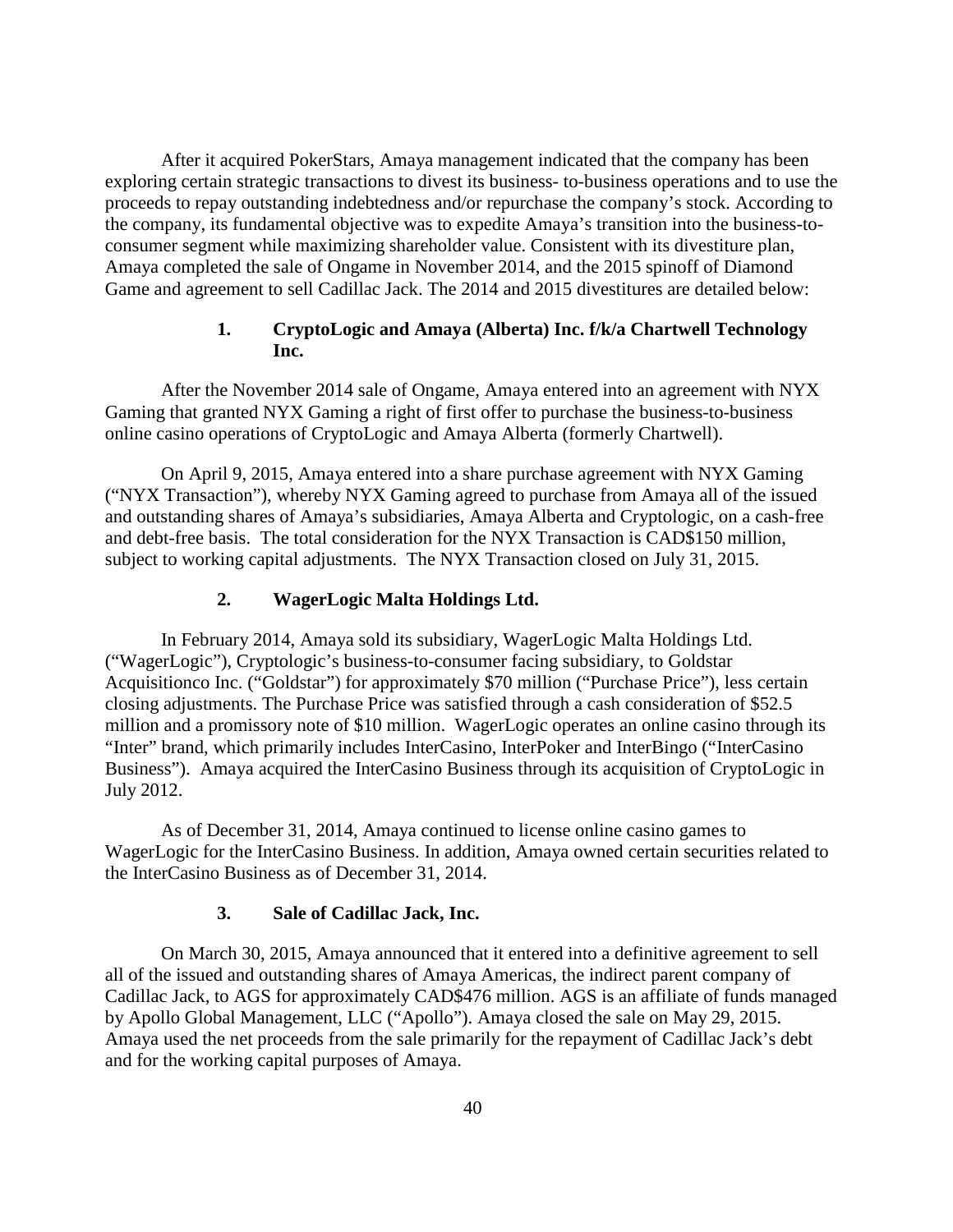After it acquired PokerStars, Amaya management indicated that the company has been exploring certain strategic transactions to divest its business- to-business operations and to use the proceeds to repay outstanding indebtedness and/or repurchase the company's stock. According to the company, its fundamental objective was to expedite Amaya's transition into the business-to-consumer segment while maximizing shareholder value. Consistent with its divestiture plan, Amaya completed the sale of Ongame in November 2014, and the 2015 spinoff of Diamond Game and agreement to sell Cadillac Jack. The 2014 and 2015 divestitures are detailed below:

### 1. CryptoLogic and Amaya (Alberta) Inc. f/k/a Chartwell Technology Inc.

After the November 2014 sale of Ongame, Amaya entered into an agreement with NYX Gaming that granted NYX Gaming a right of first offer to purchase the business-to-business online casino operations of CryptoLogic and Amaya Alberta (formerly Chartwell).

On April 9, 2015, Amaya entered into a share purchase agreement with NYX Gaming ("NYX Transaction"), whereby NYX Gaming agreed to purchase from Amaya all of the issued and outstanding shares of Amaya's subsidiaries, Amaya Alberta and Cryptologic, on a cash-free and debt-free basis. The total consideration for the NYX Transaction is CAD$150 million, subject to working capital adjustments. The NYX Transaction closed on July 31, 2015.

### 2. WagerLogic Malta Holdings Ltd.

In February 2014, Amaya sold its subsidiary, WagerLogic Malta Holdings Ltd. ("WagerLogic"), Cryptologic's business-to-consumer facing subsidiary, to Goldstar Acquisitionco Inc. ("Goldstar") for approximately $70 million ("Purchase Price"), less certain closing adjustments. The Purchase Price was satisfied through a cash consideration of $52.5 million and a promissory note of $10 million. WagerLogic operates an online casino through its "Inter" brand, which primarily includes InterCasino, InterPoker and InterBingo ("InterCasino Business"). Amaya acquired the InterCasino Business through its acquisition of CryptoLogic in July 2012.

As of December 31, 2014, Amaya continued to license online casino games to WagerLogic for the InterCasino Business. In addition, Amaya owned certain securities related to the InterCasino Business as of December 31, 2014.

### 3. Sale of Cadillac Jack, Inc.

On March 30, 2015, Amaya announced that it entered into a definitive agreement to sell all of the issued and outstanding shares of Amaya Americas, the indirect parent company of Cadillac Jack, to AGS for approximately CAD$476 million. AGS is an affiliate of funds managed by Apollo Global Management, LLC ("Apollo"). Amaya closed the sale on May 29, 2015. Amaya used the net proceeds from the sale primarily for the repayment of Cadillac Jack's debt and for the working capital purposes of Amaya.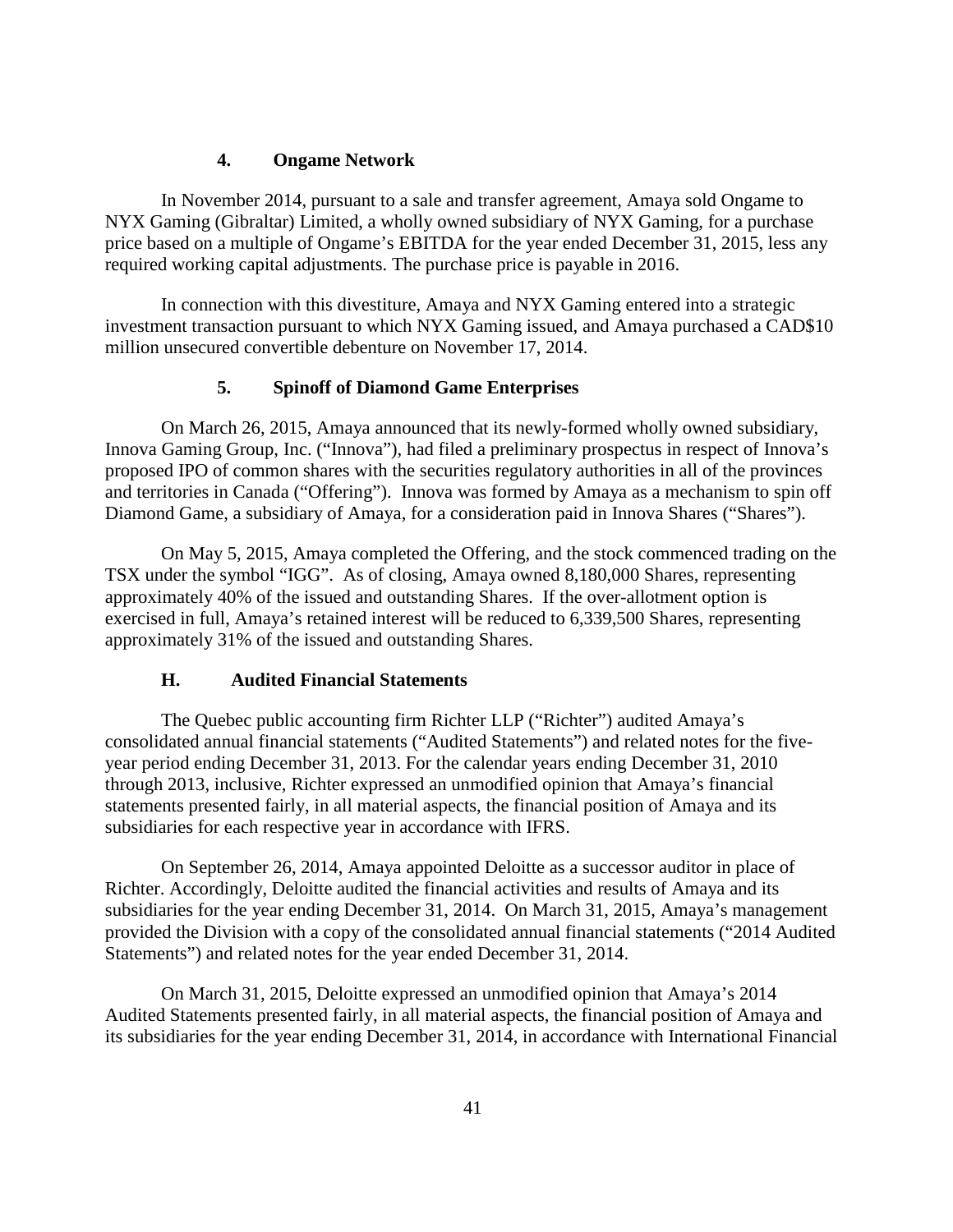### 4. Ongame Network

In November 2014, pursuant to a sale and transfer agreement, Amaya sold Ongame to NYX Gaming (Gibraltar) Limited, a wholly owned subsidiary of NYX Gaming, for a purchase price based on a multiple of Ongame's EBITDA for the year ended December 31, 2015, less any required working capital adjustments. The purchase price is payable in 2016.

In connection with this divestiture, Amaya and NYX Gaming entered into a strategic investment transaction pursuant to which NYX Gaming issued, and Amaya purchased a CAD$10 million unsecured convertible debenture on November 17, 2014.

### 5. Spinoff of Diamond Game Enterprises

On March 26, 2015, Amaya announced that its newly-formed wholly owned subsidiary, Innova Gaming Group, Inc. ("Innova"), had filed a preliminary prospectus in respect of Innova's proposed IPO of common shares with the securities regulatory authorities in all of the provinces and territories in Canada ("Offering"). Innova was formed by Amaya as a mechanism to spin off Diamond Game, a subsidiary of Amaya, for a consideration paid in Innova Shares ("Shares").

On May 5, 2015, Amaya completed the Offering, and the stock commenced trading on the TSX under the symbol "IGG". As of closing, Amaya owned 8,180,000 Shares, representing approximately 40% of the issued and outstanding Shares. If the over-allotment option is exercised in full, Amaya's retained interest will be reduced to 6,339,500 Shares, representing approximately 31% of the issued and outstanding Shares.

## H. Audited Financial Statements

The Quebec public accounting firm Richter LLP ("Richter") audited Amaya's consolidated annual financial statements ("Audited Statements") and related notes for the five-year period ending December 31, 2013. For the calendar years ending December 31, 2010 through 2013, inclusive, Richter expressed an unmodified opinion that Amaya's financial statements presented fairly, in all material aspects, the financial position of Amaya and its subsidiaries for each respective year in accordance with IFRS.

On September 26, 2014, Amaya appointed Deloitte as a successor auditor in place of Richter. Accordingly, Deloitte audited the financial activities and results of Amaya and its subsidiaries for the year ending December 31, 2014. On March 31, 2015, Amaya's management provided the Division with a copy of the consolidated annual financial statements ("2014 Audited Statements") and related notes for the year ended December 31, 2014.

On March 31, 2015, Deloitte expressed an unmodified opinion that Amaya's 2014 Audited Statements presented fairly, in all material aspects, the financial position of Amaya and its subsidiaries for the year ending December 31, 2014, in accordance with International Financial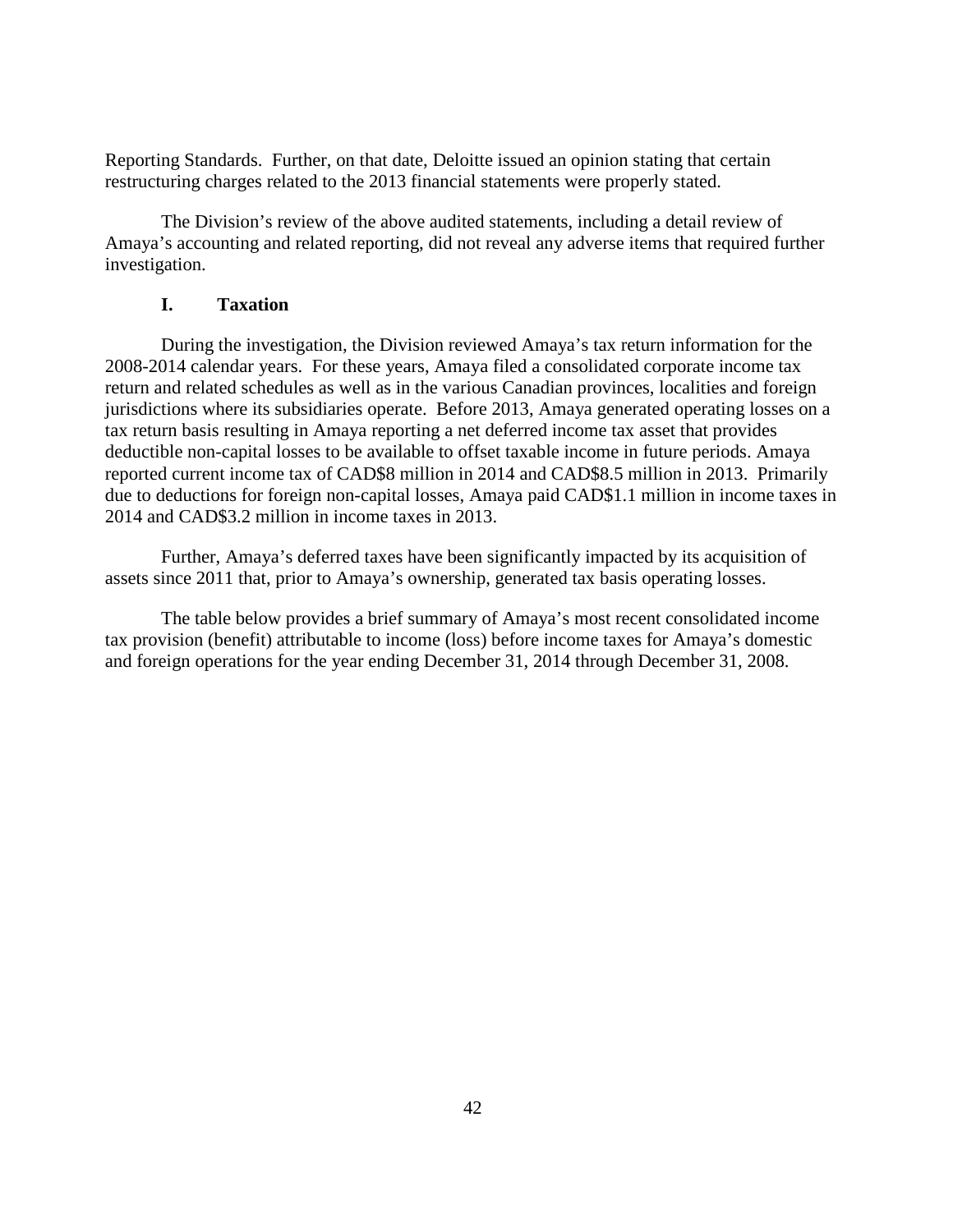Reporting Standards. Further, on that date, Deloitte issued an opinion stating that certain restructuring charges related to the 2013 financial statements were properly stated.

The Division's review of the above audited statements, including a detail review of Amaya's accounting and related reporting, did not reveal any adverse items that required further investigation.

### I. Taxation

During the investigation, the Division reviewed Amaya's tax return information for the 2008-2014 calendar years. For these years, Amaya filed a consolidated corporate income tax return and related schedules as well as in the various Canadian provinces, localities and foreign jurisdictions where its subsidiaries operate. Before 2013, Amaya generated operating losses on a tax return basis resulting in Amaya reporting a net deferred income tax asset that provides deductible non-capital losses to be available to offset taxable income in future periods. Amaya reported current income tax of CAD$8 million in 2014 and CAD$8.5 million in 2013. Primarily due to deductions for foreign non-capital losses, Amaya paid CAD$1.1 million in income taxes in 2014 and CAD$3.2 million in income taxes in 2013.

Further, Amaya's deferred taxes have been significantly impacted by its acquisition of assets since 2011 that, prior to Amaya's ownership, generated tax basis operating losses.

The table below provides a brief summary of Amaya's most recent consolidated income tax provision (benefit) attributable to income (loss) before income taxes for Amaya's domestic and foreign operations for the year ending December 31, 2014 through December 31, 2008.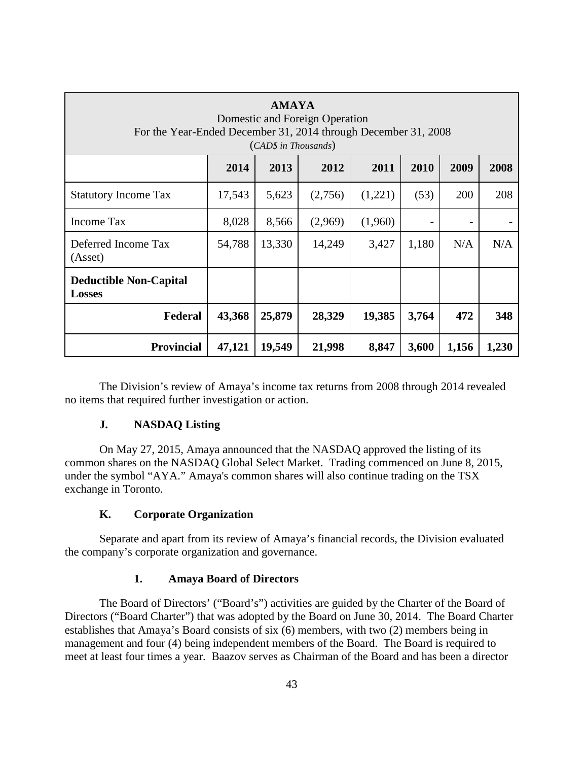| **AMAYA**<br>Domestic and Foreign Operation<br>For the Year-Ended December 31, 2014 through December 31, 2008<br>(*CAD$ in Thousands*) | | | | | | | |
|---|---|---|---|---|---|---|---|
| | **2014** | **2013** | **2012** | **2011** | **2010** | **2009** | **2008** |
| Statutory Income Tax | 17,543 | 5,623 | (2,756) | (1,221) | (53) | 200 | 208 |
| Income Tax | 8,028 | 8,566 | (2,969) | (1,960) | - | - | - |
| Deferred Income Tax (Asset) | 54,788 | 13,330 | 14,249 | 3,427 | 1,180 | N/A | N/A |
| **Deductible Non-Capital Losses** | | | | | | | |
| **Federal** | **43,368** | **25,879** | **28,329** | **19,385** | **3,764** | **472** | **348** |
| **Provincial** | **47,121** | **19,549** | **21,998** | **8,847** | **3,600** | **1,156** | **1,230** |

The Division's review of Amaya's income tax returns from 2008 through 2014 revealed no items that required further investigation or action.

### J. NASDAQ Listing

On May 27, 2015, Amaya announced that the NASDAQ approved the listing of its common shares on the NASDAQ Global Select Market. Trading commenced on June 8, 2015, under the symbol "AYA." Amaya's common shares will also continue trading on the TSX exchange in Toronto.

### K. Corporate Organization

Separate and apart from its review of Amaya's financial records, the Division evaluated the company's corporate organization and governance.

#### 1. Amaya Board of Directors

The Board of Directors' ("Board's") activities are guided by the Charter of the Board of Directors ("Board Charter") that was adopted by the Board on June 30, 2014. The Board Charter establishes that Amaya's Board consists of six (6) members, with two (2) members being in management and four (4) being independent members of the Board. The Board is required to meet at least four times a year. Baazov serves as Chairman of the Board and has been a director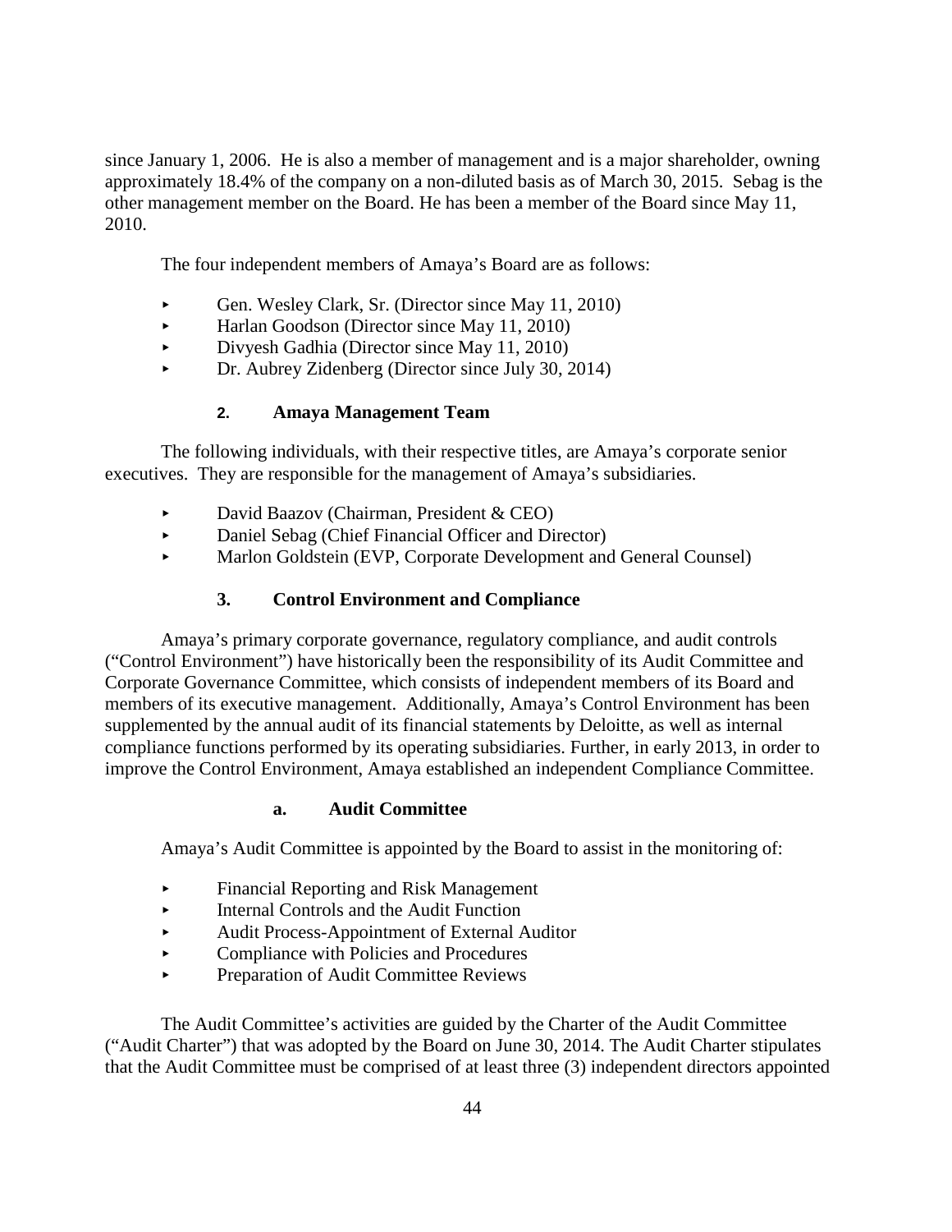since January 1, 2006. He is also a member of management and is a major shareholder, owning approximately 18.4% of the company on a non-diluted basis as of March 30, 2015. Sebag is the other management member on the Board. He has been a member of the Board since May 11, 2010.

The four independent members of Amaya's Board are as follows:

- Gen. Wesley Clark, Sr. (Director since May 11, 2010)
- Harlan Goodson (Director since May 11, 2010)
- Divyesh Gadhia (Director since May 11, 2010)
- Dr. Aubrey Zidenberg (Director since July 30, 2014)

### 2. Amaya Management Team

The following individuals, with their respective titles, are Amaya's corporate senior executives. They are responsible for the management of Amaya's subsidiaries.

- David Baazov (Chairman, President & CEO)
- Daniel Sebag (Chief Financial Officer and Director)
- Marlon Goldstein (EVP, Corporate Development and General Counsel)

### 3. Control Environment and Compliance

Amaya's primary corporate governance, regulatory compliance, and audit controls ("Control Environment") have historically been the responsibility of its Audit Committee and Corporate Governance Committee, which consists of independent members of its Board and members of its executive management. Additionally, Amaya's Control Environment has been supplemented by the annual audit of its financial statements by Deloitte, as well as internal compliance functions performed by its operating subsidiaries. Further, in early 2013, in order to improve the Control Environment, Amaya established an independent Compliance Committee.

#### a. Audit Committee

Amaya's Audit Committee is appointed by the Board to assist in the monitoring of:

- Financial Reporting and Risk Management
- Internal Controls and the Audit Function
- Audit Process-Appointment of External Auditor
- Compliance with Policies and Procedures
- Preparation of Audit Committee Reviews

The Audit Committee's activities are guided by the Charter of the Audit Committee ("Audit Charter") that was adopted by the Board on June 30, 2014. The Audit Charter stipulates that the Audit Committee must be comprised of at least three (3) independent directors appointed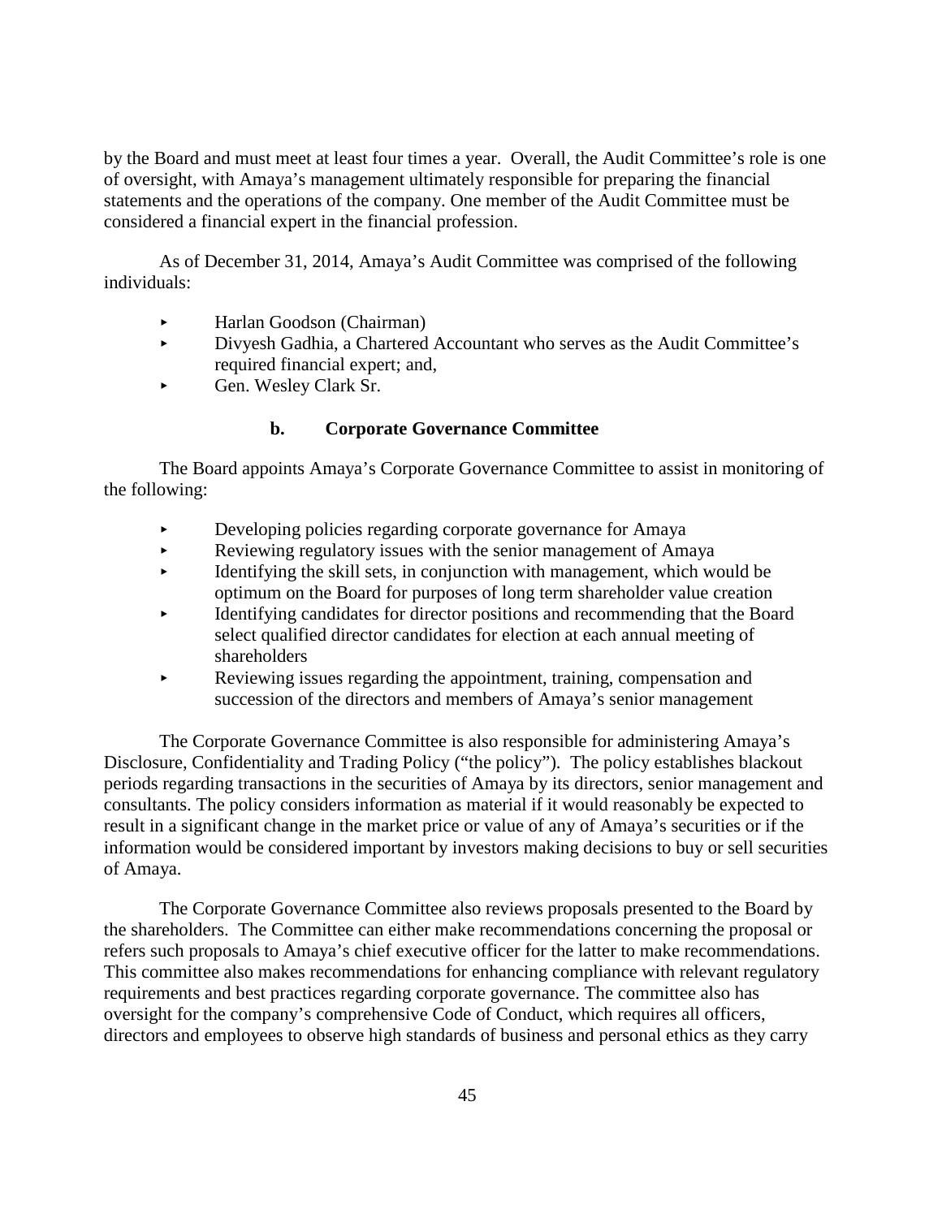by the Board and must meet at least four times a year. Overall, the Audit Committee's role is one of oversight, with Amaya's management ultimately responsible for preparing the financial statements and the operations of the company. One member of the Audit Committee must be considered a financial expert in the financial profession.

As of December 31, 2014, Amaya's Audit Committee was comprised of the following individuals:

- Harlan Goodson (Chairman)
- Divyesh Gadhia, a Chartered Accountant who serves as the Audit Committee's required financial expert; and,
- Gen. Wesley Clark Sr.

### b. Corporate Governance Committee

The Board appoints Amaya's Corporate Governance Committee to assist in monitoring of the following:

- Developing policies regarding corporate governance for Amaya
- Reviewing regulatory issues with the senior management of Amaya
- Identifying the skill sets, in conjunction with management, which would be optimum on the Board for purposes of long term shareholder value creation
- Identifying candidates for director positions and recommending that the Board select qualified director candidates for election at each annual meeting of shareholders
- Reviewing issues regarding the appointment, training, compensation and succession of the directors and members of Amaya's senior management

The Corporate Governance Committee is also responsible for administering Amaya's Disclosure, Confidentiality and Trading Policy ("the policy"). The policy establishes blackout periods regarding transactions in the securities of Amaya by its directors, senior management and consultants. The policy considers information as material if it would reasonably be expected to result in a significant change in the market price or value of any of Amaya's securities or if the information would be considered important by investors making decisions to buy or sell securities of Amaya.

The Corporate Governance Committee also reviews proposals presented to the Board by the shareholders. The Committee can either make recommendations concerning the proposal or refers such proposals to Amaya's chief executive officer for the latter to make recommendations. This committee also makes recommendations for enhancing compliance with relevant regulatory requirements and best practices regarding corporate governance. The committee also has oversight for the company's comprehensive Code of Conduct, which requires all officers, directors and employees to observe high standards of business and personal ethics as they carry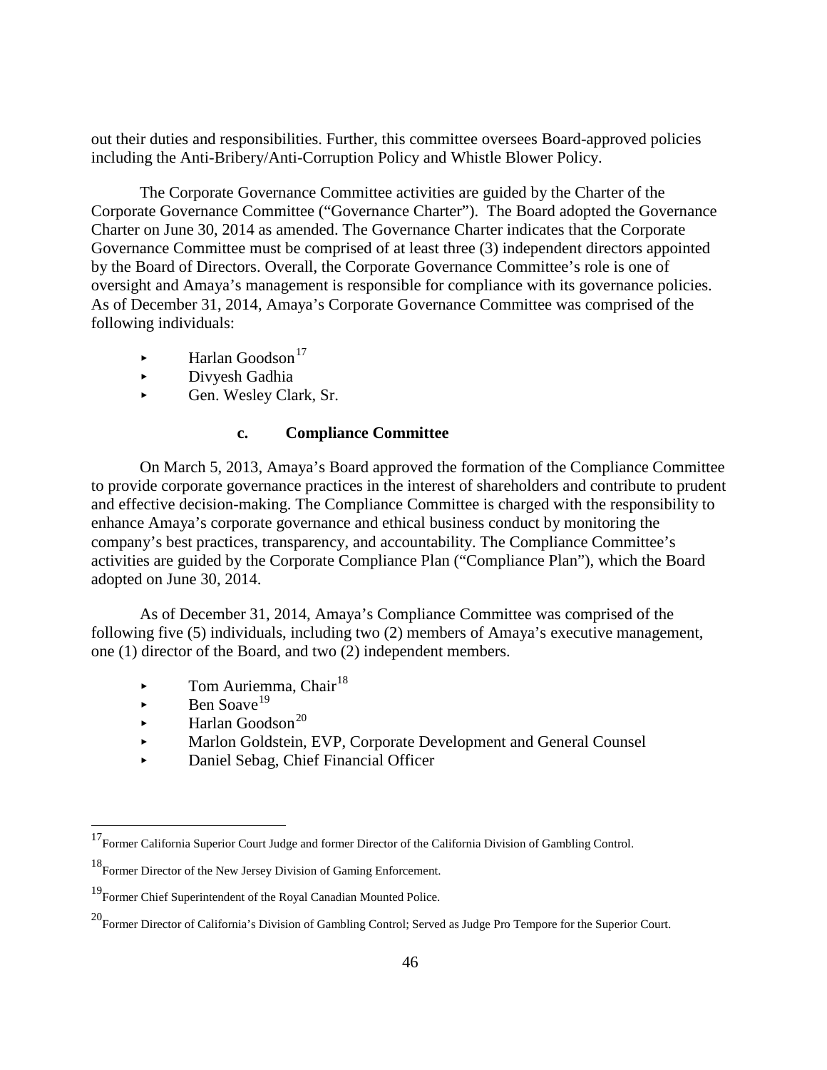out their duties and responsibilities. Further, this committee oversees Board-approved policies including the Anti-Bribery/Anti-Corruption Policy and Whistle Blower Policy.

The Corporate Governance Committee activities are guided by the Charter of the Corporate Governance Committee ("Governance Charter"). The Board adopted the Governance Charter on June 30, 2014 as amended. The Governance Charter indicates that the Corporate Governance Committee must be comprised of at least three (3) independent directors appointed by the Board of Directors. Overall, the Corporate Governance Committee's role is one of oversight and Amaya's management is responsible for compliance with its governance policies. As of December 31, 2014, Amaya's Corporate Governance Committee was comprised of the following individuals:

- Harlan Goodson[17]
- Divyesh Gadhia
- Gen. Wesley Clark, Sr.

#### c. Compliance Committee

On March 5, 2013, Amaya's Board approved the formation of the Compliance Committee to provide corporate governance practices in the interest of shareholders and contribute to prudent and effective decision-making. The Compliance Committee is charged with the responsibility to enhance Amaya's corporate governance and ethical business conduct by monitoring the company's best practices, transparency, and accountability. The Compliance Committee's activities are guided by the Corporate Compliance Plan ("Compliance Plan"), which the Board adopted on June 30, 2014.

As of December 31, 2014, Amaya's Compliance Committee was comprised of the following five (5) individuals, including two (2) members of Amaya's executive management, one (1) director of the Board, and two (2) independent members.

- Tom Auriemma, Chair[18]
- Ben Soave[19]
- Harlan Goodson[20]
- Marlon Goldstein, EVP, Corporate Development and General Counsel
- Daniel Sebag, Chief Financial Officer

---

[17] Former California Superior Court Judge and former Director of the California Division of Gambling Control.

[18] Former Director of the New Jersey Division of Gaming Enforcement.

[19] Former Chief Superintendent of the Royal Canadian Mounted Police.

[20] Former Director of California's Division of Gambling Control; Served as Judge Pro Tempore for the Superior Court.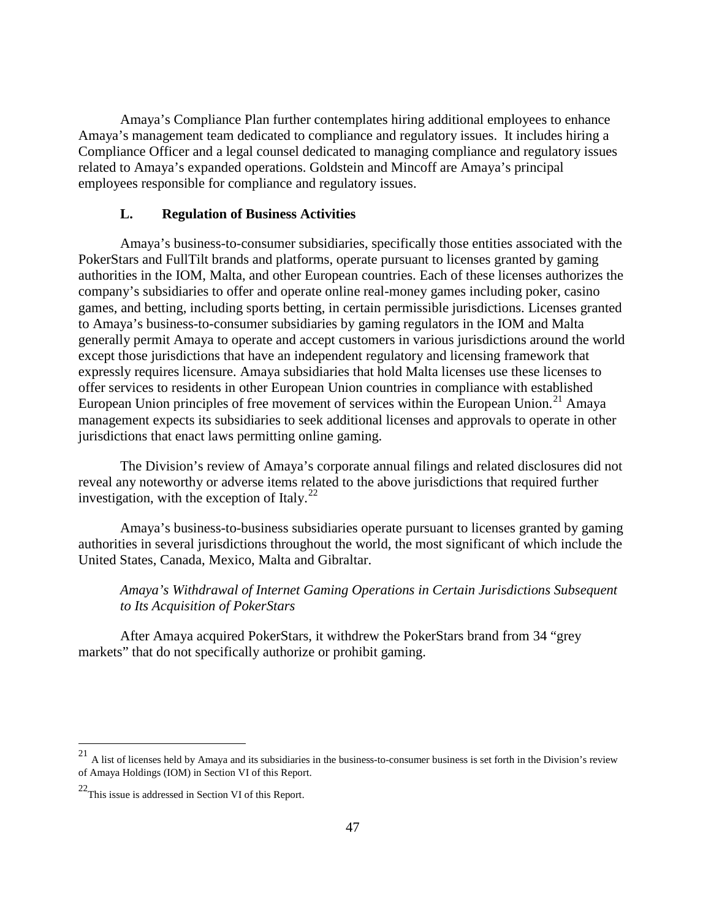Amaya's Compliance Plan further contemplates hiring additional employees to enhance Amaya's management team dedicated to compliance and regulatory issues. It includes hiring a Compliance Officer and a legal counsel dedicated to managing compliance and regulatory issues related to Amaya's expanded operations. Goldstein and Mincoff are Amaya's principal employees responsible for compliance and regulatory issues.

### L. Regulation of Business Activities

Amaya's business-to-consumer subsidiaries, specifically those entities associated with the PokerStars and FullTilt brands and platforms, operate pursuant to licenses granted by gaming authorities in the IOM, Malta, and other European countries. Each of these licenses authorizes the company's subsidiaries to offer and operate online real-money games including poker, casino games, and betting, including sports betting, in certain permissible jurisdictions. Licenses granted to Amaya's business-to-consumer subsidiaries by gaming regulators in the IOM and Malta generally permit Amaya to operate and accept customers in various jurisdictions around the world except those jurisdictions that have an independent regulatory and licensing framework that expressly requires licensure. Amaya subsidiaries that hold Malta licenses use these licenses to offer services to residents in other European Union countries in compliance with established European Union principles of free movement of services within the European Union.[21] Amaya management expects its subsidiaries to seek additional licenses and approvals to operate in other jurisdictions that enact laws permitting online gaming.

The Division's review of Amaya's corporate annual filings and related disclosures did not reveal any noteworthy or adverse items related to the above jurisdictions that required further investigation, with the exception of Italy.[22]

Amaya's business-to-business subsidiaries operate pursuant to licenses granted by gaming authorities in several jurisdictions throughout the world, the most significant of which include the United States, Canada, Mexico, Malta and Gibraltar.

*Amaya's Withdrawal of Internet Gaming Operations in Certain Jurisdictions Subsequent to Its Acquisition of PokerStars*

After Amaya acquired PokerStars, it withdrew the PokerStars brand from 34 "grey markets" that do not specifically authorize or prohibit gaming.

---

[21] A list of licenses held by Amaya and its subsidiaries in the business-to-consumer business is set forth in the Division's review of Amaya Holdings (IOM) in Section VI of this Report.

[22] This issue is addressed in Section VI of this Report.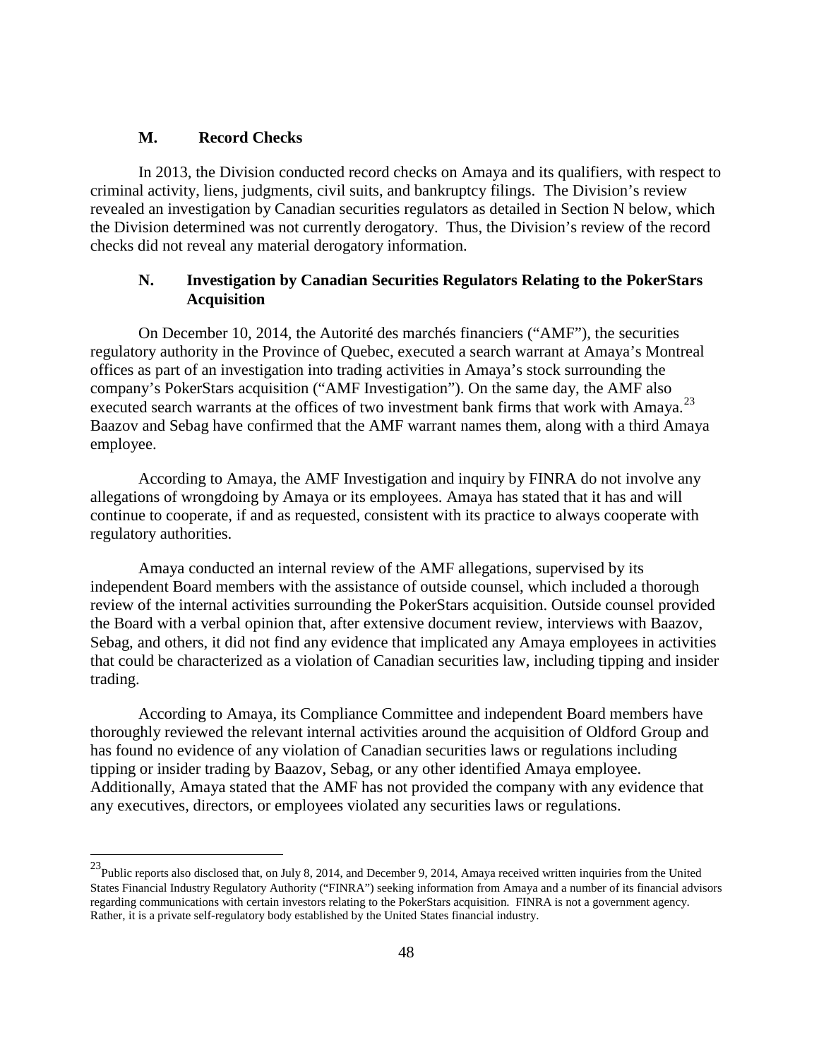### M. Record Checks

In 2013, the Division conducted record checks on Amaya and its qualifiers, with respect to criminal activity, liens, judgments, civil suits, and bankruptcy filings. The Division's review revealed an investigation by Canadian securities regulators as detailed in Section N below, which the Division determined was not currently derogatory. Thus, the Division's review of the record checks did not reveal any material derogatory information.

### N. Investigation by Canadian Securities Regulators Relating to the PokerStars Acquisition

On December 10, 2014, the Autorité des marchés financiers ("AMF"), the securities regulatory authority in the Province of Quebec, executed a search warrant at Amaya's Montreal offices as part of an investigation into trading activities in Amaya's stock surrounding the company's PokerStars acquisition ("AMF Investigation"). On the same day, the AMF also executed search warrants at the offices of two investment bank firms that work with Amaya.[23] Baazov and Sebag have confirmed that the AMF warrant names them, along with a third Amaya employee.

According to Amaya, the AMF Investigation and inquiry by FINRA do not involve any allegations of wrongdoing by Amaya or its employees. Amaya has stated that it has and will continue to cooperate, if and as requested, consistent with its practice to always cooperate with regulatory authorities.

Amaya conducted an internal review of the AMF allegations, supervised by its independent Board members with the assistance of outside counsel, which included a thorough review of the internal activities surrounding the PokerStars acquisition. Outside counsel provided the Board with a verbal opinion that, after extensive document review, interviews with Baazov, Sebag, and others, it did not find any evidence that implicated any Amaya employees in activities that could be characterized as a violation of Canadian securities law, including tipping and insider trading.

According to Amaya, its Compliance Committee and independent Board members have thoroughly reviewed the relevant internal activities around the acquisition of Oldford Group and has found no evidence of any violation of Canadian securities laws or regulations including tipping or insider trading by Baazov, Sebag, or any other identified Amaya employee. Additionally, Amaya stated that the AMF has not provided the company with any evidence that any executives, directors, or employees violated any securities laws or regulations.

---

[23] Public reports also disclosed that, on July 8, 2014, and December 9, 2014, Amaya received written inquiries from the United States Financial Industry Regulatory Authority ("FINRA") seeking information from Amaya and a number of its financial advisors regarding communications with certain investors relating to the PokerStars acquisition. FINRA is not a government agency. Rather, it is a private self-regulatory body established by the United States financial industry.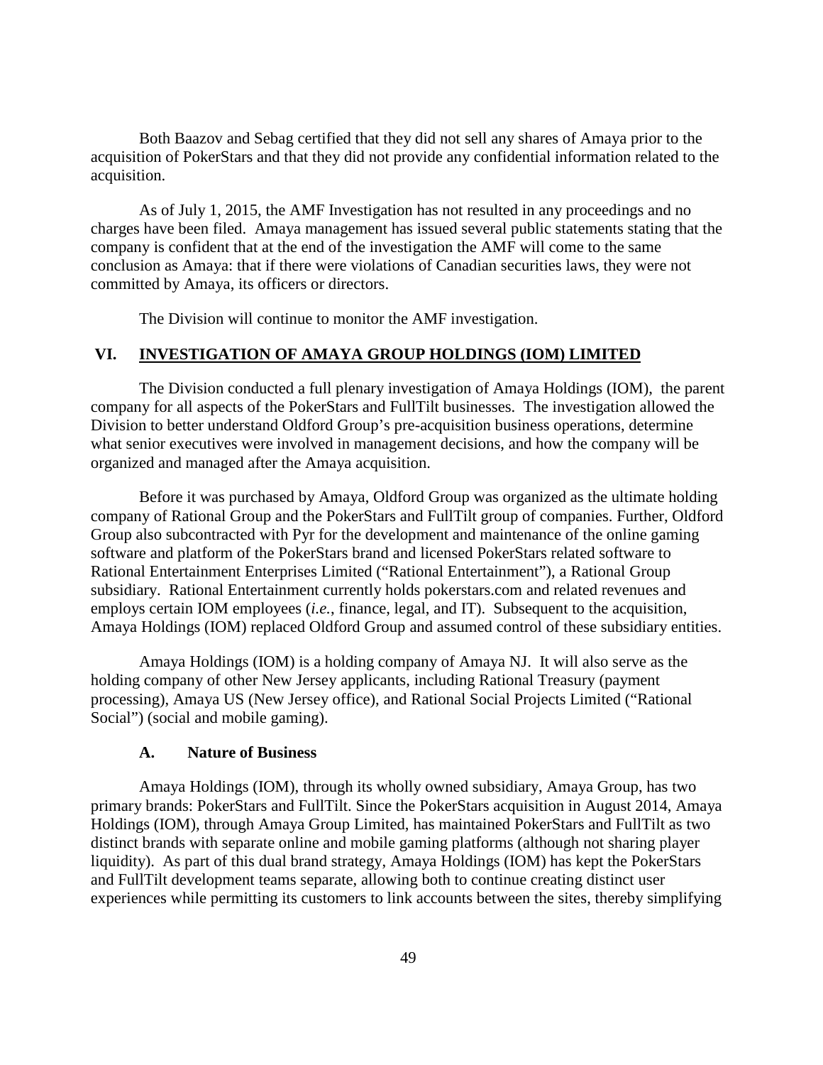Both Baazov and Sebag certified that they did not sell any shares of Amaya prior to the acquisition of PokerStars and that they did not provide any confidential information related to the acquisition.

As of July 1, 2015, the AMF Investigation has not resulted in any proceedings and no charges have been filed. Amaya management has issued several public statements stating that the company is confident that at the end of the investigation the AMF will come to the same conclusion as Amaya: that if there were violations of Canadian securities laws, they were not committed by Amaya, its officers or directors.

The Division will continue to monitor the AMF investigation.

## VI. INVESTIGATION OF AMAYA GROUP HOLDINGS (IOM) LIMITED

The Division conducted a full plenary investigation of Amaya Holdings (IOM), the parent company for all aspects of the PokerStars and FullTilt businesses. The investigation allowed the Division to better understand Oldford Group's pre-acquisition business operations, determine what senior executives were involved in management decisions, and how the company will be organized and managed after the Amaya acquisition.

Before it was purchased by Amaya, Oldford Group was organized as the ultimate holding company of Rational Group and the PokerStars and FullTilt group of companies. Further, Oldford Group also subcontracted with Pyr for the development and maintenance of the online gaming software and platform of the PokerStars brand and licensed PokerStars related software to Rational Entertainment Enterprises Limited ("Rational Entertainment"), a Rational Group subsidiary. Rational Entertainment currently holds pokerstars.com and related revenues and employs certain IOM employees (*i.e.*, finance, legal, and IT). Subsequent to the acquisition, Amaya Holdings (IOM) replaced Oldford Group and assumed control of these subsidiary entities.

Amaya Holdings (IOM) is a holding company of Amaya NJ. It will also serve as the holding company of other New Jersey applicants, including Rational Treasury (payment processing), Amaya US (New Jersey office), and Rational Social Projects Limited ("Rational Social") (social and mobile gaming).

### A. Nature of Business

Amaya Holdings (IOM), through its wholly owned subsidiary, Amaya Group, has two primary brands: PokerStars and FullTilt. Since the PokerStars acquisition in August 2014, Amaya Holdings (IOM), through Amaya Group Limited, has maintained PokerStars and FullTilt as two distinct brands with separate online and mobile gaming platforms (although not sharing player liquidity). As part of this dual brand strategy, Amaya Holdings (IOM) has kept the PokerStars and FullTilt development teams separate, allowing both to continue creating distinct user experiences while permitting its customers to link accounts between the sites, thereby simplifying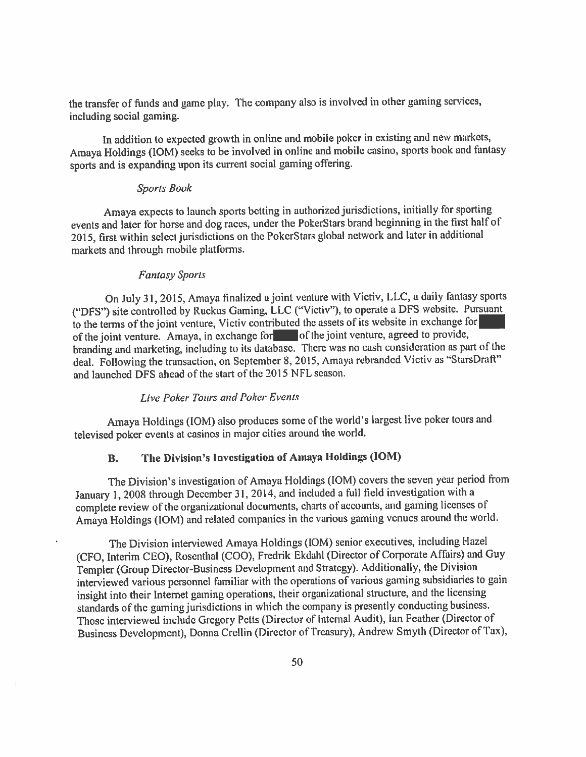the transfer of funds and game play. The company also is involved in other gaming services, including social gaming.

In addition to expected growth in online and mobile poker in existing and new markets, Amaya Holdings (IOM) seeks to be involved in online and mobile casino, sports book and fantasy sports and is expanding upon its current social gaming offering.

*Sports Book*

Amaya expects to launch sports betting in authorized jurisdictions, initially for sporting events and later for horse and dog races, under the PokerStars brand beginning in the first half of 2015, first within select jurisdictions on the PokerStars global network and later in additional markets and through mobile platforms.

*Fantasy Sports*

On July 31, 2015, Amaya finalized a joint venture with Victiv, LLC, a daily fantasy sports ("DFS") site controlled by Ruckus Gaming, LLC ("Victiv"), to operate a DFS website. Pursuant to the terms of the joint venture, Victiv contributed the assets of its website in exchange for ████ of the joint venture. Amaya, in exchange for ████ of the joint venture, agreed to provide, branding and marketing, including to its database. There was no cash consideration as part of the deal. Following the transaction, on September 8, 2015, Amaya rebranded Victiv as "StarsDraft" and launched DFS ahead of the start of the 2015 NFL season.

*Live Poker Tours and Poker Events*

Amaya Holdings (IOM) also produces some of the world's largest live poker tours and televised poker events at casinos in major cities around the world.

## B. The Division's Investigation of Amaya Holdings (IOM)

The Division's investigation of Amaya Holdings (IOM) covers the seven year period from January 1, 2008 through December 31, 2014, and included a full field investigation with a complete review of the organizational documents, charts of accounts, and gaming licenses of Amaya Holdings (IOM) and related companies in the various gaming venues around the world.

The Division interviewed Amaya Holdings (IOM) senior executives, including Hazel (CFO, Interim CEO), Rosenthal (COO), Fredrik Ekdahl (Director of Corporate Affairs) and Guy Templer (Group Director-Business Development and Strategy). Additionally, the Division interviewed various personnel familiar with the operations of various gaming subsidiaries to gain insight into their Internet gaming operations, their organizational structure, and the licensing standards of the gaming jurisdictions in which the company is presently conducting business. Those interviewed include Gregory Petts (Director of Internal Audit), Ian Feather (Director of Business Development), Donna Crellin (Director of Treasury), Andrew Smyth (Director of Tax),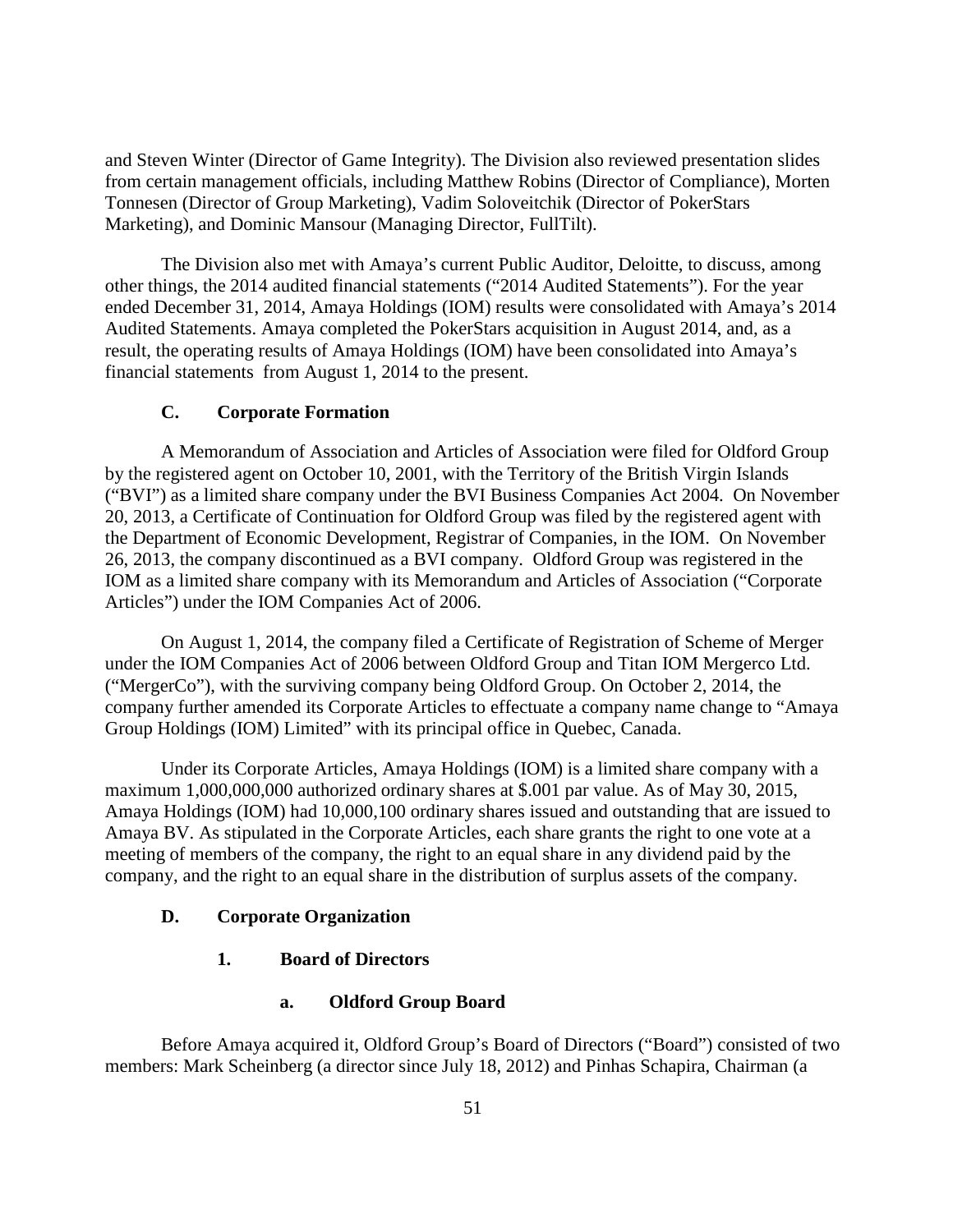and Steven Winter (Director of Game Integrity). The Division also reviewed presentation slides from certain management officials, including Matthew Robins (Director of Compliance), Morten Tonnesen (Director of Group Marketing), Vadim Soloveitchik (Director of PokerStars Marketing), and Dominic Mansour (Managing Director, FullTilt).

The Division also met with Amaya's current Public Auditor, Deloitte, to discuss, among other things, the 2014 audited financial statements ("2014 Audited Statements"). For the year ended December 31, 2014, Amaya Holdings (IOM) results were consolidated with Amaya's 2014 Audited Statements. Amaya completed the PokerStars acquisition in August 2014, and, as a result, the operating results of Amaya Holdings (IOM) have been consolidated into Amaya's financial statements from August 1, 2014 to the present.

### C. Corporate Formation

A Memorandum of Association and Articles of Association were filed for Oldford Group by the registered agent on October 10, 2001, with the Territory of the British Virgin Islands ("BVI") as a limited share company under the BVI Business Companies Act 2004. On November 20, 2013, a Certificate of Continuation for Oldford Group was filed by the registered agent with the Department of Economic Development, Registrar of Companies, in the IOM. On November 26, 2013, the company discontinued as a BVI company. Oldford Group was registered in the IOM as a limited share company with its Memorandum and Articles of Association ("Corporate Articles") under the IOM Companies Act of 2006.

On August 1, 2014, the company filed a Certificate of Registration of Scheme of Merger under the IOM Companies Act of 2006 between Oldford Group and Titan IOM Mergerco Ltd. ("MergerCo"), with the surviving company being Oldford Group. On October 2, 2014, the company further amended its Corporate Articles to effectuate a company name change to "Amaya Group Holdings (IOM) Limited" with its principal office in Quebec, Canada.

Under its Corporate Articles, Amaya Holdings (IOM) is a limited share company with a maximum 1,000,000,000 authorized ordinary shares at $.001 par value. As of May 30, 2015, Amaya Holdings (IOM) had 10,000,100 ordinary shares issued and outstanding that are issued to Amaya BV. As stipulated in the Corporate Articles, each share grants the right to one vote at a meeting of members of the company, the right to an equal share in any dividend paid by the company, and the right to an equal share in the distribution of surplus assets of the company.

### D. Corporate Organization

#### 1. Board of Directors

##### a. Oldford Group Board

Before Amaya acquired it, Oldford Group's Board of Directors ("Board") consisted of two members: Mark Scheinberg (a director since July 18, 2012) and Pinhas Schapira, Chairman (a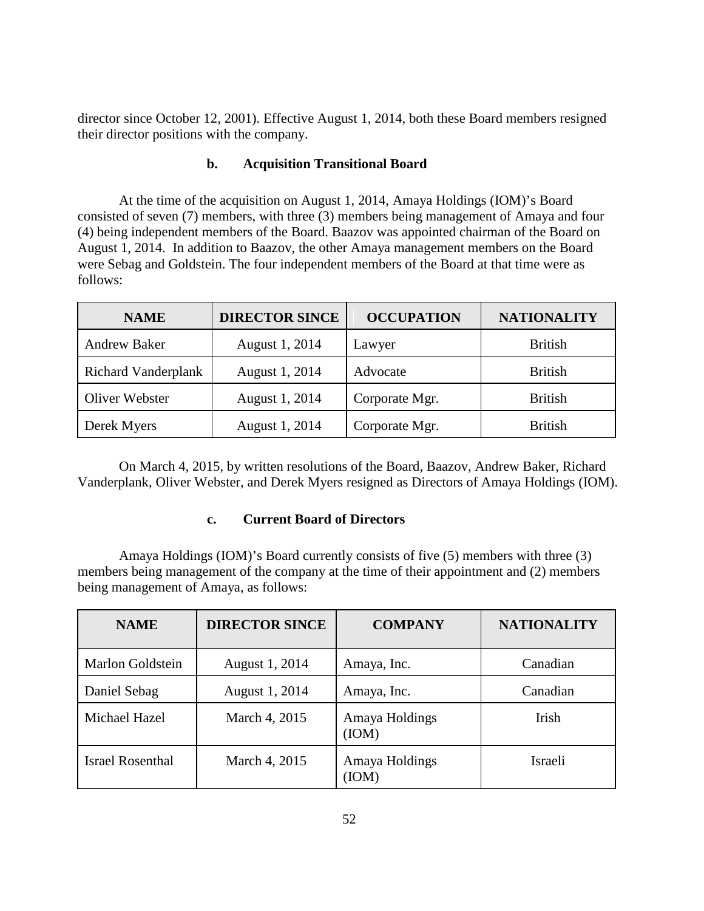director since October 12, 2001). Effective August 1, 2014, both these Board members resigned their director positions with the company.

### b. Acquisition Transitional Board

At the time of the acquisition on August 1, 2014, Amaya Holdings (IOM)'s Board consisted of seven (7) members, with three (3) members being management of Amaya and four (4) being independent members of the Board. Baazov was appointed chairman of the Board on August 1, 2014. In addition to Baazov, the other Amaya management members on the Board were Sebag and Goldstein. The four independent members of the Board at that time were as follows:

| NAME | DIRECTOR SINCE | OCCUPATION | NATIONALITY |
|---|---|---|---|
| Andrew Baker | August 1, 2014 | Lawyer | British |
| Richard Vanderplank | August 1, 2014 | Advocate | British |
| Oliver Webster | August 1, 2014 | Corporate Mgr. | British |
| Derek Myers | August 1, 2014 | Corporate Mgr. | British |

On March 4, 2015, by written resolutions of the Board, Baazov, Andrew Baker, Richard Vanderplank, Oliver Webster, and Derek Myers resigned as Directors of Amaya Holdings (IOM).

### c. Current Board of Directors

Amaya Holdings (IOM)'s Board currently consists of five (5) members with three (3) members being management of the company at the time of their appointment and (2) members being management of Amaya, as follows:

| NAME | DIRECTOR SINCE | COMPANY | NATIONALITY |
|---|---|---|---|
| Marlon Goldstein | August 1, 2014 | Amaya, Inc. | Canadian |
| Daniel Sebag | August 1, 2014 | Amaya, Inc. | Canadian |
| Michael Hazel | March 4, 2015 | Amaya Holdings (IOM) | Irish |
| Israel Rosenthal | March 4, 2015 | Amaya Holdings (IOM) | Israeli |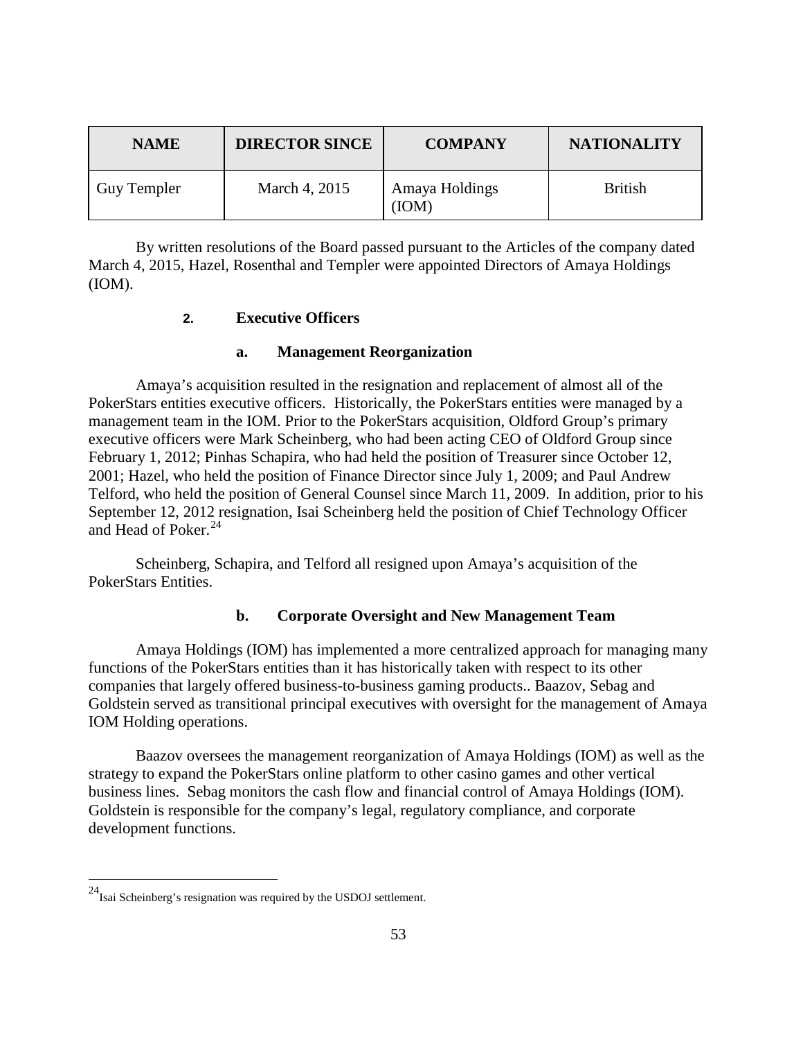| NAME | DIRECTOR SINCE | COMPANY | NATIONALITY |
| --- | --- | --- | --- |
| Guy Templer | March 4, 2015 | Amaya Holdings (IOM) | British |

By written resolutions of the Board passed pursuant to the Articles of the company dated March 4, 2015, Hazel, Rosenthal and Templer were appointed Directors of Amaya Holdings (IOM).

### 2. Executive Officers

#### a. Management Reorganization

Amaya's acquisition resulted in the resignation and replacement of almost all of the PokerStars entities executive officers. Historically, the PokerStars entities were managed by a management team in the IOM. Prior to the PokerStars acquisition, Oldford Group's primary executive officers were Mark Scheinberg, who had been acting CEO of Oldford Group since February 1, 2012; Pinhas Schapira, who had held the position of Treasurer since October 12, 2001; Hazel, who held the position of Finance Director since July 1, 2009; and Paul Andrew Telford, who held the position of General Counsel since March 11, 2009. In addition, prior to his September 12, 2012 resignation, Isai Scheinberg held the position of Chief Technology Officer and Head of Poker.[24]

Scheinberg, Schapira, and Telford all resigned upon Amaya's acquisition of the PokerStars Entities.

#### b. Corporate Oversight and New Management Team

Amaya Holdings (IOM) has implemented a more centralized approach for managing many functions of the PokerStars entities than it has historically taken with respect to its other companies that largely offered business-to-business gaming products.. Baazov, Sebag and Goldstein served as transitional principal executives with oversight for the management of Amaya IOM Holding operations.

Baazov oversees the management reorganization of Amaya Holdings (IOM) as well as the strategy to expand the PokerStars online platform to other casino games and other vertical business lines. Sebag monitors the cash flow and financial control of Amaya Holdings (IOM). Goldstein is responsible for the company's legal, regulatory compliance, and corporate development functions.

---

[24] Isai Scheinberg's resignation was required by the USDOJ settlement.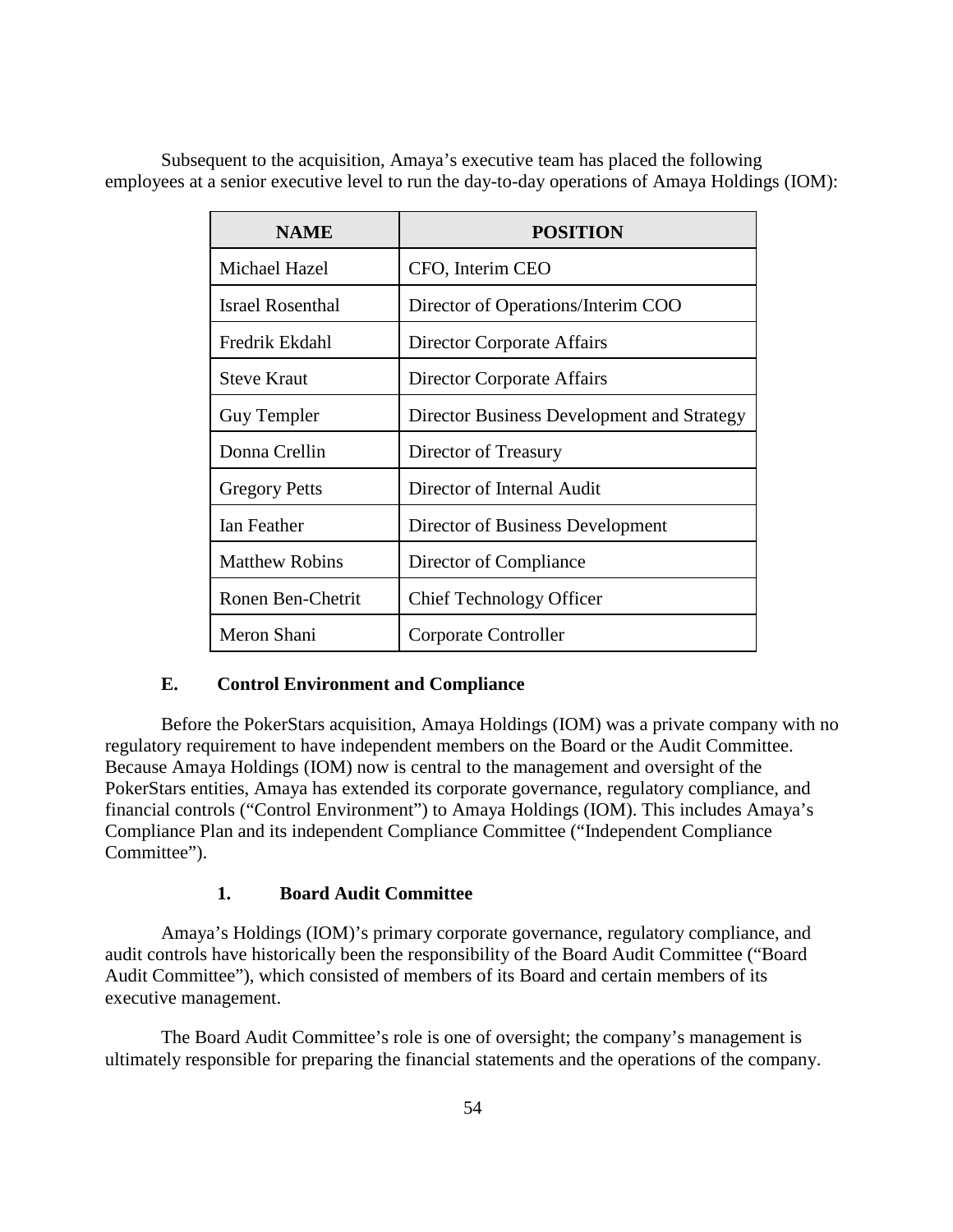Subsequent to the acquisition, Amaya's executive team has placed the following employees at a senior executive level to run the day-to-day operations of Amaya Holdings (IOM):

| NAME | POSITION |
|---|---|
| Michael Hazel | CFO, Interim CEO |
| Israel Rosenthal | Director of Operations/Interim COO |
| Fredrik Ekdahl | Director Corporate Affairs |
| Steve Kraut | Director Corporate Affairs |
| Guy Templer | Director Business Development and Strategy |
| Donna Crellin | Director of Treasury |
| Gregory Petts | Director of Internal Audit |
| Ian Feather | Director of Business Development |
| Matthew Robins | Director of Compliance |
| Ronen Ben-Chetrit | Chief Technology Officer |
| Meron Shani | Corporate Controller |

### E. Control Environment and Compliance

Before the PokerStars acquisition, Amaya Holdings (IOM) was a private company with no regulatory requirement to have independent members on the Board or the Audit Committee. Because Amaya Holdings (IOM) now is central to the management and oversight of the PokerStars entities, Amaya has extended its corporate governance, regulatory compliance, and financial controls ("Control Environment") to Amaya Holdings (IOM). This includes Amaya's Compliance Plan and its independent Compliance Committee ("Independent Compliance Committee").

#### 1. Board Audit Committee

Amaya's Holdings (IOM)'s primary corporate governance, regulatory compliance, and audit controls have historically been the responsibility of the Board Audit Committee ("Board Audit Committee"), which consisted of members of its Board and certain members of its executive management.

The Board Audit Committee's role is one of oversight; the company's management is ultimately responsible for preparing the financial statements and the operations of the company.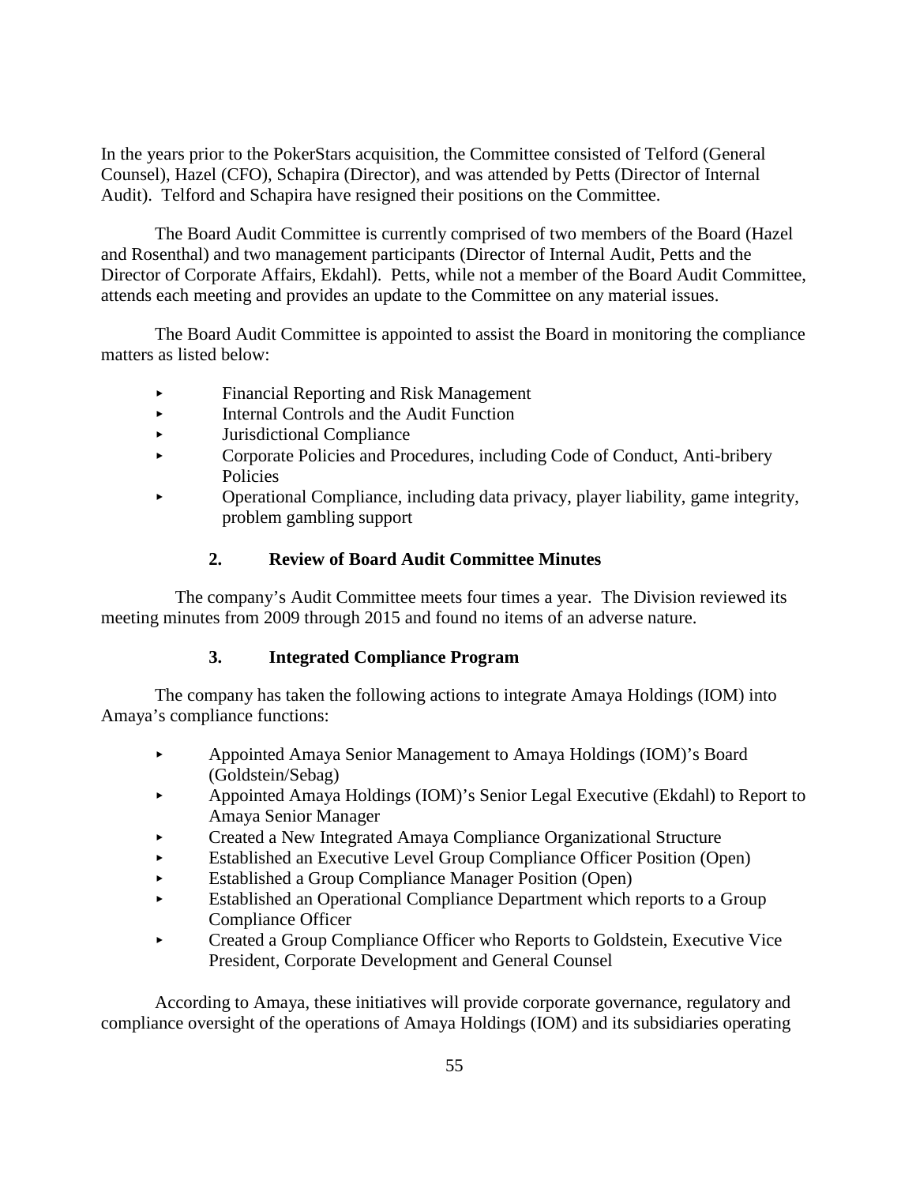In the years prior to the PokerStars acquisition, the Committee consisted of Telford (General Counsel), Hazel (CFO), Schapira (Director), and was attended by Petts (Director of Internal Audit). Telford and Schapira have resigned their positions on the Committee.

The Board Audit Committee is currently comprised of two members of the Board (Hazel and Rosenthal) and two management participants (Director of Internal Audit, Petts and the Director of Corporate Affairs, Ekdahl). Petts, while not a member of the Board Audit Committee, attends each meeting and provides an update to the Committee on any material issues.

The Board Audit Committee is appointed to assist the Board in monitoring the compliance matters as listed below:

- Financial Reporting and Risk Management
- Internal Controls and the Audit Function
- Jurisdictional Compliance
- Corporate Policies and Procedures, including Code of Conduct, Anti-bribery Policies
- Operational Compliance, including data privacy, player liability, game integrity, problem gambling support

### 2. Review of Board Audit Committee Minutes

The company's Audit Committee meets four times a year. The Division reviewed its meeting minutes from 2009 through 2015 and found no items of an adverse nature.

### 3. Integrated Compliance Program

The company has taken the following actions to integrate Amaya Holdings (IOM) into Amaya's compliance functions:

- Appointed Amaya Senior Management to Amaya Holdings (IOM)'s Board (Goldstein/Sebag)
- Appointed Amaya Holdings (IOM)'s Senior Legal Executive (Ekdahl) to Report to Amaya Senior Manager
- Created a New Integrated Amaya Compliance Organizational Structure
- Established an Executive Level Group Compliance Officer Position (Open)
- Established a Group Compliance Manager Position (Open)
- Established an Operational Compliance Department which reports to a Group Compliance Officer
- Created a Group Compliance Officer who Reports to Goldstein, Executive Vice President, Corporate Development and General Counsel

According to Amaya, these initiatives will provide corporate governance, regulatory and compliance oversight of the operations of Amaya Holdings (IOM) and its subsidiaries operating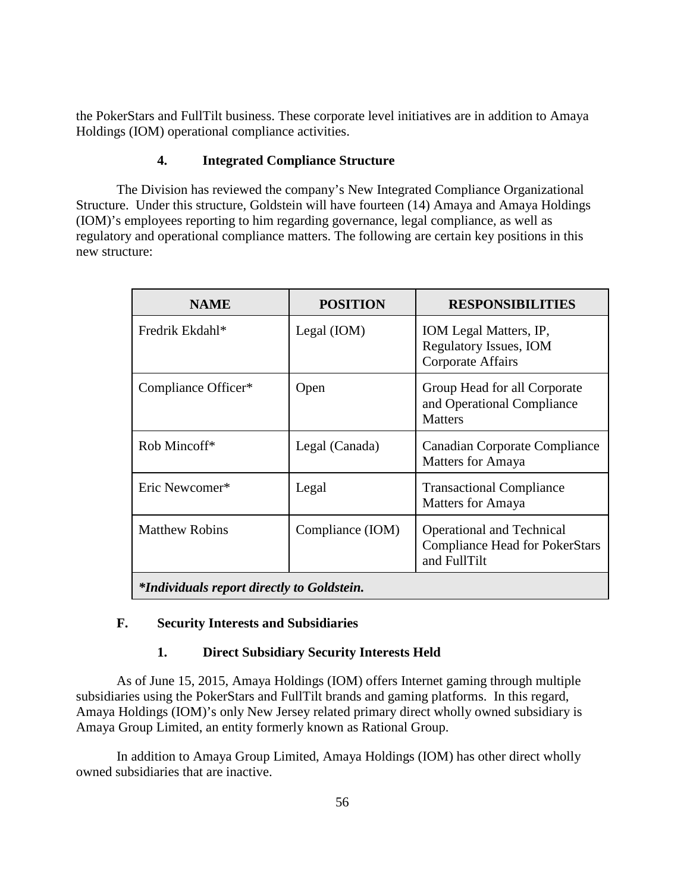the PokerStars and FullTilt business. These corporate level initiatives are in addition to Amaya Holdings (IOM) operational compliance activities.

### 4. Integrated Compliance Structure

The Division has reviewed the company's New Integrated Compliance Organizational Structure. Under this structure, Goldstein will have fourteen (14) Amaya and Amaya Holdings (IOM)'s employees reporting to him regarding governance, legal compliance, as well as regulatory and operational compliance matters. The following are certain key positions in this new structure:

| NAME | POSITION | RESPONSIBILITIES |
|---|---|---|
| Fredrik Ekdahl* | Legal (IOM) | IOM Legal Matters, IP, Regulatory Issues, IOM Corporate Affairs |
| Compliance Officer* | Open | Group Head for all Corporate and Operational Compliance Matters |
| Rob Mincoff* | Legal (Canada) | Canadian Corporate Compliance Matters for Amaya |
| Eric Newcomer* | Legal | Transactional Compliance Matters for Amaya |
| Matthew Robins | Compliance (IOM) | Operational and Technical Compliance Head for PokerStars and FullTilt |
| ***Individuals report directly to Goldstein.** | | |

## F. Security Interests and Subsidiaries

### 1. Direct Subsidiary Security Interests Held

As of June 15, 2015, Amaya Holdings (IOM) offers Internet gaming through multiple subsidiaries using the PokerStars and FullTilt brands and gaming platforms. In this regard, Amaya Holdings (IOM)'s only New Jersey related primary direct wholly owned subsidiary is Amaya Group Limited, an entity formerly known as Rational Group.

In addition to Amaya Group Limited, Amaya Holdings (IOM) has other direct wholly owned subsidiaries that are inactive.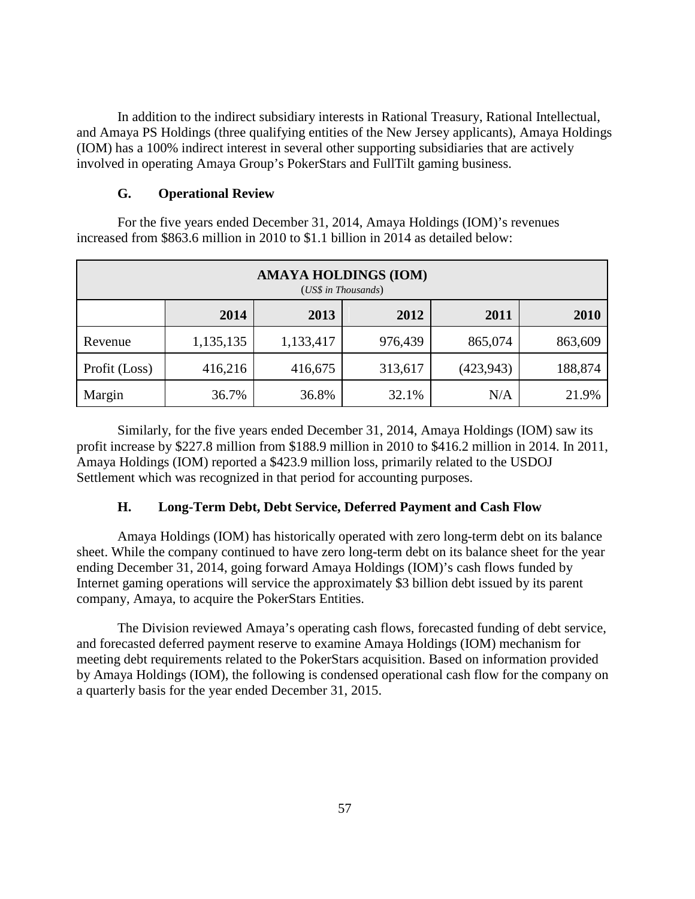In addition to the indirect subsidiary interests in Rational Treasury, Rational Intellectual, and Amaya PS Holdings (three qualifying entities of the New Jersey applicants), Amaya Holdings (IOM) has a 100% indirect interest in several other supporting subsidiaries that are actively involved in operating Amaya Group's PokerStars and FullTilt gaming business.

### G. Operational Review

For the five years ended December 31, 2014, Amaya Holdings (IOM)'s revenues increased from $863.6 million in 2010 to $1.1 billion in 2014 as detailed below:

| AMAYA HOLDINGS (IOM) (*US$ in Thousands*) | | | | | |
|---|---|---|---|---|---|
| | **2014** | **2013** | **2012** | **2011** | **2010** |
| Revenue | 1,135,135 | 1,133,417 | 976,439 | 865,074 | 863,609 |
| Profit (Loss) | 416,216 | 416,675 | 313,617 | (423,943) | 188,874 |
| Margin | 36.7% | 36.8% | 32.1% | N/A | 21.9% |

Similarly, for the five years ended December 31, 2014, Amaya Holdings (IOM) saw its profit increase by $227.8 million from $188.9 million in 2010 to $416.2 million in 2014. In 2011, Amaya Holdings (IOM) reported a $423.9 million loss, primarily related to the USDOJ Settlement which was recognized in that period for accounting purposes.

### H. Long-Term Debt, Debt Service, Deferred Payment and Cash Flow

Amaya Holdings (IOM) has historically operated with zero long-term debt on its balance sheet. While the company continued to have zero long-term debt on its balance sheet for the year ending December 31, 2014, going forward Amaya Holdings (IOM)'s cash flows funded by Internet gaming operations will service the approximately $3 billion debt issued by its parent company, Amaya, to acquire the PokerStars Entities.

The Division reviewed Amaya's operating cash flows, forecasted funding of debt service, and forecasted deferred payment reserve to examine Amaya Holdings (IOM) mechanism for meeting debt requirements related to the PokerStars acquisition. Based on information provided by Amaya Holdings (IOM), the following is condensed operational cash flow for the company on a quarterly basis for the year ended December 31, 2015.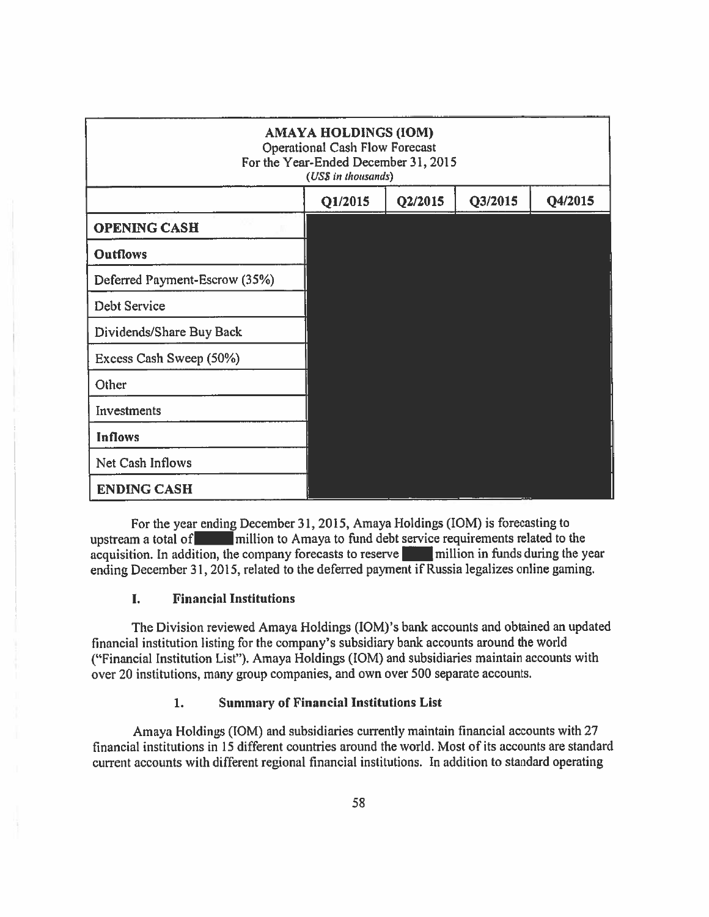| **AMAYA HOLDINGS (IOM)**<br>Operational Cash Flow Forecast<br>For the Year-Ended December 31, 2015<br>*(US$ in thousands)* | | | | |
|---|---|---|---|---|
| | Q1/2015 | Q2/2015 | Q3/2015 | Q4/2015 |
| **OPENING CASH** | | | | |
| **Outflows** | | | | |
| Deferred Payment-Escrow (35%) | | | | |
| Debt Service | | | | |
| Dividends/Share Buy Back | | | | |
| Excess Cash Sweep (50%) | | | | |
| Other | | | | |
| Investments | | | | |
| **Inflows** | | | | |
| Net Cash Inflows | | | | |
| **ENDING CASH** | | | | |

For the year ending December 31, 2015, Amaya Holdings (IOM) is forecasting to upstream a total of ███ million to Amaya to fund debt service requirements related to the acquisition. In addition, the company forecasts to reserve ███ million in funds during the year ending December 31, 2015, related to the deferred payment if Russia legalizes online gaming.

### I. Financial Institutions

The Division reviewed Amaya Holdings (IOM)'s bank accounts and obtained an updated financial institution listing for the company's subsidiary bank accounts around the world ("Financial Institution List"). Amaya Holdings (IOM) and subsidiaries maintain accounts with over 20 institutions, many group companies, and own over 500 separate accounts.

#### 1. Summary of Financial Institutions List

Amaya Holdings (IOM) and subsidiaries currently maintain financial accounts with 27 financial institutions in 15 different countries around the world. Most of its accounts are standard current accounts with different regional financial institutions. In addition to standard operating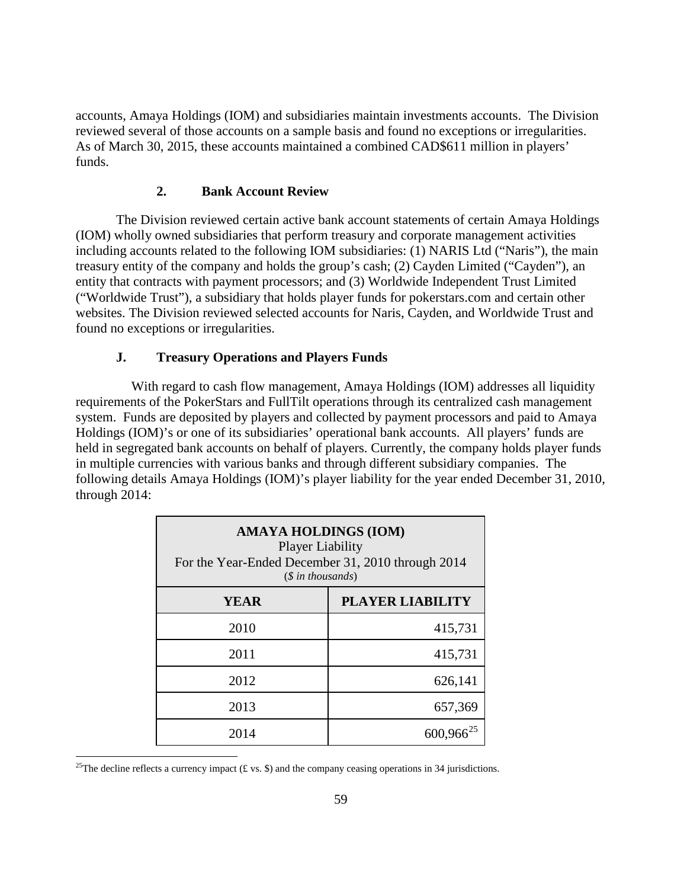accounts, Amaya Holdings (IOM) and subsidiaries maintain investments accounts. The Division reviewed several of those accounts on a sample basis and found no exceptions or irregularities. As of March 30, 2015, these accounts maintained a combined CAD$611 million in players' funds.

### 2. Bank Account Review

The Division reviewed certain active bank account statements of certain Amaya Holdings (IOM) wholly owned subsidiaries that perform treasury and corporate management activities including accounts related to the following IOM subsidiaries: (1) NARIS Ltd ("Naris"), the main treasury entity of the company and holds the group's cash; (2) Cayden Limited ("Cayden"), an entity that contracts with payment processors; and (3) Worldwide Independent Trust Limited ("Worldwide Trust"), a subsidiary that holds player funds for pokerstars.com and certain other websites. The Division reviewed selected accounts for Naris, Cayden, and Worldwide Trust and found no exceptions or irregularities.

## J. Treasury Operations and Players Funds

With regard to cash flow management, Amaya Holdings (IOM) addresses all liquidity requirements of the PokerStars and FullTilt operations through its centralized cash management system. Funds are deposited by players and collected by payment processors and paid to Amaya Holdings (IOM)'s or one of its subsidiaries' operational bank accounts. All players' funds are held in segregated bank accounts on behalf of players. Currently, the company holds player funds in multiple currencies with various banks and through different subsidiary companies. The following details Amaya Holdings (IOM)'s player liability for the year ended December 31, 2010, through 2014:

**AMAYA HOLDINGS (IOM)**
Player Liability
For the Year-Ended December 31, 2010 through 2014
(*$ in thousands*)

| YEAR | PLAYER LIABILITY |
|---|---|
| 2010 | 415,731 |
| 2011 | 415,731 |
| 2012 | 626,141 |
| 2013 | 657,369 |
| 2014 | 600,966[25] |

[25]The decline reflects a currency impact (£ vs. $) and the company ceasing operations in 34 jurisdictions.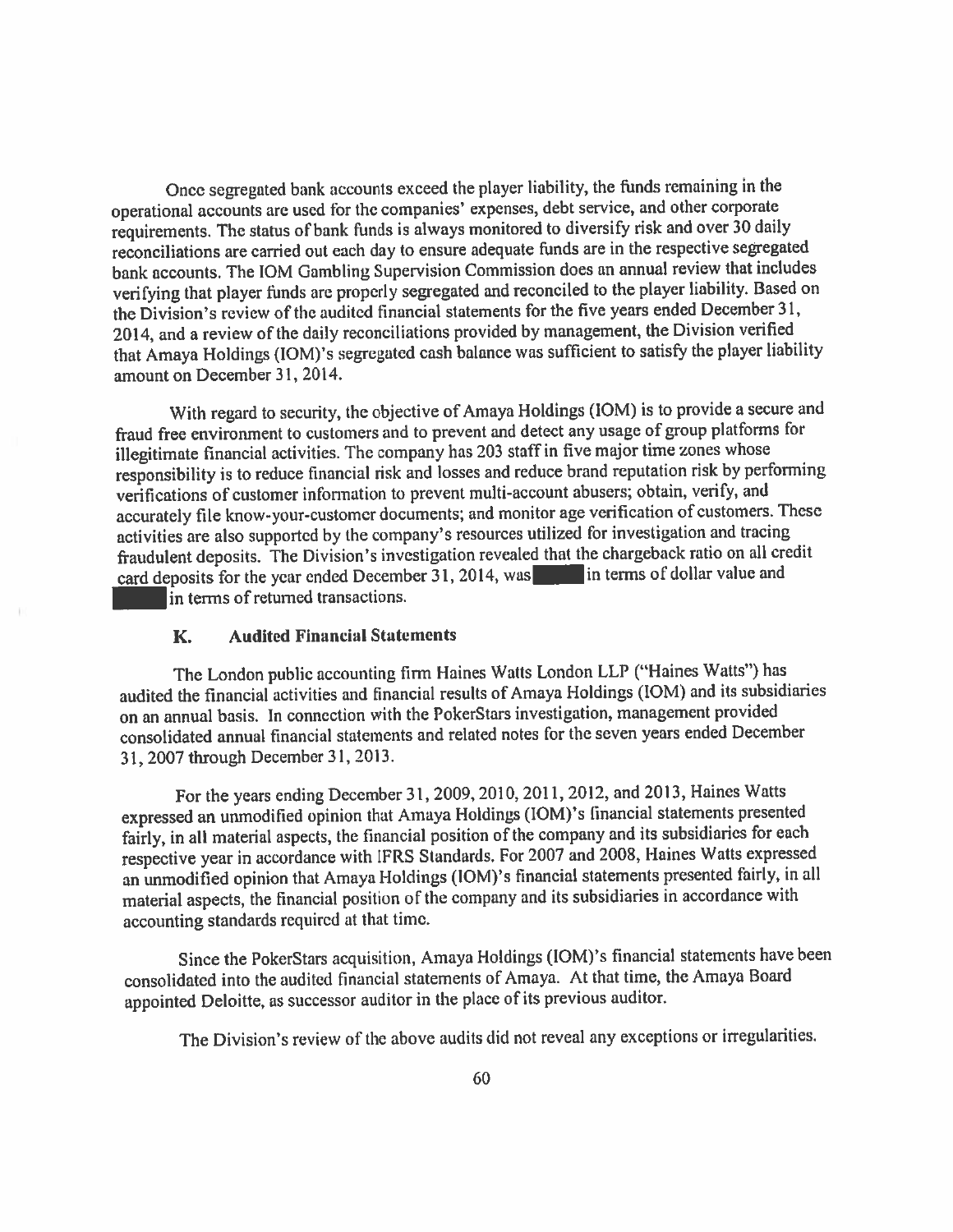Once segregated bank accounts exceed the player liability, the funds remaining in the operational accounts are used for the companies' expenses, debt service, and other corporate requirements. The status of bank funds is always monitored to diversify risk and over 30 daily reconciliations are carried out each day to ensure adequate funds are in the respective segregated bank accounts. The IOM Gambling Supervision Commission does an annual review that includes verifying that player funds are properly segregated and reconciled to the player liability. Based on the Division's review of the audited financial statements for the five years ended December 31, 2014, and a review of the daily reconciliations provided by management, the Division verified that Amaya Holdings (IOM)'s segregated cash balance was sufficient to satisfy the player liability amount on December 31, 2014.

With regard to security, the objective of Amaya Holdings (IOM) is to provide a secure and fraud free environment to customers and to prevent and detect any usage of group platforms for illegitimate financial activities. The company has 203 staff in five major time zones whose responsibility is to reduce financial risk and losses and reduce brand reputation risk by performing verifications of customer information to prevent multi-account abusers; obtain, verify, and accurately file know-your-customer documents; and monitor age verification of customers. These activities are also supported by the company's resources utilized for investigation and tracing fraudulent deposits. The Division's investigation revealed that the chargeback ratio on all credit card deposits for the year ended December 31, 2014, was ██████ in terms of dollar value and ██████ in terms of returned transactions.

### K. Audited Financial Statements

The London public accounting firm Haines Watts London LLP ("Haines Watts") has audited the financial activities and financial results of Amaya Holdings (IOM) and its subsidiaries on an annual basis. In connection with the PokerStars investigation, management provided consolidated annual financial statements and related notes for the seven years ended December 31, 2007 through December 31, 2013.

For the years ending December 31, 2009, 2010, 2011, 2012, and 2013, Haines Watts expressed an unmodified opinion that Amaya Holdings (IOM)'s financial statements presented fairly, in all material aspects, the financial position of the company and its subsidiaries for each respective year in accordance with IFRS Standards. For 2007 and 2008, Haines Watts expressed an unmodified opinion that Amaya Holdings (IOM)'s financial statements presented fairly, in all material aspects, the financial position of the company and its subsidiaries in accordance with accounting standards required at that time.

Since the PokerStars acquisition, Amaya Holdings (IOM)'s financial statements have been consolidated into the audited financial statements of Amaya. At that time, the Amaya Board appointed Deloitte, as successor auditor in the place of its previous auditor.

The Division's review of the above audits did not reveal any exceptions or irregularities.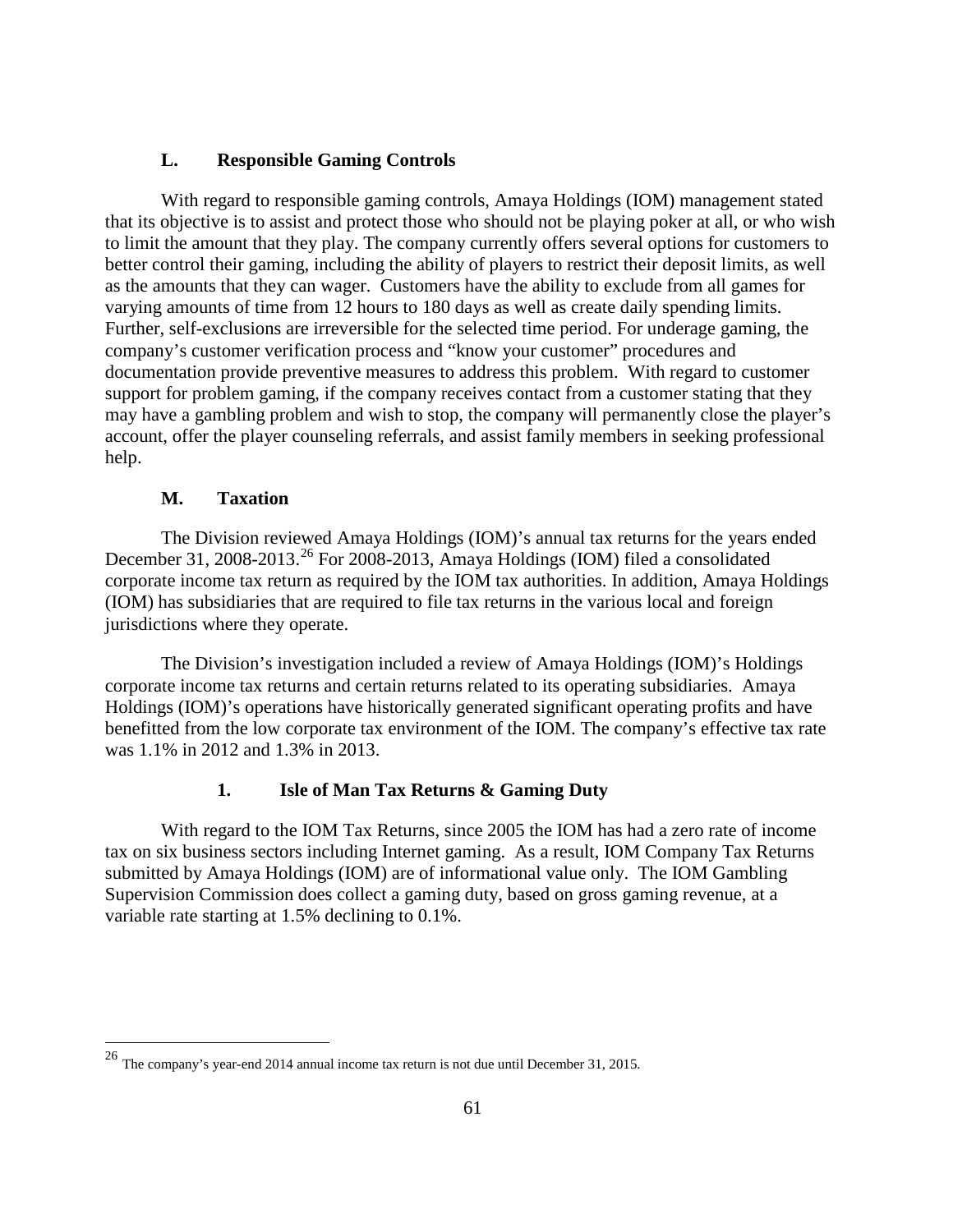### L. Responsible Gaming Controls

With regard to responsible gaming controls, Amaya Holdings (IOM) management stated that its objective is to assist and protect those who should not be playing poker at all, or who wish to limit the amount that they play. The company currently offers several options for customers to better control their gaming, including the ability of players to restrict their deposit limits, as well as the amounts that they can wager. Customers have the ability to exclude from all games for varying amounts of time from 12 hours to 180 days as well as create daily spending limits. Further, self-exclusions are irreversible for the selected time period. For underage gaming, the company's customer verification process and "know your customer" procedures and documentation provide preventive measures to address this problem. With regard to customer support for problem gaming, if the company receives contact from a customer stating that they may have a gambling problem and wish to stop, the company will permanently close the player's account, offer the player counseling referrals, and assist family members in seeking professional help.

### M. Taxation

The Division reviewed Amaya Holdings (IOM)'s annual tax returns for the years ended December 31, 2008-2013.[26] For 2008-2013, Amaya Holdings (IOM) filed a consolidated corporate income tax return as required by the IOM tax authorities. In addition, Amaya Holdings (IOM) has subsidiaries that are required to file tax returns in the various local and foreign jurisdictions where they operate.

The Division's investigation included a review of Amaya Holdings (IOM)'s Holdings corporate income tax returns and certain returns related to its operating subsidiaries. Amaya Holdings (IOM)'s operations have historically generated significant operating profits and have benefitted from the low corporate tax environment of the IOM. The company's effective tax rate was 1.1% in 2012 and 1.3% in 2013.

#### 1. Isle of Man Tax Returns & Gaming Duty

With regard to the IOM Tax Returns, since 2005 the IOM has had a zero rate of income tax on six business sectors including Internet gaming. As a result, IOM Company Tax Returns submitted by Amaya Holdings (IOM) are of informational value only. The IOM Gambling Supervision Commission does collect a gaming duty, based on gross gaming revenue, at a variable rate starting at 1.5% declining to 0.1%.

---

[26] The company's year-end 2014 annual income tax return is not due until December 31, 2015.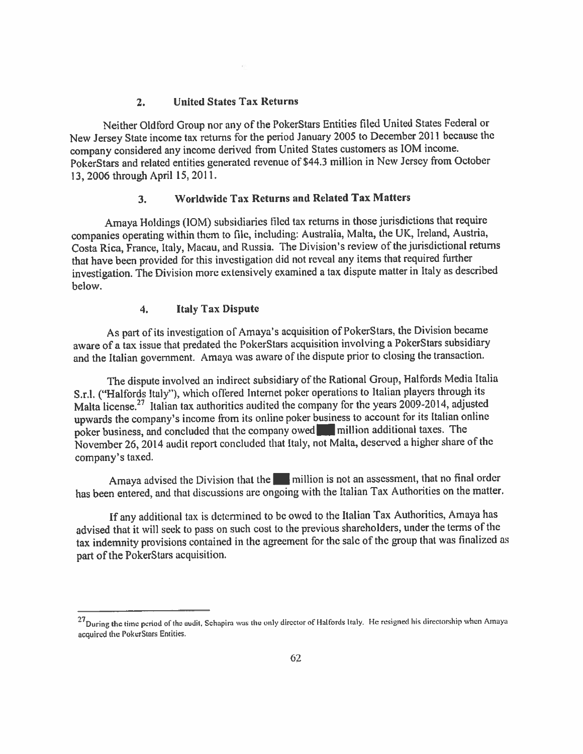### 2. United States Tax Returns

Neither Oldford Group nor any of the PokerStars Entities filed United States Federal or New Jersey State income tax returns for the period January 2005 to December 2011 because the company considered any income derived from United States customers as IOM income. PokerStars and related entities generated revenue of $44.3 million in New Jersey from October 13, 2006 through April 15, 2011.

### 3. Worldwide Tax Returns and Related Tax Matters

Amaya Holdings (IOM) subsidiaries filed tax returns in those jurisdictions that require companies operating within them to file, including: Australia, Malta, the UK, Ireland, Austria, Costa Rica, France, Italy, Macau, and Russia. The Division's review of the jurisdictional returns that have been provided for this investigation did not reveal any items that required further investigation. The Division more extensively examined a tax dispute matter in Italy as described below.

### 4. Italy Tax Dispute

As part of its investigation of Amaya's acquisition of PokerStars, the Division became aware of a tax issue that predated the PokerStars acquisition involving a PokerStars subsidiary and the Italian government. Amaya was aware of the dispute prior to closing the transaction.

The dispute involved an indirect subsidiary of the Rational Group, Halfords Media Italia S.r.l. ("Halfords Italy"), which offered Internet poker operations to Italian players through its Malta license.[27] Italian tax authorities audited the company for the years 2009-2014, adjusted upwards the company's income from its online poker business to account for its Italian online poker business, and concluded that the company owed ███ million additional taxes. The November 26, 2014 audit report concluded that Italy, not Malta, deserved a higher share of the company's taxed.

Amaya advised the Division that the ███ million is not an assessment, that no final order has been entered, and that discussions are ongoing with the Italian Tax Authorities on the matter.

If any additional tax is determined to be owed to the Italian Tax Authorities, Amaya has advised that it will seek to pass on such cost to the previous shareholders, under the terms of the tax indemnity provisions contained in the agreement for the sale of the group that was finalized as part of the PokerStars acquisition.

---

[27] During the time period of the audit, Schapira was the only director of Halfords Italy. He resigned his directorship when Amaya acquired the PokerStars Entities.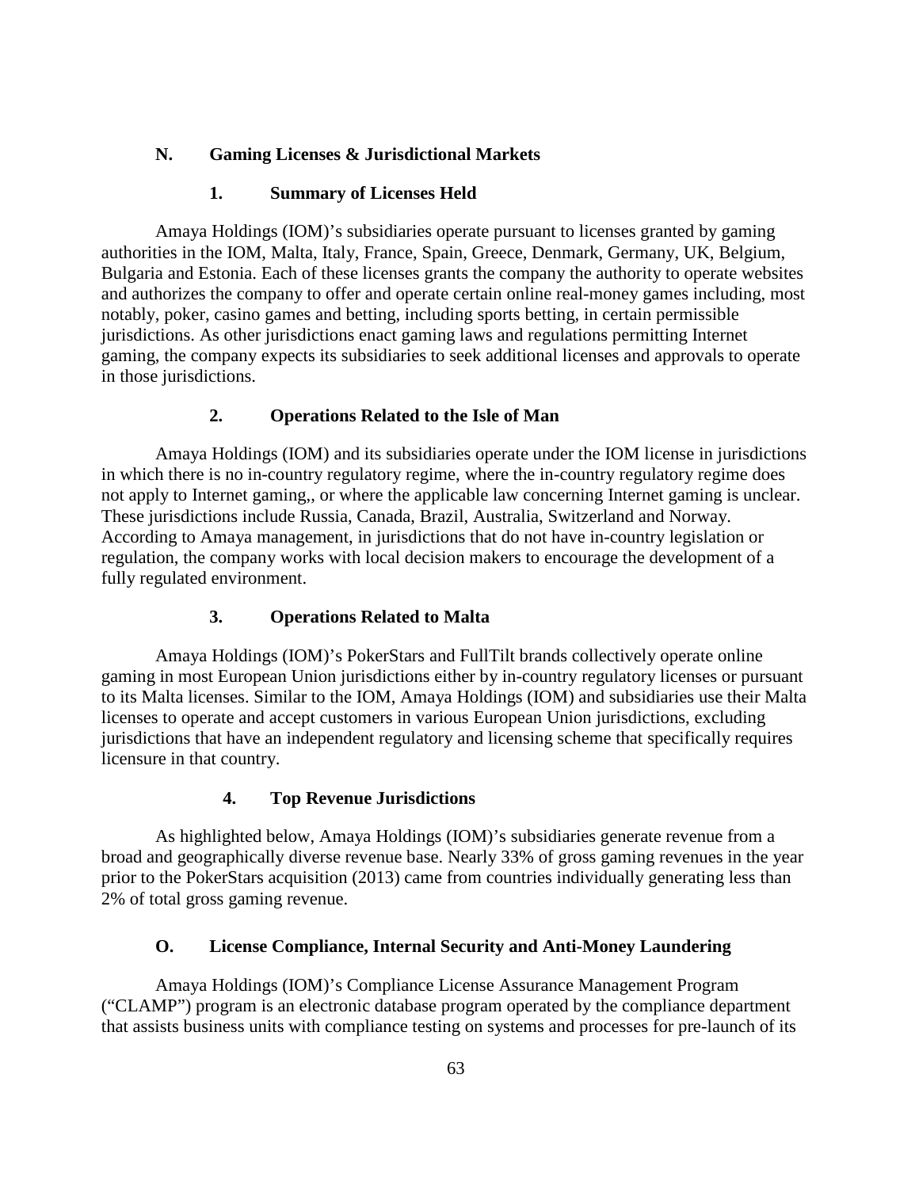## N. Gaming Licenses & Jurisdictional Markets

### 1. Summary of Licenses Held

Amaya Holdings (IOM)'s subsidiaries operate pursuant to licenses granted by gaming authorities in the IOM, Malta, Italy, France, Spain, Greece, Denmark, Germany, UK, Belgium, Bulgaria and Estonia. Each of these licenses grants the company the authority to operate websites and authorizes the company to offer and operate certain online real-money games including, most notably, poker, casino games and betting, including sports betting, in certain permissible jurisdictions. As other jurisdictions enact gaming laws and regulations permitting Internet gaming, the company expects its subsidiaries to seek additional licenses and approvals to operate in those jurisdictions.

### 2. Operations Related to the Isle of Man

Amaya Holdings (IOM) and its subsidiaries operate under the IOM license in jurisdictions in which there is no in-country regulatory regime, where the in-country regulatory regime does not apply to Internet gaming,, or where the applicable law concerning Internet gaming is unclear. These jurisdictions include Russia, Canada, Brazil, Australia, Switzerland and Norway. According to Amaya management, in jurisdictions that do not have in-country legislation or regulation, the company works with local decision makers to encourage the development of a fully regulated environment.

### 3. Operations Related to Malta

Amaya Holdings (IOM)'s PokerStars and FullTilt brands collectively operate online gaming in most European Union jurisdictions either by in-country regulatory licenses or pursuant to its Malta licenses. Similar to the IOM, Amaya Holdings (IOM) and subsidiaries use their Malta licenses to operate and accept customers in various European Union jurisdictions, excluding jurisdictions that have an independent regulatory and licensing scheme that specifically requires licensure in that country.

### 4. Top Revenue Jurisdictions

As highlighted below, Amaya Holdings (IOM)'s subsidiaries generate revenue from a broad and geographically diverse revenue base. Nearly 33% of gross gaming revenues in the year prior to the PokerStars acquisition (2013) came from countries individually generating less than 2% of total gross gaming revenue.

## O. License Compliance, Internal Security and Anti-Money Laundering

Amaya Holdings (IOM)'s Compliance License Assurance Management Program ("CLAMP") program is an electronic database program operated by the compliance department that assists business units with compliance testing on systems and processes for pre-launch of its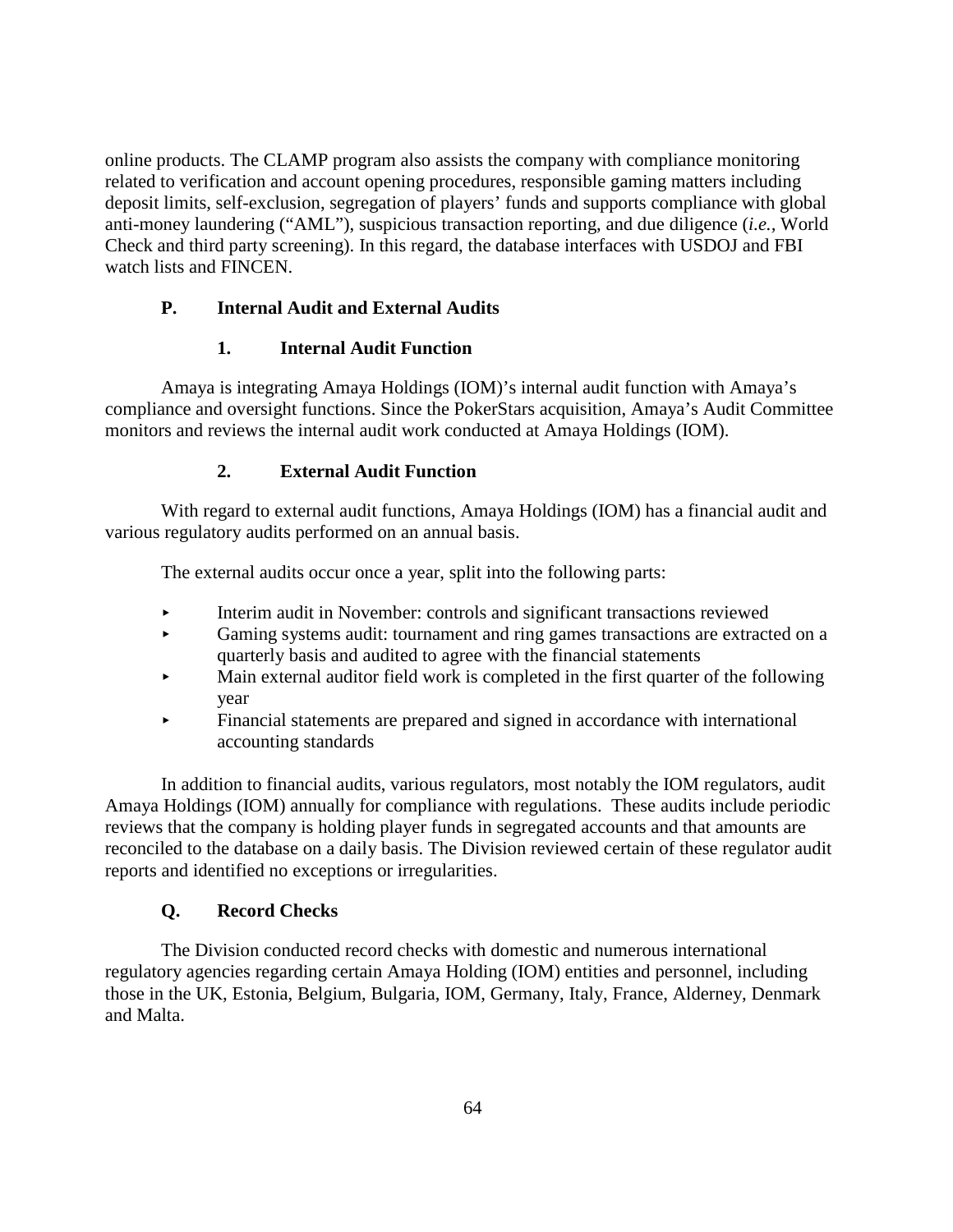online products. The CLAMP program also assists the company with compliance monitoring related to verification and account opening procedures, responsible gaming matters including deposit limits, self-exclusion, segregation of players' funds and supports compliance with global anti-money laundering ("AML"), suspicious transaction reporting, and due diligence (*i.e.*, World Check and third party screening). In this regard, the database interfaces with USDOJ and FBI watch lists and FINCEN.

## P. Internal Audit and External Audits

### 1. Internal Audit Function

Amaya is integrating Amaya Holdings (IOM)'s internal audit function with Amaya's compliance and oversight functions. Since the PokerStars acquisition, Amaya's Audit Committee monitors and reviews the internal audit work conducted at Amaya Holdings (IOM).

### 2. External Audit Function

With regard to external audit functions, Amaya Holdings (IOM) has a financial audit and various regulatory audits performed on an annual basis.

The external audits occur once a year, split into the following parts:

- Interim audit in November: controls and significant transactions reviewed
- Gaming systems audit: tournament and ring games transactions are extracted on a quarterly basis and audited to agree with the financial statements
- Main external auditor field work is completed in the first quarter of the following year
- Financial statements are prepared and signed in accordance with international accounting standards

In addition to financial audits, various regulators, most notably the IOM regulators, audit Amaya Holdings (IOM) annually for compliance with regulations. These audits include periodic reviews that the company is holding player funds in segregated accounts and that amounts are reconciled to the database on a daily basis. The Division reviewed certain of these regulator audit reports and identified no exceptions or irregularities.

## Q. Record Checks

The Division conducted record checks with domestic and numerous international regulatory agencies regarding certain Amaya Holding (IOM) entities and personnel, including those in the UK, Estonia, Belgium, Bulgaria, IOM, Germany, Italy, France, Alderney, Denmark and Malta.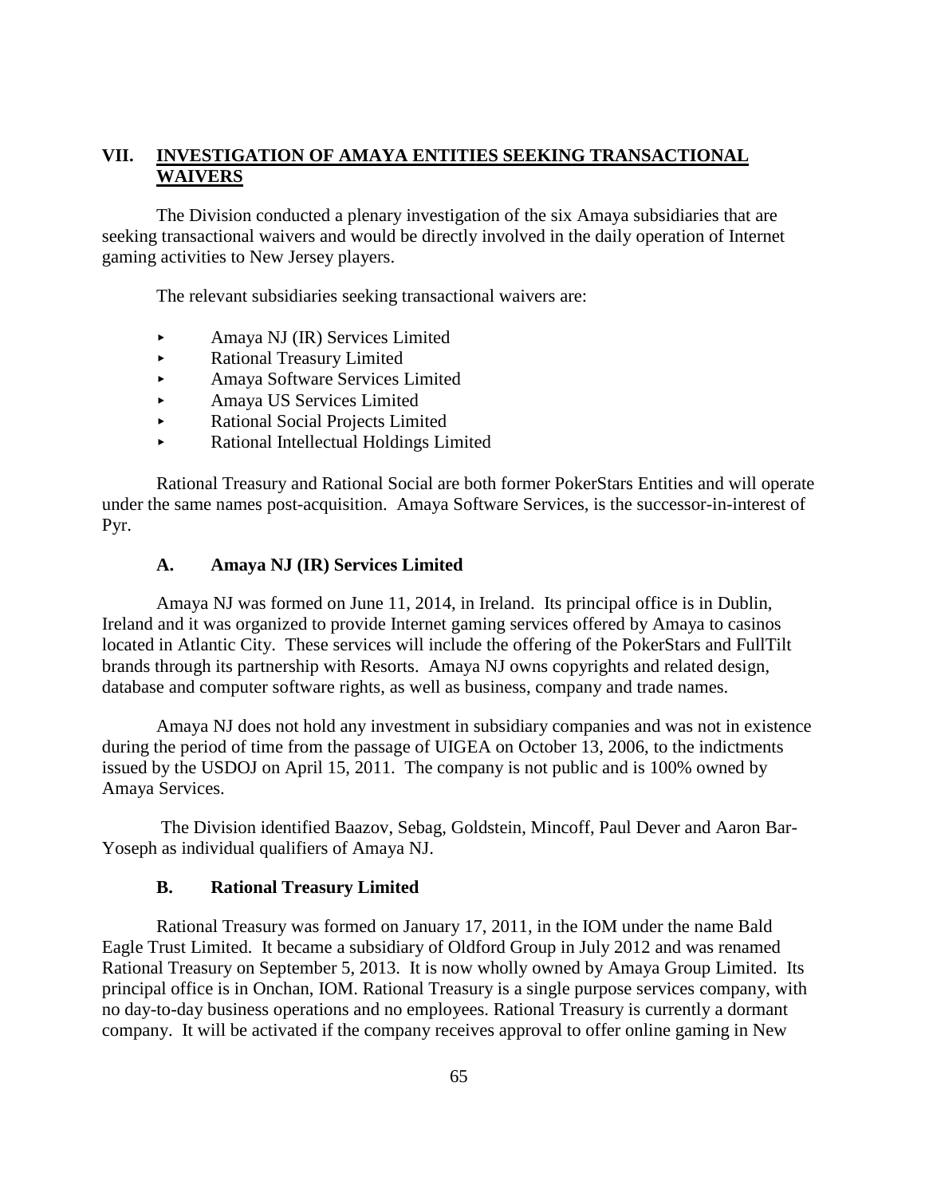## VII. INVESTIGATION OF AMAYA ENTITIES SEEKING TRANSACTIONAL WAIVERS

The Division conducted a plenary investigation of the six Amaya subsidiaries that are seeking transactional waivers and would be directly involved in the daily operation of Internet gaming activities to New Jersey players.

The relevant subsidiaries seeking transactional waivers are:

- Amaya NJ (IR) Services Limited
- Rational Treasury Limited
- Amaya Software Services Limited
- Amaya US Services Limited
- Rational Social Projects Limited
- Rational Intellectual Holdings Limited

Rational Treasury and Rational Social are both former PokerStars Entities and will operate under the same names post-acquisition. Amaya Software Services, is the successor-in-interest of Pyr.

### A. Amaya NJ (IR) Services Limited

Amaya NJ was formed on June 11, 2014, in Ireland. Its principal office is in Dublin, Ireland and it was organized to provide Internet gaming services offered by Amaya to casinos located in Atlantic City. These services will include the offering of the PokerStars and FullTilt brands through its partnership with Resorts. Amaya NJ owns copyrights and related design, database and computer software rights, as well as business, company and trade names.

Amaya NJ does not hold any investment in subsidiary companies and was not in existence during the period of time from the passage of UIGEA on October 13, 2006, to the indictments issued by the USDOJ on April 15, 2011. The company is not public and is 100% owned by Amaya Services.

The Division identified Baazov, Sebag, Goldstein, Mincoff, Paul Dever and Aaron Bar-Yoseph as individual qualifiers of Amaya NJ.

### B. Rational Treasury Limited

Rational Treasury was formed on January 17, 2011, in the IOM under the name Bald Eagle Trust Limited. It became a subsidiary of Oldford Group in July 2012 and was renamed Rational Treasury on September 5, 2013. It is now wholly owned by Amaya Group Limited. Its principal office is in Onchan, IOM. Rational Treasury is a single purpose services company, with no day-to-day business operations and no employees. Rational Treasury is currently a dormant company. It will be activated if the company receives approval to offer online gaming in New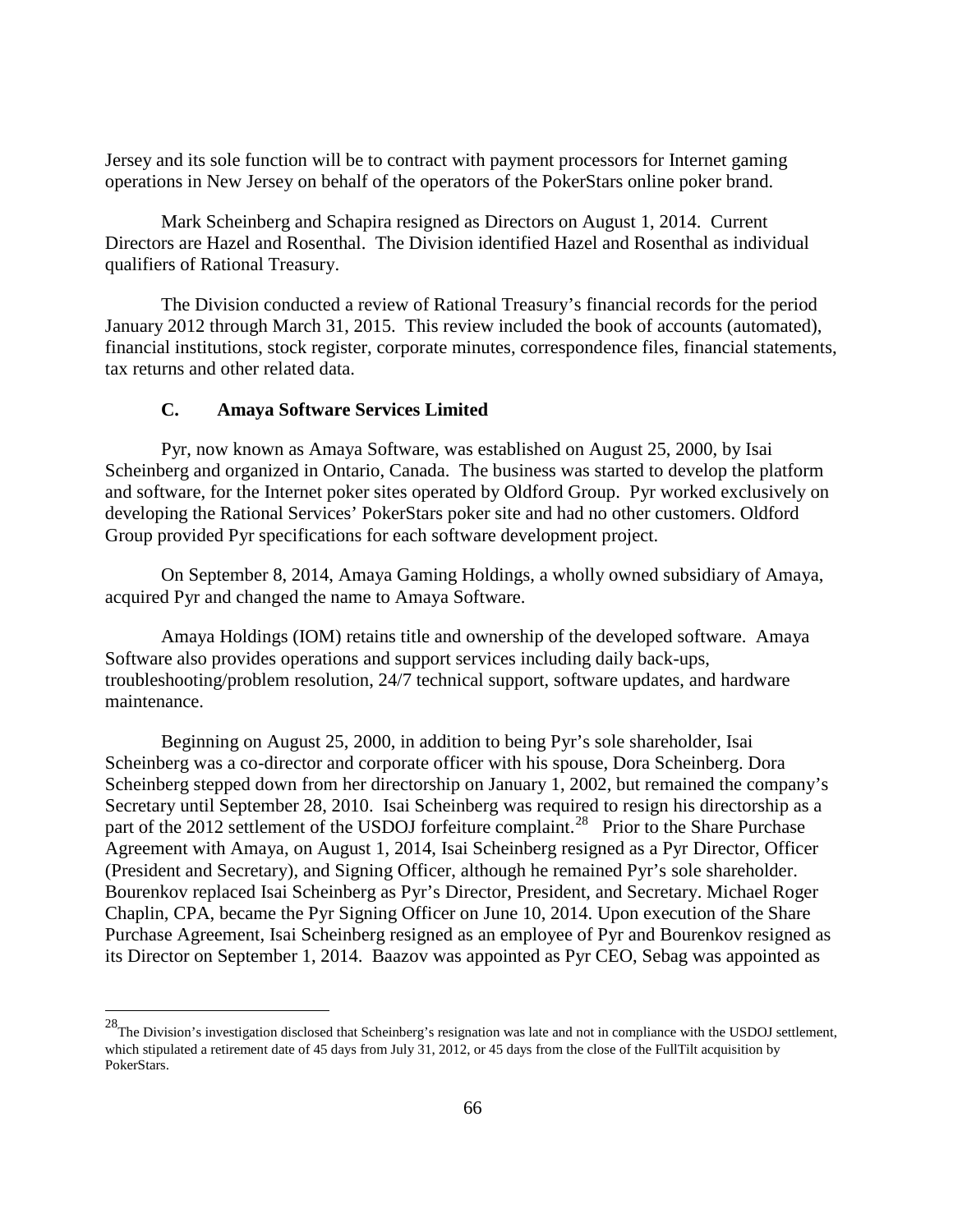Jersey and its sole function will be to contract with payment processors for Internet gaming operations in New Jersey on behalf of the operators of the PokerStars online poker brand.

Mark Scheinberg and Schapira resigned as Directors on August 1, 2014. Current Directors are Hazel and Rosenthal. The Division identified Hazel and Rosenthal as individual qualifiers of Rational Treasury.

The Division conducted a review of Rational Treasury's financial records for the period January 2012 through March 31, 2015. This review included the book of accounts (automated), financial institutions, stock register, corporate minutes, correspondence files, financial statements, tax returns and other related data.

### C. Amaya Software Services Limited

Pyr, now known as Amaya Software, was established on August 25, 2000, by Isai Scheinberg and organized in Ontario, Canada. The business was started to develop the platform and software, for the Internet poker sites operated by Oldford Group. Pyr worked exclusively on developing the Rational Services' PokerStars poker site and had no other customers. Oldford Group provided Pyr specifications for each software development project.

On September 8, 2014, Amaya Gaming Holdings, a wholly owned subsidiary of Amaya, acquired Pyr and changed the name to Amaya Software.

Amaya Holdings (IOM) retains title and ownership of the developed software. Amaya Software also provides operations and support services including daily back-ups, troubleshooting/problem resolution, 24/7 technical support, software updates, and hardware maintenance.

Beginning on August 25, 2000, in addition to being Pyr's sole shareholder, Isai Scheinberg was a co-director and corporate officer with his spouse, Dora Scheinberg. Dora Scheinberg stepped down from her directorship on January 1, 2002, but remained the company's Secretary until September 28, 2010. Isai Scheinberg was required to resign his directorship as a part of the 2012 settlement of the USDOJ forfeiture complaint.[28] Prior to the Share Purchase Agreement with Amaya, on August 1, 2014, Isai Scheinberg resigned as a Pyr Director, Officer (President and Secretary), and Signing Officer, although he remained Pyr's sole shareholder. Bourenkov replaced Isai Scheinberg as Pyr's Director, President, and Secretary. Michael Roger Chaplin, CPA, became the Pyr Signing Officer on June 10, 2014. Upon execution of the Share Purchase Agreement, Isai Scheinberg resigned as an employee of Pyr and Bourenkov resigned as its Director on September 1, 2014. Baazov was appointed as Pyr CEO, Sebag was appointed as

[28] The Division's investigation disclosed that Scheinberg's resignation was late and not in compliance with the USDOJ settlement, which stipulated a retirement date of 45 days from July 31, 2012, or 45 days from the close of the FullTilt acquisition by PokerStars.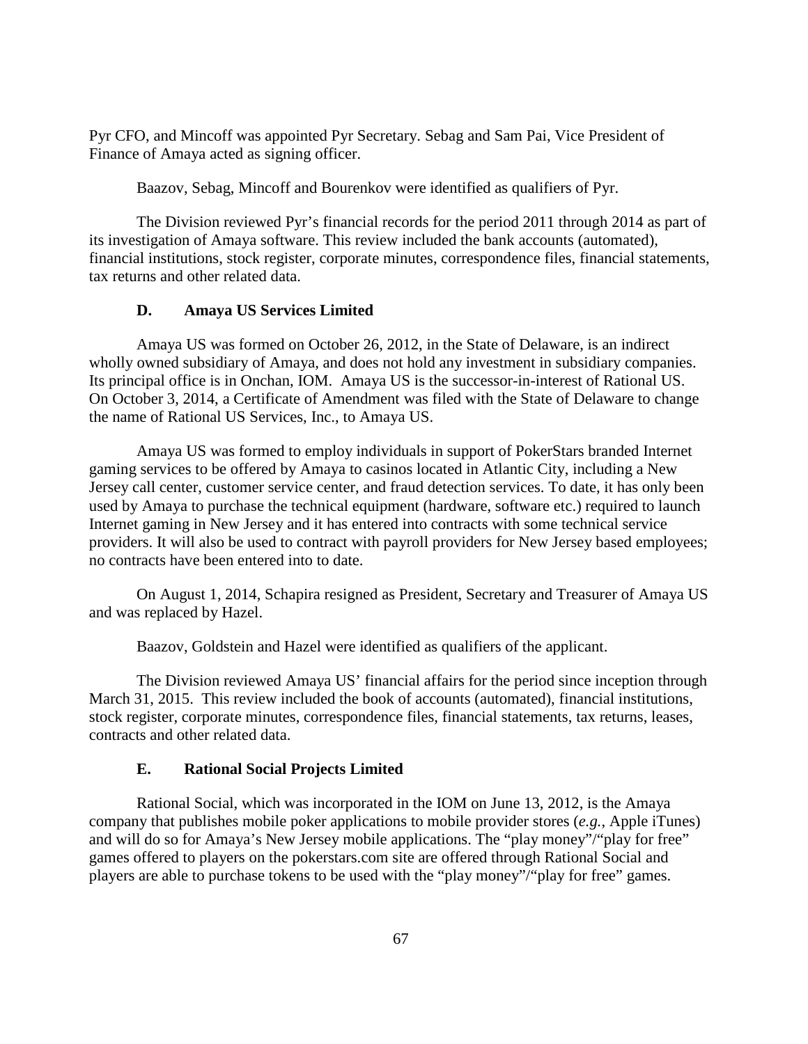Pyr CFO, and Mincoff was appointed Pyr Secretary. Sebag and Sam Pai, Vice President of Finance of Amaya acted as signing officer.

Baazov, Sebag, Mincoff and Bourenkov were identified as qualifiers of Pyr.

The Division reviewed Pyr's financial records for the period 2011 through 2014 as part of its investigation of Amaya software. This review included the bank accounts (automated), financial institutions, stock register, corporate minutes, correspondence files, financial statements, tax returns and other related data.

### D. Amaya US Services Limited

Amaya US was formed on October 26, 2012, in the State of Delaware, is an indirect wholly owned subsidiary of Amaya, and does not hold any investment in subsidiary companies. Its principal office is in Onchan, IOM. Amaya US is the successor-in-interest of Rational US. On October 3, 2014, a Certificate of Amendment was filed with the State of Delaware to change the name of Rational US Services, Inc., to Amaya US.

Amaya US was formed to employ individuals in support of PokerStars branded Internet gaming services to be offered by Amaya to casinos located in Atlantic City, including a New Jersey call center, customer service center, and fraud detection services. To date, it has only been used by Amaya to purchase the technical equipment (hardware, software etc.) required to launch Internet gaming in New Jersey and it has entered into contracts with some technical service providers. It will also be used to contract with payroll providers for New Jersey based employees; no contracts have been entered into to date.

On August 1, 2014, Schapira resigned as President, Secretary and Treasurer of Amaya US and was replaced by Hazel.

Baazov, Goldstein and Hazel were identified as qualifiers of the applicant.

The Division reviewed Amaya US' financial affairs for the period since inception through March 31, 2015. This review included the book of accounts (automated), financial institutions, stock register, corporate minutes, correspondence files, financial statements, tax returns, leases, contracts and other related data.

### E. Rational Social Projects Limited

Rational Social, which was incorporated in the IOM on June 13, 2012, is the Amaya company that publishes mobile poker applications to mobile provider stores (*e.g.*, Apple iTunes) and will do so for Amaya's New Jersey mobile applications. The "play money"/"play for free" games offered to players on the pokerstars.com site are offered through Rational Social and players are able to purchase tokens to be used with the "play money"/"play for free" games.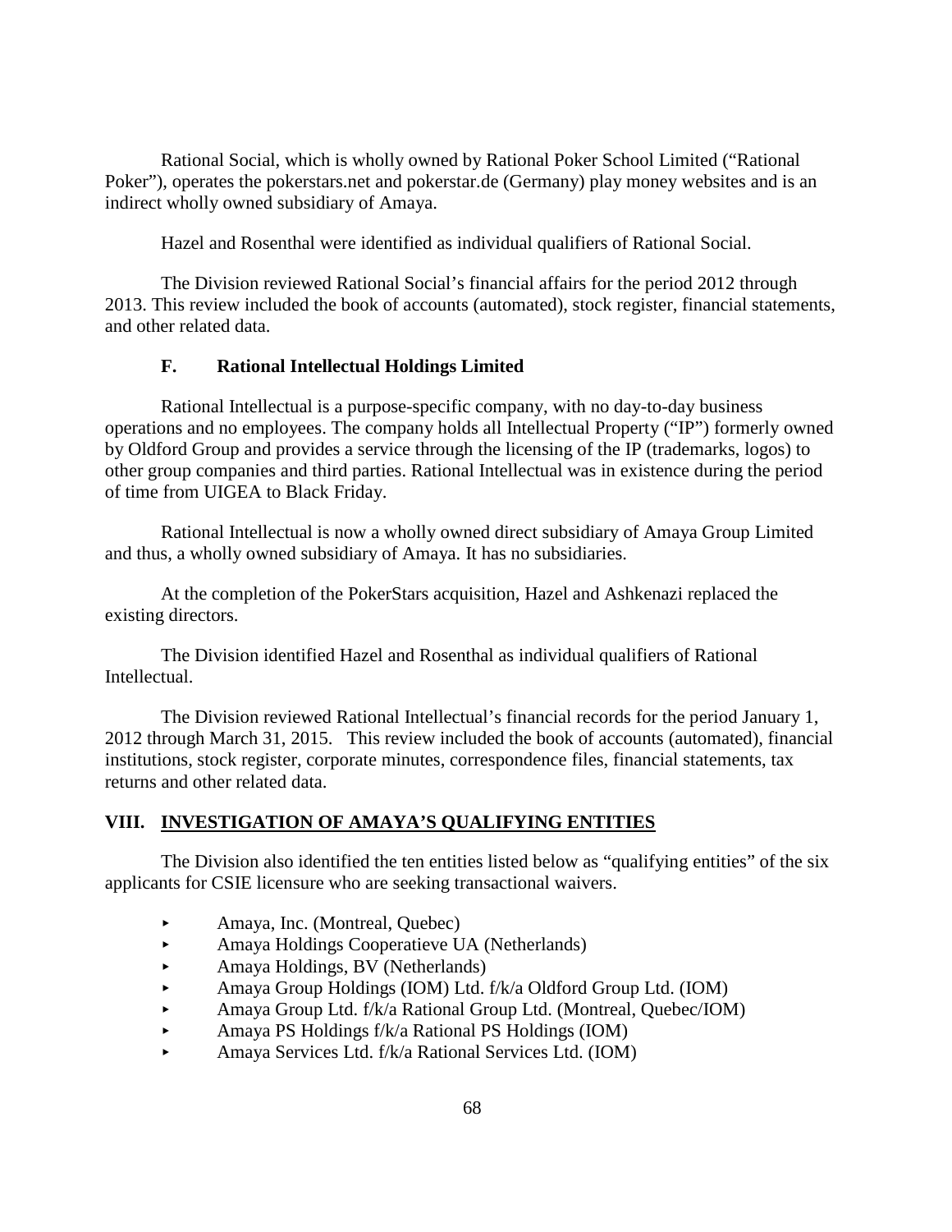Rational Social, which is wholly owned by Rational Poker School Limited ("Rational Poker"), operates the pokerstars.net and pokerstar.de (Germany) play money websites and is an indirect wholly owned subsidiary of Amaya.

Hazel and Rosenthal were identified as individual qualifiers of Rational Social.

The Division reviewed Rational Social's financial affairs for the period 2012 through 2013. This review included the book of accounts (automated), stock register, financial statements, and other related data.

### F. Rational Intellectual Holdings Limited

Rational Intellectual is a purpose-specific company, with no day-to-day business operations and no employees. The company holds all Intellectual Property ("IP") formerly owned by Oldford Group and provides a service through the licensing of the IP (trademarks, logos) to other group companies and third parties. Rational Intellectual was in existence during the period of time from UIGEA to Black Friday.

Rational Intellectual is now a wholly owned direct subsidiary of Amaya Group Limited and thus, a wholly owned subsidiary of Amaya. It has no subsidiaries.

At the completion of the PokerStars acquisition, Hazel and Ashkenazi replaced the existing directors.

The Division identified Hazel and Rosenthal as individual qualifiers of Rational Intellectual.

The Division reviewed Rational Intellectual's financial records for the period January 1, 2012 through March 31, 2015. This review included the book of accounts (automated), financial institutions, stock register, corporate minutes, correspondence files, financial statements, tax returns and other related data.

## VIII. INVESTIGATION OF AMAYA'S QUALIFYING ENTITIES

The Division also identified the ten entities listed below as "qualifying entities" of the six applicants for CSIE licensure who are seeking transactional waivers.

- Amaya, Inc. (Montreal, Quebec)
- Amaya Holdings Cooperatieve UA (Netherlands)
- Amaya Holdings, BV (Netherlands)
- Amaya Group Holdings (IOM) Ltd. f/k/a Oldford Group Ltd. (IOM)
- Amaya Group Ltd. f/k/a Rational Group Ltd. (Montreal, Quebec/IOM)
- Amaya PS Holdings f/k/a Rational PS Holdings (IOM)
- Amaya Services Ltd. f/k/a Rational Services Ltd. (IOM)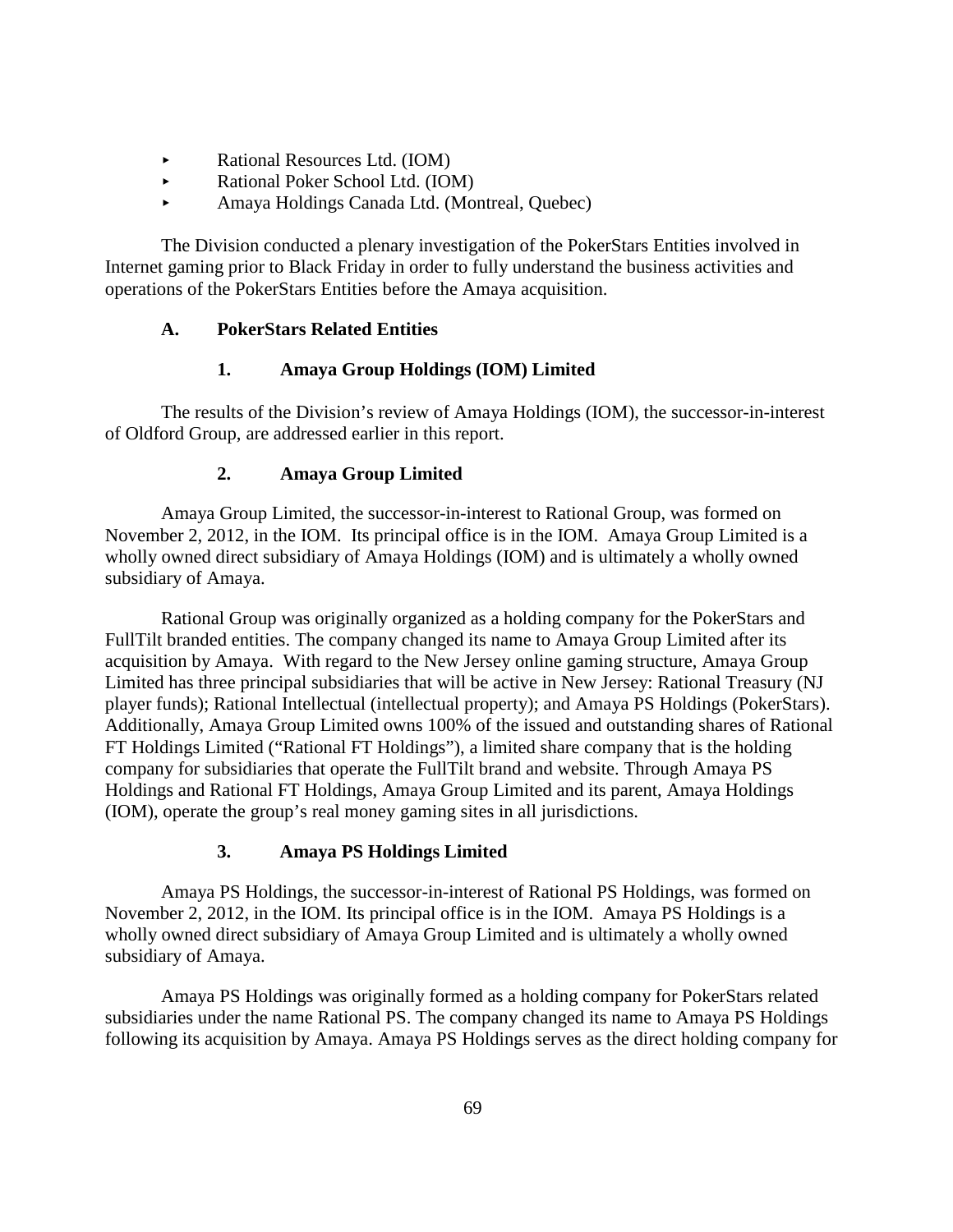- Rational Resources Ltd. (IOM)
- Rational Poker School Ltd. (IOM)
- Amaya Holdings Canada Ltd. (Montreal, Quebec)

The Division conducted a plenary investigation of the PokerStars Entities involved in Internet gaming prior to Black Friday in order to fully understand the business activities and operations of the PokerStars Entities before the Amaya acquisition.

### A. PokerStars Related Entities

#### 1. Amaya Group Holdings (IOM) Limited

The results of the Division's review of Amaya Holdings (IOM), the successor-in-interest of Oldford Group, are addressed earlier in this report.

#### 2. Amaya Group Limited

Amaya Group Limited, the successor-in-interest to Rational Group, was formed on November 2, 2012, in the IOM. Its principal office is in the IOM. Amaya Group Limited is a wholly owned direct subsidiary of Amaya Holdings (IOM) and is ultimately a wholly owned subsidiary of Amaya.

Rational Group was originally organized as a holding company for the PokerStars and FullTilt branded entities. The company changed its name to Amaya Group Limited after its acquisition by Amaya. With regard to the New Jersey online gaming structure, Amaya Group Limited has three principal subsidiaries that will be active in New Jersey: Rational Treasury (NJ player funds); Rational Intellectual (intellectual property); and Amaya PS Holdings (PokerStars). Additionally, Amaya Group Limited owns 100% of the issued and outstanding shares of Rational FT Holdings Limited ("Rational FT Holdings"), a limited share company that is the holding company for subsidiaries that operate the FullTilt brand and website. Through Amaya PS Holdings and Rational FT Holdings, Amaya Group Limited and its parent, Amaya Holdings (IOM), operate the group's real money gaming sites in all jurisdictions.

#### 3. Amaya PS Holdings Limited

Amaya PS Holdings, the successor-in-interest of Rational PS Holdings, was formed on November 2, 2012, in the IOM. Its principal office is in the IOM. Amaya PS Holdings is a wholly owned direct subsidiary of Amaya Group Limited and is ultimately a wholly owned subsidiary of Amaya.

Amaya PS Holdings was originally formed as a holding company for PokerStars related subsidiaries under the name Rational PS. The company changed its name to Amaya PS Holdings following its acquisition by Amaya. Amaya PS Holdings serves as the direct holding company for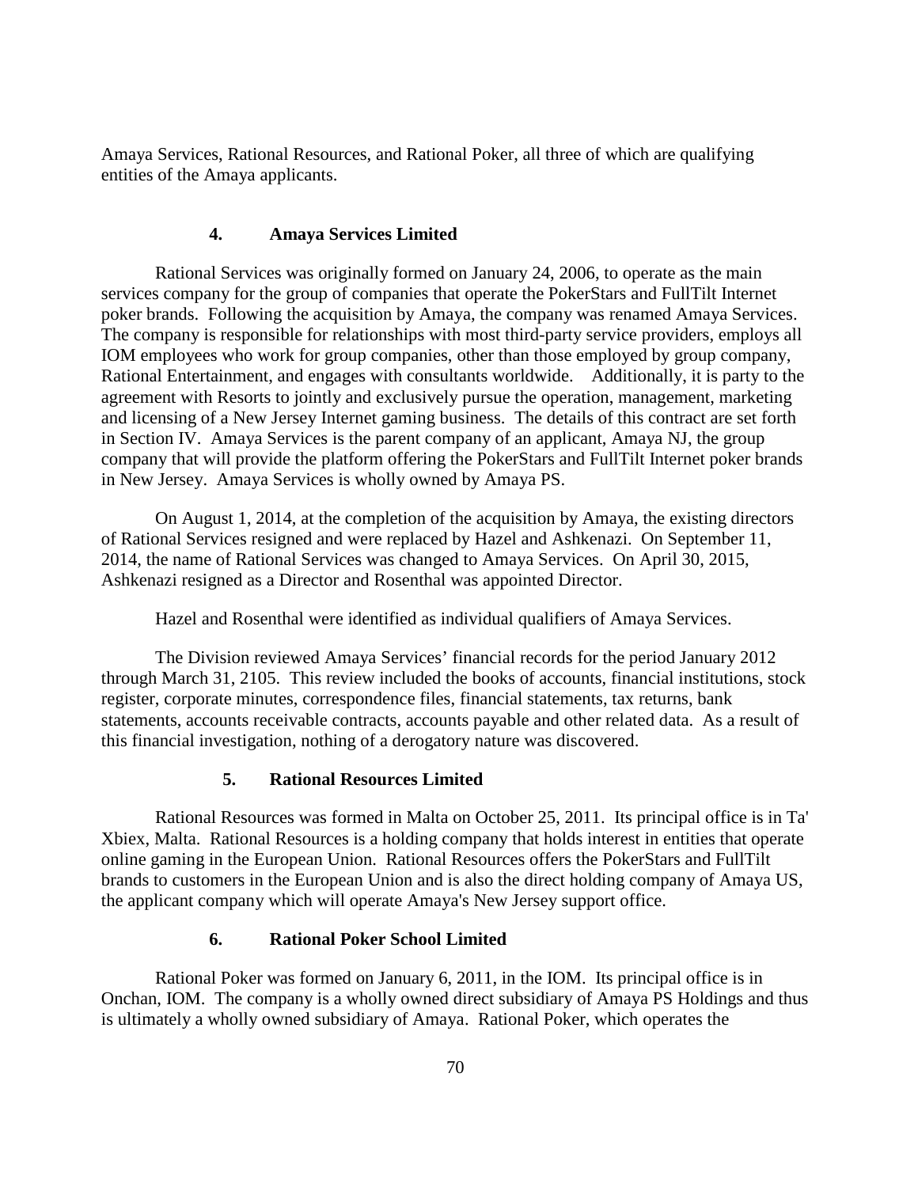Amaya Services, Rational Resources, and Rational Poker, all three of which are qualifying entities of the Amaya applicants.

### 4. Amaya Services Limited

Rational Services was originally formed on January 24, 2006, to operate as the main services company for the group of companies that operate the PokerStars and FullTilt Internet poker brands. Following the acquisition by Amaya, the company was renamed Amaya Services. The company is responsible for relationships with most third-party service providers, employs all IOM employees who work for group companies, other than those employed by group company, Rational Entertainment, and engages with consultants worldwide. Additionally, it is party to the agreement with Resorts to jointly and exclusively pursue the operation, management, marketing and licensing of a New Jersey Internet gaming business. The details of this contract are set forth in Section IV. Amaya Services is the parent company of an applicant, Amaya NJ, the group company that will provide the platform offering the PokerStars and FullTilt Internet poker brands in New Jersey. Amaya Services is wholly owned by Amaya PS.

On August 1, 2014, at the completion of the acquisition by Amaya, the existing directors of Rational Services resigned and were replaced by Hazel and Ashkenazi. On September 11, 2014, the name of Rational Services was changed to Amaya Services. On April 30, 2015, Ashkenazi resigned as a Director and Rosenthal was appointed Director.

Hazel and Rosenthal were identified as individual qualifiers of Amaya Services.

The Division reviewed Amaya Services' financial records for the period January 2012 through March 31, 2105. This review included the books of accounts, financial institutions, stock register, corporate minutes, correspondence files, financial statements, tax returns, bank statements, accounts receivable contracts, accounts payable and other related data. As a result of this financial investigation, nothing of a derogatory nature was discovered.

### 5. Rational Resources Limited

Rational Resources was formed in Malta on October 25, 2011. Its principal office is in Ta' Xbiex, Malta. Rational Resources is a holding company that holds interest in entities that operate online gaming in the European Union. Rational Resources offers the PokerStars and FullTilt brands to customers in the European Union and is also the direct holding company of Amaya US, the applicant company which will operate Amaya's New Jersey support office.

### 6. Rational Poker School Limited

Rational Poker was formed on January 6, 2011, in the IOM. Its principal office is in Onchan, IOM. The company is a wholly owned direct subsidiary of Amaya PS Holdings and thus is ultimately a wholly owned subsidiary of Amaya. Rational Poker, which operates the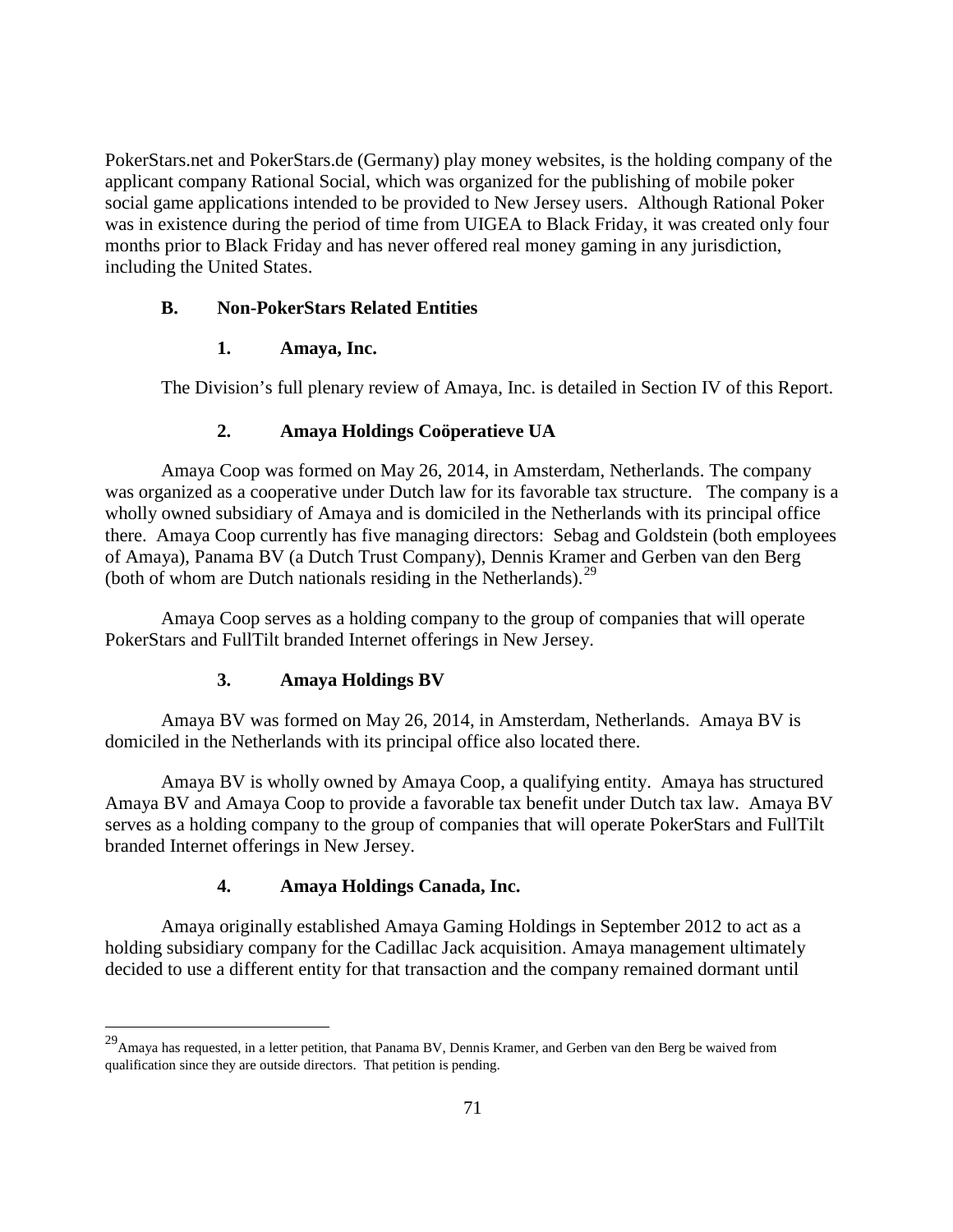PokerStars.net and PokerStars.de (Germany) play money websites, is the holding company of the applicant company Rational Social, which was organized for the publishing of mobile poker social game applications intended to be provided to New Jersey users. Although Rational Poker was in existence during the period of time from UIGEA to Black Friday, it was created only four months prior to Black Friday and has never offered real money gaming in any jurisdiction, including the United States.

### B. Non-PokerStars Related Entities

#### 1. Amaya, Inc.

The Division's full plenary review of Amaya, Inc. is detailed in Section IV of this Report.

#### 2. Amaya Holdings Coöperatieve UA

Amaya Coop was formed on May 26, 2014, in Amsterdam, Netherlands. The company was organized as a cooperative under Dutch law for its favorable tax structure. The company is a wholly owned subsidiary of Amaya and is domiciled in the Netherlands with its principal office there. Amaya Coop currently has five managing directors: Sebag and Goldstein (both employees of Amaya), Panama BV (a Dutch Trust Company), Dennis Kramer and Gerben van den Berg (both of whom are Dutch nationals residing in the Netherlands).[29]

Amaya Coop serves as a holding company to the group of companies that will operate PokerStars and FullTilt branded Internet offerings in New Jersey.

#### 3. Amaya Holdings BV

Amaya BV was formed on May 26, 2014, in Amsterdam, Netherlands. Amaya BV is domiciled in the Netherlands with its principal office also located there.

Amaya BV is wholly owned by Amaya Coop, a qualifying entity. Amaya has structured Amaya BV and Amaya Coop to provide a favorable tax benefit under Dutch tax law. Amaya BV serves as a holding company to the group of companies that will operate PokerStars and FullTilt branded Internet offerings in New Jersey.

#### 4. Amaya Holdings Canada, Inc.

Amaya originally established Amaya Gaming Holdings in September 2012 to act as a holding subsidiary company for the Cadillac Jack acquisition. Amaya management ultimately decided to use a different entity for that transaction and the company remained dormant until

---

[29] Amaya has requested, in a letter petition, that Panama BV, Dennis Kramer, and Gerben van den Berg be waived from qualification since they are outside directors. That petition is pending.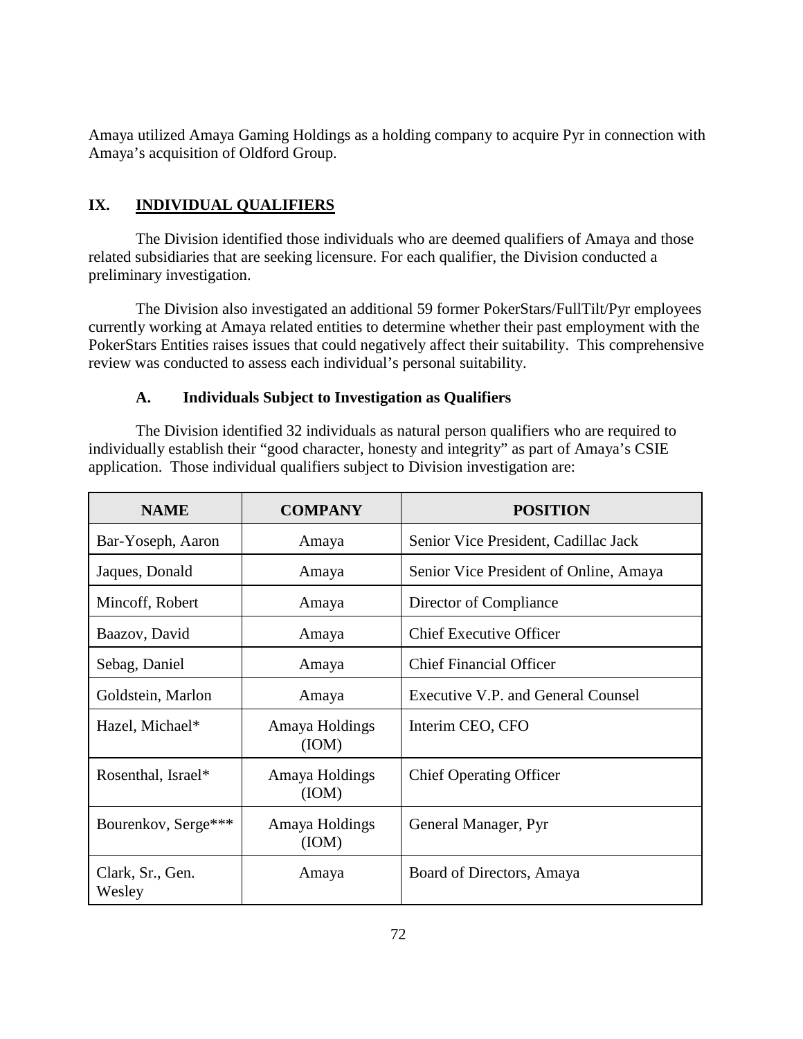Amaya utilized Amaya Gaming Holdings as a holding company to acquire Pyr in connection with Amaya's acquisition of Oldford Group.

## IX. INDIVIDUAL QUALIFIERS

The Division identified those individuals who are deemed qualifiers of Amaya and those related subsidiaries that are seeking licensure. For each qualifier, the Division conducted a preliminary investigation.

The Division also investigated an additional 59 former PokerStars/FullTilt/Pyr employees currently working at Amaya related entities to determine whether their past employment with the PokerStars Entities raises issues that could negatively affect their suitability. This comprehensive review was conducted to assess each individual's personal suitability.

### A. Individuals Subject to Investigation as Qualifiers

The Division identified 32 individuals as natural person qualifiers who are required to individually establish their "good character, honesty and integrity" as part of Amaya's CSIE application. Those individual qualifiers subject to Division investigation are:

| NAME | COMPANY | POSITION |
|---|---|---|
| Bar-Yoseph, Aaron | Amaya | Senior Vice President, Cadillac Jack |
| Jaques, Donald | Amaya | Senior Vice President of Online, Amaya |
| Mincoff, Robert | Amaya | Director of Compliance |
| Baazov, David | Amaya | Chief Executive Officer |
| Sebag, Daniel | Amaya | Chief Financial Officer |
| Goldstein, Marlon | Amaya | Executive V.P. and General Counsel |
| Hazel, Michael* | Amaya Holdings (IOM) | Interim CEO, CFO |
| Rosenthal, Israel* | Amaya Holdings (IOM) | Chief Operating Officer |
| Bourenkov, Serge*** | Amaya Holdings (IOM) | General Manager, Pyr |
| Clark, Sr., Gen. Wesley | Amaya | Board of Directors, Amaya |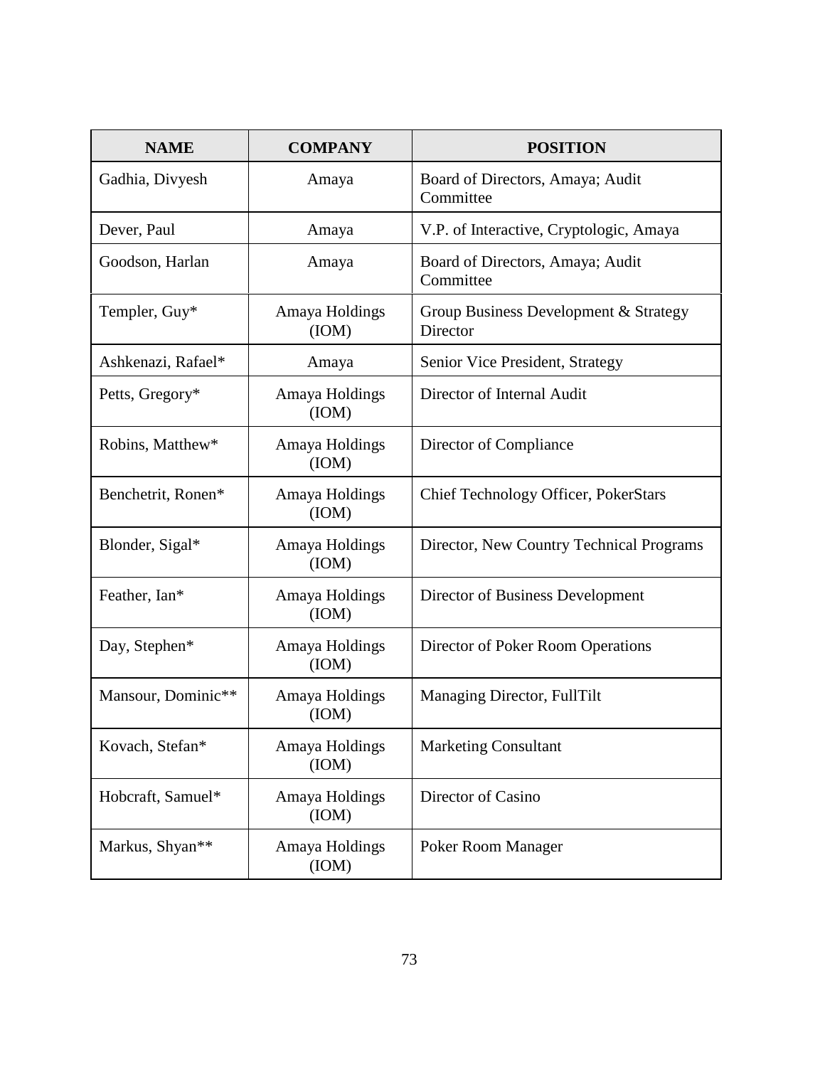| NAME | COMPANY | POSITION |
|---|---|---|
| Gadhia, Divyesh | Amaya | Board of Directors, Amaya; Audit Committee |
| Dever, Paul | Amaya | V.P. of Interactive, Cryptologic, Amaya |
| Goodson, Harlan | Amaya | Board of Directors, Amaya; Audit Committee |
| Templer, Guy* | Amaya Holdings (IOM) | Group Business Development & Strategy Director |
| Ashkenazi, Rafael* | Amaya | Senior Vice President, Strategy |
| Petts, Gregory* | Amaya Holdings (IOM) | Director of Internal Audit |
| Robins, Matthew* | Amaya Holdings (IOM) | Director of Compliance |
| Benchetrit, Ronen* | Amaya Holdings (IOM) | Chief Technology Officer, PokerStars |
| Blonder, Sigal* | Amaya Holdings (IOM) | Director, New Country Technical Programs |
| Feather, Ian* | Amaya Holdings (IOM) | Director of Business Development |
| Day, Stephen* | Amaya Holdings (IOM) | Director of Poker Room Operations |
| Mansour, Dominic** | Amaya Holdings (IOM) | Managing Director, FullTilt |
| Kovach, Stefan* | Amaya Holdings (IOM) | Marketing Consultant |
| Hobcraft, Samuel* | Amaya Holdings (IOM) | Director of Casino |
| Markus, Shyan** | Amaya Holdings (IOM) | Poker Room Manager |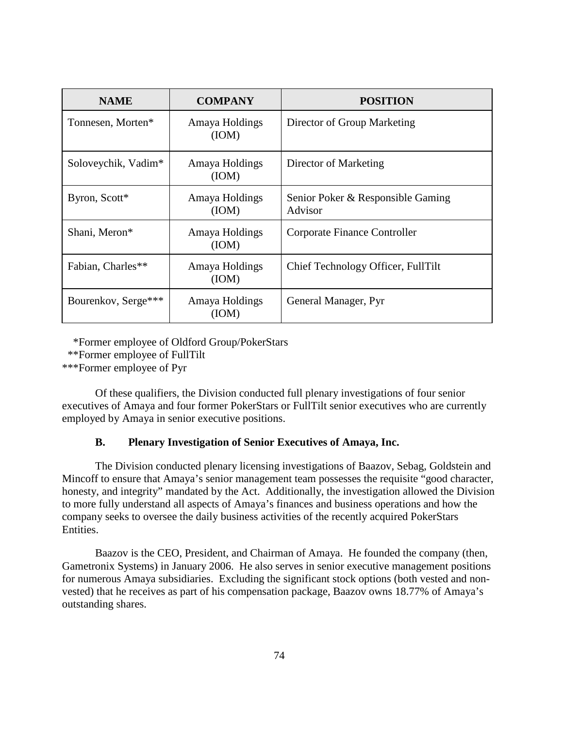| NAME | COMPANY | POSITION |
|---|---|---|
| Tonnesen, Morten* | Amaya Holdings (IOM) | Director of Group Marketing |
| Soloveychik, Vadim* | Amaya Holdings (IOM) | Director of Marketing |
| Byron, Scott* | Amaya Holdings (IOM) | Senior Poker & Responsible Gaming Advisor |
| Shani, Meron* | Amaya Holdings (IOM) | Corporate Finance Controller |
| Fabian, Charles** | Amaya Holdings (IOM) | Chief Technology Officer, FullTilt |
| Bourenkov, Serge*** | Amaya Holdings (IOM) | General Manager, Pyr |

*Former employee of Oldford Group/PokerStars
**Former employee of FullTilt
***Former employee of Pyr

Of these qualifiers, the Division conducted full plenary investigations of four senior executives of Amaya and four former PokerStars or FullTilt senior executives who are currently employed by Amaya in senior executive positions.

### B. Plenary Investigation of Senior Executives of Amaya, Inc.

The Division conducted plenary licensing investigations of Baazov, Sebag, Goldstein and Mincoff to ensure that Amaya's senior management team possesses the requisite "good character, honesty, and integrity" mandated by the Act. Additionally, the investigation allowed the Division to more fully understand all aspects of Amaya's finances and business operations and how the company seeks to oversee the daily business activities of the recently acquired PokerStars Entities.

Baazov is the CEO, President, and Chairman of Amaya. He founded the company (then, Gametronix Systems) in January 2006. He also serves in senior executive management positions for numerous Amaya subsidiaries. Excluding the significant stock options (both vested and non-vested) that he receives as part of his compensation package, Baazov owns 18.77% of Amaya's outstanding shares.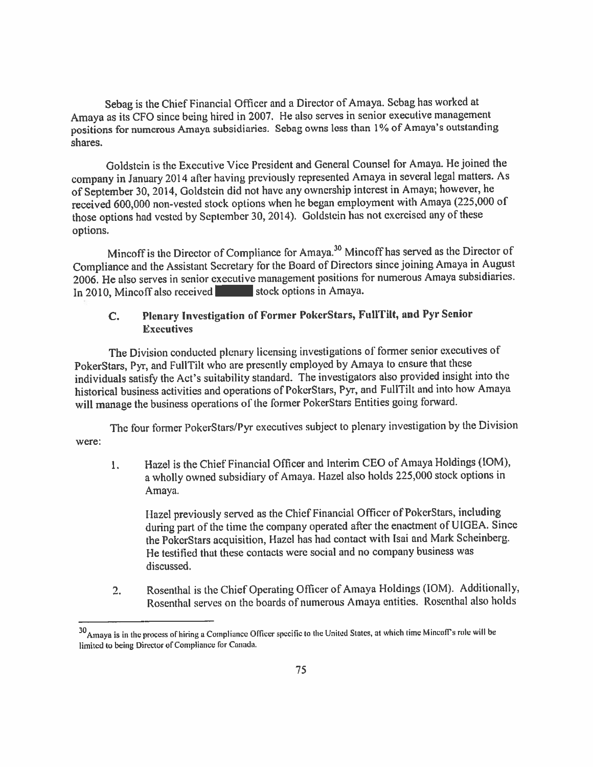Sebag is the Chief Financial Officer and a Director of Amaya. Sebag has worked at Amaya as its CFO since being hired in 2007. He also serves in senior executive management positions for numerous Amaya subsidiaries. Sebag owns less than 1% of Amaya's outstanding shares.

Goldstein is the Executive Vice President and General Counsel for Amaya. He joined the company in January 2014 after having previously represented Amaya in several legal matters. As of September 30, 2014, Goldstein did not have any ownership interest in Amaya; however, he received 600,000 non-vested stock options when he began employment with Amaya (225,000 of those options had vested by September 30, 2014). Goldstein has not exercised any of these options.

Mincoff is the Director of Compliance for Amaya.[30] Mincoff has served as the Director of Compliance and the Assistant Secretary for the Board of Directors since joining Amaya in August 2006. He also serves in senior executive management positions for numerous Amaya subsidiaries. In 2010, Mincoff also received [REDACTED] stock options in Amaya.

### C. Plenary Investigation of Former PokerStars, FullTilt, and Pyr Senior Executives

The Division conducted plenary licensing investigations of former senior executives of PokerStars, Pyr, and FullTilt who are presently employed by Amaya to ensure that these individuals satisfy the Act's suitability standard. The investigators also provided insight into the historical business activities and operations of PokerStars, Pyr, and FullTilt and into how Amaya will manage the business operations of the former PokerStars Entities going forward.

The four former PokerStars/Pyr executives subject to plenary investigation by the Division were:

1. Hazel is the Chief Financial Officer and Interim CEO of Amaya Holdings (IOM), a wholly owned subsidiary of Amaya. Hazel also holds 225,000 stock options in Amaya.

   Hazel previously served as the Chief Financial Officer of PokerStars, including during part of the time the company operated after the enactment of UIGEA. Since the PokerStars acquisition, Hazel has had contact with Isai and Mark Scheinberg. He testified that these contacts were social and no company business was discussed.

2. Rosenthal is the Chief Operating Officer of Amaya Holdings (IOM). Additionally, Rosenthal serves on the boards of numerous Amaya entities. Rosenthal also holds

---

[30] Amaya is in the process of hiring a Compliance Officer specific to the United States, at which time Mincoff's role will be limited to being Director of Compliance for Canada.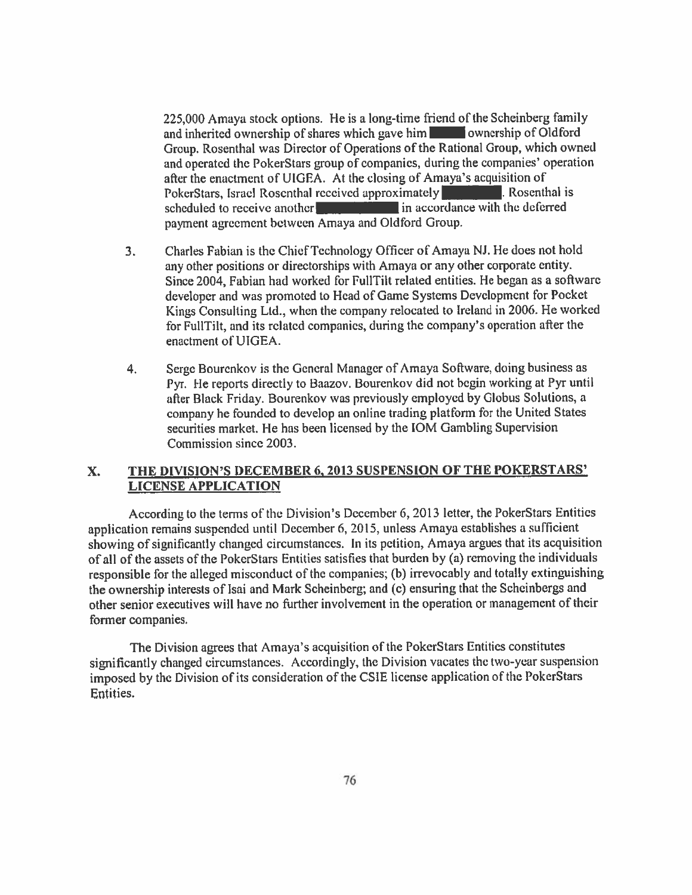225,000 Amaya stock options. He is a long-time friend of the Scheinberg family and inherited ownership of shares which gave him ████ ownership of Oldford Group. Rosenthal was Director of Operations of the Rational Group, which owned and operated the PokerStars group of companies, during the companies' operation after the enactment of UIGEA. At the closing of Amaya's acquisition of PokerStars, Israel Rosenthal received approximately ████████. Rosenthal is scheduled to receive another ██████████ in accordance with the deferred payment agreement between Amaya and Oldford Group.

3. Charles Fabian is the Chief Technology Officer of Amaya NJ. He does not hold any other positions or directorships with Amaya or any other corporate entity. Since 2004, Fabian had worked for FullTilt related entities. He began as a software developer and was promoted to Head of Game Systems Development for Pocket Kings Consulting Ltd., when the company relocated to Ireland in 2006. He worked for FullTilt, and its related companies, during the company's operation after the enactment of UIGEA.

4. Serge Bourenkov is the General Manager of Amaya Software, doing business as Pyr. He reports directly to Baazov. Bourenkov did not begin working at Pyr until after Black Friday. Bourenkov was previously employed by Globus Solutions, a company he founded to develop an online trading platform for the United States securities market. He has been licensed by the IOM Gambling Supervision Commission since 2003.

## X. THE DIVISION'S DECEMBER 6, 2013 SUSPENSION OF THE POKERSTARS' LICENSE APPLICATION

According to the terms of the Division's December 6, 2013 letter, the PokerStars Entities application remains suspended until December 6, 2015, unless Amaya establishes a sufficient showing of significantly changed circumstances. In its petition, Amaya argues that its acquisition of all of the assets of the PokerStars Entities satisfies that burden by (a) removing the individuals responsible for the alleged misconduct of the companies; (b) irrevocably and totally extinguishing the ownership interests of Isai and Mark Scheinberg; and (c) ensuring that the Scheinbergs and other senior executives will have no further involvement in the operation or management of their former companies.

The Division agrees that Amaya's acquisition of the PokerStars Entities constitutes significantly changed circumstances. Accordingly, the Division vacates the two-year suspension imposed by the Division of its consideration of the CSIE license application of the PokerStars Entities.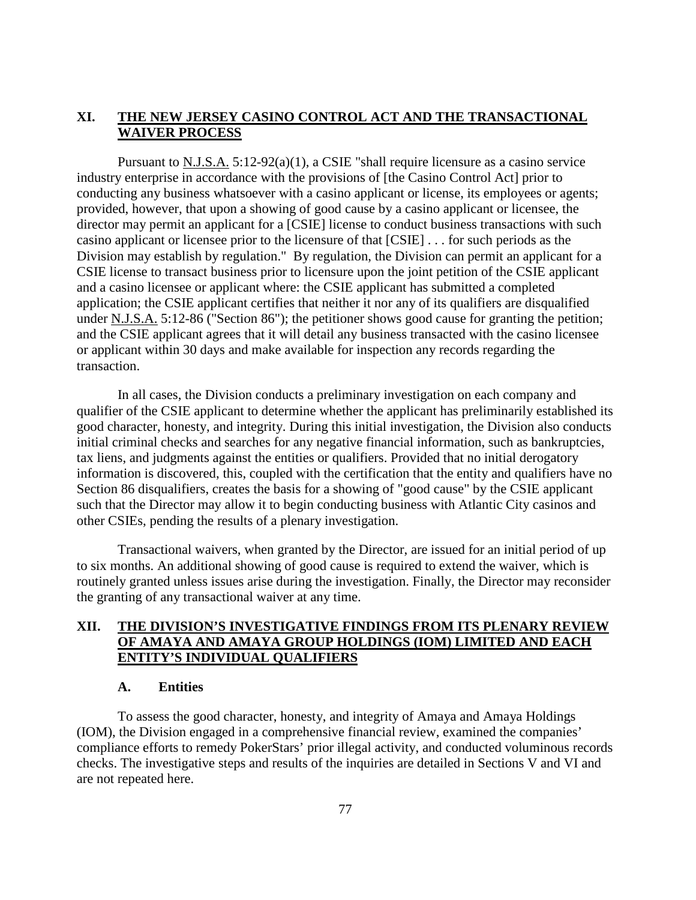## XI. THE NEW JERSEY CASINO CONTROL ACT AND THE TRANSACTIONAL WAIVER PROCESS

Pursuant to N.J.S.A. 5:12-92(a)(1), a CSIE "shall require licensure as a casino service industry enterprise in accordance with the provisions of [the Casino Control Act] prior to conducting any business whatsoever with a casino applicant or license, its employees or agents; provided, however, that upon a showing of good cause by a casino applicant or licensee, the director may permit an applicant for a [CSIE] license to conduct business transactions with such casino applicant or licensee prior to the licensure of that [CSIE] . . . for such periods as the Division may establish by regulation." By regulation, the Division can permit an applicant for a CSIE license to transact business prior to licensure upon the joint petition of the CSIE applicant and a casino licensee or applicant where: the CSIE applicant has submitted a completed application; the CSIE applicant certifies that neither it nor any of its qualifiers are disqualified under N.J.S.A. 5:12-86 ("Section 86"); the petitioner shows good cause for granting the petition; and the CSIE applicant agrees that it will detail any business transacted with the casino licensee or applicant within 30 days and make available for inspection any records regarding the transaction.

In all cases, the Division conducts a preliminary investigation on each company and qualifier of the CSIE applicant to determine whether the applicant has preliminarily established its good character, honesty, and integrity. During this initial investigation, the Division also conducts initial criminal checks and searches for any negative financial information, such as bankruptcies, tax liens, and judgments against the entities or qualifiers. Provided that no initial derogatory information is discovered, this, coupled with the certification that the entity and qualifiers have no Section 86 disqualifiers, creates the basis for a showing of "good cause" by the CSIE applicant such that the Director may allow it to begin conducting business with Atlantic City casinos and other CSIEs, pending the results of a plenary investigation.

Transactional waivers, when granted by the Director, are issued for an initial period of up to six months. An additional showing of good cause is required to extend the waiver, which is routinely granted unless issues arise during the investigation. Finally, the Director may reconsider the granting of any transactional waiver at any time.

## XII. THE DIVISION'S INVESTIGATIVE FINDINGS FROM ITS PLENARY REVIEW OF AMAYA AND AMAYA GROUP HOLDINGS (IOM) LIMITED AND EACH ENTITY'S INDIVIDUAL QUALIFIERS

### A. Entities

To assess the good character, honesty, and integrity of Amaya and Amaya Holdings (IOM), the Division engaged in a comprehensive financial review, examined the companies' compliance efforts to remedy PokerStars' prior illegal activity, and conducted voluminous records checks. The investigative steps and results of the inquiries are detailed in Sections V and VI and are not repeated here.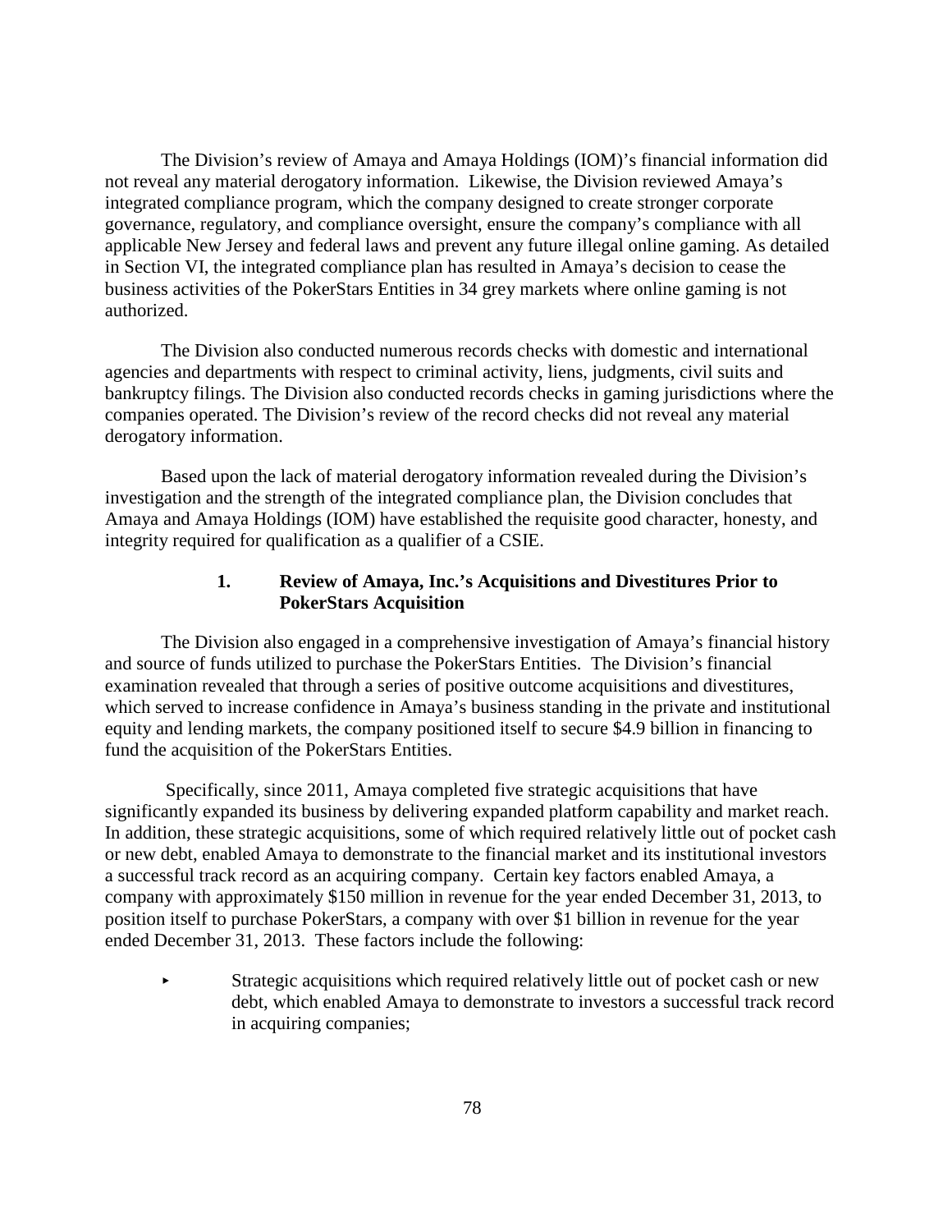The Division's review of Amaya and Amaya Holdings (IOM)'s financial information did not reveal any material derogatory information. Likewise, the Division reviewed Amaya's integrated compliance program, which the company designed to create stronger corporate governance, regulatory, and compliance oversight, ensure the company's compliance with all applicable New Jersey and federal laws and prevent any future illegal online gaming. As detailed in Section VI, the integrated compliance plan has resulted in Amaya's decision to cease the business activities of the PokerStars Entities in 34 grey markets where online gaming is not authorized.

The Division also conducted numerous records checks with domestic and international agencies and departments with respect to criminal activity, liens, judgments, civil suits and bankruptcy filings. The Division also conducted records checks in gaming jurisdictions where the companies operated. The Division's review of the record checks did not reveal any material derogatory information.

Based upon the lack of material derogatory information revealed during the Division's investigation and the strength of the integrated compliance plan, the Division concludes that Amaya and Amaya Holdings (IOM) have established the requisite good character, honesty, and integrity required for qualification as a qualifier of a CSIE.

### 1. Review of Amaya, Inc.'s Acquisitions and Divestitures Prior to PokerStars Acquisition

The Division also engaged in a comprehensive investigation of Amaya's financial history and source of funds utilized to purchase the PokerStars Entities. The Division's financial examination revealed that through a series of positive outcome acquisitions and divestitures, which served to increase confidence in Amaya's business standing in the private and institutional equity and lending markets, the company positioned itself to secure $4.9 billion in financing to fund the acquisition of the PokerStars Entities.

Specifically, since 2011, Amaya completed five strategic acquisitions that have significantly expanded its business by delivering expanded platform capability and market reach. In addition, these strategic acquisitions, some of which required relatively little out of pocket cash or new debt, enabled Amaya to demonstrate to the financial market and its institutional investors a successful track record as an acquiring company. Certain key factors enabled Amaya, a company with approximately $150 million in revenue for the year ended December 31, 2013, to position itself to purchase PokerStars, a company with over $1 billion in revenue for the year ended December 31, 2013. These factors include the following:

- Strategic acquisitions which required relatively little out of pocket cash or new debt, which enabled Amaya to demonstrate to investors a successful track record in acquiring companies;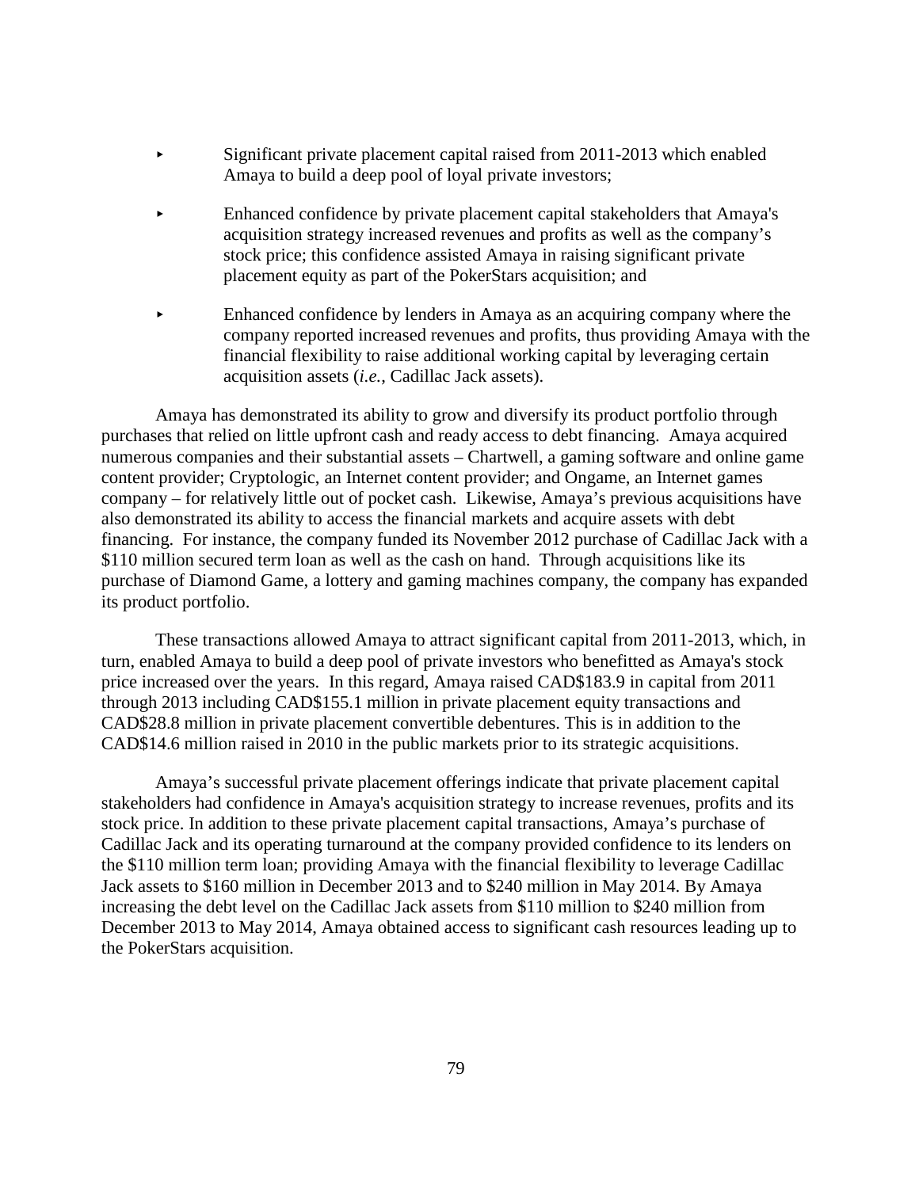- Significant private placement capital raised from 2011-2013 which enabled Amaya to build a deep pool of loyal private investors;
- Enhanced confidence by private placement capital stakeholders that Amaya's acquisition strategy increased revenues and profits as well as the company's stock price; this confidence assisted Amaya in raising significant private placement equity as part of the PokerStars acquisition; and
- Enhanced confidence by lenders in Amaya as an acquiring company where the company reported increased revenues and profits, thus providing Amaya with the financial flexibility to raise additional working capital by leveraging certain acquisition assets (*i.e.*, Cadillac Jack assets).

Amaya has demonstrated its ability to grow and diversify its product portfolio through purchases that relied on little upfront cash and ready access to debt financing. Amaya acquired numerous companies and their substantial assets – Chartwell, a gaming software and online game content provider; Cryptologic, an Internet content provider; and Ongame, an Internet games company – for relatively little out of pocket cash. Likewise, Amaya's previous acquisitions have also demonstrated its ability to access the financial markets and acquire assets with debt financing. For instance, the company funded its November 2012 purchase of Cadillac Jack with a $110 million secured term loan as well as the cash on hand. Through acquisitions like its purchase of Diamond Game, a lottery and gaming machines company, the company has expanded its product portfolio.

These transactions allowed Amaya to attract significant capital from 2011-2013, which, in turn, enabled Amaya to build a deep pool of private investors who benefitted as Amaya's stock price increased over the years. In this regard, Amaya raised CAD$183.9 in capital from 2011 through 2013 including CAD$155.1 million in private placement equity transactions and CAD$28.8 million in private placement convertible debentures. This is in addition to the CAD$14.6 million raised in 2010 in the public markets prior to its strategic acquisitions.

Amaya's successful private placement offerings indicate that private placement capital stakeholders had confidence in Amaya's acquisition strategy to increase revenues, profits and its stock price. In addition to these private placement capital transactions, Amaya's purchase of Cadillac Jack and its operating turnaround at the company provided confidence to its lenders on the $110 million term loan; providing Amaya with the financial flexibility to leverage Cadillac Jack assets to $160 million in December 2013 and to $240 million in May 2014. By Amaya increasing the debt level on the Cadillac Jack assets from $110 million to $240 million from December 2013 to May 2014, Amaya obtained access to significant cash resources leading up to the PokerStars acquisition.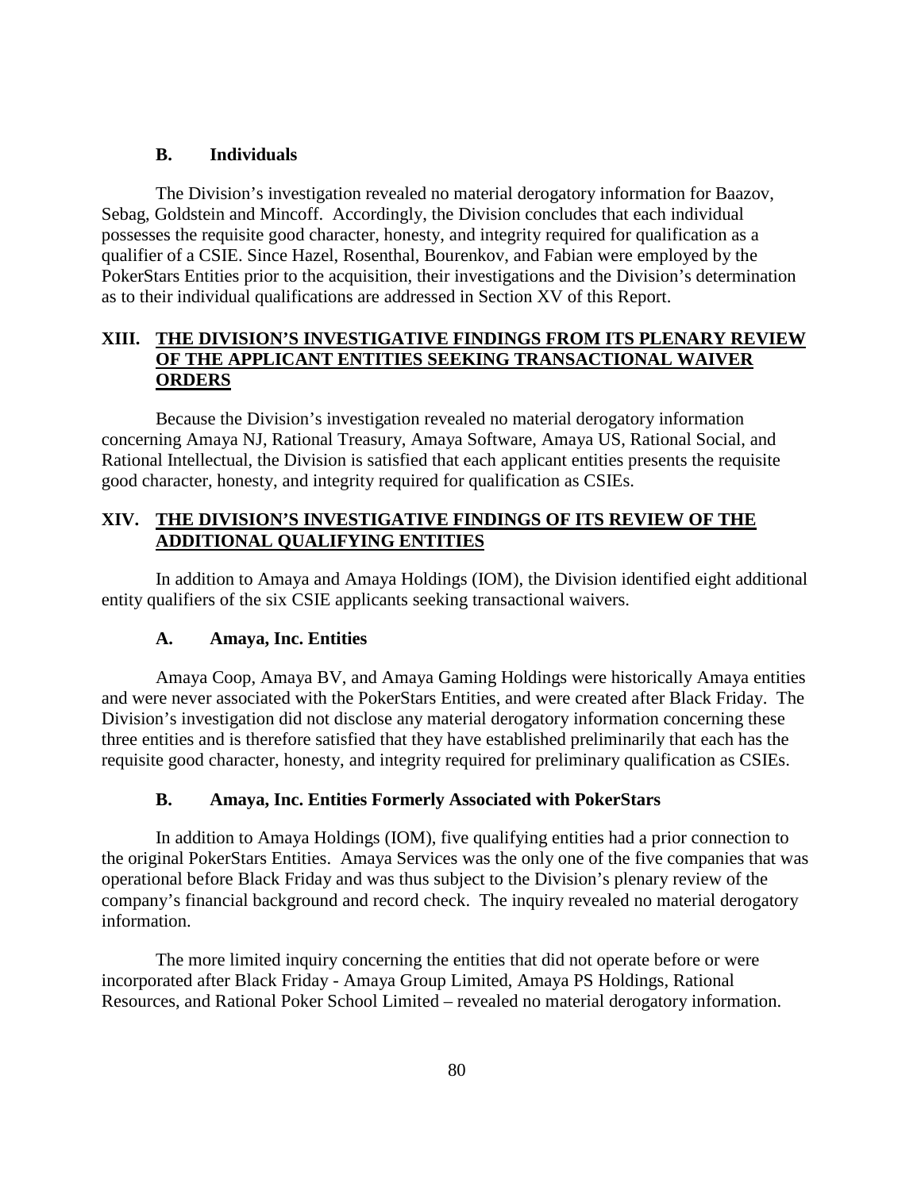### B. Individuals

The Division's investigation revealed no material derogatory information for Baazov, Sebag, Goldstein and Mincoff. Accordingly, the Division concludes that each individual possesses the requisite good character, honesty, and integrity required for qualification as a qualifier of a CSIE. Since Hazel, Rosenthal, Bourenkov, and Fabian were employed by the PokerStars Entities prior to the acquisition, their investigations and the Division's determination as to their individual qualifications are addressed in Section XV of this Report.

## XIII. THE DIVISION'S INVESTIGATIVE FINDINGS FROM ITS PLENARY REVIEW OF THE APPLICANT ENTITIES SEEKING TRANSACTIONAL WAIVER ORDERS

Because the Division's investigation revealed no material derogatory information concerning Amaya NJ, Rational Treasury, Amaya Software, Amaya US, Rational Social, and Rational Intellectual, the Division is satisfied that each applicant entities presents the requisite good character, honesty, and integrity required for qualification as CSIEs.

## XIV. THE DIVISION'S INVESTIGATIVE FINDINGS OF ITS REVIEW OF THE ADDITIONAL QUALIFYING ENTITIES

In addition to Amaya and Amaya Holdings (IOM), the Division identified eight additional entity qualifiers of the six CSIE applicants seeking transactional waivers.

### A. Amaya, Inc. Entities

Amaya Coop, Amaya BV, and Amaya Gaming Holdings were historically Amaya entities and were never associated with the PokerStars Entities, and were created after Black Friday. The Division's investigation did not disclose any material derogatory information concerning these three entities and is therefore satisfied that they have established preliminarily that each has the requisite good character, honesty, and integrity required for preliminary qualification as CSIEs.

### B. Amaya, Inc. Entities Formerly Associated with PokerStars

In addition to Amaya Holdings (IOM), five qualifying entities had a prior connection to the original PokerStars Entities. Amaya Services was the only one of the five companies that was operational before Black Friday and was thus subject to the Division's plenary review of the company's financial background and record check. The inquiry revealed no material derogatory information.

The more limited inquiry concerning the entities that did not operate before or were incorporated after Black Friday - Amaya Group Limited, Amaya PS Holdings, Rational Resources, and Rational Poker School Limited – revealed no material derogatory information.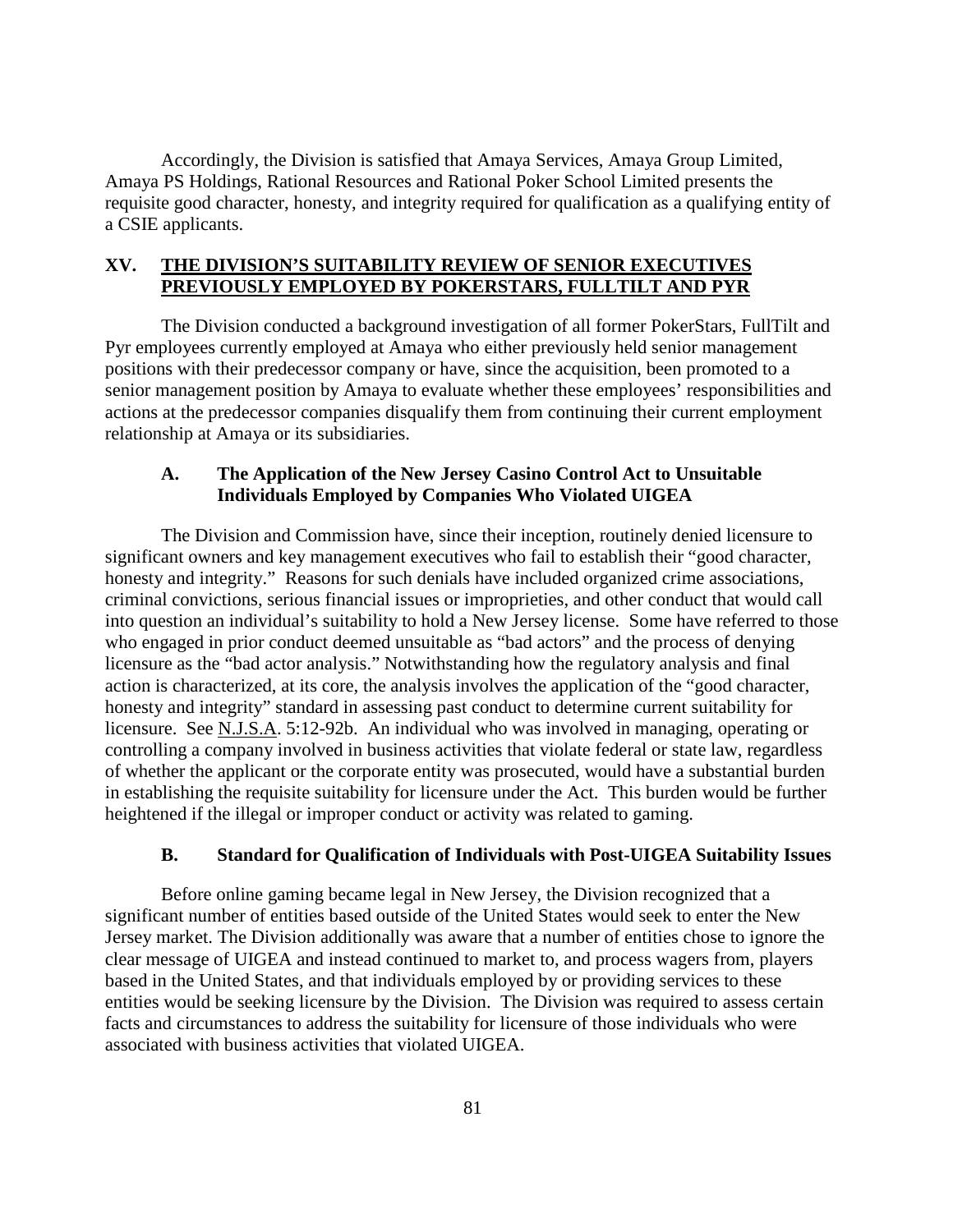Accordingly, the Division is satisfied that Amaya Services, Amaya Group Limited, Amaya PS Holdings, Rational Resources and Rational Poker School Limited presents the requisite good character, honesty, and integrity required for qualification as a qualifying entity of a CSIE applicants.

## XV. THE DIVISION'S SUITABILITY REVIEW OF SENIOR EXECUTIVES PREVIOUSLY EMPLOYED BY POKERSTARS, FULLTILT AND PYR

The Division conducted a background investigation of all former PokerStars, FullTilt and Pyr employees currently employed at Amaya who either previously held senior management positions with their predecessor company or have, since the acquisition, been promoted to a senior management position by Amaya to evaluate whether these employees' responsibilities and actions at the predecessor companies disqualify them from continuing their current employment relationship at Amaya or its subsidiaries.

### A. The Application of the New Jersey Casino Control Act to Unsuitable Individuals Employed by Companies Who Violated UIGEA

The Division and Commission have, since their inception, routinely denied licensure to significant owners and key management executives who fail to establish their "good character, honesty and integrity." Reasons for such denials have included organized crime associations, criminal convictions, serious financial issues or improprieties, and other conduct that would call into question an individual's suitability to hold a New Jersey license. Some have referred to those who engaged in prior conduct deemed unsuitable as "bad actors" and the process of denying licensure as the "bad actor analysis." Notwithstanding how the regulatory analysis and final action is characterized, at its core, the analysis involves the application of the "good character, honesty and integrity" standard in assessing past conduct to determine current suitability for licensure. See N.J.S.A. 5:12-92b. An individual who was involved in managing, operating or controlling a company involved in business activities that violate federal or state law, regardless of whether the applicant or the corporate entity was prosecuted, would have a substantial burden in establishing the requisite suitability for licensure under the Act. This burden would be further heightened if the illegal or improper conduct or activity was related to gaming.

### B. Standard for Qualification of Individuals with Post-UIGEA Suitability Issues

Before online gaming became legal in New Jersey, the Division recognized that a significant number of entities based outside of the United States would seek to enter the New Jersey market. The Division additionally was aware that a number of entities chose to ignore the clear message of UIGEA and instead continued to market to, and process wagers from, players based in the United States, and that individuals employed by or providing services to these entities would be seeking licensure by the Division. The Division was required to assess certain facts and circumstances to address the suitability for licensure of those individuals who were associated with business activities that violated UIGEA.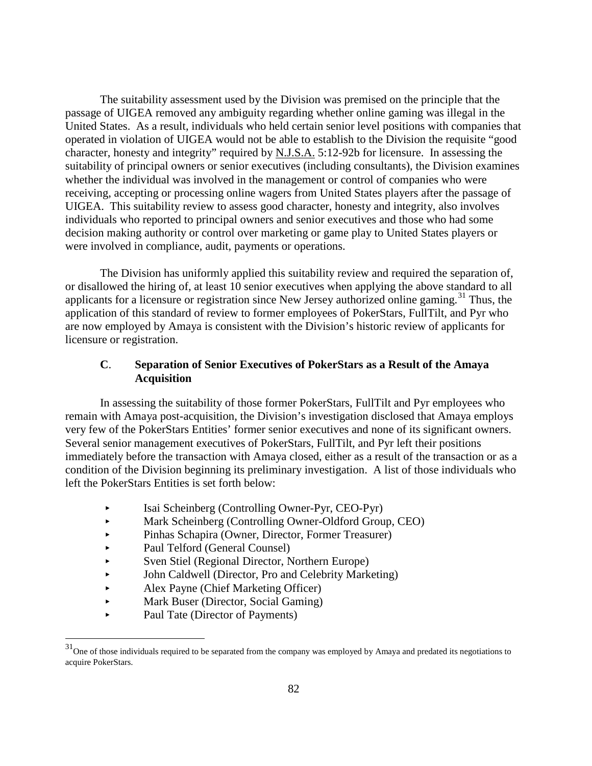The suitability assessment used by the Division was premised on the principle that the passage of UIGEA removed any ambiguity regarding whether online gaming was illegal in the United States. As a result, individuals who held certain senior level positions with companies that operated in violation of UIGEA would not be able to establish to the Division the requisite "good character, honesty and integrity" required by N.J.S.A. 5:12-92b for licensure. In assessing the suitability of principal owners or senior executives (including consultants), the Division examines whether the individual was involved in the management or control of companies who were receiving, accepting or processing online wagers from United States players after the passage of UIGEA. This suitability review to assess good character, honesty and integrity, also involves individuals who reported to principal owners and senior executives and those who had some decision making authority or control over marketing or game play to United States players or were involved in compliance, audit, payments or operations.

The Division has uniformly applied this suitability review and required the separation of, or disallowed the hiring of, at least 10 senior executives when applying the above standard to all applicants for a licensure or registration since New Jersey authorized online gaming.[31] Thus, the application of this standard of review to former employees of PokerStars, FullTilt, and Pyr who are now employed by Amaya is consistent with the Division's historic review of applicants for licensure or registration.

### C. Separation of Senior Executives of PokerStars as a Result of the Amaya Acquisition

In assessing the suitability of those former PokerStars, FullTilt and Pyr employees who remain with Amaya post-acquisition, the Division's investigation disclosed that Amaya employs very few of the PokerStars Entities' former senior executives and none of its significant owners. Several senior management executives of PokerStars, FullTilt, and Pyr left their positions immediately before the transaction with Amaya closed, either as a result of the transaction or as a condition of the Division beginning its preliminary investigation. A list of those individuals who left the PokerStars Entities is set forth below:

- Isai Scheinberg (Controlling Owner-Pyr, CEO-Pyr)
- Mark Scheinberg (Controlling Owner-Oldford Group, CEO)
- Pinhas Schapira (Owner, Director, Former Treasurer)
- Paul Telford (General Counsel)
- Sven Stiel (Regional Director, Northern Europe)
- John Caldwell (Director, Pro and Celebrity Marketing)
- Alex Payne (Chief Marketing Officer)
- Mark Buser (Director, Social Gaming)
- Paul Tate (Director of Payments)

---

[31] One of those individuals required to be separated from the company was employed by Amaya and predated its negotiations to acquire PokerStars.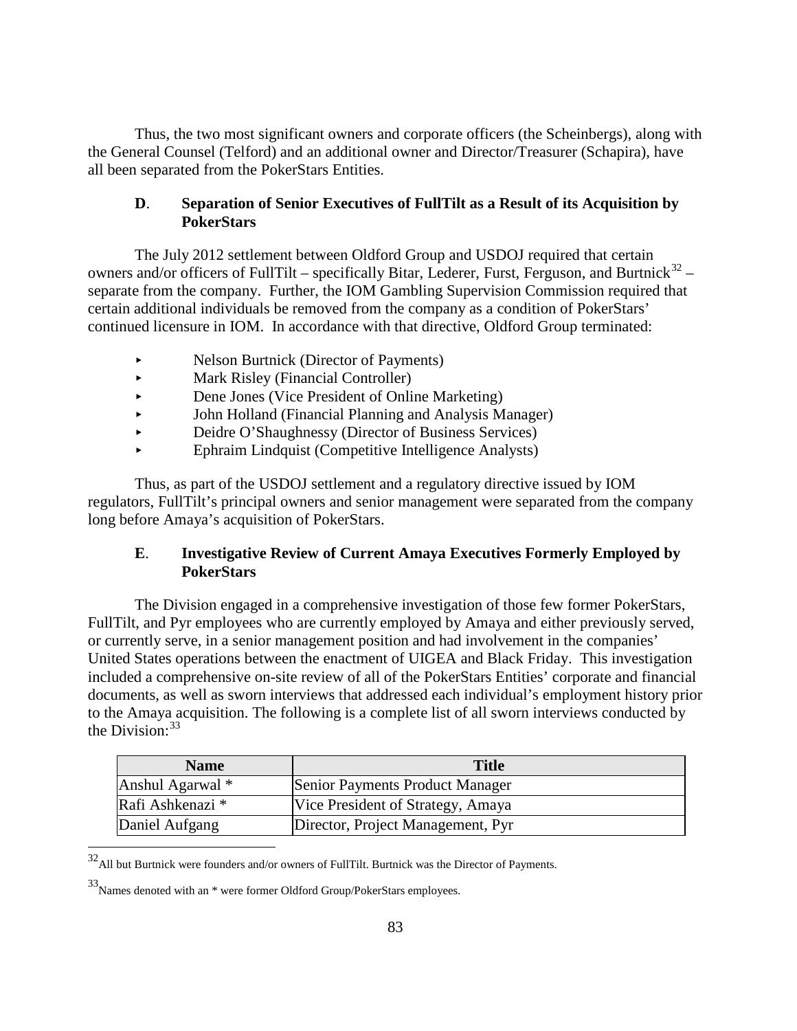Thus, the two most significant owners and corporate officers (the Scheinbergs), along with the General Counsel (Telford) and an additional owner and Director/Treasurer (Schapira), have all been separated from the PokerStars Entities.

### D. Separation of Senior Executives of FullTilt as a Result of its Acquisition by PokerStars

The July 2012 settlement between Oldford Group and USDOJ required that certain owners and/or officers of FullTilt – specifically Bitar, Lederer, Furst, Ferguson, and Burtnick[32] – separate from the company. Further, the IOM Gambling Supervision Commission required that certain additional individuals be removed from the company as a condition of PokerStars' continued licensure in IOM. In accordance with that directive, Oldford Group terminated:

- Nelson Burtnick (Director of Payments)
- Mark Risley (Financial Controller)
- Dene Jones (Vice President of Online Marketing)
- John Holland (Financial Planning and Analysis Manager)
- Deidre O'Shaughnessy (Director of Business Services)
- Ephraim Lindquist (Competitive Intelligence Analysts)

Thus, as part of the USDOJ settlement and a regulatory directive issued by IOM regulators, FullTilt's principal owners and senior management were separated from the company long before Amaya's acquisition of PokerStars.

### E. Investigative Review of Current Amaya Executives Formerly Employed by PokerStars

The Division engaged in a comprehensive investigation of those few former PokerStars, FullTilt, and Pyr employees who are currently employed by Amaya and either previously served, or currently serve, in a senior management position and had involvement in the companies' United States operations between the enactment of UIGEA and Black Friday. This investigation included a comprehensive on-site review of all of the PokerStars Entities' corporate and financial documents, as well as sworn interviews that addressed each individual's employment history prior to the Amaya acquisition. The following is a complete list of all sworn interviews conducted by the Division:[33]

| Name | Title |
|---|---|
| Anshul Agarwal * | Senior Payments Product Manager |
| Rafi Ashkenazi * | Vice President of Strategy, Amaya |
| Daniel Aufgang | Director, Project Management, Pyr |

[32] All but Burtnick were founders and/or owners of FullTilt. Burtnick was the Director of Payments.

[33] Names denoted with an * were former Oldford Group/PokerStars employees.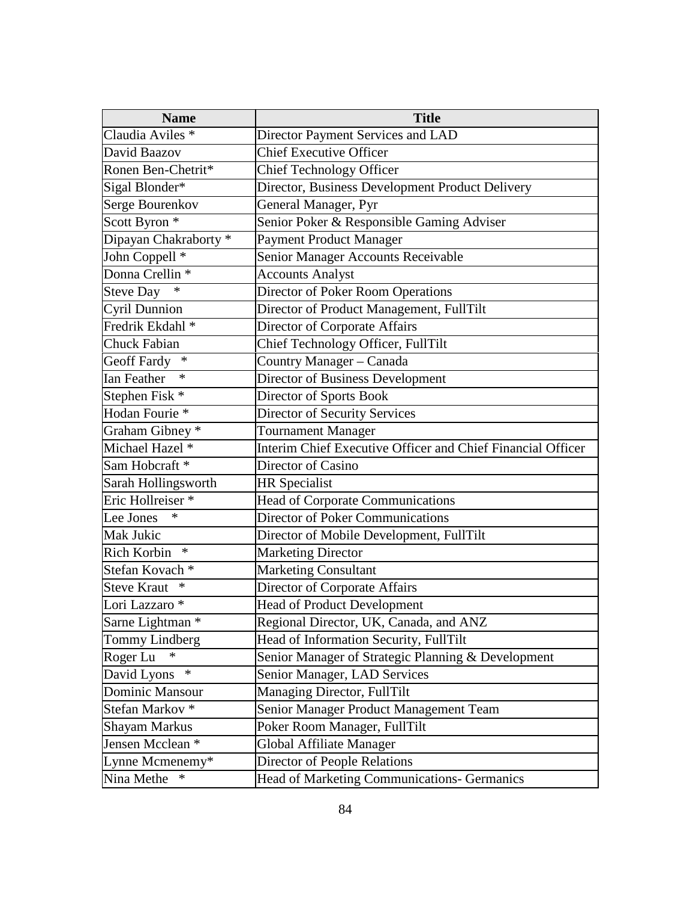| Name | Title |
| --- | --- |
| Claudia Aviles * | Director Payment Services and LAD |
| David Baazov | Chief Executive Officer |
| Ronen Ben-Chetrit* | Chief Technology Officer |
| Sigal Blonder* | Director, Business Development Product Delivery |
| Serge Bourenkov | General Manager, Pyr |
| Scott Byron * | Senior Poker & Responsible Gaming Adviser |
| Dipayan Chakraborty * | Payment Product Manager |
| John Coppell * | Senior Manager Accounts Receivable |
| Donna Crellin * | Accounts Analyst |
| Steve Day * | Director of Poker Room Operations |
| Cyril Dunnion | Director of Product Management, FullTilt |
| Fredrik Ekdahl * | Director of Corporate Affairs |
| Chuck Fabian | Chief Technology Officer, FullTilt |
| Geoff Fardy * | Country Manager – Canada |
| Ian Feather * | Director of Business Development |
| Stephen Fisk * | Director of Sports Book |
| Hodan Fourie * | Director of Security Services |
| Graham Gibney * | Tournament Manager |
| Michael Hazel * | Interim Chief Executive Officer and Chief Financial Officer |
| Sam Hobcraft * | Director of Casino |
| Sarah Hollingsworth | HR Specialist |
| Eric Hollreiser * | Head of Corporate Communications |
| Lee Jones * | Director of Poker Communications |
| Mak Jukic | Director of Mobile Development, FullTilt |
| Rich Korbin * | Marketing Director |
| Stefan Kovach * | Marketing Consultant |
| Steve Kraut * | Director of Corporate Affairs |
| Lori Lazzaro * | Head of Product Development |
| Sarne Lightman * | Regional Director, UK, Canada, and ANZ |
| Tommy Lindberg | Head of Information Security, FullTilt |
| Roger Lu * | Senior Manager of Strategic Planning & Development |
| David Lyons * | Senior Manager, LAD Services |
| Dominic Mansour | Managing Director, FullTilt |
| Stefan Markov * | Senior Manager Product Management Team |
| Shayam Markus | Poker Room Manager, FullTilt |
| Jensen Mcclean * | Global Affiliate Manager |
| Lynne Mcmenemy* | Director of People Relations |
| Nina Methe * | Head of Marketing Communications- Germanics |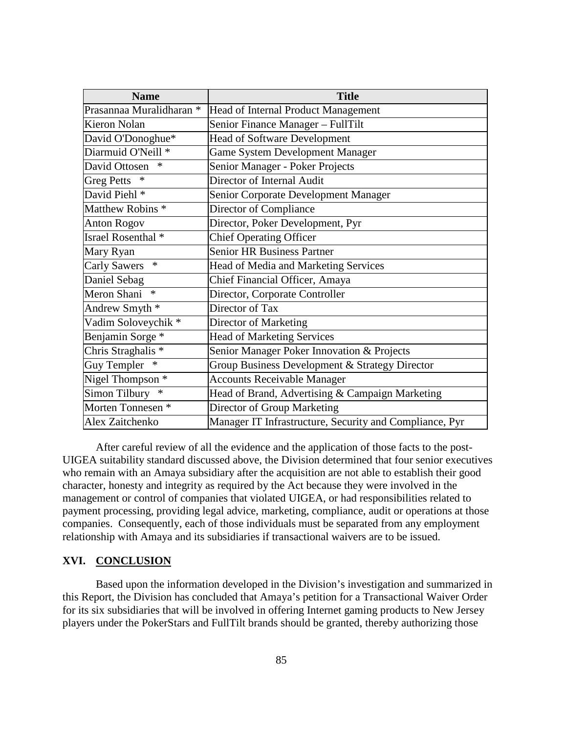| Name | Title |
|---|---|
| Prasannaa Muralidharan * | Head of Internal Product Management |
| Kieron Nolan | Senior Finance Manager – FullTilt |
| David O'Donoghue* | Head of Software Development |
| Diarmuid O'Neill * | Game System Development Manager |
| David Ottosen * | Senior Manager - Poker Projects |
| Greg Petts * | Director of Internal Audit |
| David Piehl * | Senior Corporate Development Manager |
| Matthew Robins * | Director of Compliance |
| Anton Rogov | Director, Poker Development, Pyr |
| Israel Rosenthal * | Chief Operating Officer |
| Mary Ryan | Senior HR Business Partner |
| Carly Sawers * | Head of Media and Marketing Services |
| Daniel Sebag | Chief Financial Officer, Amaya |
| Meron Shani * | Director, Corporate Controller |
| Andrew Smyth * | Director of Tax |
| Vadim Soloveychik * | Director of Marketing |
| Benjamin Sorge * | Head of Marketing Services |
| Chris Straghalis * | Senior Manager Poker Innovation & Projects |
| Guy Templer * | Group Business Development & Strategy Director |
| Nigel Thompson * | Accounts Receivable Manager |
| Simon Tilbury * | Head of Brand, Advertising & Campaign Marketing |
| Morten Tonnesen * | Director of Group Marketing |
| Alex Zaitchenko | Manager IT Infrastructure, Security and Compliance, Pyr |

After careful review of all the evidence and the application of those facts to the post-UIGEA suitability standard discussed above, the Division determined that four senior executives who remain with an Amaya subsidiary after the acquisition are not able to establish their good character, honesty and integrity as required by the Act because they were involved in the management or control of companies that violated UIGEA, or had responsibilities related to payment processing, providing legal advice, marketing, compliance, audit or operations at those companies. Consequently, each of those individuals must be separated from any employment relationship with Amaya and its subsidiaries if transactional waivers are to be issued.

## XVI. CONCLUSION

Based upon the information developed in the Division's investigation and summarized in this Report, the Division has concluded that Amaya's petition for a Transactional Waiver Order for its six subsidiaries that will be involved in offering Internet gaming products to New Jersey players under the PokerStars and FullTilt brands should be granted, thereby authorizing those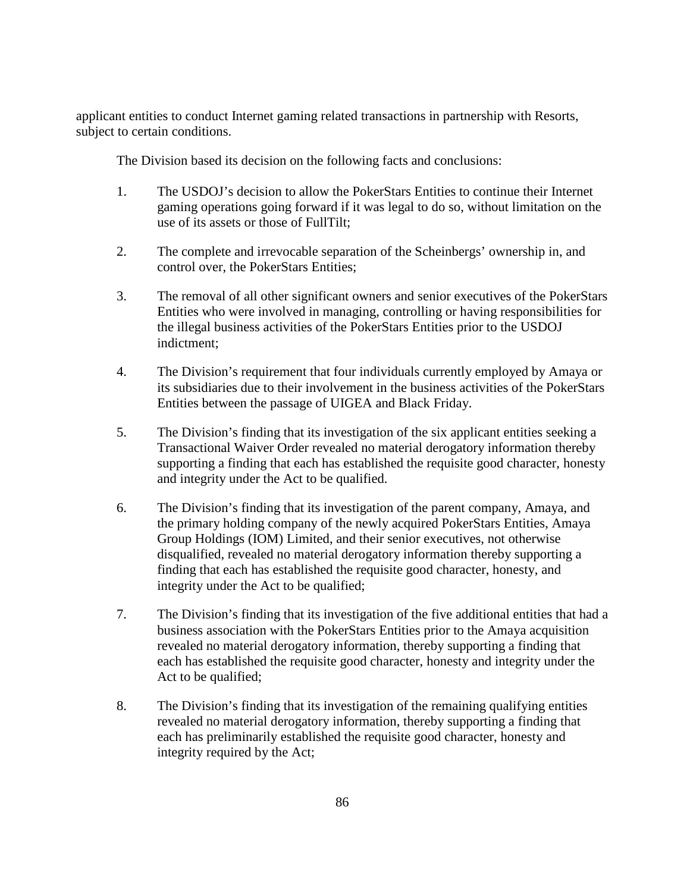applicant entities to conduct Internet gaming related transactions in partnership with Resorts, subject to certain conditions.

The Division based its decision on the following facts and conclusions:

1. The USDOJ's decision to allow the PokerStars Entities to continue their Internet gaming operations going forward if it was legal to do so, without limitation on the use of its assets or those of FullTilt;

2. The complete and irrevocable separation of the Scheinbergs' ownership in, and control over, the PokerStars Entities;

3. The removal of all other significant owners and senior executives of the PokerStars Entities who were involved in managing, controlling or having responsibilities for the illegal business activities of the PokerStars Entities prior to the USDOJ indictment;

4. The Division's requirement that four individuals currently employed by Amaya or its subsidiaries due to their involvement in the business activities of the PokerStars Entities between the passage of UIGEA and Black Friday.

5. The Division's finding that its investigation of the six applicant entities seeking a Transactional Waiver Order revealed no material derogatory information thereby supporting a finding that each has established the requisite good character, honesty and integrity under the Act to be qualified.

6. The Division's finding that its investigation of the parent company, Amaya, and the primary holding company of the newly acquired PokerStars Entities, Amaya Group Holdings (IOM) Limited, and their senior executives, not otherwise disqualified, revealed no material derogatory information thereby supporting a finding that each has established the requisite good character, honesty, and integrity under the Act to be qualified;

7. The Division's finding that its investigation of the five additional entities that had a business association with the PokerStars Entities prior to the Amaya acquisition revealed no material derogatory information, thereby supporting a finding that each has established the requisite good character, honesty and integrity under the Act to be qualified;

8. The Division's finding that its investigation of the remaining qualifying entities revealed no material derogatory information, thereby supporting a finding that each has preliminarily established the requisite good character, honesty and integrity required by the Act;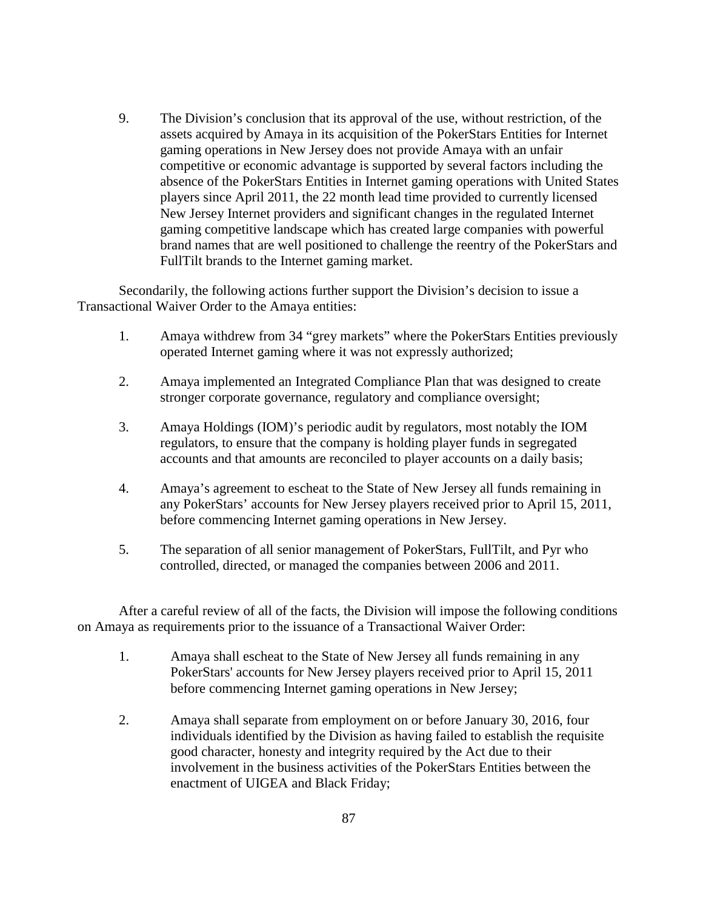9. The Division's conclusion that its approval of the use, without restriction, of the assets acquired by Amaya in its acquisition of the PokerStars Entities for Internet gaming operations in New Jersey does not provide Amaya with an unfair competitive or economic advantage is supported by several factors including the absence of the PokerStars Entities in Internet gaming operations with United States players since April 2011, the 22 month lead time provided to currently licensed New Jersey Internet providers and significant changes in the regulated Internet gaming competitive landscape which has created large companies with powerful brand names that are well positioned to challenge the reentry of the PokerStars and FullTilt brands to the Internet gaming market.

Secondarily, the following actions further support the Division's decision to issue a Transactional Waiver Order to the Amaya entities:

1. Amaya withdrew from 34 "grey markets" where the PokerStars Entities previously operated Internet gaming where it was not expressly authorized;
2. Amaya implemented an Integrated Compliance Plan that was designed to create stronger corporate governance, regulatory and compliance oversight;
3. Amaya Holdings (IOM)'s periodic audit by regulators, most notably the IOM regulators, to ensure that the company is holding player funds in segregated accounts and that amounts are reconciled to player accounts on a daily basis;
4. Amaya's agreement to escheat to the State of New Jersey all funds remaining in any PokerStars' accounts for New Jersey players received prior to April 15, 2011, before commencing Internet gaming operations in New Jersey.
5. The separation of all senior management of PokerStars, FullTilt, and Pyr who controlled, directed, or managed the companies between 2006 and 2011.

After a careful review of all of the facts, the Division will impose the following conditions on Amaya as requirements prior to the issuance of a Transactional Waiver Order:

1. Amaya shall escheat to the State of New Jersey all funds remaining in any PokerStars' accounts for New Jersey players received prior to April 15, 2011 before commencing Internet gaming operations in New Jersey;
2. Amaya shall separate from employment on or before January 30, 2016, four individuals identified by the Division as having failed to establish the requisite good character, honesty and integrity required by the Act due to their involvement in the business activities of the PokerStars Entities between the enactment of UIGEA and Black Friday;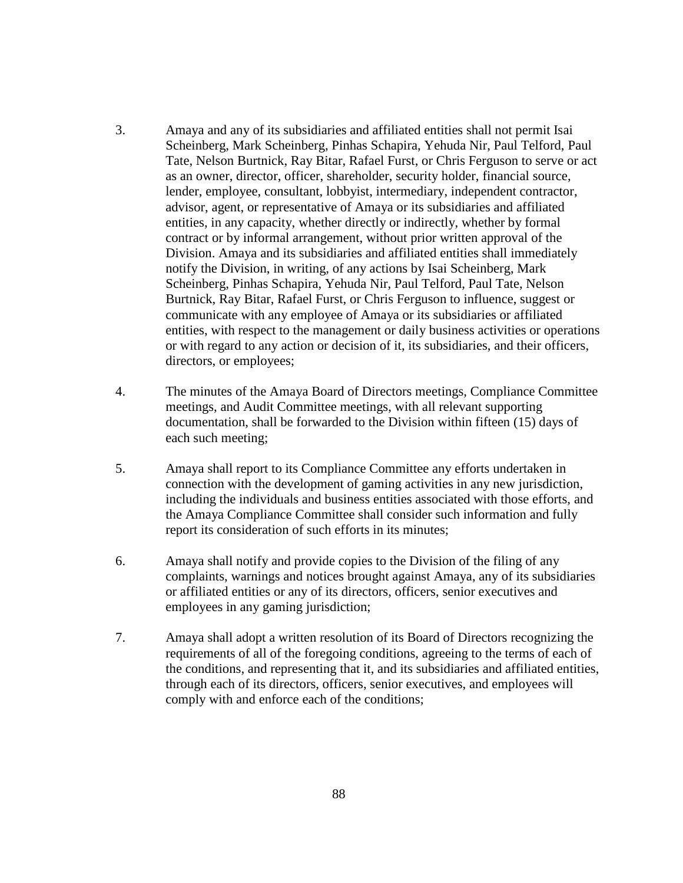3. Amaya and any of its subsidiaries and affiliated entities shall not permit Isai Scheinberg, Mark Scheinberg, Pinhas Schapira, Yehuda Nir, Paul Telford, Paul Tate, Nelson Burtnick, Ray Bitar, Rafael Furst, or Chris Ferguson to serve or act as an owner, director, officer, shareholder, security holder, financial source, lender, employee, consultant, lobbyist, intermediary, independent contractor, advisor, agent, or representative of Amaya or its subsidiaries and affiliated entities, in any capacity, whether directly or indirectly, whether by formal contract or by informal arrangement, without prior written approval of the Division. Amaya and its subsidiaries and affiliated entities shall immediately notify the Division, in writing, of any actions by Isai Scheinberg, Mark Scheinberg, Pinhas Schapira, Yehuda Nir, Paul Telford, Paul Tate, Nelson Burtnick, Ray Bitar, Rafael Furst, or Chris Ferguson to influence, suggest or communicate with any employee of Amaya or its subsidiaries or affiliated entities, with respect to the management or daily business activities or operations or with regard to any action or decision of it, its subsidiaries, and their officers, directors, or employees;

4. The minutes of the Amaya Board of Directors meetings, Compliance Committee meetings, and Audit Committee meetings, with all relevant supporting documentation, shall be forwarded to the Division within fifteen (15) days of each such meeting;

5. Amaya shall report to its Compliance Committee any efforts undertaken in connection with the development of gaming activities in any new jurisdiction, including the individuals and business entities associated with those efforts, and the Amaya Compliance Committee shall consider such information and fully report its consideration of such efforts in its minutes;

6. Amaya shall notify and provide copies to the Division of the filing of any complaints, warnings and notices brought against Amaya, any of its subsidiaries or affiliated entities or any of its directors, officers, senior executives and employees in any gaming jurisdiction;

7. Amaya shall adopt a written resolution of its Board of Directors recognizing the requirements of all of the foregoing conditions, agreeing to the terms of each of the conditions, and representing that it, and its subsidiaries and affiliated entities, through each of its directors, officers, senior executives, and employees will comply with and enforce each of the conditions;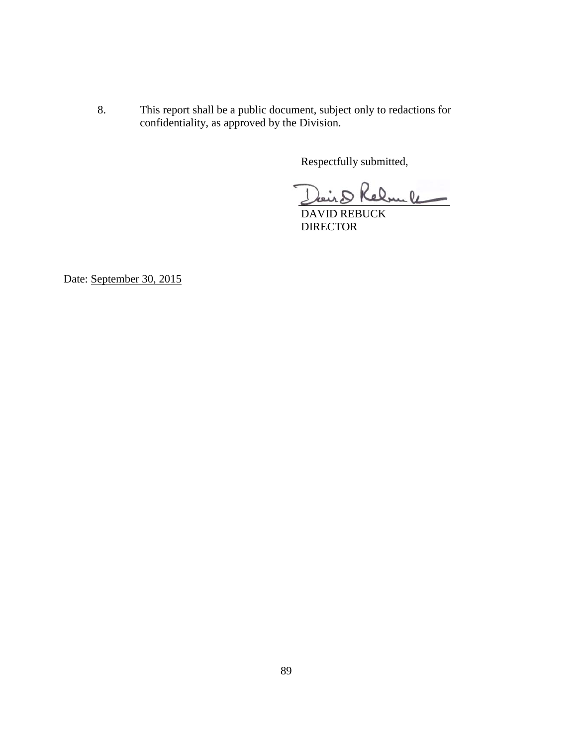8. This report shall be a public document, subject only to redactions for confidentiality, as approved by the Division.

Respectfully submitted,

DAVID REBUCK
DIRECTOR

Date: September 30, 2015